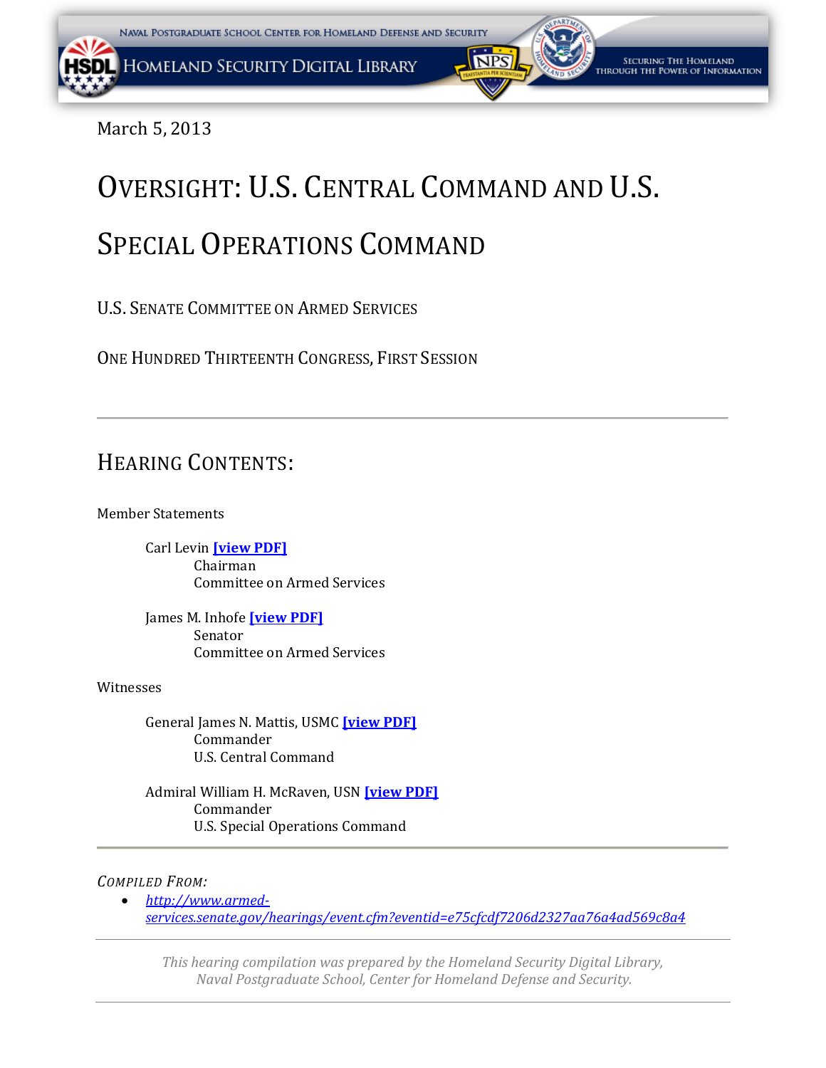March 5, 2013

# Oversight: U.S. Central Command and U.S. Special Operations Command

U.S. Senate Committee on Armed Services

One Hundred Thirteenth Congress, First Session

---

## Hearing Contents:

Member Statements

Carl Levin **[view PDF]**
Chairman
Committee on Armed Services

James M. Inhofe **[view PDF]**
Senator
Committee on Armed Services

Witnesses

General James N. Mattis, USMC **[view PDF]**
Commander
U.S. Central Command

Admiral William H. McRaven, USN **[view PDF]**
Commander
U.S. Special Operations Command

---

*Compiled From:*

- *http://www.armed-services.senate.gov/hearings/event.cfm?eventid=e75cfcdf7206d2327aa76a4ad569c8a4*

---

*This hearing compilation was prepared by the Homeland Security Digital Library, Naval Postgraduate School, Center for Homeland Defense and Security.*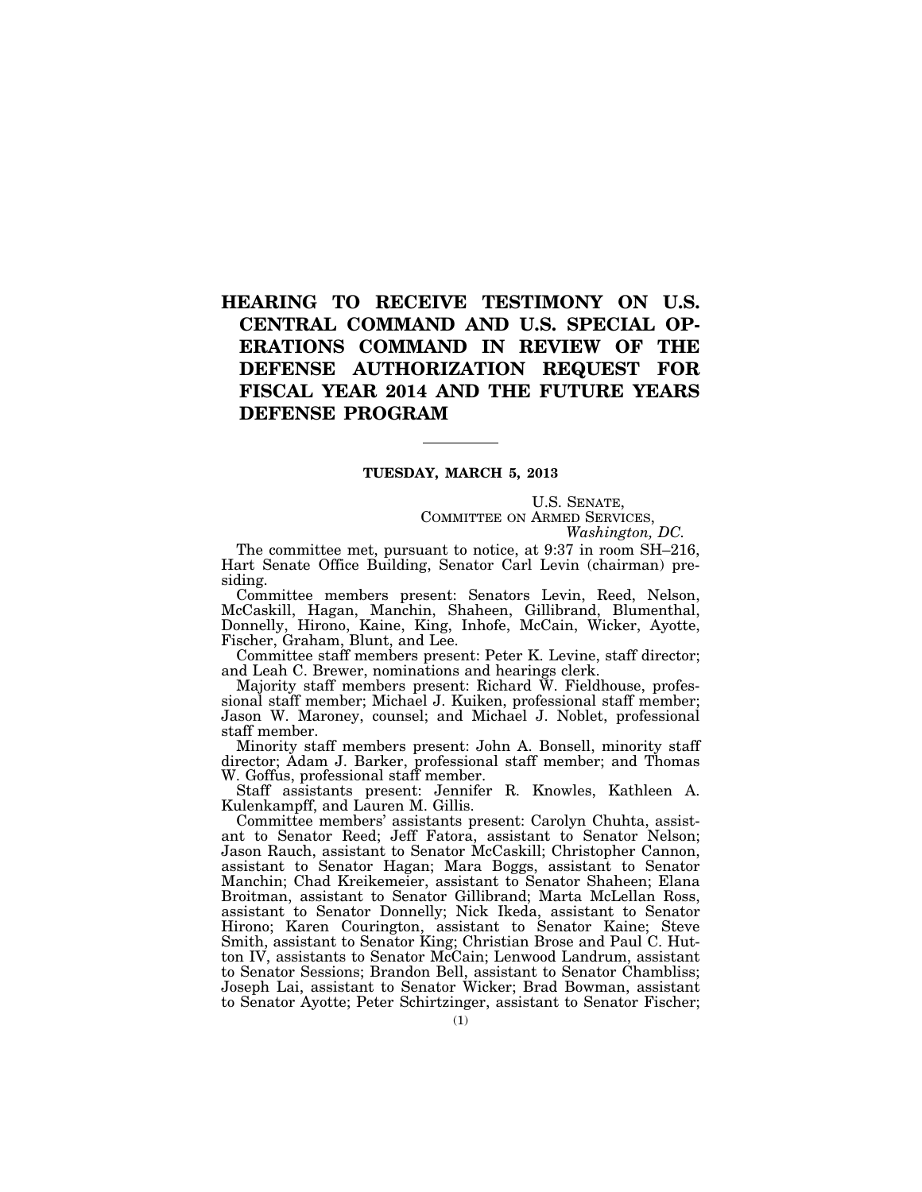# HEARING TO RECEIVE TESTIMONY ON U.S. CENTRAL COMMAND AND U.S. SPECIAL OPERATIONS COMMAND IN REVIEW OF THE DEFENSE AUTHORIZATION REQUEST FOR FISCAL YEAR 2014 AND THE FUTURE YEARS DEFENSE PROGRAM

---

**TUESDAY, MARCH 5, 2013**

U.S. SENATE,
COMMITTEE ON ARMED SERVICES,
*Washington, DC.*

The committee met, pursuant to notice, at 9:37 in room SH–216, Hart Senate Office Building, Senator Carl Levin (chairman) presiding.

Committee members present: Senators Levin, Reed, Nelson, McCaskill, Hagan, Manchin, Shaheen, Gillibrand, Blumenthal, Donnelly, Hirono, Kaine, King, Inhofe, McCain, Wicker, Ayotte, Fischer, Graham, Blunt, and Lee.

Committee staff members present: Peter K. Levine, staff director; and Leah C. Brewer, nominations and hearings clerk.

Majority staff members present: Richard W. Fieldhouse, professional staff member; Michael J. Kuiken, professional staff member; Jason W. Maroney, counsel; and Michael J. Noblet, professional staff member.

Minority staff members present: John A. Bonsell, minority staff director; Adam J. Barker, professional staff member; and Thomas W. Goffus, professional staff member.

Staff assistants present: Jennifer R. Knowles, Kathleen A. Kulenkampff, and Lauren M. Gillis.

Committee members' assistants present: Carolyn Chuhta, assistant to Senator Reed; Jeff Fatora, assistant to Senator Nelson; Jason Rauch, assistant to Senator McCaskill; Christopher Cannon, assistant to Senator Hagan; Mara Boggs, assistant to Senator Manchin; Chad Kreikemeier, assistant to Senator Shaheen; Elana Broitman, assistant to Senator Gillibrand; Marta McLellan Ross, assistant to Senator Donnelly; Nick Ikeda, assistant to Senator Hirono; Karen Courington, assistant to Senator Kaine; Steve Smith, assistant to Senator King; Christian Brose and Paul C. Hutton IV, assistants to Senator McCain; Lenwood Landrum, assistant to Senator Sessions; Brandon Bell, assistant to Senator Chambliss; Joseph Lai, assistant to Senator Wicker; Brad Bowman, assistant to Senator Ayotte; Peter Schirtzinger, assistant to Senator Fischer;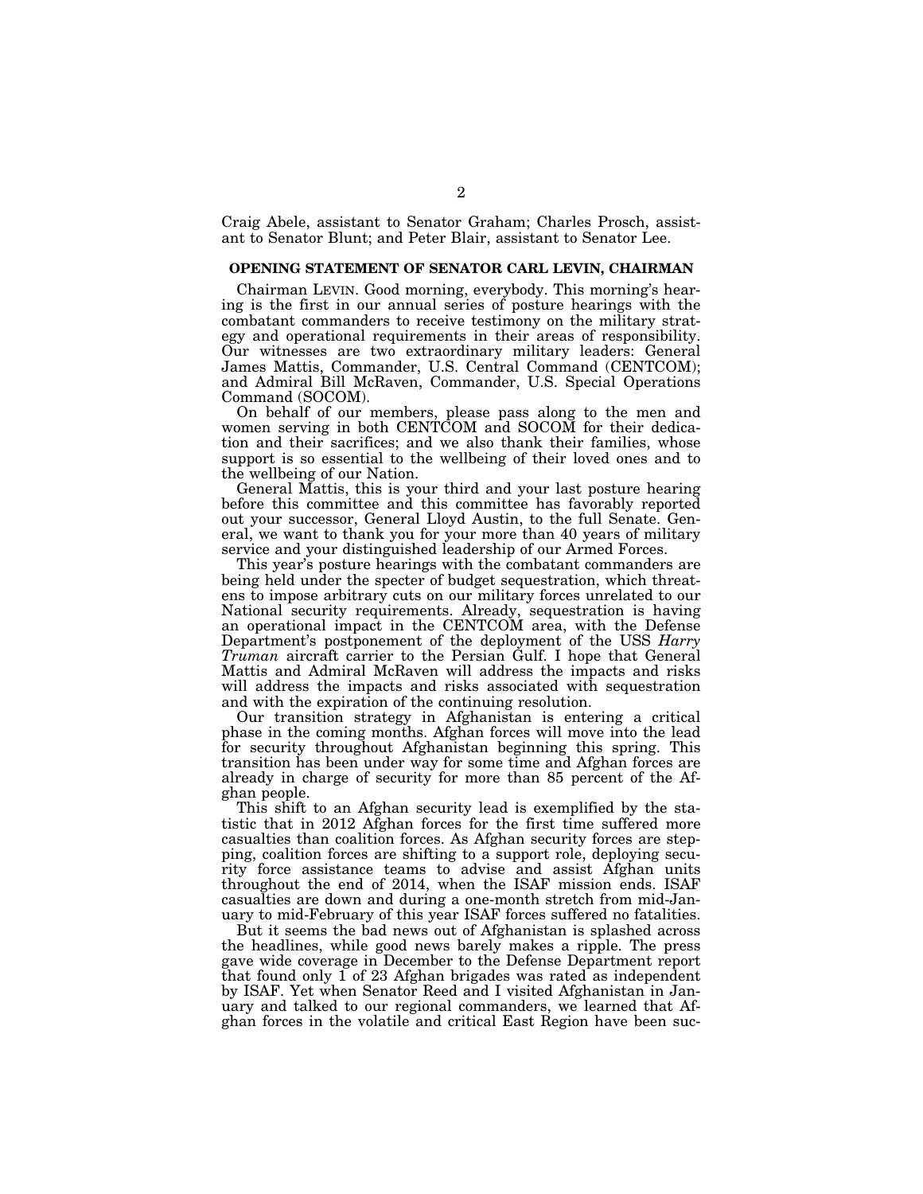Craig Abele, assistant to Senator Graham; Charles Prosch, assistant to Senator Blunt; and Peter Blair, assistant to Senator Lee.

## OPENING STATEMENT OF SENATOR CARL LEVIN, CHAIRMAN

Chairman LEVIN. Good morning, everybody. This morning's hearing is the first in our annual series of posture hearings with the combatant commanders to receive testimony on the military strategy and operational requirements in their areas of responsibility. Our witnesses are two extraordinary military leaders: General James Mattis, Commander, U.S. Central Command (CENTCOM); and Admiral Bill McRaven, Commander, U.S. Special Operations Command (SOCOM).

On behalf of our members, please pass along to the men and women serving in both CENTCOM and SOCOM for their dedication and their sacrifices; and we also thank their families, whose support is so essential to the wellbeing of their loved ones and to the wellbeing of our Nation.

General Mattis, this is your third and your last posture hearing before this committee and this committee has favorably reported out your successor, General Lloyd Austin, to the full Senate. General, we want to thank you for your more than 40 years of military service and your distinguished leadership of our Armed Forces.

This year's posture hearings with the combatant commanders are being held under the specter of budget sequestration, which threatens to impose arbitrary cuts on our military forces unrelated to our National security requirements. Already, sequestration is having an operational impact in the CENTCOM area, with the Defense Department's postponement of the deployment of the USS *Harry Truman* aircraft carrier to the Persian Gulf. I hope that General Mattis and Admiral McRaven will address the impacts and risks will address the impacts and risks associated with sequestration and with the expiration of the continuing resolution.

Our transition strategy in Afghanistan is entering a critical phase in the coming months. Afghan forces will move into the lead for security throughout Afghanistan beginning this spring. This transition has been under way for some time and Afghan forces are already in charge of security for more than 85 percent of the Afghan people.

This shift to an Afghan security lead is exemplified by the statistic that in 2012 Afghan forces for the first time suffered more casualties than coalition forces. As Afghan security forces are stepping, coalition forces are shifting to a support role, deploying security force assistance teams to advise and assist Afghan units throughout the end of 2014, when the ISAF mission ends. ISAF casualties are down and during a one-month stretch from mid-January to mid-February of this year ISAF forces suffered no fatalities.

But it seems the bad news out of Afghanistan is splashed across the headlines, while good news barely makes a ripple. The press gave wide coverage in December to the Defense Department report that found only 1 of 23 Afghan brigades was rated as independent by ISAF. Yet when Senator Reed and I visited Afghanistan in January and talked to our regional commanders, we learned that Afghan forces in the volatile and critical East Region have been suc-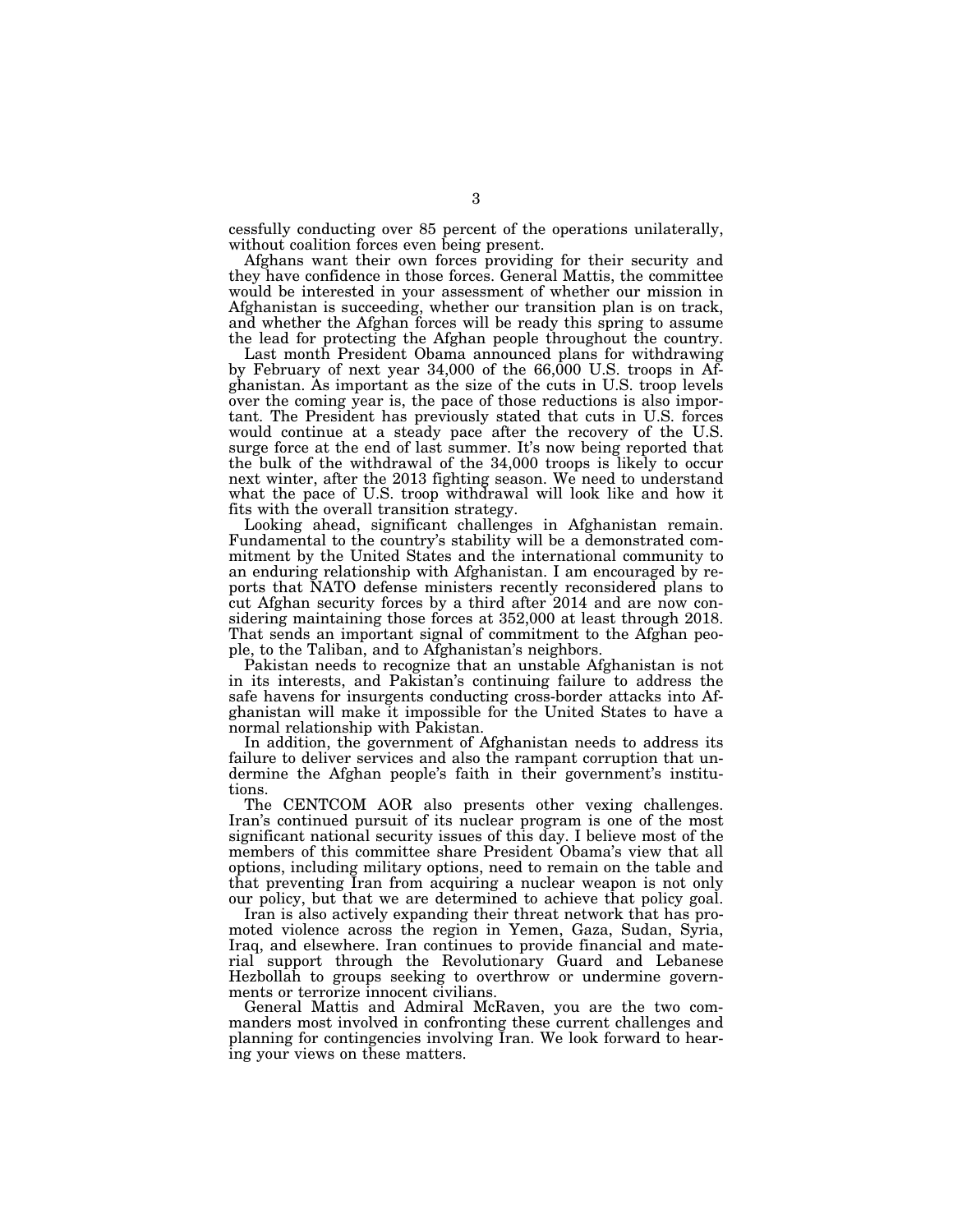cessfully conducting over 85 percent of the operations unilaterally, without coalition forces even being present.

Afghans want their own forces providing for their security and they have confidence in those forces. General Mattis, the committee would be interested in your assessment of whether our mission in Afghanistan is succeeding, whether our transition plan is on track, and whether the Afghan forces will be ready this spring to assume the lead for protecting the Afghan people throughout the country.

Last month President Obama announced plans for withdrawing by February of next year 34,000 of the 66,000 U.S. troops in Afghanistan. As important as the size of the cuts in U.S. troop levels over the coming year is, the pace of those reductions is also important. The President has previously stated that cuts in U.S. forces would continue at a steady pace after the recovery of the U.S. surge force at the end of last summer. It's now being reported that the bulk of the withdrawal of the 34,000 troops is likely to occur next winter, after the 2013 fighting season. We need to understand what the pace of U.S. troop withdrawal will look like and how it fits with the overall transition strategy.

Looking ahead, significant challenges in Afghanistan remain. Fundamental to the country's stability will be a demonstrated commitment by the United States and the international community to an enduring relationship with Afghanistan. I am encouraged by reports that NATO defense ministers recently reconsidered plans to cut Afghan security forces by a third after 2014 and are now considering maintaining those forces at 352,000 at least through 2018. That sends an important signal of commitment to the Afghan people, to the Taliban, and to Afghanistan's neighbors.

Pakistan needs to recognize that an unstable Afghanistan is not in its interests, and Pakistan's continuing failure to address the safe havens for insurgents conducting cross-border attacks into Afghanistan will make it impossible for the United States to have a normal relationship with Pakistan.

In addition, the government of Afghanistan needs to address its failure to deliver services and also the rampant corruption that undermine the Afghan people's faith in their government's institutions.

The CENTCOM AOR also presents other vexing challenges. Iran's continued pursuit of its nuclear program is one of the most significant national security issues of this day. I believe most of the members of this committee share President Obama's view that all options, including military options, need to remain on the table and that preventing Iran from acquiring a nuclear weapon is not only our policy, but that we are determined to achieve that policy goal.

Iran is also actively expanding their threat network that has promoted violence across the region in Yemen, Gaza, Sudan, Syria, Iraq, and elsewhere. Iran continues to provide financial and material support through the Revolutionary Guard and Lebanese Hezbollah to groups seeking to overthrow or undermine governments or terrorize innocent civilians.

General Mattis and Admiral McRaven, you are the two commanders most involved in confronting these current challenges and planning for contingencies involving Iran. We look forward to hearing your views on these matters.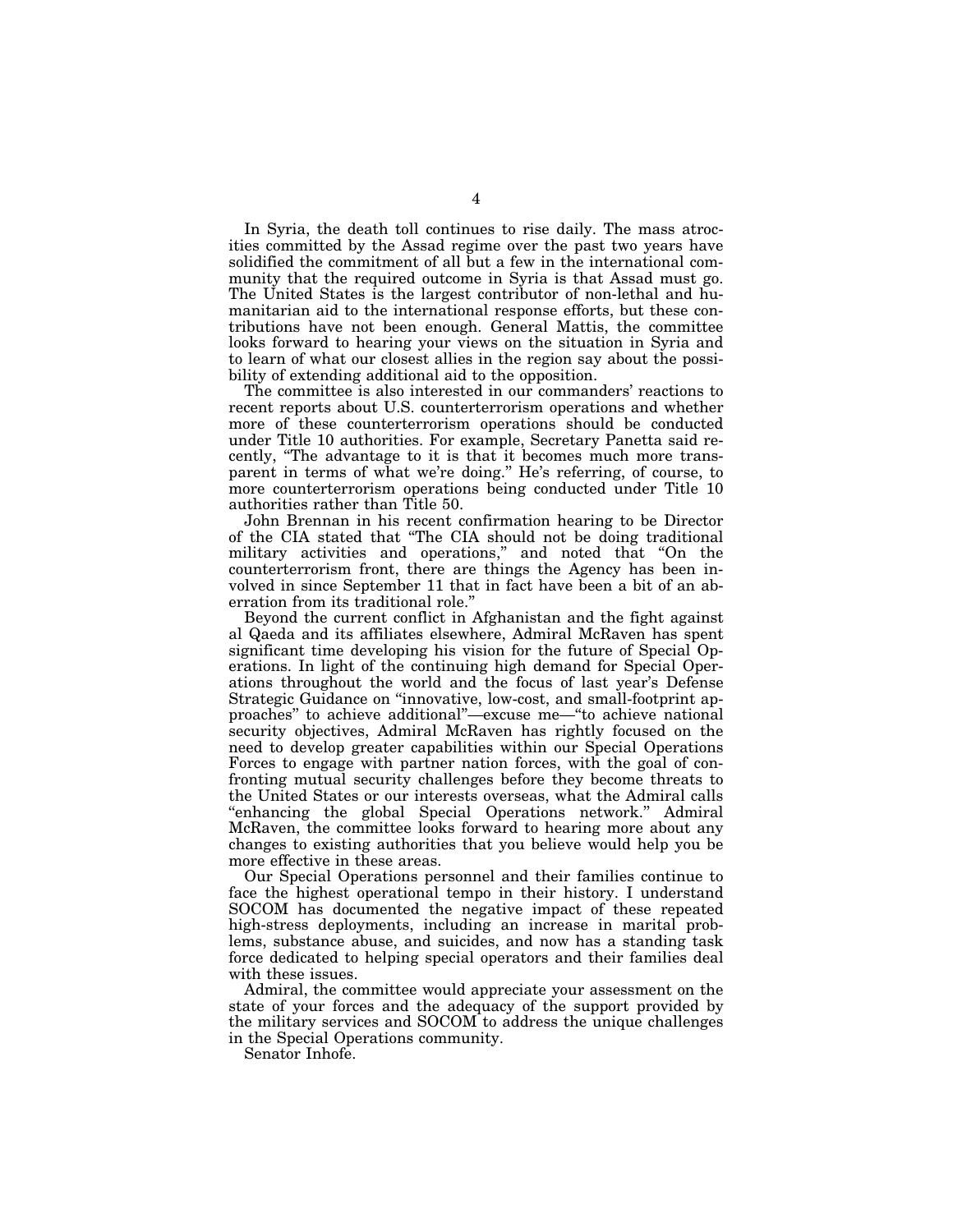In Syria, the death toll continues to rise daily. The mass atrocities committed by the Assad regime over the past two years have solidified the commitment of all but a few in the international community that the required outcome in Syria is that Assad must go. The United States is the largest contributor of non-lethal and humanitarian aid to the international response efforts, but these contributions have not been enough. General Mattis, the committee looks forward to hearing your views on the situation in Syria and to learn of what our closest allies in the region say about the possibility of extending additional aid to the opposition.

The committee is also interested in our commanders' reactions to recent reports about U.S. counterterrorism operations and whether more of these counterterrorism operations should be conducted under Title 10 authorities. For example, Secretary Panetta said recently, "The advantage to it is that it becomes much more transparent in terms of what we're doing." He's referring, of course, to more counterterrorism operations being conducted under Title 10 authorities rather than Title 50.

John Brennan in his recent confirmation hearing to be Director of the CIA stated that "The CIA should not be doing traditional military activities and operations," and noted that "On the counterterrorism front, there are things the Agency has been involved in since September 11 that in fact have been a bit of an aberration from its traditional role."

Beyond the current conflict in Afghanistan and the fight against al Qaeda and its affiliates elsewhere, Admiral McRaven has spent significant time developing his vision for the future of Special Operations. In light of the continuing high demand for Special Operations throughout the world and the focus of last year's Defense Strategic Guidance on "innovative, low-cost, and small-footprint approaches" to achieve additional"—excuse me—"to achieve national security objectives, Admiral McRaven has rightly focused on the need to develop greater capabilities within our Special Operations Forces to engage with partner nation forces, with the goal of confronting mutual security challenges before they become threats to the United States or our interests overseas, what the Admiral calls "enhancing the global Special Operations network." Admiral McRaven, the committee looks forward to hearing more about any changes to existing authorities that you believe would help you be more effective in these areas.

Our Special Operations personnel and their families continue to face the highest operational tempo in their history. I understand SOCOM has documented the negative impact of these repeated high-stress deployments, including an increase in marital problems, substance abuse, and suicides, and now has a standing task force dedicated to helping special operators and their families deal with these issues.

Admiral, the committee would appreciate your assessment on the state of your forces and the adequacy of the support provided by the military services and SOCOM to address the unique challenges in the Special Operations community.

Senator Inhofe.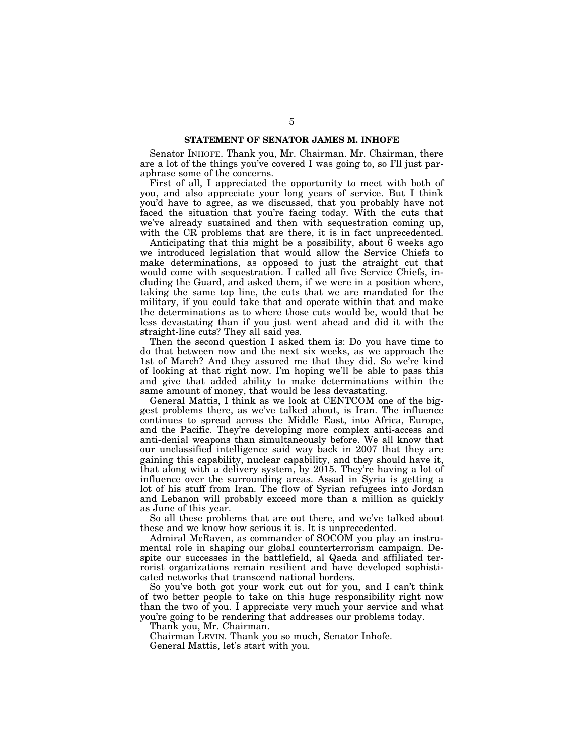## STATEMENT OF SENATOR JAMES M. INHOFE

Senator INHOFE. Thank you, Mr. Chairman. Mr. Chairman, there are a lot of the things you've covered I was going to, so I'll just paraphrase some of the concerns.

First of all, I appreciated the opportunity to meet with both of you, and also appreciate your long years of service. But I think you'd have to agree, as we discussed, that you probably have not faced the situation that you're facing today. With the cuts that we've already sustained and then with sequestration coming up, with the CR problems that are there, it is in fact unprecedented.

Anticipating that this might be a possibility, about 6 weeks ago we introduced legislation that would allow the Service Chiefs to make determinations, as opposed to just the straight cut that would come with sequestration. I called all five Service Chiefs, including the Guard, and asked them, if we were in a position where, taking the same top line, the cuts that we are mandated for the military, if you could take that and operate within that and make the determinations as to where those cuts would be, would that be less devastating than if you just went ahead and did it with the straight-line cuts? They all said yes.

Then the second question I asked them is: Do you have time to do that between now and the next six weeks, as we approach the 1st of March? And they assured me that they did. So we're kind of looking at that right now. I'm hoping we'll be able to pass this and give that added ability to make determinations within the same amount of money, that would be less devastating.

General Mattis, I think as we look at CENTCOM one of the biggest problems there, as we've talked about, is Iran. The influence continues to spread across the Middle East, into Africa, Europe, and the Pacific. They're developing more complex anti-access and anti-denial weapons than simultaneously before. We all know that our unclassified intelligence said way back in 2007 that they are gaining this capability, nuclear capability, and they should have it, that along with a delivery system, by 2015. They're having a lot of influence over the surrounding areas. Assad in Syria is getting a lot of his stuff from Iran. The flow of Syrian refugees into Jordan and Lebanon will probably exceed more than a million as quickly as June of this year.

So all these problems that are out there, and we've talked about these and we know how serious it is. It is unprecedented.

Admiral McRaven, as commander of SOCOM you play an instrumental role in shaping our global counterterrorism campaign. Despite our successes in the battlefield, al Qaeda and affiliated terrorist organizations remain resilient and have developed sophisticated networks that transcend national borders.

So you've both got your work cut out for you, and I can't think of two better people to take on this huge responsibility right now than the two of you. I appreciate very much your service and what you're going to be rendering that addresses our problems today.

Thank you, Mr. Chairman.

Chairman LEVIN. Thank you so much, Senator Inhofe.

General Mattis, let's start with you.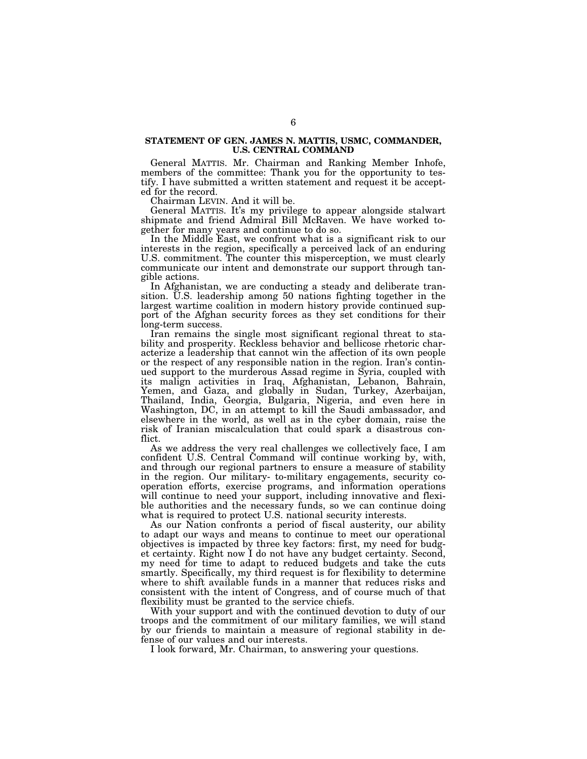## STATEMENT OF GEN. JAMES N. MATTIS, USMC, COMMANDER, U.S. CENTRAL COMMAND

General MATTIS. Mr. Chairman and Ranking Member Inhofe, members of the committee: Thank you for the opportunity to testify. I have submitted a written statement and request it be accepted for the record.

Chairman LEVIN. And it will be.

General MATTIS. It's my privilege to appear alongside stalwart shipmate and friend Admiral Bill McRaven. We have worked together for many years and continue to do so.

In the Middle East, we confront what is a significant risk to our interests in the region, specifically a perceived lack of an enduring U.S. commitment. The counter this misperception, we must clearly communicate our intent and demonstrate our support through tangible actions.

In Afghanistan, we are conducting a steady and deliberate transition. U.S. leadership among 50 nations fighting together in the largest wartime coalition in modern history provide continued support of the Afghan security forces as they set conditions for their long-term success.

Iran remains the single most significant regional threat to stability and prosperity. Reckless behavior and bellicose rhetoric characterize a leadership that cannot win the affection of its own people or the respect of any responsible nation in the region. Iran's continued support to the murderous Assad regime in Syria, coupled with its malign activities in Iraq, Afghanistan, Lebanon, Bahrain, Yemen, and Gaza, and globally in Sudan, Turkey, Azerbaijan, Thailand, India, Georgia, Bulgaria, Nigeria, and even here in Washington, DC, in an attempt to kill the Saudi ambassador, and elsewhere in the world, as well as in the cyber domain, raise the risk of Iranian miscalculation that could spark a disastrous conflict.

As we address the very real challenges we collectively face, I am confident U.S. Central Command will continue working by, with, and through our regional partners to ensure a measure of stability in the region. Our military- to-military engagements, security cooperation efforts, exercise programs, and information operations will continue to need your support, including innovative and flexible authorities and the necessary funds, so we can continue doing what is required to protect U.S. national security interests.

As our Nation confronts a period of fiscal austerity, our ability to adapt our ways and means to continue to meet our operational objectives is impacted by three key factors: first, my need for budget certainty. Right now I do not have any budget certainty. Second, my need for time to adapt to reduced budgets and take the cuts smartly. Specifically, my third request is for flexibility to determine where to shift available funds in a manner that reduces risks and consistent with the intent of Congress, and of course much of that flexibility must be granted to the service chiefs.

With your support and with the continued devotion to duty of our troops and the commitment of our military families, we will stand by our friends to maintain a measure of regional stability in defense of our values and our interests.

I look forward, Mr. Chairman, to answering your questions.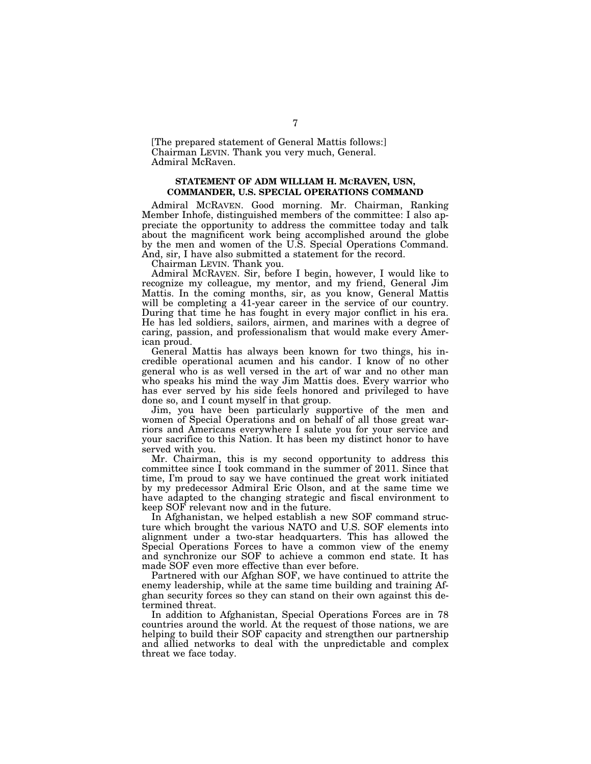[The prepared statement of General Mattis follows:]

Chairman LEVIN. Thank you very much, General.

Admiral McRaven.

**STATEMENT OF ADM WILLIAM H. MCRAVEN, USN, COMMANDER, U.S. SPECIAL OPERATIONS COMMAND**

Admiral MCRAVEN. Good morning. Mr. Chairman, Ranking Member Inhofe, distinguished members of the committee: I also appreciate the opportunity to address the committee today and talk about the magnificent work being accomplished around the globe by the men and women of the U.S. Special Operations Command. And, sir, I have also submitted a statement for the record.

Chairman LEVIN. Thank you.

Admiral MCRAVEN. Sir, before I begin, however, I would like to recognize my colleague, my mentor, and my friend, General Jim Mattis. In the coming months, sir, as you know, General Mattis will be completing a 41-year career in the service of our country. During that time he has fought in every major conflict in his era. He has led soldiers, sailors, airmen, and marines with a degree of caring, passion, and professionalism that would make every American proud.

General Mattis has always been known for two things, his incredible operational acumen and his candor. I know of no other general who is as well versed in the art of war and no other man who speaks his mind the way Jim Mattis does. Every warrior who has ever served by his side feels honored and privileged to have done so, and I count myself in that group.

Jim, you have been particularly supportive of the men and women of Special Operations and on behalf of all those great warriors and Americans everywhere I salute you for your service and your sacrifice to this Nation. It has been my distinct honor to have served with you.

Mr. Chairman, this is my second opportunity to address this committee since I took command in the summer of 2011. Since that time, I'm proud to say we have continued the great work initiated by my predecessor Admiral Eric Olson, and at the same time we have adapted to the changing strategic and fiscal environment to keep SOF relevant now and in the future.

In Afghanistan, we helped establish a new SOF command structure which brought the various NATO and U.S. SOF elements into alignment under a two-star headquarters. This has allowed the Special Operations Forces to have a common view of the enemy and synchronize our SOF to achieve a common end state. It has made SOF even more effective than ever before.

Partnered with our Afghan SOF, we have continued to attrite the enemy leadership, while at the same time building and training Afghan security forces so they can stand on their own against this determined threat.

In addition to Afghanistan, Special Operations Forces are in 78 countries around the world. At the request of those nations, we are helping to build their SOF capacity and strengthen our partnership and allied networks to deal with the unpredictable and complex threat we face today.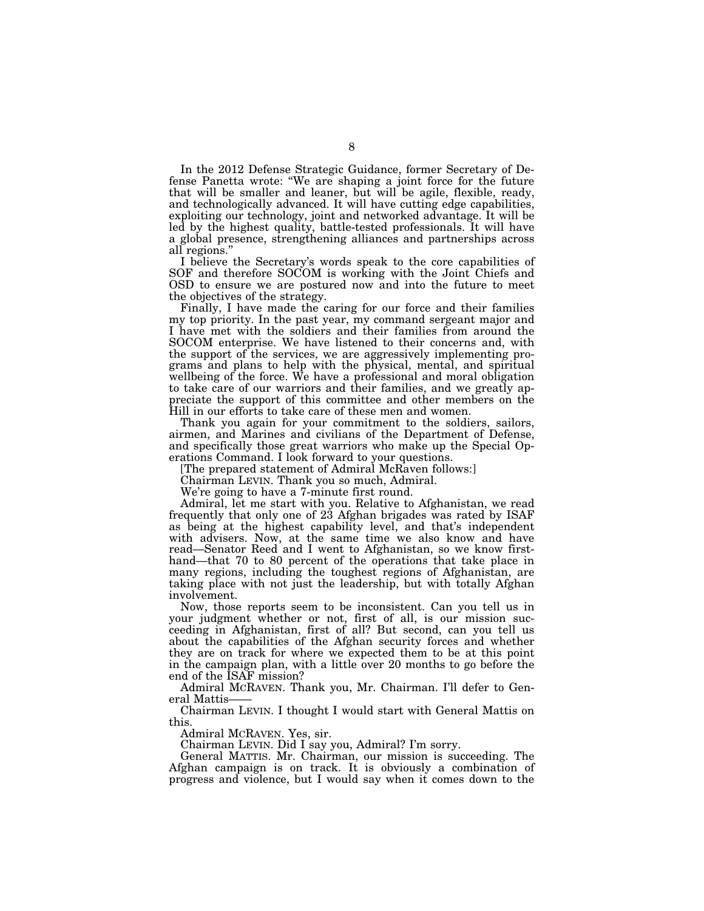In the 2012 Defense Strategic Guidance, former Secretary of Defense Panetta wrote: "We are shaping a joint force for the future that will be smaller and leaner, but will be agile, flexible, ready, and technologically advanced. It will have cutting edge capabilities, exploiting our technology, joint and networked advantage. It will be led by the highest quality, battle-tested professionals. It will have a global presence, strengthening alliances and partnerships across all regions."

I believe the Secretary's words speak to the core capabilities of SOF and therefore SOCOM is working with the Joint Chiefs and OSD to ensure we are postured now and into the future to meet the objectives of the strategy.

Finally, I have made the caring for our force and their families my top priority. In the past year, my command sergeant major and I have met with the soldiers and their families from around the SOCOM enterprise. We have listened to their concerns and, with the support of the services, we are aggressively implementing programs and plans to help with the physical, mental, and spiritual wellbeing of the force. We have a professional and moral obligation to take care of our warriors and their families, and we greatly appreciate the support of this committee and other members on the Hill in our efforts to take care of these men and women.

Thank you again for your commitment to the soldiers, sailors, airmen, and Marines and civilians of the Department of Defense, and specifically those great warriors who make up the Special Operations Command. I look forward to your questions.

[The prepared statement of Admiral McRaven follows:]

Chairman LEVIN. Thank you so much, Admiral.

We're going to have a 7-minute first round.

Admiral, let me start with you. Relative to Afghanistan, we read frequently that only one of 23 Afghan brigades was rated by ISAF as being at the highest capability level, and that's independent with advisers. Now, at the same time we also know and have read—Senator Reed and I went to Afghanistan, so we know first-hand—that 70 to 80 percent of the operations that take place in many regions, including the toughest regions of Afghanistan, are taking place with not just the leadership, but with totally Afghan involvement.

Now, those reports seem to be inconsistent. Can you tell us in your judgment whether or not, first of all, is our mission succeeding in Afghanistan, first of all? But second, can you tell us about the capabilities of the Afghan security forces and whether they are on track for where we expected them to be at this point in the campaign plan, with a little over 20 months to go before the end of the ISAF mission?

Admiral MCRAVEN. Thank you, Mr. Chairman. I'll defer to General Mattis——

Chairman LEVIN. I thought I would start with General Mattis on this.

Admiral MCRAVEN. Yes, sir.

Chairman LEVIN. Did I say you, Admiral? I'm sorry.

General MATTIS. Mr. Chairman, our mission is succeeding. The Afghan campaign is on track. It is obviously a combination of progress and violence, but I would say when it comes down to the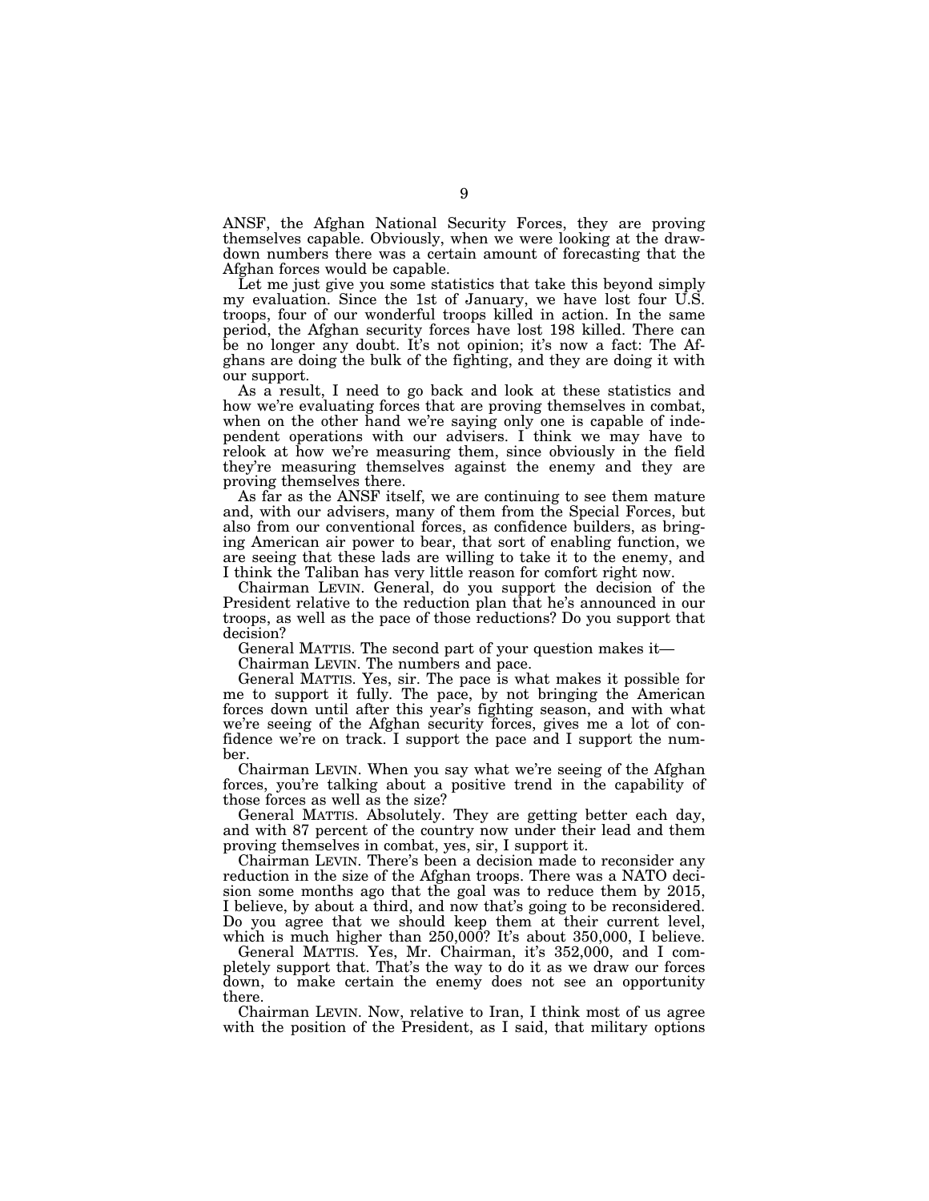ANSF, the Afghan National Security Forces, they are proving themselves capable. Obviously, when we were looking at the drawdown numbers there was a certain amount of forecasting that the Afghan forces would be capable.

Let me just give you some statistics that take this beyond simply my evaluation. Since the 1st of January, we have lost four U.S. troops, four of our wonderful troops killed in action. In the same period, the Afghan security forces have lost 198 killed. There can be no longer any doubt. It's not opinion; it's now a fact: The Afghans are doing the bulk of the fighting, and they are doing it with our support.

As a result, I need to go back and look at these statistics and how we're evaluating forces that are proving themselves in combat, when on the other hand we're saying only one is capable of independent operations with our advisers. I think we may have to relook at how we're measuring them, since obviously in the field they're measuring themselves against the enemy and they are proving themselves there.

As far as the ANSF itself, we are continuing to see them mature and, with our advisers, many of them from the Special Forces, but also from our conventional forces, as confidence builders, as bringing American air power to bear, that sort of enabling function, we are seeing that these lads are willing to take it to the enemy, and I think the Taliban has very little reason for comfort right now.

Chairman LEVIN. General, do you support the decision of the President relative to the reduction plan that he's announced in our troops, as well as the pace of those reductions? Do you support that decision?

General MATTIS. The second part of your question makes it—

Chairman LEVIN. The numbers and pace.

General MATTIS. Yes, sir. The pace is what makes it possible for me to support it fully. The pace, by not bringing the American forces down until after this year's fighting season, and with what we're seeing of the Afghan security forces, gives me a lot of confidence we're on track. I support the pace and I support the number.

Chairman LEVIN. When you say what we're seeing of the Afghan forces, you're talking about a positive trend in the capability of those forces as well as the size?

General MATTIS. Absolutely. They are getting better each day, and with 87 percent of the country now under their lead and them proving themselves in combat, yes, sir, I support it.

Chairman LEVIN. There's been a decision made to reconsider any reduction in the size of the Afghan troops. There was a NATO decision some months ago that the goal was to reduce them by 2015, I believe, by about a third, and now that's going to be reconsidered. Do you agree that we should keep them at their current level, which is much higher than 250,000? It's about 350,000, I believe.

General MATTIS. Yes, Mr. Chairman, it's 352,000, and I completely support that. That's the way to do it as we draw our forces down, to make certain the enemy does not see an opportunity there.

Chairman LEVIN. Now, relative to Iran, I think most of us agree with the position of the President, as I said, that military options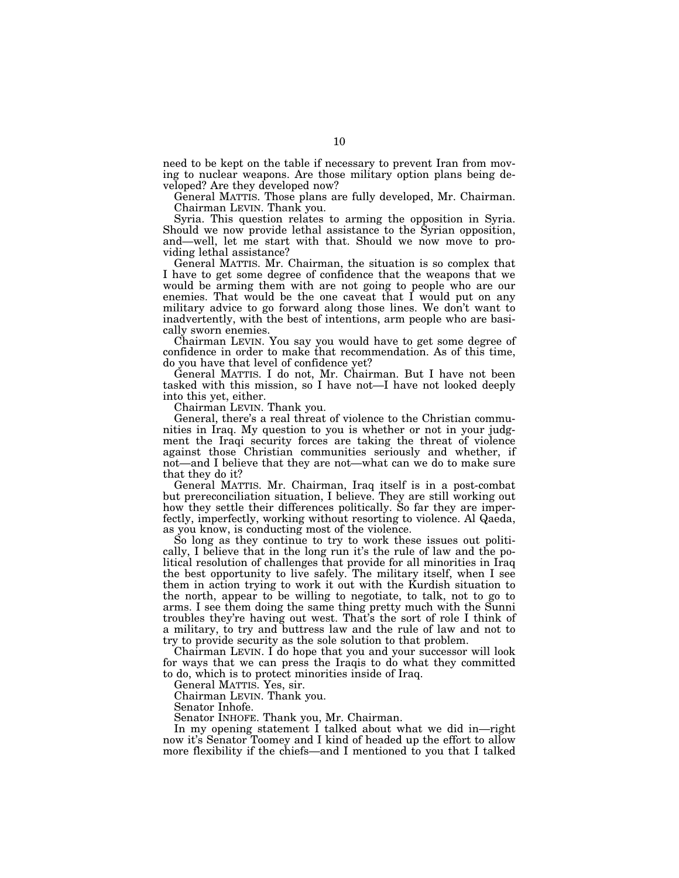need to be kept on the table if necessary to prevent Iran from moving to nuclear weapons. Are those military option plans being developed? Are they developed now?

General MATTIS. Those plans are fully developed, Mr. Chairman.

Chairman LEVIN. Thank you.

Syria. This question relates to arming the opposition in Syria. Should we now provide lethal assistance to the Syrian opposition, and—well, let me start with that. Should we now move to providing lethal assistance?

General MATTIS. Mr. Chairman, the situation is so complex that I have to get some degree of confidence that the weapons that we would be arming them with are not going to people who are our enemies. That would be the one caveat that I would put on any military advice to go forward along those lines. We don't want to inadvertently, with the best of intentions, arm people who are basically sworn enemies.

Chairman LEVIN. You say you would have to get some degree of confidence in order to make that recommendation. As of this time, do you have that level of confidence yet?

General MATTIS. I do not, Mr. Chairman. But I have not been tasked with this mission, so I have not—I have not looked deeply into this yet, either.

Chairman LEVIN. Thank you.

General, there's a real threat of violence to the Christian communities in Iraq. My question to you is whether or not in your judgment the Iraqi security forces are taking the threat of violence against those Christian communities seriously and whether, if not—and I believe that they are not—what can we do to make sure that they do it?

General MATTIS. Mr. Chairman, Iraq itself is in a post-combat but prereconciliation situation, I believe. They are still working out how they settle their differences politically. So far they are imperfectly, imperfectly, working without resorting to violence. Al Qaeda, as you know, is conducting most of the violence.

So long as they continue to try to work these issues out politically, I believe that in the long run it's the rule of law and the political resolution of challenges that provide for all minorities in Iraq the best opportunity to live safely. The military itself, when I see them in action trying to work it out with the Kurdish situation to the north, appear to be willing to negotiate, to talk, not to go to arms. I see them doing the same thing pretty much with the Sunni troubles they're having out west. That's the sort of role I think of a military, to try and buttress law and the rule of law and not to try to provide security as the sole solution to that problem.

Chairman LEVIN. I do hope that you and your successor will look for ways that we can press the Iraqis to do what they committed to do, which is to protect minorities inside of Iraq.

General MATTIS. Yes, sir.

Chairman LEVIN. Thank you.

Senator Inhofe.

Senator INHOFE. Thank you, Mr. Chairman.

In my opening statement I talked about what we did in—right now it's Senator Toomey and I kind of headed up the effort to allow more flexibility if the chiefs—and I mentioned to you that I talked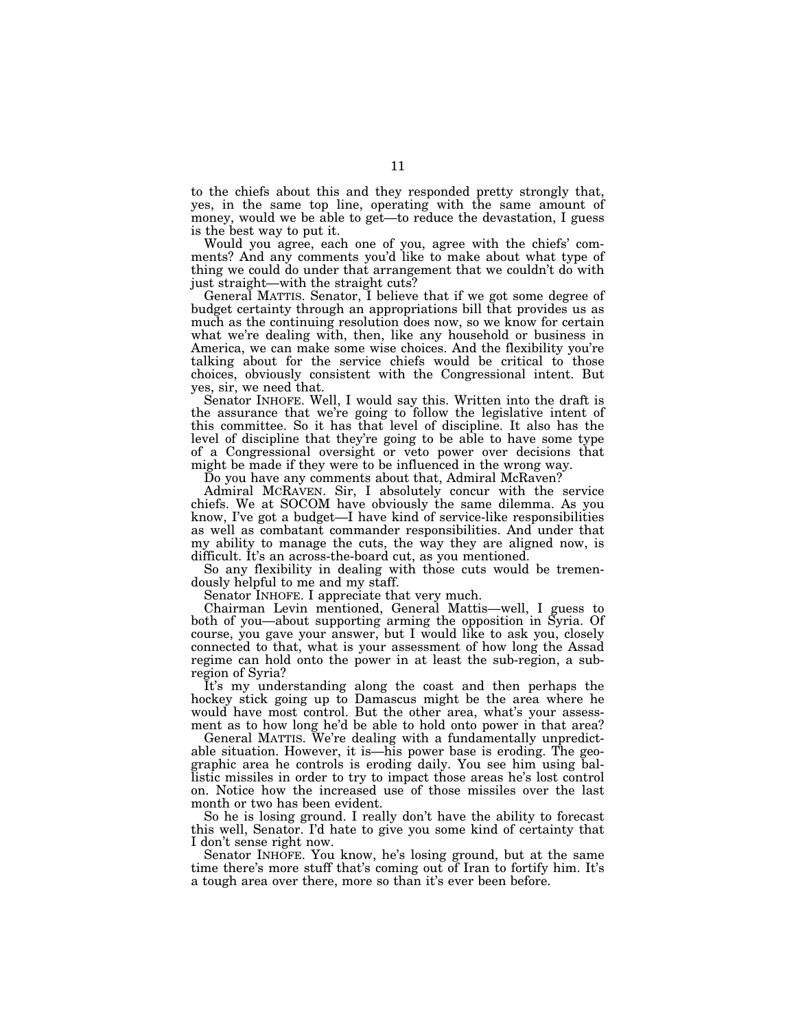to the chiefs about this and they responded pretty strongly that, yes, in the same top line, operating with the same amount of money, would we be able to get—to reduce the devastation, I guess is the best way to put it.

Would you agree, each one of you, agree with the chiefs' comments? And any comments you'd like to make about what type of thing we could do under that arrangement that we couldn't do with just straight—with the straight cuts?

General MATTIS. Senator, I believe that if we got some degree of budget certainty through an appropriations bill that provides us as much as the continuing resolution does now, so we know for certain what we're dealing with, then, like any household or business in America, we can make some wise choices. And the flexibility you're talking about for the service chiefs would be critical to those choices, obviously consistent with the Congressional intent. But yes, sir, we need that.

Senator INHOFE. Well, I would say this. Written into the draft is the assurance that we're going to follow the legislative intent of this committee. So it has that level of discipline. It also has the level of discipline that they're going to be able to have some type of a Congressional oversight or veto power over decisions that might be made if they were to be influenced in the wrong way.

Do you have any comments about that, Admiral McRaven?

Admiral MCRAVEN. Sir, I absolutely concur with the service chiefs. We at SOCOM have obviously the same dilemma. As you know, I've got a budget—I have kind of service-like responsibilities as well as combatant commander responsibilities. And under that my ability to manage the cuts, the way they are aligned now, is difficult. It's an across-the-board cut, as you mentioned.

So any flexibility in dealing with those cuts would be tremendously helpful to me and my staff.

Senator INHOFE. I appreciate that very much.

Chairman Levin mentioned, General Mattis—well, I guess to both of you—about supporting arming the opposition in Syria. Of course, you gave your answer, but I would like to ask you, closely connected to that, what is your assessment of how long the Assad regime can hold onto the power in at least the sub-region, a sub-region of Syria?

It's my understanding along the coast and then perhaps the hockey stick going up to Damascus might be the area where he would have most control. But the other area, what's your assessment as to how long he'd be able to hold onto power in that area?

General MATTIS. We're dealing with a fundamentally unpredictable situation. However, it is—his power base is eroding. The geographic area he controls is eroding daily. You see him using ballistic missiles in order to try to impact those areas he's lost control on. Notice how the increased use of those missiles over the last month or two has been evident.

So he is losing ground. I really don't have the ability to forecast this well, Senator. I'd hate to give you some kind of certainty that I don't sense right now.

Senator INHOFE. You know, he's losing ground, but at the same time there's more stuff that's coming out of Iran to fortify him. It's a tough area over there, more so than it's ever been before.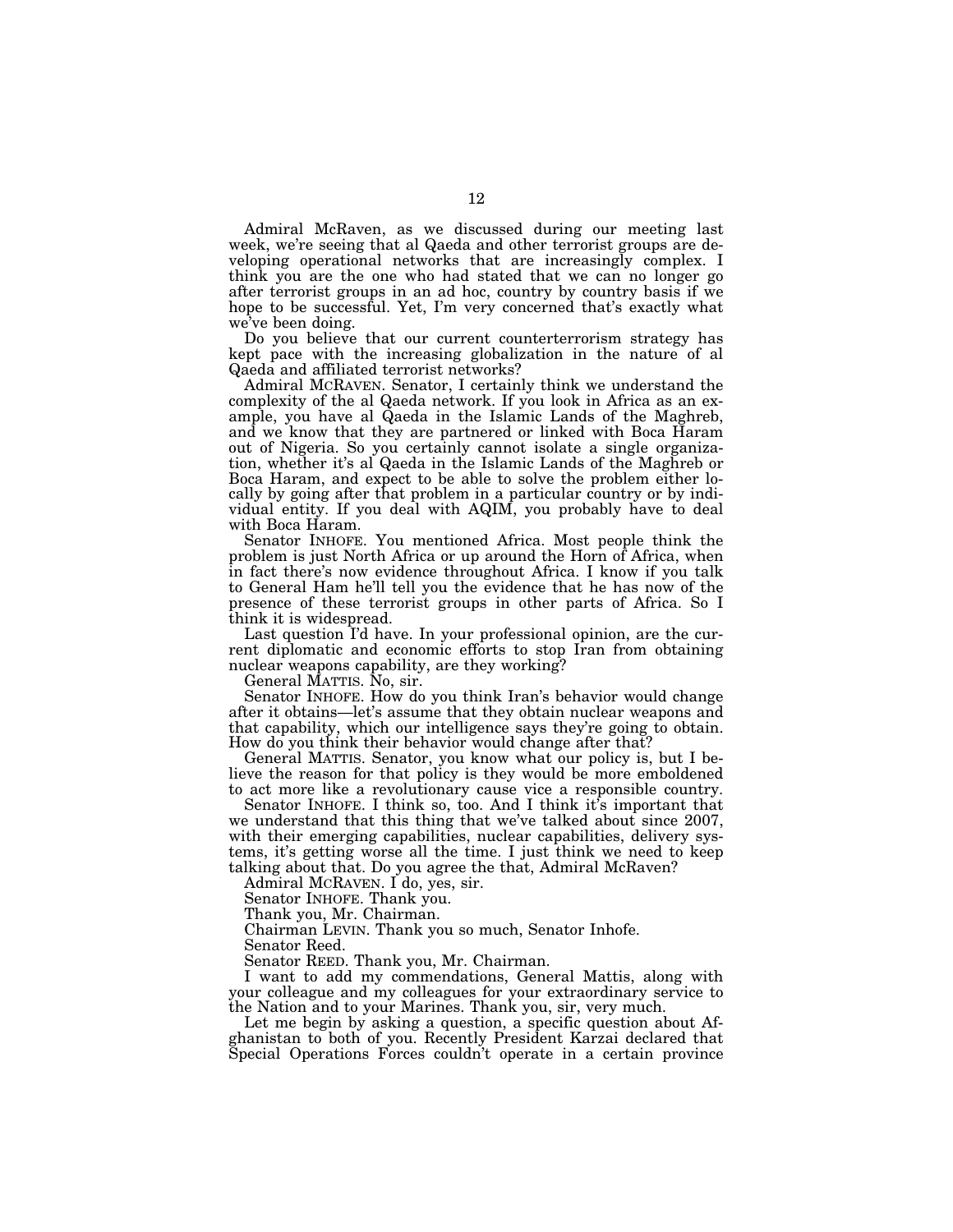Admiral McRaven, as we discussed during our meeting last week, we're seeing that al Qaeda and other terrorist groups are developing operational networks that are increasingly complex. I think you are the one who had stated that we can no longer go after terrorist groups in an ad hoc, country by country basis if we hope to be successful. Yet, I'm very concerned that's exactly what we've been doing.

Do you believe that our current counterterrorism strategy has kept pace with the increasing globalization in the nature of al Qaeda and affiliated terrorist networks?

Admiral MCRAVEN. Senator, I certainly think we understand the complexity of the al Qaeda network. If you look in Africa as an example, you have al Qaeda in the Islamic Lands of the Maghreb, and we know that they are partnered or linked with Boca Haram out of Nigeria. So you certainly cannot isolate a single organization, whether it's al Qaeda in the Islamic Lands of the Maghreb or Boca Haram, and expect to be able to solve the problem either locally by going after that problem in a particular country or by individual entity. If you deal with AQIM, you probably have to deal with Boca Haram.

Senator INHOFE. You mentioned Africa. Most people think the problem is just North Africa or up around the Horn of Africa, when in fact there's now evidence throughout Africa. I know if you talk to General Ham he'll tell you the evidence that he has now of the presence of these terrorist groups in other parts of Africa. So I think it is widespread.

Last question I'd have. In your professional opinion, are the current diplomatic and economic efforts to stop Iran from obtaining nuclear weapons capability, are they working?

General MATTIS. No, sir.

Senator INHOFE. How do you think Iran's behavior would change after it obtains—let's assume that they obtain nuclear weapons and that capability, which our intelligence says they're going to obtain. How do you think their behavior would change after that?

General MATTIS. Senator, you know what our policy is, but I believe the reason for that policy is they would be more emboldened to act more like a revolutionary cause vice a responsible country.

Senator INHOFE. I think so, too. And I think it's important that we understand that this thing that we've talked about since 2007, with their emerging capabilities, nuclear capabilities, delivery systems, it's getting worse all the time. I just think we need to keep talking about that. Do you agree the that, Admiral McRaven?

Admiral MCRAVEN. I do, yes, sir.

Senator INHOFE. Thank you.

Thank you, Mr. Chairman.

Chairman LEVIN. Thank you so much, Senator Inhofe.

Senator Reed.

Senator REED. Thank you, Mr. Chairman.

I want to add my commendations, General Mattis, along with your colleague and my colleagues for your extraordinary service to the Nation and to your Marines. Thank you, sir, very much.

Let me begin by asking a question, a specific question about Afghanistan to both of you. Recently President Karzai declared that Special Operations Forces couldn't operate in a certain province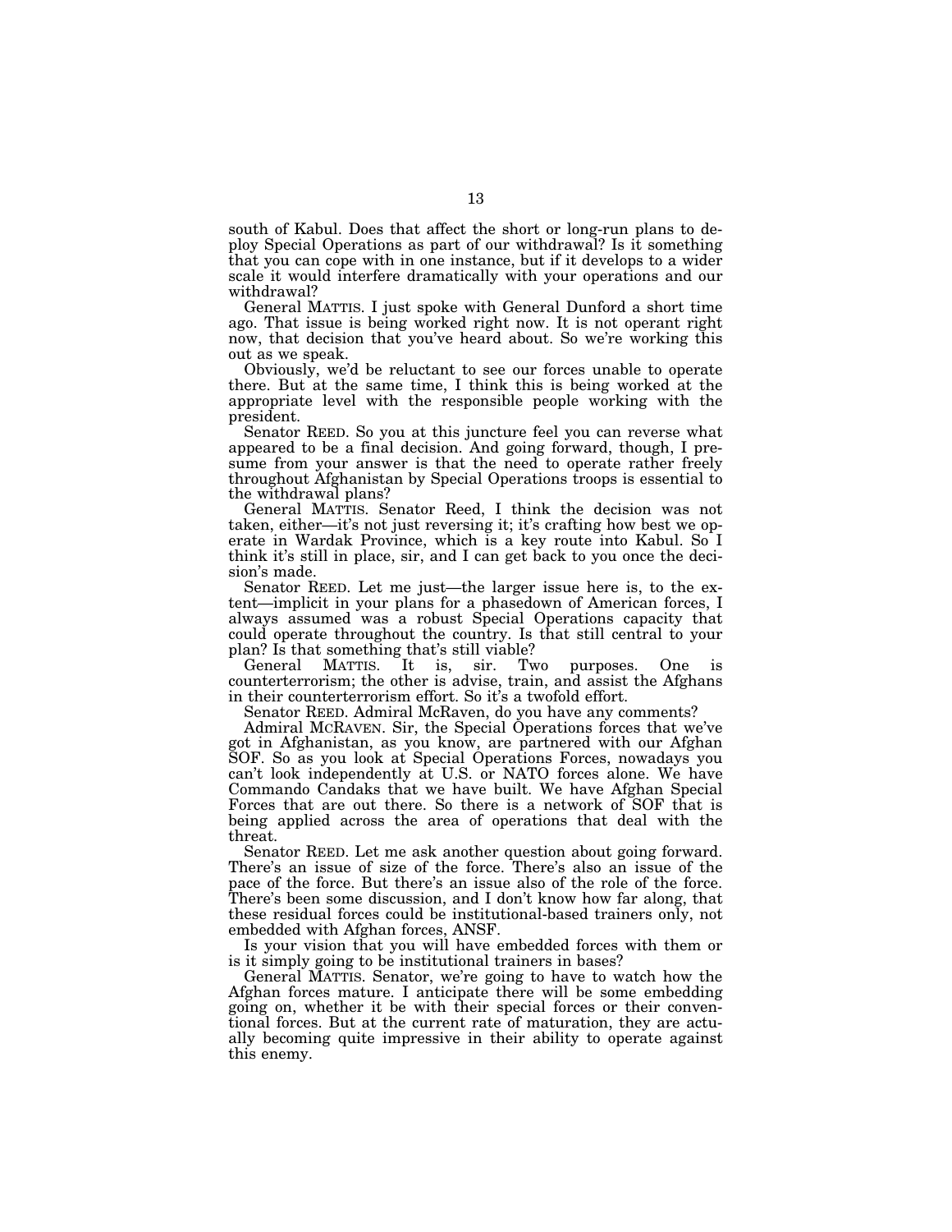south of Kabul. Does that affect the short or long-run plans to deploy Special Operations as part of our withdrawal? Is it something that you can cope with in one instance, but if it develops to a wider scale it would interfere dramatically with your operations and our withdrawal?

General MATTIS. I just spoke with General Dunford a short time ago. That issue is being worked right now. It is not operant right now, that decision that you've heard about. So we're working this out as we speak.

Obviously, we'd be reluctant to see our forces unable to operate there. But at the same time, I think this is being worked at the appropriate level with the responsible people working with the president.

Senator REED. So you at this juncture feel you can reverse what appeared to be a final decision. And going forward, though, I presume from your answer is that the need to operate rather freely throughout Afghanistan by Special Operations troops is essential to the withdrawal plans?

General MATTIS. Senator Reed, I think the decision was not taken, either—it's not just reversing it; it's crafting how best we operate in Wardak Province, which is a key route into Kabul. So I think it's still in place, sir, and I can get back to you once the decision's made.

Senator REED. Let me just—the larger issue here is, to the extent—implicit in your plans for a phasedown of American forces, I always assumed was a robust Special Operations capacity that could operate throughout the country. Is that still central to your plan? Is that something that's still viable?

General MATTIS. It is, sir. Two purposes. One is counterterrorism; the other is advise, train, and assist the Afghans in their counterterrorism effort. So it's a twofold effort.

Senator REED. Admiral McRaven, do you have any comments?

Admiral MCRAVEN. Sir, the Special Operations forces that we've got in Afghanistan, as you know, are partnered with our Afghan SOF. So as you look at Special Operations Forces, nowadays you can't look independently at U.S. or NATO forces alone. We have Commando Candaks that we have built. We have Afghan Special Forces that are out there. So there is a network of SOF that is being applied across the area of operations that deal with the threat.

Senator REED. Let me ask another question about going forward. There's an issue of size of the force. There's also an issue of the pace of the force. But there's an issue also of the role of the force. There's been some discussion, and I don't know how far along, that these residual forces could be institutional-based trainers only, not embedded with Afghan forces, ANSF.

Is your vision that you will have embedded forces with them or is it simply going to be institutional trainers in bases?

General MATTIS. Senator, we're going to have to watch how the Afghan forces mature. I anticipate there will be some embedding going on, whether it be with their special forces or their conventional forces. But at the current rate of maturation, they are actually becoming quite impressive in their ability to operate against this enemy.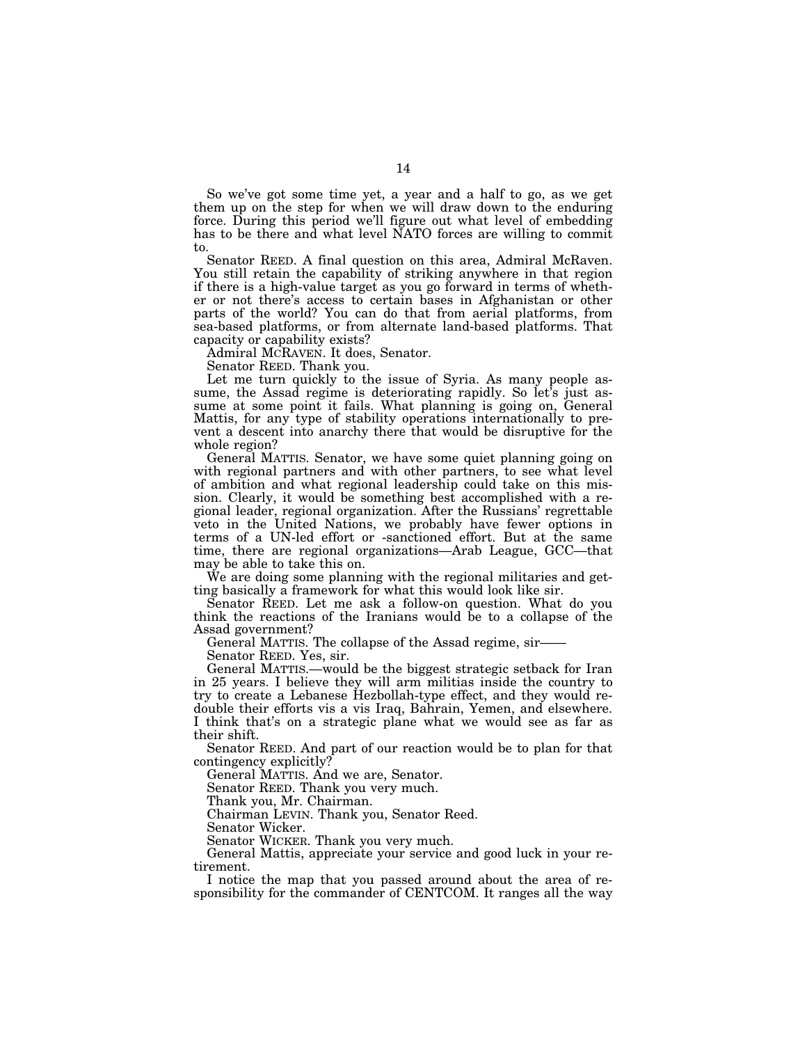So we've got some time yet, a year and a half to go, as we get them up on the step for when we will draw down to the enduring force. During this period we'll figure out what level of embedding has to be there and what level NATO forces are willing to commit to.

Senator REED. A final question on this area, Admiral McRaven. You still retain the capability of striking anywhere in that region if there is a high-value target as you go forward in terms of whether or not there's access to certain bases in Afghanistan or other parts of the world? You can do that from aerial platforms, from sea-based platforms, or from alternate land-based platforms. That capacity or capability exists?

Admiral MCRAVEN. It does, Senator.

Senator REED. Thank you.

Let me turn quickly to the issue of Syria. As many people assume, the Assad regime is deteriorating rapidly. So let's just assume at some point it fails. What planning is going on, General Mattis, for any type of stability operations internationally to prevent a descent into anarchy there that would be disruptive for the whole region?

General MATTIS. Senator, we have some quiet planning going on with regional partners and with other partners, to see what level of ambition and what regional leadership could take on this mission. Clearly, it would be something best accomplished with a regional leader, regional organization. After the Russians' regrettable veto in the United Nations, we probably have fewer options in terms of a UN-led effort or -sanctioned effort. But at the same time, there are regional organizations—Arab League, GCC—that may be able to take this on.

We are doing some planning with the regional militaries and getting basically a framework for what this would look like sir.

Senator REED. Let me ask a follow-on question. What do you think the reactions of the Iranians would be to a collapse of the Assad government?

General MATTIS. The collapse of the Assad regime, sir——

Senator REED. Yes, sir.

General MATTIS.—would be the biggest strategic setback for Iran in 25 years. I believe they will arm militias inside the country to try to create a Lebanese Hezbollah-type effect, and they would redouble their efforts vis a vis Iraq, Bahrain, Yemen, and elsewhere. I think that's on a strategic plane what we would see as far as their shift.

Senator REED. And part of our reaction would be to plan for that contingency explicitly?

General MATTIS. And we are, Senator.

Senator REED. Thank you very much.

Thank you, Mr. Chairman.

Chairman LEVIN. Thank you, Senator Reed.

Senator Wicker.

Senator WICKER. Thank you very much.

General Mattis, appreciate your service and good luck in your retirement.

I notice the map that you passed around about the area of responsibility for the commander of CENTCOM. It ranges all the way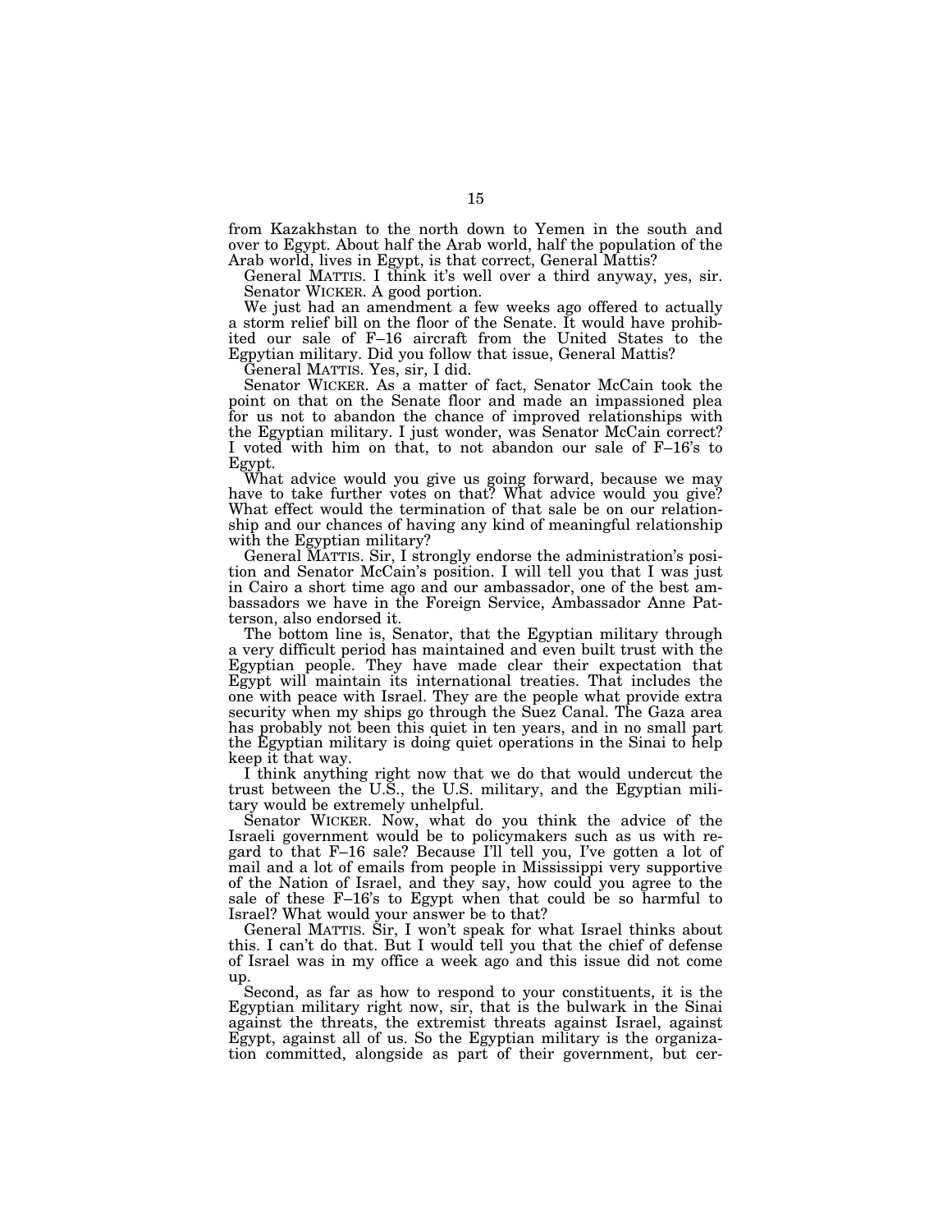from Kazakhstan to the north down to Yemen in the south and over to Egypt. About half the Arab world, half the population of the Arab world, lives in Egypt, is that correct, General Mattis?

General MATTIS. I think it's well over a third anyway, yes, sir.

Senator WICKER. A good portion.

We just had an amendment a few weeks ago offered to actually a storm relief bill on the floor of the Senate. It would have prohibited our sale of F–16 aircraft from the United States to the Egpytian military. Did you follow that issue, General Mattis?

General MATTIS. Yes, sir, I did.

Senator WICKER. As a matter of fact, Senator McCain took the point on that on the Senate floor and made an impassioned plea for us not to abandon the chance of improved relationships with the Egyptian military. I just wonder, was Senator McCain correct? I voted with him on that, to not abandon our sale of F–16's to Egypt.

What advice would you give us going forward, because we may have to take further votes on that? What advice would you give? What effect would the termination of that sale be on our relationship and our chances of having any kind of meaningful relationship with the Egyptian military?

General MATTIS. Sir, I strongly endorse the administration's position and Senator McCain's position. I will tell you that I was just in Cairo a short time ago and our ambassador, one of the best ambassadors we have in the Foreign Service, Ambassador Anne Patterson, also endorsed it.

The bottom line is, Senator, that the Egyptian military through a very difficult period has maintained and even built trust with the Egyptian people. They have made clear their expectation that Egypt will maintain its international treaties. That includes the one with peace with Israel. They are the people what provide extra security when my ships go through the Suez Canal. The Gaza area has probably not been this quiet in ten years, and in no small part the Egyptian military is doing quiet operations in the Sinai to help keep it that way.

I think anything right now that we do that would undercut the trust between the U.S., the U.S. military, and the Egyptian military would be extremely unhelpful.

Senator WICKER. Now, what do you think the advice of the Israeli government would be to policymakers such as us with regard to that F–16 sale? Because I'll tell you, I've gotten a lot of mail and a lot of emails from people in Mississippi very supportive of the Nation of Israel, and they say, how could you agree to the sale of these F–16's to Egypt when that could be so harmful to Israel? What would your answer be to that?

General MATTIS. Sir, I won't speak for what Israel thinks about this. I can't do that. But I would tell you that the chief of defense of Israel was in my office a week ago and this issue did not come up.

Second, as far as how to respond to your constituents, it is the Egyptian military right now, sir, that is the bulwark in the Sinai against the threats, the extremist threats against Israel, against Egypt, against all of us. So the Egyptian military is the organization committed, alongside as part of their government, but cer-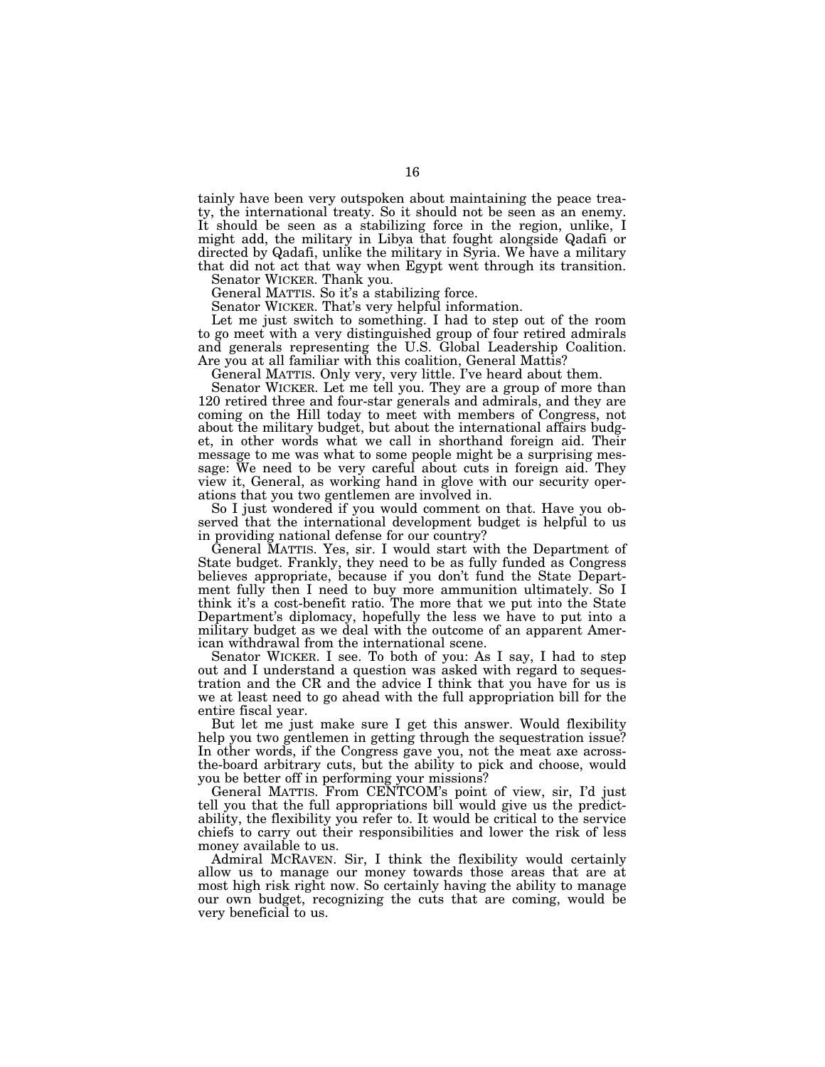tainly have been very outspoken about maintaining the peace treaty, the international treaty. So it should not be seen as an enemy. It should be seen as a stabilizing force in the region, unlike, I might add, the military in Libya that fought alongside Qadafi or directed by Qadafi, unlike the military in Syria. We have a military that did not act that way when Egypt went through its transition.

Senator WICKER. Thank you.

General MATTIS. So it's a stabilizing force.

Senator WICKER. That's very helpful information.

Let me just switch to something. I had to step out of the room to go meet with a very distinguished group of four retired admirals and generals representing the U.S. Global Leadership Coalition. Are you at all familiar with this coalition, General Mattis?

General MATTIS. Only very, very little. I've heard about them.

Senator WICKER. Let me tell you. They are a group of more than 120 retired three and four-star generals and admirals, and they are coming on the Hill today to meet with members of Congress, not about the military budget, but about the international affairs budget, in other words what we call in shorthand foreign aid. Their message to me was what to some people might be a surprising message: We need to be very careful about cuts in foreign aid. They view it, General, as working hand in glove with our security operations that you two gentlemen are involved in.

So I just wondered if you would comment on that. Have you observed that the international development budget is helpful to us in providing national defense for our country?

General MATTIS. Yes, sir. I would start with the Department of State budget. Frankly, they need to be as fully funded as Congress believes appropriate, because if you don't fund the State Department fully then I need to buy more ammunition ultimately. So I think it's a cost-benefit ratio. The more that we put into the State Department's diplomacy, hopefully the less we have to put into a military budget as we deal with the outcome of an apparent American withdrawal from the international scene.

Senator WICKER. I see. To both of you: As I say, I had to step out and I understand a question was asked with regard to sequestration and the CR and the advice I think that you have for us is we at least need to go ahead with the full appropriation bill for the entire fiscal year.

But let me just make sure I get this answer. Would flexibility help you two gentlemen in getting through the sequestration issue? In other words, if the Congress gave you, not the meat axe across-the-board arbitrary cuts, but the ability to pick and choose, would you be better off in performing your missions?

General MATTIS. From CENTCOM's point of view, sir, I'd just tell you that the full appropriations bill would give us the predictability, the flexibility you refer to. It would be critical to the service chiefs to carry out their responsibilities and lower the risk of less money available to us.

Admiral MCRAVEN. Sir, I think the flexibility would certainly allow us to manage our money towards those areas that are at most high risk right now. So certainly having the ability to manage our own budget, recognizing the cuts that are coming, would be very beneficial to us.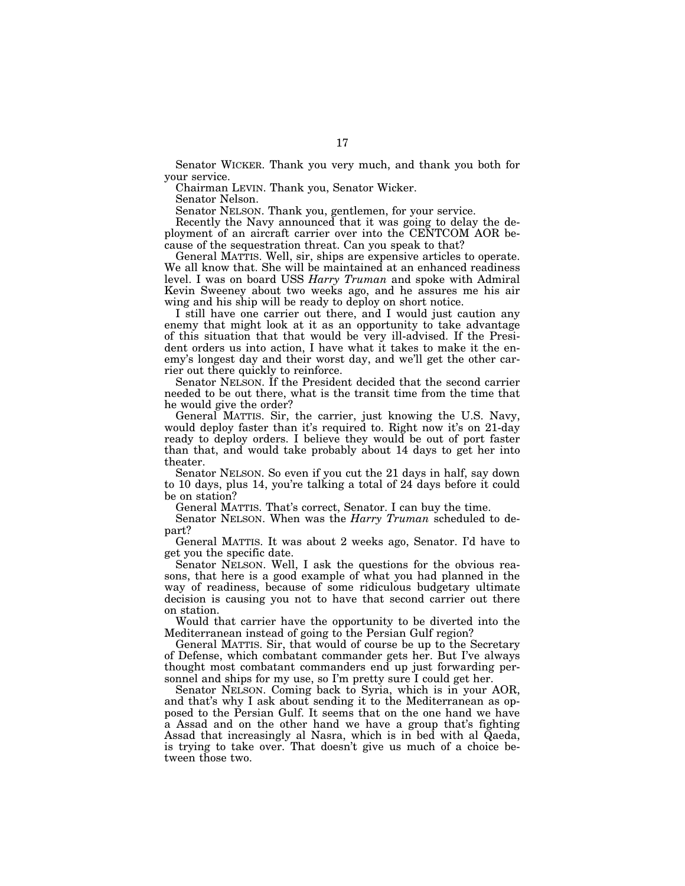Senator WICKER. Thank you very much, and thank you both for your service.

Chairman LEVIN. Thank you, Senator Wicker.

Senator Nelson.

Senator NELSON. Thank you, gentlemen, for your service.

Recently the Navy announced that it was going to delay the deployment of an aircraft carrier over into the CENTCOM AOR because of the sequestration threat. Can you speak to that?

General MATTIS. Well, sir, ships are expensive articles to operate. We all know that. She will be maintained at an enhanced readiness level. I was on board USS *Harry Truman* and spoke with Admiral Kevin Sweeney about two weeks ago, and he assures me his air wing and his ship will be ready to deploy on short notice.

I still have one carrier out there, and I would just caution any enemy that might look at it as an opportunity to take advantage of this situation that that would be very ill-advised. If the President orders us into action, I have what it takes to make it the enemy's longest day and their worst day, and we'll get the other carrier out there quickly to reinforce.

Senator NELSON. If the President decided that the second carrier needed to be out there, what is the transit time from the time that he would give the order?

General MATTIS. Sir, the carrier, just knowing the U.S. Navy, would deploy faster than it's required to. Right now it's on 21-day ready to deploy orders. I believe they would be out of port faster than that, and would take probably about 14 days to get her into theater.

Senator NELSON. So even if you cut the 21 days in half, say down to 10 days, plus 14, you're talking a total of 24 days before it could be on station?

General MATTIS. That's correct, Senator. I can buy the time.

Senator NELSON. When was the *Harry Truman* scheduled to depart?

General MATTIS. It was about 2 weeks ago, Senator. I'd have to get you the specific date.

Senator NELSON. Well, I ask the questions for the obvious reasons, that here is a good example of what you had planned in the way of readiness, because of some ridiculous budgetary ultimate decision is causing you not to have that second carrier out there on station.

Would that carrier have the opportunity to be diverted into the Mediterranean instead of going to the Persian Gulf region?

General MATTIS. Sir, that would of course be up to the Secretary of Defense, which combatant commander gets her. But I've always thought most combatant commanders end up just forwarding personnel and ships for my use, so I'm pretty sure I could get her.

Senator NELSON. Coming back to Syria, which is in your AOR, and that's why I ask about sending it to the Mediterranean as opposed to the Persian Gulf. It seems that on the one hand we have a Assad and on the other hand we have a group that's fighting Assad that increasingly al Nasra, which is in bed with al Qaeda, is trying to take over. That doesn't give us much of a choice between those two.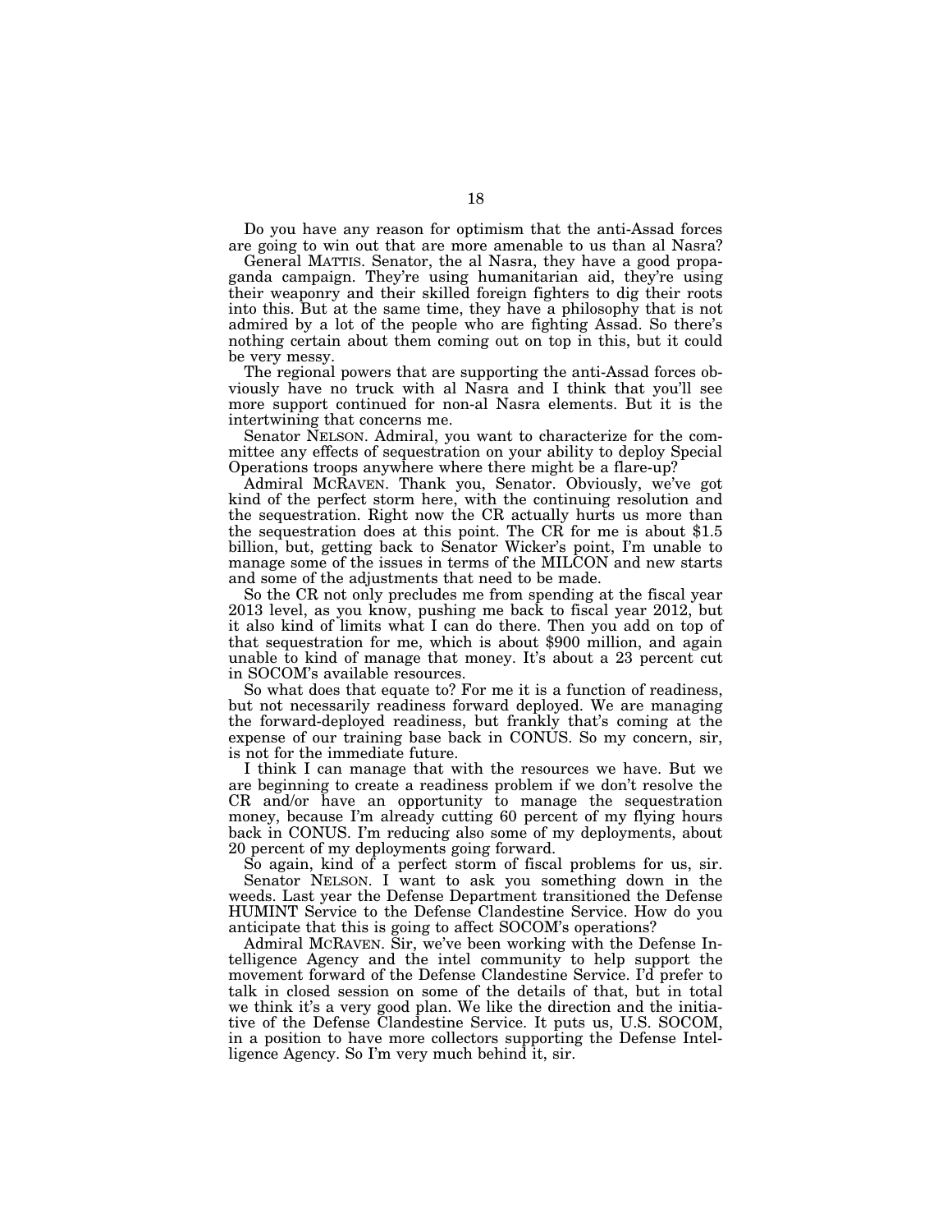Do you have any reason for optimism that the anti-Assad forces are going to win out that are more amenable to us than al Nasra?

General MATTIS. Senator, the al Nasra, they have a good propaganda campaign. They're using humanitarian aid, they're using their weaponry and their skilled foreign fighters to dig their roots into this. But at the same time, they have a philosophy that is not admired by a lot of the people who are fighting Assad. So there's nothing certain about them coming out on top in this, but it could be very messy.

The regional powers that are supporting the anti-Assad forces obviously have no truck with al Nasra and I think that you'll see more support continued for non-al Nasra elements. But it is the intertwining that concerns me.

Senator NELSON. Admiral, you want to characterize for the committee any effects of sequestration on your ability to deploy Special Operations troops anywhere where there might be a flare-up?

Admiral MCRAVEN. Thank you, Senator. Obviously, we've got kind of the perfect storm here, with the continuing resolution and the sequestration. Right now the CR actually hurts us more than the sequestration does at this point. The CR for me is about $1.5 billion, but, getting back to Senator Wicker's point, I'm unable to manage some of the issues in terms of the MILCON and new starts and some of the adjustments that need to be made.

So the CR not only precludes me from spending at the fiscal year 2013 level, as you know, pushing me back to fiscal year 2012, but it also kind of limits what I can do there. Then you add on top of that sequestration for me, which is about $900 million, and again unable to kind of manage that money. It's about a 23 percent cut in SOCOM's available resources.

So what does that equate to? For me it is a function of readiness, but not necessarily readiness forward deployed. We are managing the forward-deployed readiness, but frankly that's coming at the expense of our training base back in CONUS. So my concern, sir, is not for the immediate future.

I think I can manage that with the resources we have. But we are beginning to create a readiness problem if we don't resolve the CR and/or have an opportunity to manage the sequestration money, because I'm already cutting 60 percent of my flying hours back in CONUS. I'm reducing also some of my deployments, about 20 percent of my deployments going forward.

So again, kind of a perfect storm of fiscal problems for us, sir.

Senator NELSON. I want to ask you something down in the weeds. Last year the Defense Department transitioned the Defense HUMINT Service to the Defense Clandestine Service. How do you anticipate that this is going to affect SOCOM's operations?

Admiral MCRAVEN. Sir, we've been working with the Defense Intelligence Agency and the intel community to help support the movement forward of the Defense Clandestine Service. I'd prefer to talk in closed session on some of the details of that, but in total we think it's a very good plan. We like the direction and the initiative of the Defense Clandestine Service. It puts us, U.S. SOCOM, in a position to have more collectors supporting the Defense Intelligence Agency. So I'm very much behind it, sir.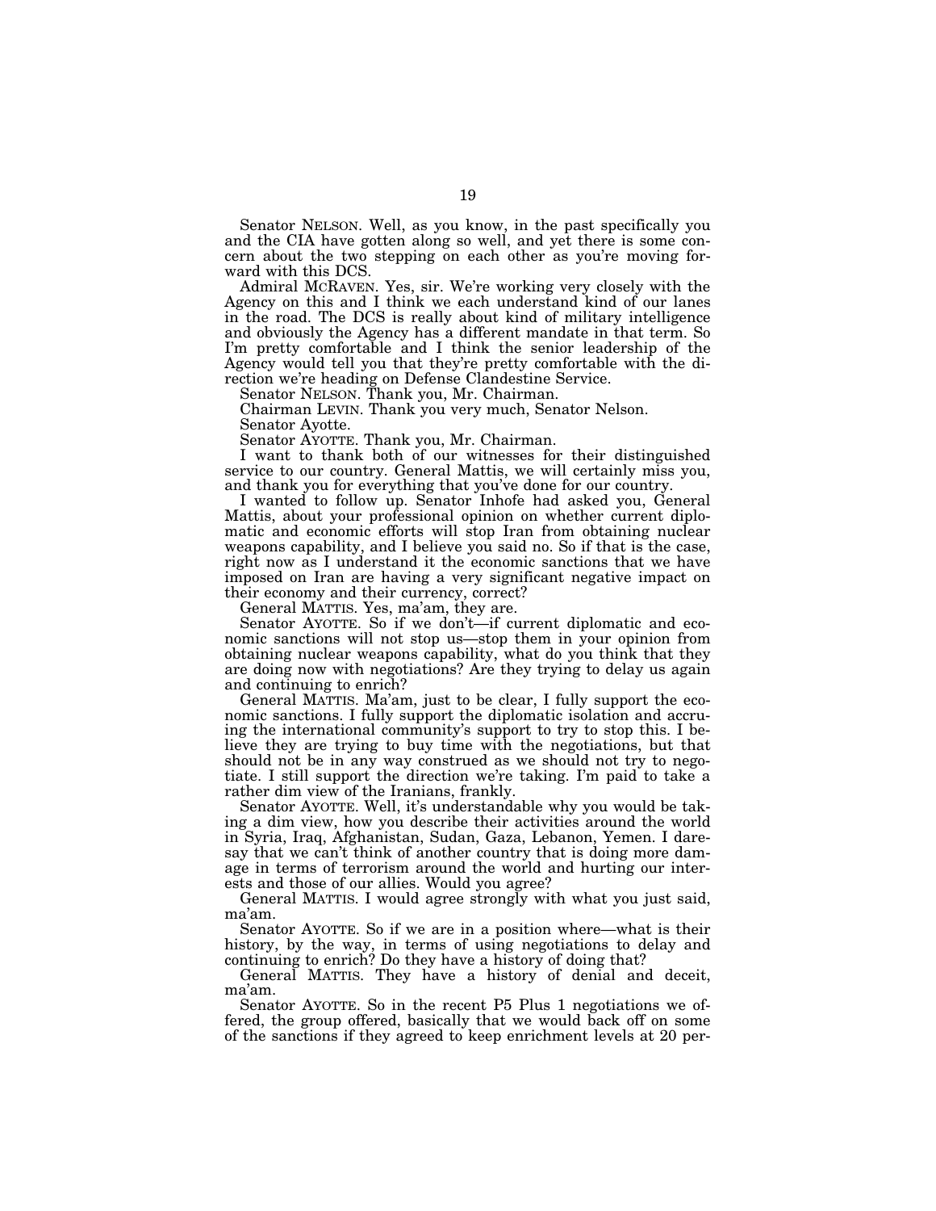Senator NELSON. Well, as you know, in the past specifically you and the CIA have gotten along so well, and yet there is some concern about the two stepping on each other as you're moving forward with this DCS.

Admiral MCRAVEN. Yes, sir. We're working very closely with the Agency on this and I think we each understand kind of our lanes in the road. The DCS is really about kind of military intelligence and obviously the Agency has a different mandate in that term. So I'm pretty comfortable and I think the senior leadership of the Agency would tell you that they're pretty comfortable with the direction we're heading on Defense Clandestine Service.

Senator NELSON. Thank you, Mr. Chairman.

Chairman LEVIN. Thank you very much, Senator Nelson.

Senator Ayotte.

Senator AYOTTE. Thank you, Mr. Chairman.

I want to thank both of our witnesses for their distinguished service to our country. General Mattis, we will certainly miss you, and thank you for everything that you've done for our country.

I wanted to follow up. Senator Inhofe had asked you, General Mattis, about your professional opinion on whether current diplomatic and economic efforts will stop Iran from obtaining nuclear weapons capability, and I believe you said no. So if that is the case, right now as I understand it the economic sanctions that we have imposed on Iran are having a very significant negative impact on their economy and their currency, correct?

General MATTIS. Yes, ma'am, they are.

Senator AYOTTE. So if we don't—if current diplomatic and economic sanctions will not stop us—stop them in your opinion from obtaining nuclear weapons capability, what do you think that they are doing now with negotiations? Are they trying to delay us again and continuing to enrich?

General MATTIS. Ma'am, just to be clear, I fully support the economic sanctions. I fully support the diplomatic isolation and accruing the international community's support to try to stop this. I believe they are trying to buy time with the negotiations, but that should not be in any way construed as we should not try to negotiate. I still support the direction we're taking. I'm paid to take a rather dim view of the Iranians, frankly.

Senator AYOTTE. Well, it's understandable why you would be taking a dim view, how you describe their activities around the world in Syria, Iraq, Afghanistan, Sudan, Gaza, Lebanon, Yemen. I daresay that we can't think of another country that is doing more damage in terms of terrorism around the world and hurting our interests and those of our allies. Would you agree?

General MATTIS. I would agree strongly with what you just said, ma'am.

Senator AYOTTE. So if we are in a position where—what is their history, by the way, in terms of using negotiations to delay and continuing to enrich? Do they have a history of doing that?

General MATTIS. They have a history of denial and deceit, ma'am.

Senator AYOTTE. So in the recent P5 Plus 1 negotiations we offered, the group offered, basically that we would back off on some of the sanctions if they agreed to keep enrichment levels at 20 per-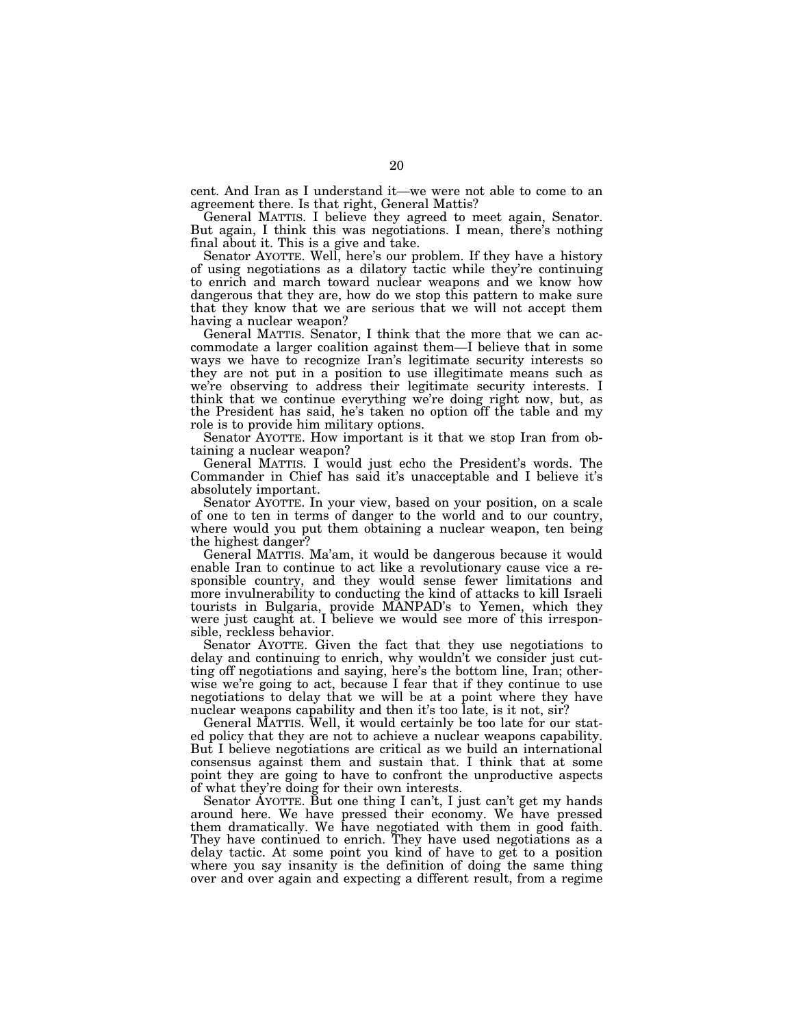cent. And Iran as I understand it—we were not able to come to an agreement there. Is that right, General Mattis?

General MATTIS. I believe they agreed to meet again, Senator. But again, I think this was negotiations. I mean, there's nothing final about it. This is a give and take.

Senator AYOTTE. Well, here's our problem. If they have a history of using negotiations as a dilatory tactic while they're continuing to enrich and march toward nuclear weapons and we know how dangerous that they are, how do we stop this pattern to make sure that they know that we are serious that we will not accept them having a nuclear weapon?

General MATTIS. Senator, I think that the more that we can accommodate a larger coalition against them—I believe that in some ways we have to recognize Iran's legitimate security interests so they are not put in a position to use illegitimate means such as we're observing to address their legitimate security interests. I think that we continue everything we're doing right now, but, as the President has said, he's taken no option off the table and my role is to provide him military options.

Senator AYOTTE. How important is it that we stop Iran from obtaining a nuclear weapon?

General MATTIS. I would just echo the President's words. The Commander in Chief has said it's unacceptable and I believe it's absolutely important.

Senator AYOTTE. In your view, based on your position, on a scale of one to ten in terms of danger to the world and to our country, where would you put them obtaining a nuclear weapon, ten being the highest danger?

General MATTIS. Ma'am, it would be dangerous because it would enable Iran to continue to act like a revolutionary cause vice a responsible country, and they would sense fewer limitations and more invulnerability to conducting the kind of attacks to kill Israeli tourists in Bulgaria, provide MANPAD's to Yemen, which they were just caught at. I believe we would see more of this irresponsible, reckless behavior.

Senator AYOTTE. Given the fact that they use negotiations to delay and continuing to enrich, why wouldn't we consider just cutting off negotiations and saying, here's the bottom line, Iran; otherwise we're going to act, because I fear that if they continue to use negotiations to delay that we will be at a point where they have nuclear weapons capability and then it's too late, is it not, sir?

General MATTIS. Well, it would certainly be too late for our stated policy that they are not to achieve a nuclear weapons capability. But I believe negotiations are critical as we build an international consensus against them and sustain that. I think that at some point they are going to have to confront the unproductive aspects of what they're doing for their own interests.

Senator AYOTTE. But one thing I can't, I just can't get my hands around here. We have pressed their economy. We have pressed them dramatically. We have negotiated with them in good faith. They have continued to enrich. They have used negotiations as a delay tactic. At some point you kind of have to get to a position where you say insanity is the definition of doing the same thing over and over again and expecting a different result, from a regime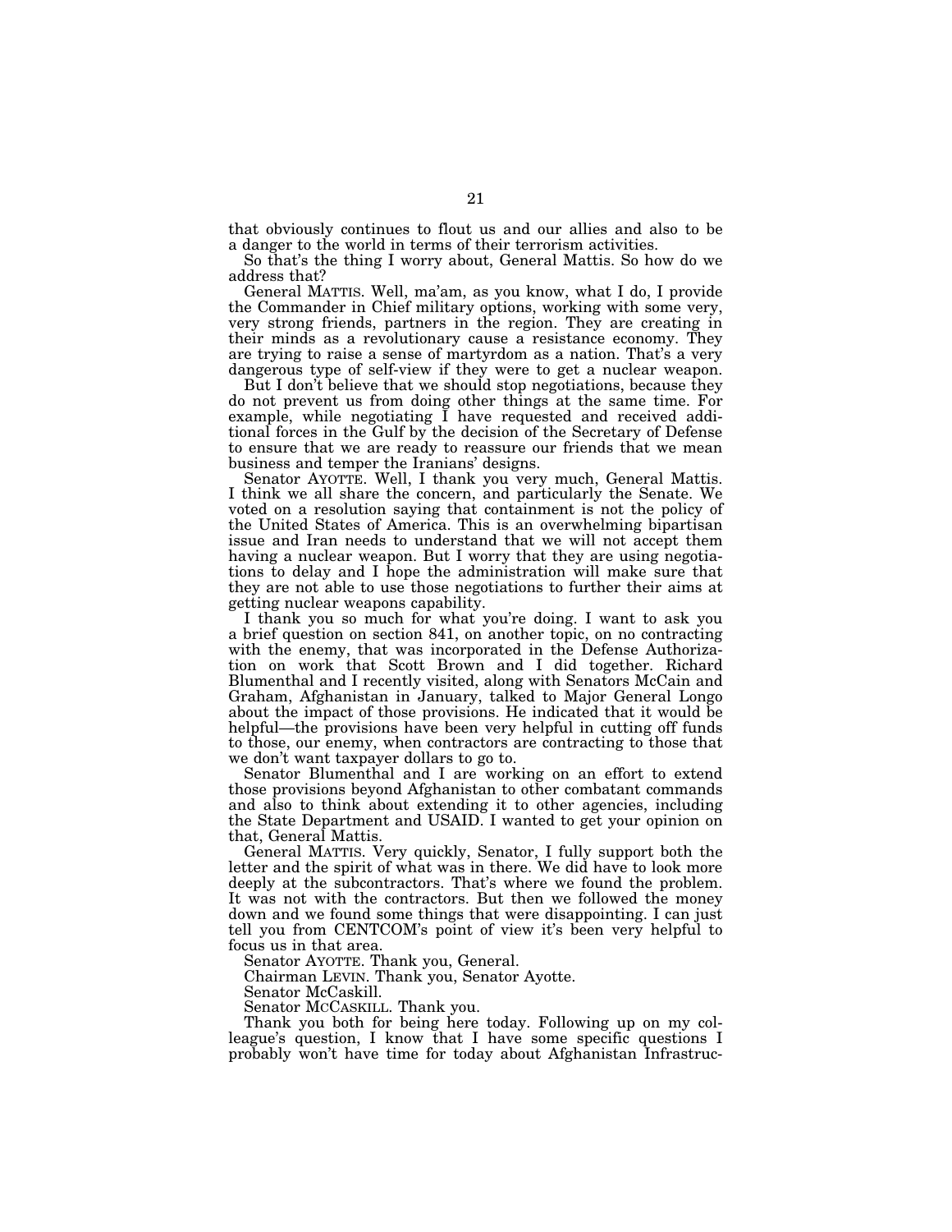that obviously continues to flout us and our allies and also to be a danger to the world in terms of their terrorism activities.

So that's the thing I worry about, General Mattis. So how do we address that?

General MATTIS. Well, ma'am, as you know, what I do, I provide the Commander in Chief military options, working with some very, very strong friends, partners in the region. They are creating in their minds as a revolutionary cause a resistance economy. They are trying to raise a sense of martyrdom as a nation. That's a very dangerous type of self-view if they were to get a nuclear weapon.

But I don't believe that we should stop negotiations, because they do not prevent us from doing other things at the same time. For example, while negotiating I have requested and received additional forces in the Gulf by the decision of the Secretary of Defense to ensure that we are ready to reassure our friends that we mean business and temper the Iranians' designs.

Senator AYOTTE. Well, I thank you very much, General Mattis. I think we all share the concern, and particularly the Senate. We voted on a resolution saying that containment is not the policy of the United States of America. This is an overwhelming bipartisan issue and Iran needs to understand that we will not accept them having a nuclear weapon. But I worry that they are using negotiations to delay and I hope the administration will make sure that they are not able to use those negotiations to further their aims at getting nuclear weapons capability.

I thank you so much for what you're doing. I want to ask you a brief question on section 841, on another topic, on no contracting with the enemy, that was incorporated in the Defense Authorization on work that Scott Brown and I did together. Richard Blumenthal and I recently visited, along with Senators McCain and Graham, Afghanistan in January, talked to Major General Longo about the impact of those provisions. He indicated that it would be helpful—the provisions have been very helpful in cutting off funds to those, our enemy, when contractors are contracting to those that we don't want taxpayer dollars to go to.

Senator Blumenthal and I are working on an effort to extend those provisions beyond Afghanistan to other combatant commands and also to think about extending it to other agencies, including the State Department and USAID. I wanted to get your opinion on that, General Mattis.

General MATTIS. Very quickly, Senator, I fully support both the letter and the spirit of what was in there. We did have to look more deeply at the subcontractors. That's where we found the problem. It was not with the contractors. But then we followed the money down and we found some things that were disappointing. I can just tell you from CENTCOM's point of view it's been very helpful to focus us in that area.

Senator AYOTTE. Thank you, General.

Chairman LEVIN. Thank you, Senator Ayotte.

Senator McCaskill.

Senator MCCASKILL. Thank you.

Thank you both for being here today. Following up on my colleague's question, I know that I have some specific questions I probably won't have time for today about Afghanistan Infrastruc-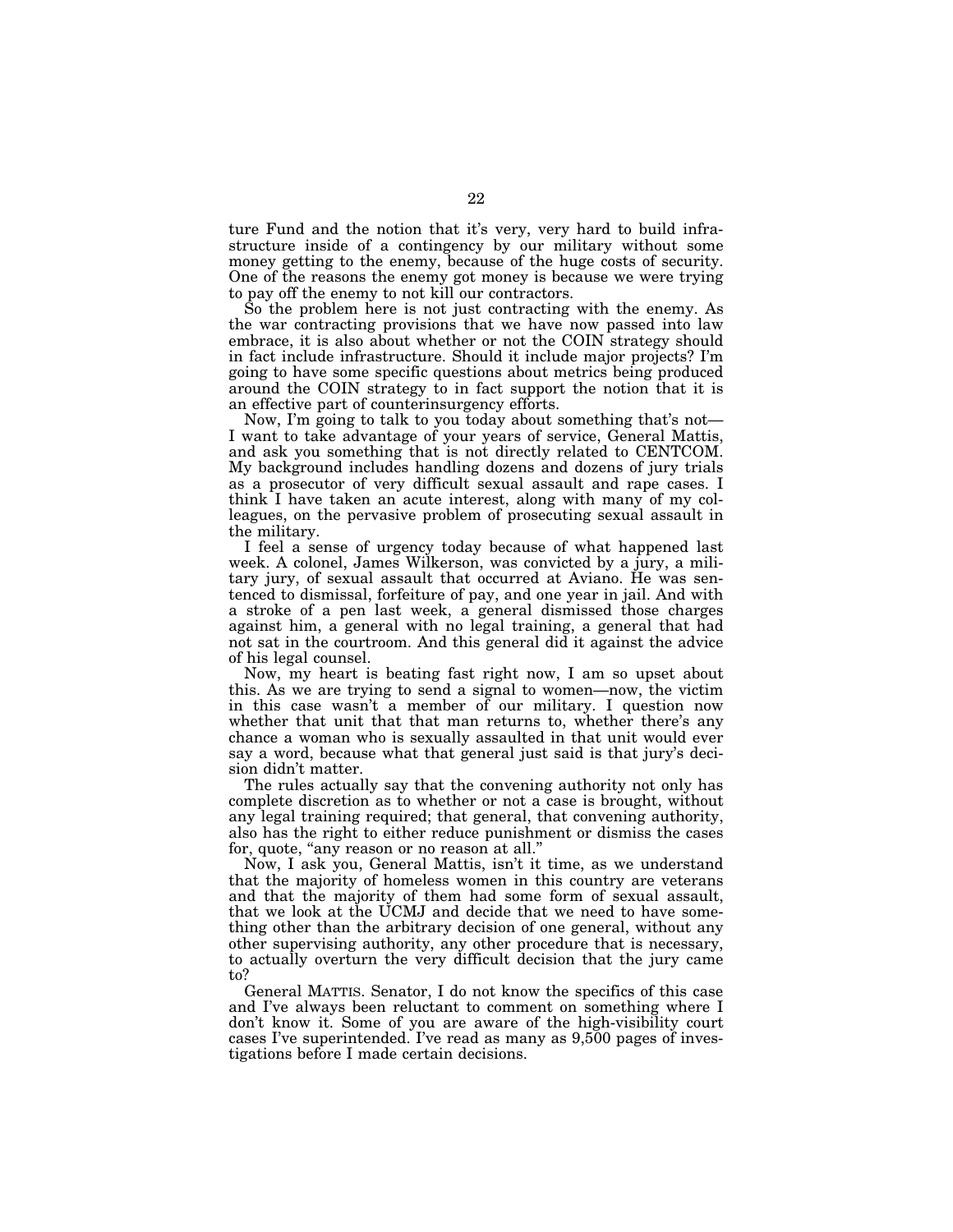ture Fund and the notion that it's very, very hard to build infrastructure inside of a contingency by our military without some money getting to the enemy, because of the huge costs of security. One of the reasons the enemy got money is because we were trying to pay off the enemy to not kill our contractors.

So the problem here is not just contracting with the enemy. As the war contracting provisions that we have now passed into law embrace, it is also about whether or not the COIN strategy should in fact include infrastructure. Should it include major projects? I'm going to have some specific questions about metrics being produced around the COIN strategy to in fact support the notion that it is an effective part of counterinsurgency efforts.

Now, I'm going to talk to you today about something that's not—I want to take advantage of your years of service, General Mattis, and ask you something that is not directly related to CENTCOM. My background includes handling dozens and dozens of jury trials as a prosecutor of very difficult sexual assault and rape cases. I think I have taken an acute interest, along with many of my colleagues, on the pervasive problem of prosecuting sexual assault in the military.

I feel a sense of urgency today because of what happened last week. A colonel, James Wilkerson, was convicted by a jury, a military jury, of sexual assault that occurred at Aviano. He was sentenced to dismissal, forfeiture of pay, and one year in jail. And with a stroke of a pen last week, a general dismissed those charges against him, a general with no legal training, a general that had not sat in the courtroom. And this general did it against the advice of his legal counsel.

Now, my heart is beating fast right now, I am so upset about this. As we are trying to send a signal to women—now, the victim in this case wasn't a member of our military. I question now whether that unit that that man returns to, whether there's any chance a woman who is sexually assaulted in that unit would ever say a word, because what that general just said is that jury's decision didn't matter.

The rules actually say that the convening authority not only has complete discretion as to whether or not a case is brought, without any legal training required; that general, that convening authority, also has the right to either reduce punishment or dismiss the cases for, quote, "any reason or no reason at all."

Now, I ask you, General Mattis, isn't it time, as we understand that the majority of homeless women in this country are veterans and that the majority of them had some form of sexual assault, that we look at the UCMJ and decide that we need to have something other than the arbitrary decision of one general, without any other supervising authority, any other procedure that is necessary, to actually overturn the very difficult decision that the jury came to?

General MATTIS. Senator, I do not know the specifics of this case and I've always been reluctant to comment on something where I don't know it. Some of you are aware of the high-visibility court cases I've superintended. I've read as many as 9,500 pages of investigations before I made certain decisions.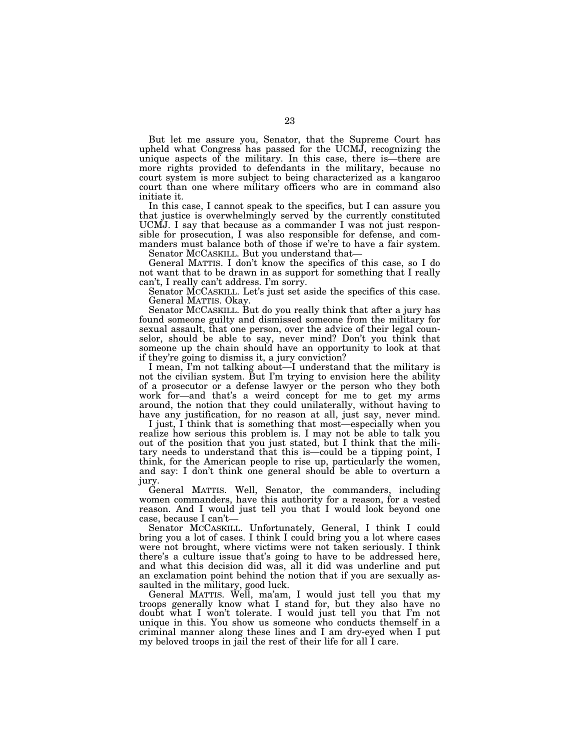But let me assure you, Senator, that the Supreme Court has upheld what Congress has passed for the UCMJ, recognizing the unique aspects of the military. In this case, there is—there are more rights provided to defendants in the military, because no court system is more subject to being characterized as a kangaroo court than one where military officers who are in command also initiate it.

In this case, I cannot speak to the specifics, but I can assure you that justice is overwhelmingly served by the currently constituted UCMJ. I say that because as a commander I was not just responsible for prosecution, I was also responsible for defense, and commanders must balance both of those if we're to have a fair system.

Senator MCCASKILL. But you understand that—

General MATTIS. I don't know the specifics of this case, so I do not want that to be drawn in as support for something that I really can't, I really can't address. I'm sorry.

Senator MCCASKILL. Let's just set aside the specifics of this case.

General MATTIS. Okay.

Senator MCCASKILL. But do you really think that after a jury has found someone guilty and dismissed someone from the military for sexual assault, that one person, over the advice of their legal counselor, should be able to say, never mind? Don't you think that someone up the chain should have an opportunity to look at that if they're going to dismiss it, a jury conviction?

I mean, I'm not talking about—I understand that the military is not the civilian system. But I'm trying to envision here the ability of a prosecutor or a defense lawyer or the person who they both work for—and that's a weird concept for me to get my arms around, the notion that they could unilaterally, without having to have any justification, for no reason at all, just say, never mind.

I just, I think that is something that most—especially when you realize how serious this problem is. I may not be able to talk you out of the position that you just stated, but I think that the military needs to understand that this is—could be a tipping point, I think, for the American people to rise up, particularly the women, and say: I don't think one general should be able to overturn a jury.

General MATTIS. Well, Senator, the commanders, including women commanders, have this authority for a reason, for a vested reason. And I would just tell you that I would look beyond one case, because I can't—

Senator MCCASKILL. Unfortunately, General, I think I could bring you a lot of cases. I think I could bring you a lot where cases were not brought, where victims were not taken seriously. I think there's a culture issue that's going to have to be addressed here, and what this decision did was, all it did was underline and put an exclamation point behind the notion that if you are sexually assaulted in the military, good luck.

General MATTIS. Well, ma'am, I would just tell you that my troops generally know what I stand for, but they also have no doubt what I won't tolerate. I would just tell you that I'm not unique in this. You show us someone who conducts themself in a criminal manner along these lines and I am dry-eyed when I put my beloved troops in jail the rest of their life for all I care.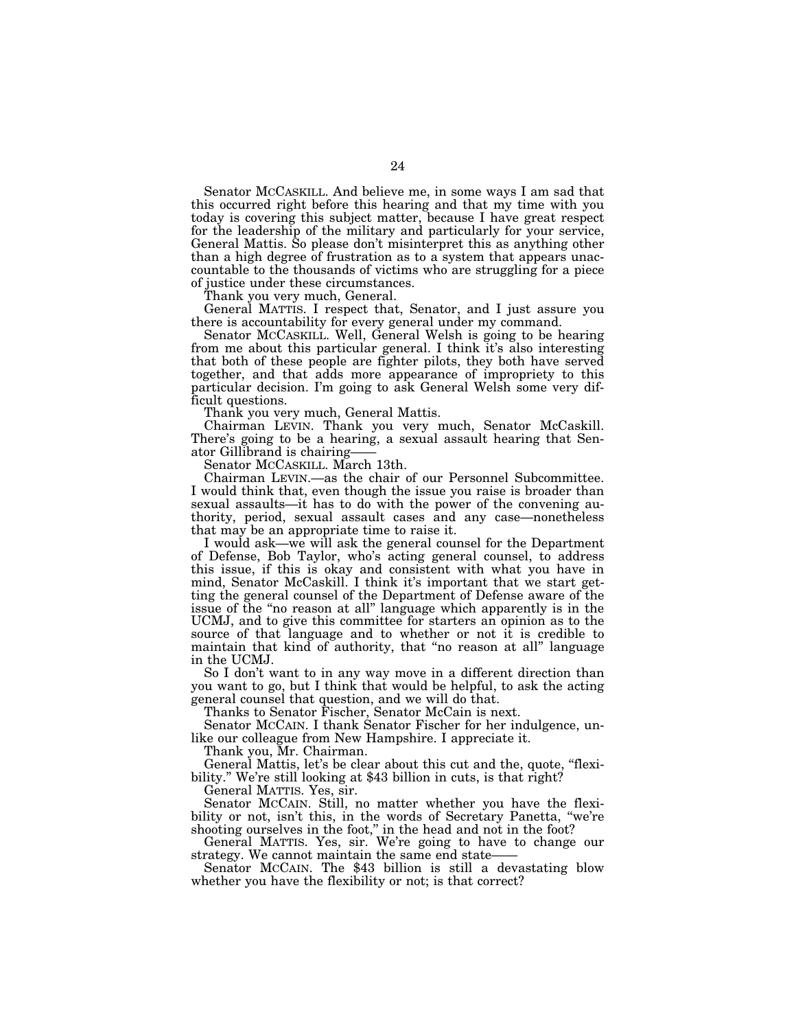Senator MCCASKILL. And believe me, in some ways I am sad that this occurred right before this hearing and that my time with you today is covering this subject matter, because I have great respect for the leadership of the military and particularly for your service, General Mattis. So please don't misinterpret this as anything other than a high degree of frustration as to a system that appears unaccountable to the thousands of victims who are struggling for a piece of justice under these circumstances.

Thank you very much, General.

General MATTIS. I respect that, Senator, and I just assure you there is accountability for every general under my command.

Senator MCCASKILL. Well, General Welsh is going to be hearing from me about this particular general. I think it's also interesting that both of these people are fighter pilots, they both have served together, and that adds more appearance of impropriety to this particular decision. I'm going to ask General Welsh some very difficult questions.

Thank you very much, General Mattis.

Chairman LEVIN. Thank you very much, Senator McCaskill. There's going to be a hearing, a sexual assault hearing that Senator Gillibrand is chairing——

Senator MCCASKILL. March 13th.

Chairman LEVIN.—as the chair of our Personnel Subcommittee. I would think that, even though the issue you raise is broader than sexual assaults—it has to do with the power of the convening authority, period, sexual assault cases and any case—nonetheless that may be an appropriate time to raise it.

I would ask—we will ask the general counsel for the Department of Defense, Bob Taylor, who's acting general counsel, to address this issue, if this is okay and consistent with what you have in mind, Senator McCaskill. I think it's important that we start getting the general counsel of the Department of Defense aware of the issue of the "no reason at all" language which apparently is in the UCMJ, and to give this committee for starters an opinion as to the source of that language and to whether or not it is credible to maintain that kind of authority, that "no reason at all" language in the UCMJ.

So I don't want to in any way move in a different direction than you want to go, but I think that would be helpful, to ask the acting general counsel that question, and we will do that.

Thanks to Senator Fischer, Senator McCain is next.

Senator MCCAIN. I thank Senator Fischer for her indulgence, unlike our colleague from New Hampshire. I appreciate it.

Thank you, Mr. Chairman.

General Mattis, let's be clear about this cut and the, quote, "flexibility." We're still looking at $43 billion in cuts, is that right?

General MATTIS. Yes, sir.

Senator MCCAIN. Still, no matter whether you have the flexibility or not, isn't this, in the words of Secretary Panetta, "we're shooting ourselves in the foot," in the head and not in the foot?

General MATTIS. Yes, sir. We're going to have to change our strategy. We cannot maintain the same end state——

Senator MCCAIN. The $43 billion is still a devastating blow whether you have the flexibility or not; is that correct?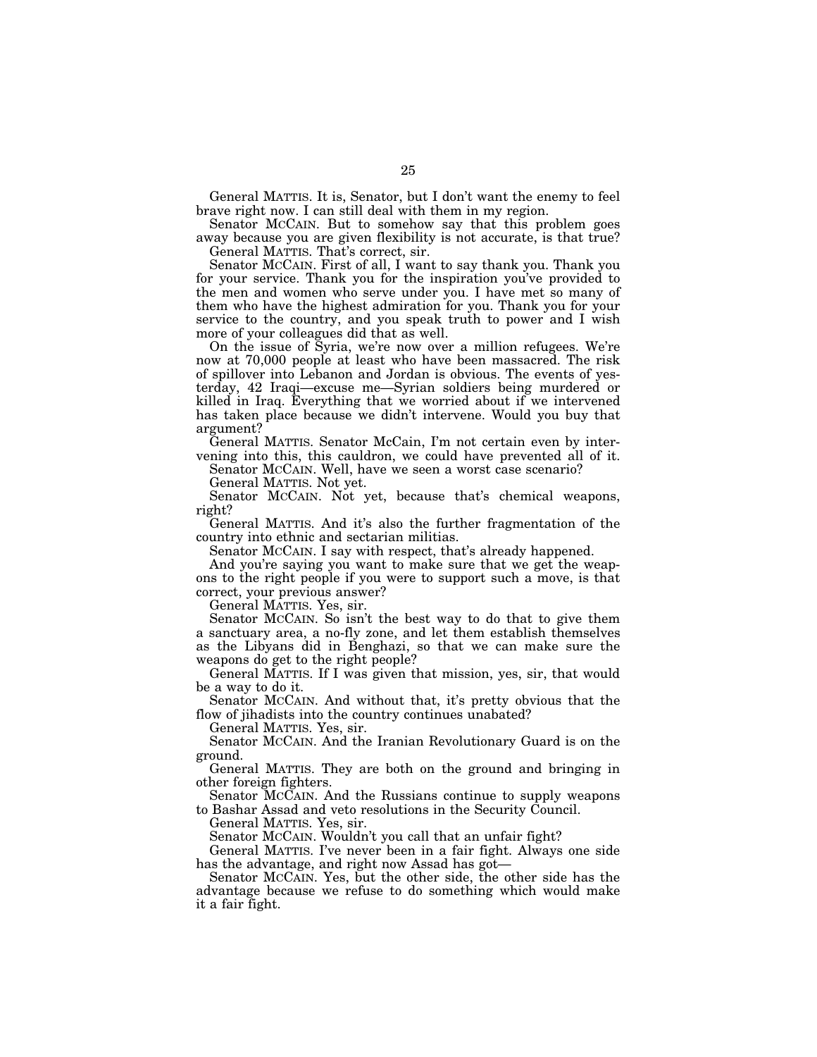General MATTIS. It is, Senator, but I don't want the enemy to feel brave right now. I can still deal with them in my region.

Senator MCCAIN. But to somehow say that this problem goes away because you are given flexibility is not accurate, is that true?

General MATTIS. That's correct, sir.

Senator MCCAIN. First of all, I want to say thank you. Thank you for your service. Thank you for the inspiration you've provided to the men and women who serve under you. I have met so many of them who have the highest admiration for you. Thank you for your service to the country, and you speak truth to power and I wish more of your colleagues did that as well.

On the issue of Syria, we're now over a million refugees. We're now at 70,000 people at least who have been massacred. The risk of spillover into Lebanon and Jordan is obvious. The events of yesterday, 42 Iraqi—excuse me—Syrian soldiers being murdered or killed in Iraq. Everything that we worried about if we intervened has taken place because we didn't intervene. Would you buy that argument?

General MATTIS. Senator McCain, I'm not certain even by intervening into this, this cauldron, we could have prevented all of it.

Senator MCCAIN. Well, have we seen a worst case scenario?

General MATTIS. Not yet.

Senator MCCAIN. Not yet, because that's chemical weapons, right?

General MATTIS. And it's also the further fragmentation of the country into ethnic and sectarian militias.

Senator MCCAIN. I say with respect, that's already happened.

And you're saying you want to make sure that we get the weapons to the right people if you were to support such a move, is that correct, your previous answer?

General MATTIS. Yes, sir.

Senator MCCAIN. So isn't the best way to do that to give them a sanctuary area, a no-fly zone, and let them establish themselves as the Libyans did in Benghazi, so that we can make sure the weapons do get to the right people?

General MATTIS. If I was given that mission, yes, sir, that would be a way to do it.

Senator MCCAIN. And without that, it's pretty obvious that the flow of jihadists into the country continues unabated?

General MATTIS. Yes, sir.

Senator MCCAIN. And the Iranian Revolutionary Guard is on the ground.

General MATTIS. They are both on the ground and bringing in other foreign fighters.

Senator MCCAIN. And the Russians continue to supply weapons to Bashar Assad and veto resolutions in the Security Council.

General MATTIS. Yes, sir.

Senator MCCAIN. Wouldn't you call that an unfair fight?

General MATTIS. I've never been in a fair fight. Always one side has the advantage, and right now Assad has got—

Senator MCCAIN. Yes, but the other side, the other side has the advantage because we refuse to do something which would make it a fair fight.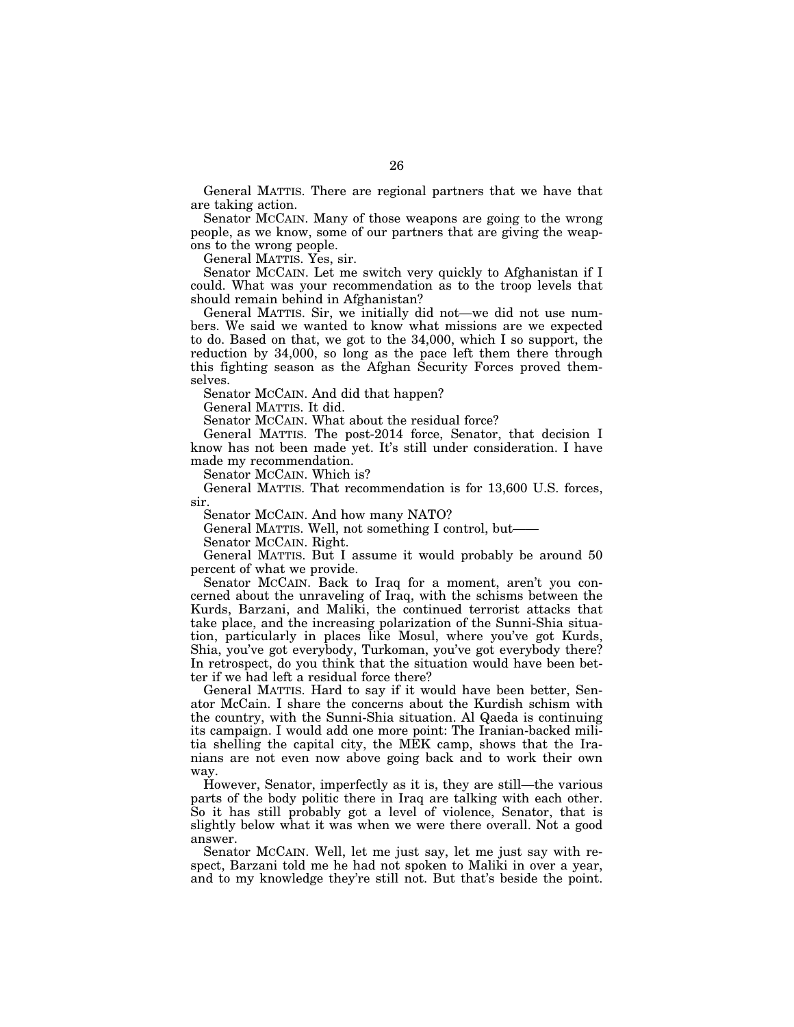General MATTIS. There are regional partners that we have that are taking action.

Senator MCCAIN. Many of those weapons are going to the wrong people, as we know, some of our partners that are giving the weapons to the wrong people.

General MATTIS. Yes, sir.

Senator MCCAIN. Let me switch very quickly to Afghanistan if I could. What was your recommendation as to the troop levels that should remain behind in Afghanistan?

General MATTIS. Sir, we initially did not—we did not use numbers. We said we wanted to know what missions are we expected to do. Based on that, we got to the 34,000, which I so support, the reduction by 34,000, so long as the pace left them there through this fighting season as the Afghan Security Forces proved themselves.

Senator MCCAIN. And did that happen?

General MATTIS. It did.

Senator MCCAIN. What about the residual force?

General MATTIS. The post-2014 force, Senator, that decision I know has not been made yet. It's still under consideration. I have made my recommendation.

Senator MCCAIN. Which is?

General MATTIS. That recommendation is for 13,600 U.S. forces, sir.

Senator MCCAIN. And how many NATO?

General MATTIS. Well, not something I control, but——

Senator MCCAIN. Right.

General MATTIS. But I assume it would probably be around 50 percent of what we provide.

Senator MCCAIN. Back to Iraq for a moment, aren't you concerned about the unraveling of Iraq, with the schisms between the Kurds, Barzani, and Maliki, the continued terrorist attacks that take place, and the increasing polarization of the Sunni-Shia situation, particularly in places like Mosul, where you've got Kurds, Shia, you've got everybody, Turkoman, you've got everybody there? In retrospect, do you think that the situation would have been better if we had left a residual force there?

General MATTIS. Hard to say if it would have been better, Senator McCain. I share the concerns about the Kurdish schism with the country, with the Sunni-Shia situation. Al Qaeda is continuing its campaign. I would add one more point: The Iranian-backed militia shelling the capital city, the MEK camp, shows that the Iranians are not even now above going back and to work their own way.

However, Senator, imperfectly as it is, they are still—the various parts of the body politic there in Iraq are talking with each other. So it has still probably got a level of violence, Senator, that is slightly below what it was when we were there overall. Not a good answer.

Senator MCCAIN. Well, let me just say, let me just say with respect, Barzani told me he had not spoken to Maliki in over a year, and to my knowledge they're still not. But that's beside the point.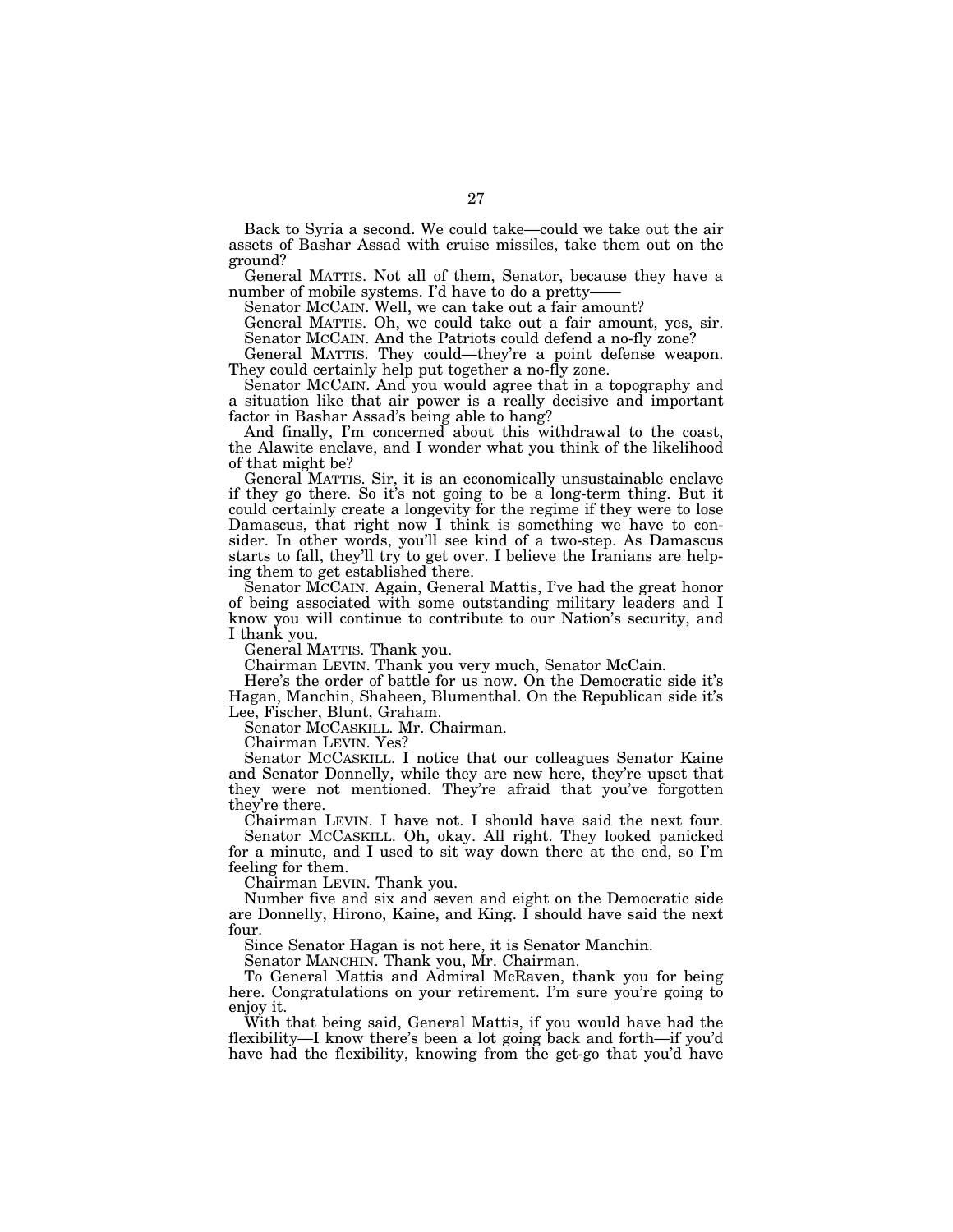Back to Syria a second. We could take—could we take out the air assets of Bashar Assad with cruise missiles, take them out on the ground?

General MATTIS. Not all of them, Senator, because they have a number of mobile systems. I'd have to do a pretty——

Senator MCCAIN. Well, we can take out a fair amount?

General MATTIS. Oh, we could take out a fair amount, yes, sir.

Senator MCCAIN. And the Patriots could defend a no-fly zone?

General MATTIS. They could—they're a point defense weapon. They could certainly help put together a no-fly zone.

Senator MCCAIN. And you would agree that in a topography and a situation like that air power is a really decisive and important factor in Bashar Assad's being able to hang?

And finally, I'm concerned about this withdrawal to the coast, the Alawite enclave, and I wonder what you think of the likelihood of that might be?

General MATTIS. Sir, it is an economically unsustainable enclave if they go there. So it's not going to be a long-term thing. But it could certainly create a longevity for the regime if they were to lose Damascus, that right now I think is something we have to consider. In other words, you'll see kind of a two-step. As Damascus starts to fall, they'll try to get over. I believe the Iranians are helping them to get established there.

Senator MCCAIN. Again, General Mattis, I've had the great honor of being associated with some outstanding military leaders and I know you will continue to contribute to our Nation's security, and I thank you.

General MATTIS. Thank you.

Chairman LEVIN. Thank you very much, Senator McCain.

Here's the order of battle for us now. On the Democratic side it's Hagan, Manchin, Shaheen, Blumenthal. On the Republican side it's Lee, Fischer, Blunt, Graham.

Senator MCCASKILL. Mr. Chairman.

Chairman LEVIN. Yes?

Senator MCCASKILL. I notice that our colleagues Senator Kaine and Senator Donnelly, while they are new here, they're upset that they were not mentioned. They're afraid that you've forgotten they're there.

Chairman LEVIN. I have not. I should have said the next four.

Senator MCCASKILL. Oh, okay. All right. They looked panicked for a minute, and I used to sit way down there at the end, so I'm feeling for them.

Chairman LEVIN. Thank you.

Number five and six and seven and eight on the Democratic side are Donnelly, Hirono, Kaine, and King. I should have said the next four.

Since Senator Hagan is not here, it is Senator Manchin.

Senator MANCHIN. Thank you, Mr. Chairman.

To General Mattis and Admiral McRaven, thank you for being here. Congratulations on your retirement. I'm sure you're going to enjoy it.

With that being said, General Mattis, if you would have had the flexibility—I know there's been a lot going back and forth—if you'd have had the flexibility, knowing from the get-go that you'd have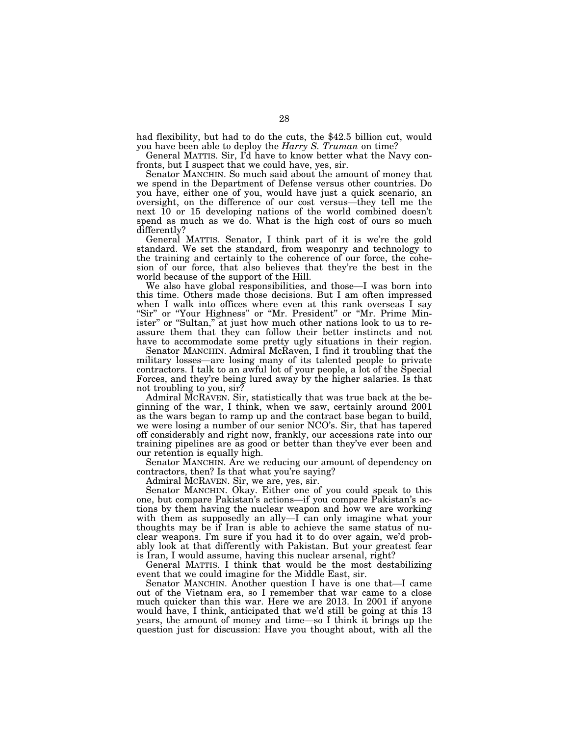had flexibility, but had to do the cuts, the $42.5 billion cut, would you have been able to deploy the *Harry S. Truman* on time?

General MATTIS. Sir, I'd have to know better what the Navy confronts, but I suspect that we could have, yes, sir.

Senator MANCHIN. So much said about the amount of money that we spend in the Department of Defense versus other countries. Do you have, either one of you, would have just a quick scenario, an oversight, on the difference of our cost versus—they tell me the next 10 or 15 developing nations of the world combined doesn't spend as much as we do. What is the high cost of ours so much differently?

General MATTIS. Senator, I think part of it is we're the gold standard. We set the standard, from weaponry and technology to the training and certainly to the coherence of our force, the cohesion of our force, that also believes that they're the best in the world because of the support of the Hill.

We also have global responsibilities, and those—I was born into this time. Others made those decisions. But I am often impressed when I walk into offices where even at this rank overseas I say "Sir" or "Your Highness" or "Mr. President" or "Mr. Prime Minister" or "Sultan," at just how much other nations look to us to reassure them that they can follow their better instincts and not have to accommodate some pretty ugly situations in their region.

Senator MANCHIN. Admiral McRaven, I find it troubling that the military losses—are losing many of its talented people to private contractors. I talk to an awful lot of your people, a lot of the Special Forces, and they're being lured away by the higher salaries. Is that not troubling to you, sir?

Admiral MCRAVEN. Sir, statistically that was true back at the beginning of the war, I think, when we saw, certainly around 2001 as the wars began to ramp up and the contract base began to build, we were losing a number of our senior NCO's. Sir, that has tapered off considerably and right now, frankly, our accessions rate into our training pipelines are as good or better than they've ever been and our retention is equally high.

Senator MANCHIN. Are we reducing our amount of dependency on contractors, then? Is that what you're saying?

Admiral MCRAVEN. Sir, we are, yes, sir.

Senator MANCHIN. Okay. Either one of you could speak to this one, but compare Pakistan's actions—if you compare Pakistan's actions by them having the nuclear weapon and how we are working with them as supposedly an ally—I can only imagine what your thoughts may be if Iran is able to achieve the same status of nuclear weapons. I'm sure if you had it to do over again, we'd probably look at that differently with Pakistan. But your greatest fear is Iran, I would assume, having this nuclear arsenal, right?

General MATTIS. I think that would be the most destabilizing event that we could imagine for the Middle East, sir.

Senator MANCHIN. Another question I have is one that—I came out of the Vietnam era, so I remember that war came to a close much quicker than this war. Here we are 2013. In 2001 if anyone would have, I think, anticipated that we'd still be going at this 13 years, the amount of money and time—so I think it brings up the question just for discussion: Have you thought about, with all the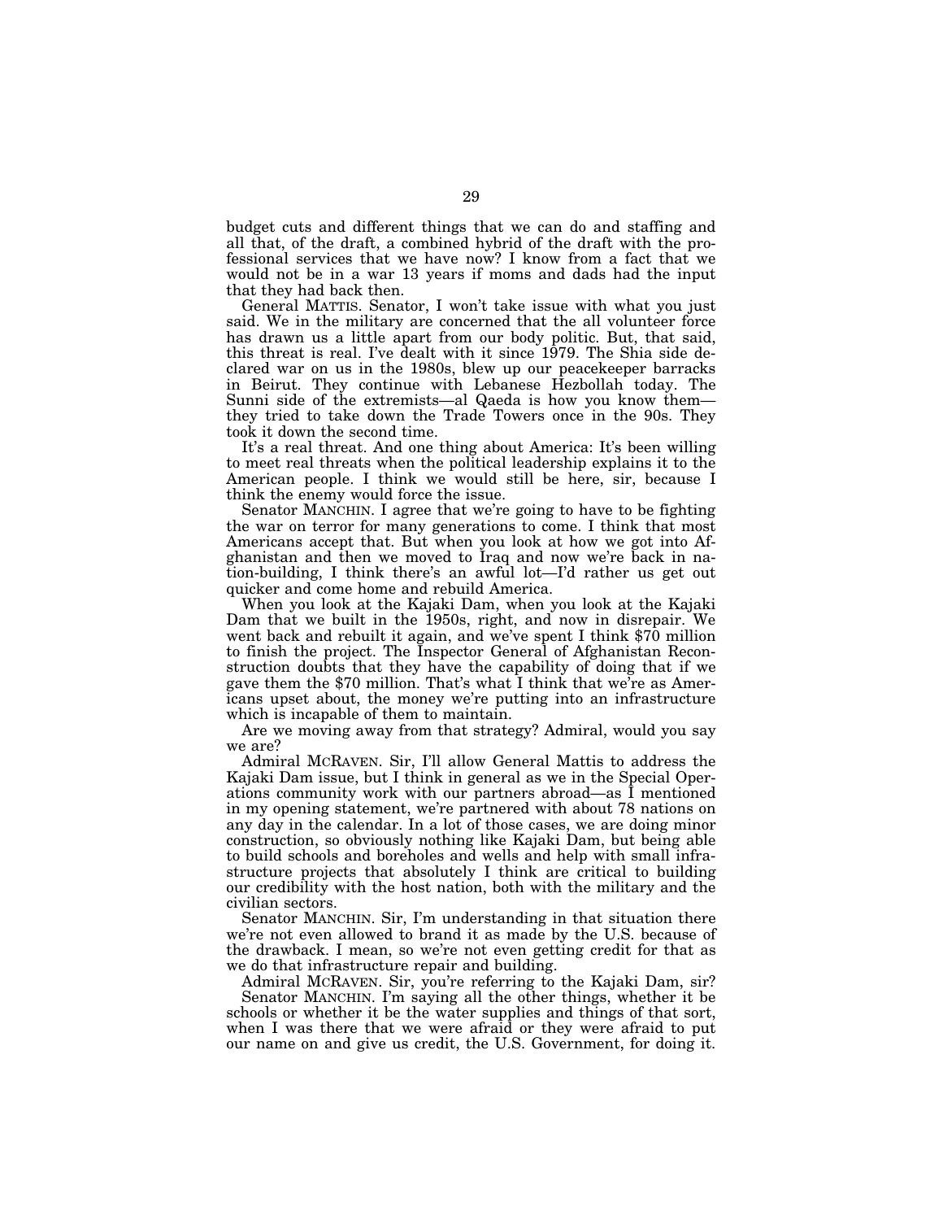budget cuts and different things that we can do and staffing and all that, of the draft, a combined hybrid of the draft with the professional services that we have now? I know from a fact that we would not be in a war 13 years if moms and dads had the input that they had back then.

General MATTIS. Senator, I won't take issue with what you just said. We in the military are concerned that the all volunteer force has drawn us a little apart from our body politic. But, that said, this threat is real. I've dealt with it since 1979. The Shia side declared war on us in the 1980s, blew up our peacekeeper barracks in Beirut. They continue with Lebanese Hezbollah today. The Sunni side of the extremists—al Qaeda is how you know them—they tried to take down the Trade Towers once in the 90s. They took it down the second time.

It's a real threat. And one thing about America: It's been willing to meet real threats when the political leadership explains it to the American people. I think we would still be here, sir, because I think the enemy would force the issue.

Senator MANCHIN. I agree that we're going to have to be fighting the war on terror for many generations to come. I think that most Americans accept that. But when you look at how we got into Afghanistan and then we moved to Iraq and now we're back in nation-building, I think there's an awful lot—I'd rather us get out quicker and come home and rebuild America.

When you look at the Kajaki Dam, when you look at the Kajaki Dam that we built in the 1950s, right, and now in disrepair. We went back and rebuilt it again, and we've spent I think $70 million to finish the project. The Inspector General of Afghanistan Reconstruction doubts that they have the capability of doing that if we gave them the $70 million. That's what I think that we're as Americans upset about, the money we're putting into an infrastructure which is incapable of them to maintain.

Are we moving away from that strategy? Admiral, would you say we are?

Admiral MCRAVEN. Sir, I'll allow General Mattis to address the Kajaki Dam issue, but I think in general as we in the Special Operations community work with our partners abroad—as I mentioned in my opening statement, we're partnered with about 78 nations on any day in the calendar. In a lot of those cases, we are doing minor construction, so obviously nothing like Kajaki Dam, but being able to build schools and boreholes and wells and help with small infrastructure projects that absolutely I think are critical to building our credibility with the host nation, both with the military and the civilian sectors.

Senator MANCHIN. Sir, I'm understanding in that situation there we're not even allowed to brand it as made by the U.S. because of the drawback. I mean, so we're not even getting credit for that as we do that infrastructure repair and building.

Admiral MCRAVEN. Sir, you're referring to the Kajaki Dam, sir?

Senator MANCHIN. I'm saying all the other things, whether it be schools or whether it be the water supplies and things of that sort, when I was there that we were afraid or they were afraid to put our name on and give us credit, the U.S. Government, for doing it.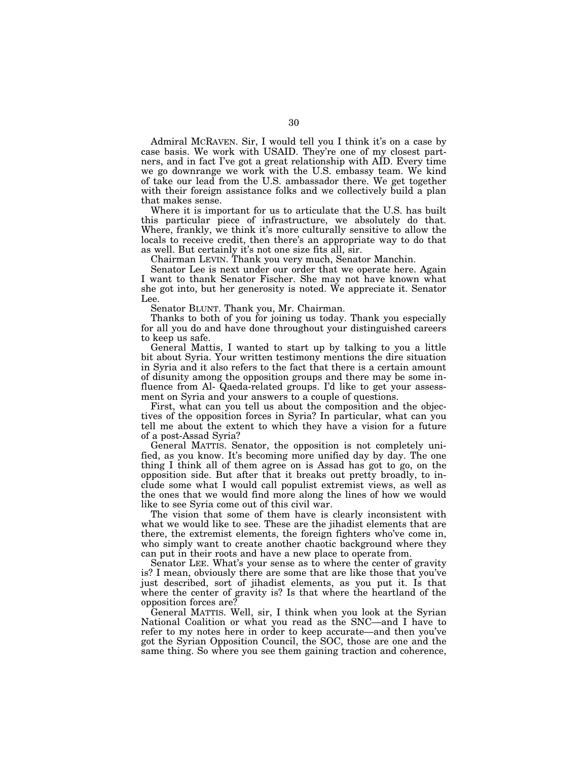Admiral MCRAVEN. Sir, I would tell you I think it's on a case by case basis. We work with USAID. They're one of my closest partners, and in fact I've got a great relationship with AID. Every time we go downrange we work with the U.S. embassy team. We kind of take our lead from the U.S. ambassador there. We get together with their foreign assistance folks and we collectively build a plan that makes sense.

Where it is important for us to articulate that the U.S. has built this particular piece of infrastructure, we absolutely do that. Where, frankly, we think it's more culturally sensitive to allow the locals to receive credit, then there's an appropriate way to do that as well. But certainly it's not one size fits all, sir.

Chairman LEVIN. Thank you very much, Senator Manchin.

Senator Lee is next under our order that we operate here. Again I want to thank Senator Fischer. She may not have known what she got into, but her generosity is noted. We appreciate it. Senator Lee.

Senator BLUNT. Thank you, Mr. Chairman.

Thanks to both of you for joining us today. Thank you especially for all you do and have done throughout your distinguished careers to keep us safe.

General Mattis, I wanted to start up by talking to you a little bit about Syria. Your written testimony mentions the dire situation in Syria and it also refers to the fact that there is a certain amount of disunity among the opposition groups and there may be some influence from Al- Qaeda-related groups. I'd like to get your assessment on Syria and your answers to a couple of questions.

First, what can you tell us about the composition and the objectives of the opposition forces in Syria? In particular, what can you tell me about the extent to which they have a vision for a future of a post-Assad Syria?

General MATTIS. Senator, the opposition is not completely unified, as you know. It's becoming more unified day by day. The one thing I think all of them agree on is Assad has got to go, on the opposition side. But after that it breaks out pretty broadly, to include some what I would call populist extremist views, as well as the ones that we would find more along the lines of how we would like to see Syria come out of this civil war.

The vision that some of them have is clearly inconsistent with what we would like to see. These are the jihadist elements that are there, the extremist elements, the foreign fighters who've come in, who simply want to create another chaotic background where they can put in their roots and have a new place to operate from.

Senator LEE. What's your sense as to where the center of gravity is? I mean, obviously there are some that are like those that you've just described, sort of jihadist elements, as you put it. Is that where the center of gravity is? Is that where the heartland of the opposition forces are?

General MATTIS. Well, sir, I think when you look at the Syrian National Coalition or what you read as the SNC—and I have to refer to my notes here in order to keep accurate—and then you've got the Syrian Opposition Council, the SOC, those are one and the same thing. So where you see them gaining traction and coherence,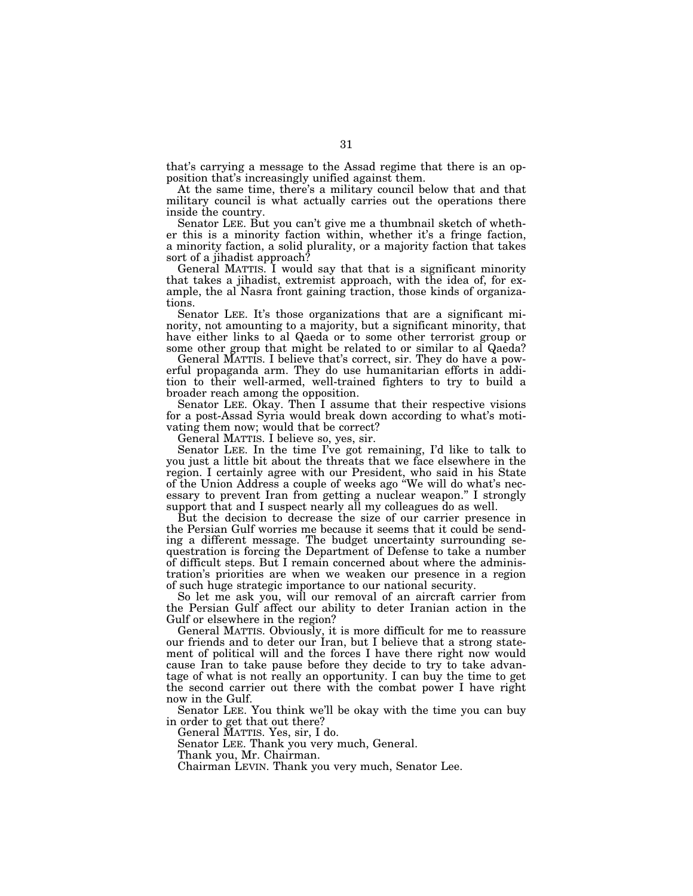that's carrying a message to the Assad regime that there is an opposition that's increasingly unified against them.

At the same time, there's a military council below that and that military council is what actually carries out the operations there inside the country.

Senator LEE. But you can't give me a thumbnail sketch of whether this is a minority faction within, whether it's a fringe faction, a minority faction, a solid plurality, or a majority faction that takes sort of a jihadist approach?

General MATTIS. I would say that that is a significant minority that takes a jihadist, extremist approach, with the idea of, for example, the al Nasra front gaining traction, those kinds of organizations.

Senator LEE. It's those organizations that are a significant minority, not amounting to a majority, but a significant minority, that have either links to al Qaeda or to some other terrorist group or some other group that might be related to or similar to al Qaeda?

General MATTIS. I believe that's correct, sir. They do have a powerful propaganda arm. They do use humanitarian efforts in addition to their well-armed, well-trained fighters to try to build a broader reach among the opposition.

Senator LEE. Okay. Then I assume that their respective visions for a post-Assad Syria would break down according to what's motivating them now; would that be correct?

General MATTIS. I believe so, yes, sir.

Senator LEE. In the time I've got remaining, I'd like to talk to you just a little bit about the threats that we face elsewhere in the region. I certainly agree with our President, who said in his State of the Union Address a couple of weeks ago "We will do what's necessary to prevent Iran from getting a nuclear weapon." I strongly support that and I suspect nearly all my colleagues do as well.

But the decision to decrease the size of our carrier presence in the Persian Gulf worries me because it seems that it could be sending a different message. The budget uncertainty surrounding sequestration is forcing the Department of Defense to take a number of difficult steps. But I remain concerned about where the administration's priorities are when we weaken our presence in a region of such huge strategic importance to our national security.

So let me ask you, will our removal of an aircraft carrier from the Persian Gulf affect our ability to deter Iranian action in the Gulf or elsewhere in the region?

General MATTIS. Obviously, it is more difficult for me to reassure our friends and to deter our Iran, but I believe that a strong statement of political will and the forces I have there right now would cause Iran to take pause before they decide to try to take advantage of what is not really an opportunity. I can buy the time to get the second carrier out there with the combat power I have right now in the Gulf.

Senator LEE. You think we'll be okay with the time you can buy in order to get that out there?

General MATTIS. Yes, sir, I do.

Senator LEE. Thank you very much, General.

Thank you, Mr. Chairman.

Chairman LEVIN. Thank you very much, Senator Lee.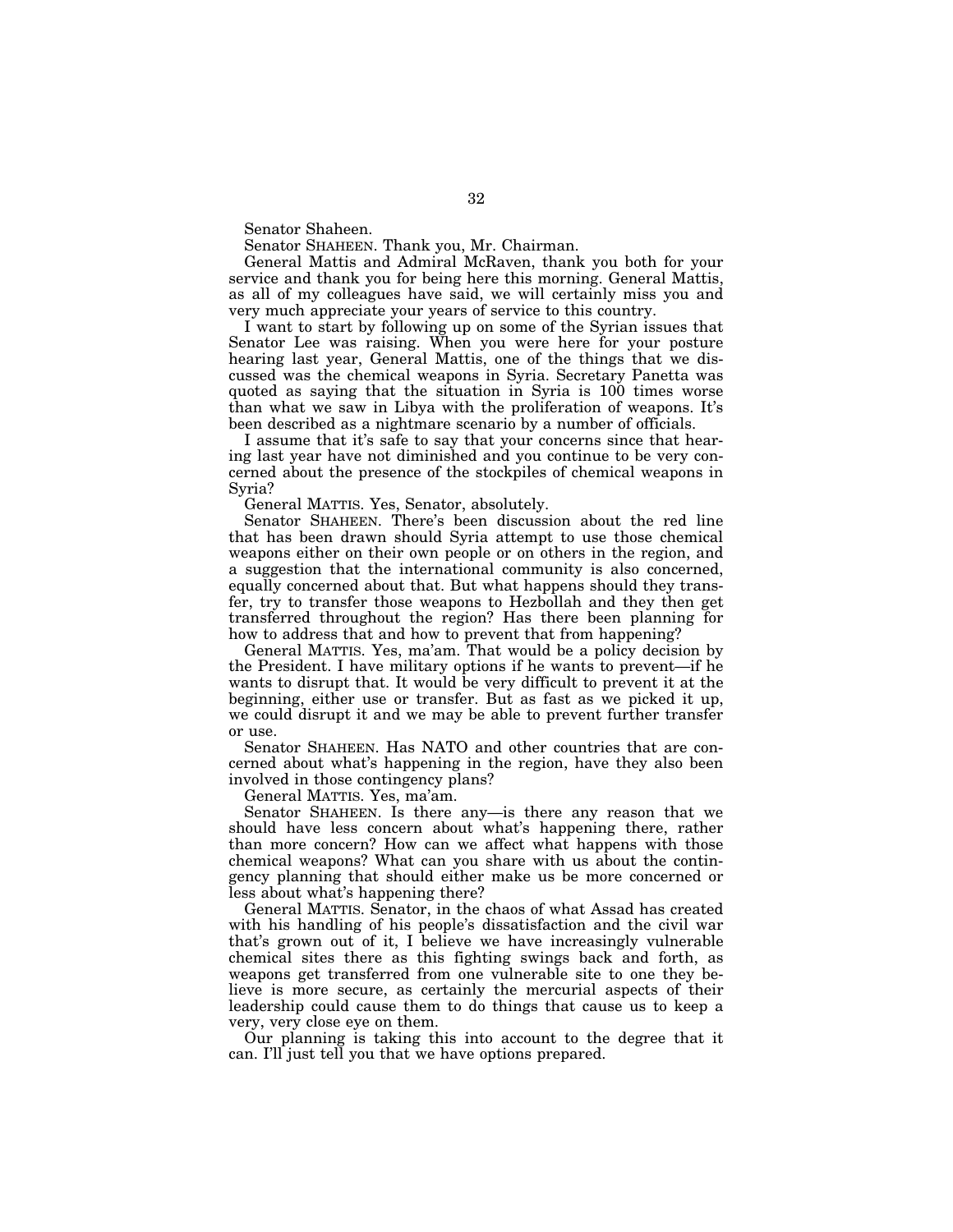Senator Shaheen.

Senator SHAHEEN. Thank you, Mr. Chairman.

General Mattis and Admiral McRaven, thank you both for your service and thank you for being here this morning. General Mattis, as all of my colleagues have said, we will certainly miss you and very much appreciate your years of service to this country.

I want to start by following up on some of the Syrian issues that Senator Lee was raising. When you were here for your posture hearing last year, General Mattis, one of the things that we discussed was the chemical weapons in Syria. Secretary Panetta was quoted as saying that the situation in Syria is 100 times worse than what we saw in Libya with the proliferation of weapons. It's been described as a nightmare scenario by a number of officials.

I assume that it's safe to say that your concerns since that hearing last year have not diminished and you continue to be very concerned about the presence of the stockpiles of chemical weapons in Syria?

General MATTIS. Yes, Senator, absolutely.

Senator SHAHEEN. There's been discussion about the red line that has been drawn should Syria attempt to use those chemical weapons either on their own people or on others in the region, and a suggestion that the international community is also concerned, equally concerned about that. But what happens should they transfer, try to transfer those weapons to Hezbollah and they then get transferred throughout the region? Has there been planning for how to address that and how to prevent that from happening?

General MATTIS. Yes, ma'am. That would be a policy decision by the President. I have military options if he wants to prevent—if he wants to disrupt that. It would be very difficult to prevent it at the beginning, either use or transfer. But as fast as we picked it up, we could disrupt it and we may be able to prevent further transfer or use.

Senator SHAHEEN. Has NATO and other countries that are concerned about what's happening in the region, have they also been involved in those contingency plans?

General MATTIS. Yes, ma'am.

Senator SHAHEEN. Is there any—is there any reason that we should have less concern about what's happening there, rather than more concern? How can we affect what happens with those chemical weapons? What can you share with us about the contingency planning that should either make us be more concerned or less about what's happening there?

General MATTIS. Senator, in the chaos of what Assad has created with his handling of his people's dissatisfaction and the civil war that's grown out of it, I believe we have increasingly vulnerable chemical sites there as this fighting swings back and forth, as weapons get transferred from one vulnerable site to one they believe is more secure, as certainly the mercurial aspects of their leadership could cause them to do things that cause us to keep a very, very close eye on them.

Our planning is taking this into account to the degree that it can. I'll just tell you that we have options prepared.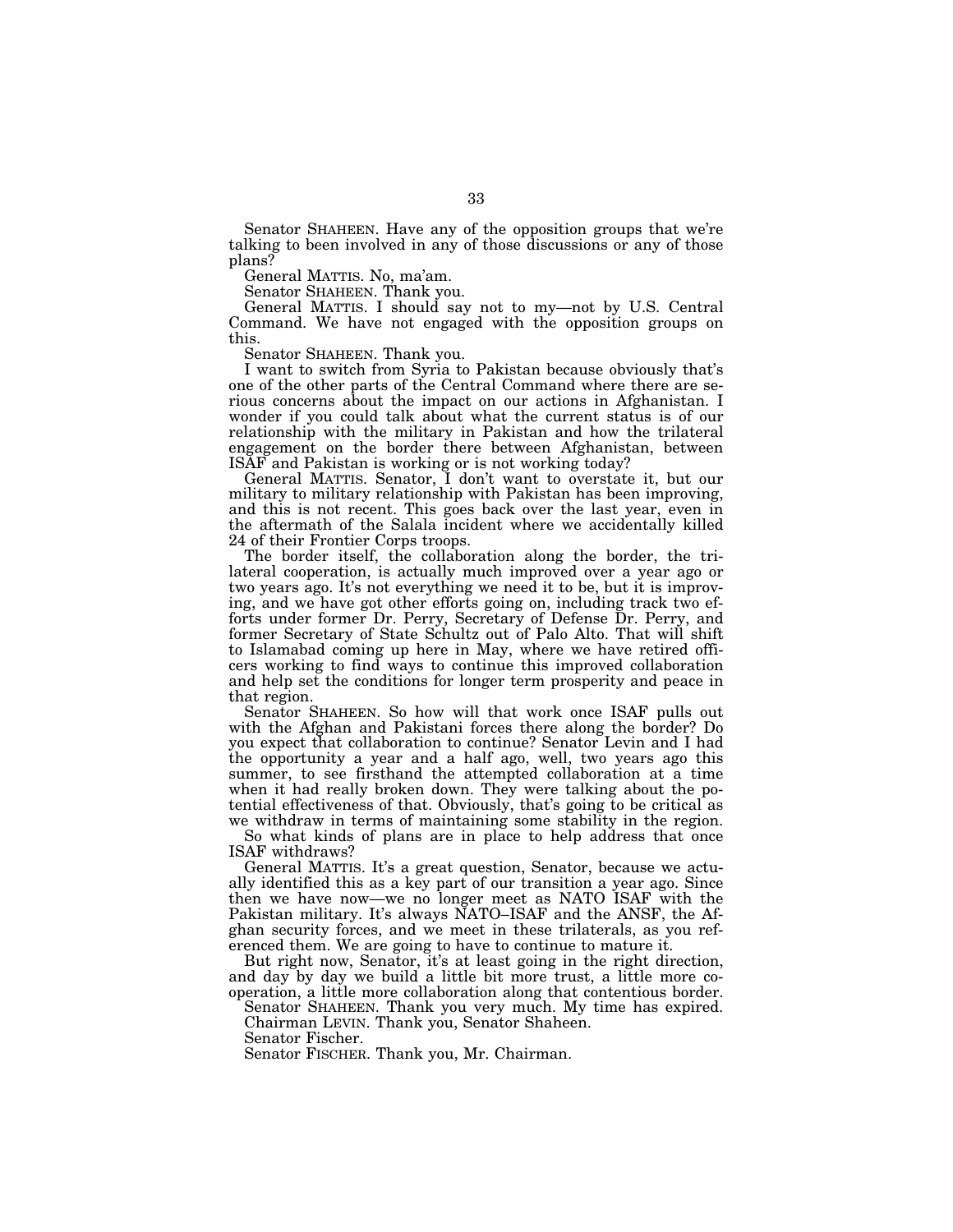Senator SHAHEEN. Have any of the opposition groups that we're talking to been involved in any of those discussions or any of those plans?

General MATTIS. No, ma'am.

Senator SHAHEEN. Thank you.

General MATTIS. I should say not to my—not by U.S. Central Command. We have not engaged with the opposition groups on this.

Senator SHAHEEN. Thank you.

I want to switch from Syria to Pakistan because obviously that's one of the other parts of the Central Command where there are serious concerns about the impact on our actions in Afghanistan. I wonder if you could talk about what the current status is of our relationship with the military in Pakistan and how the trilateral engagement on the border there between Afghanistan, between ISAF and Pakistan is working or is not working today?

General MATTIS. Senator, I don't want to overstate it, but our military to military relationship with Pakistan has been improving, and this is not recent. This goes back over the last year, even in the aftermath of the Salala incident where we accidentally killed 24 of their Frontier Corps troops.

The border itself, the collaboration along the border, the trilateral cooperation, is actually much improved over a year ago or two years ago. It's not everything we need it to be, but it is improving, and we have got other efforts going on, including track two efforts under former Dr. Perry, Secretary of Defense Dr. Perry, and former Secretary of State Schultz out of Palo Alto. That will shift to Islamabad coming up here in May, where we have retired officers working to find ways to continue this improved collaboration and help set the conditions for longer term prosperity and peace in that region.

Senator SHAHEEN. So how will that work once ISAF pulls out with the Afghan and Pakistani forces there along the border? Do you expect that collaboration to continue? Senator Levin and I had the opportunity a year and a half ago, well, two years ago this summer, to see firsthand the attempted collaboration at a time when it had really broken down. They were talking about the potential effectiveness of that. Obviously, that's going to be critical as we withdraw in terms of maintaining some stability in the region.

So what kinds of plans are in place to help address that once ISAF withdraws?

General MATTIS. It's a great question, Senator, because we actually identified this as a key part of our transition a year ago. Since then we have now—we no longer meet as NATO ISAF with the Pakistan military. It's always NATO–ISAF and the ANSF, the Afghan security forces, and we meet in these trilaterals, as you referenced them. We are going to have to continue to mature it.

But right now, Senator, it's at least going in the right direction, and day by day we build a little bit more trust, a little more cooperation, a little more collaboration along that contentious border.

Senator SHAHEEN. Thank you very much. My time has expired.

Chairman LEVIN. Thank you, Senator Shaheen.

Senator Fischer.

Senator FISCHER. Thank you, Mr. Chairman.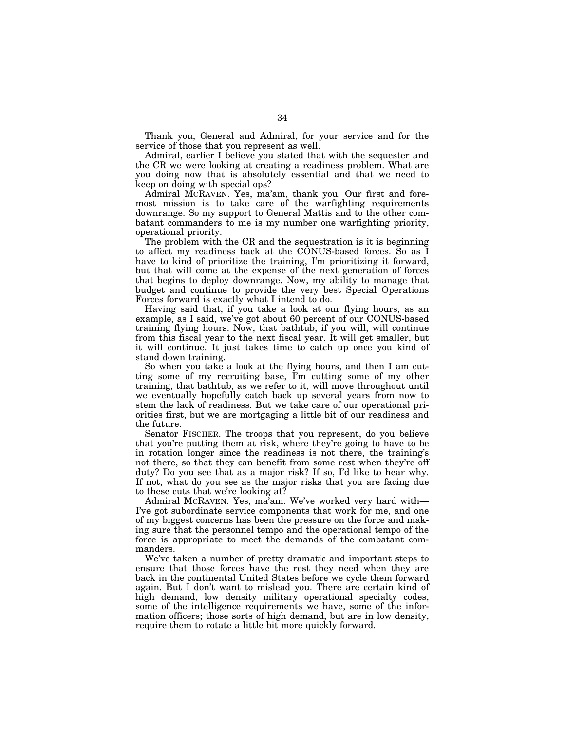Thank you, General and Admiral, for your service and for the service of those that you represent as well.

Admiral, earlier I believe you stated that with the sequester and the CR we were looking at creating a readiness problem. What are you doing now that is absolutely essential and that we need to keep on doing with special ops?

Admiral MCRAVEN. Yes, ma'am, thank you. Our first and foremost mission is to take care of the warfighting requirements downrange. So my support to General Mattis and to the other combatant commanders to me is my number one warfighting priority, operational priority.

The problem with the CR and the sequestration is it is beginning to affect my readiness back at the CONUS-based forces. So as I have to kind of prioritize the training, I'm prioritizing it forward, but that will come at the expense of the next generation of forces that begins to deploy downrange. Now, my ability to manage that budget and continue to provide the very best Special Operations Forces forward is exactly what I intend to do.

Having said that, if you take a look at our flying hours, as an example, as I said, we've got about 60 percent of our CONUS-based training flying hours. Now, that bathtub, if you will, will continue from this fiscal year to the next fiscal year. It will get smaller, but it will continue. It just takes time to catch up once you kind of stand down training.

So when you take a look at the flying hours, and then I am cutting some of my recruiting base, I'm cutting some of my other training, that bathtub, as we refer to it, will move throughout until we eventually hopefully catch back up several years from now to stem the lack of readiness. But we take care of our operational priorities first, but we are mortgaging a little bit of our readiness and the future.

Senator FISCHER. The troops that you represent, do you believe that you're putting them at risk, where they're going to have to be in rotation longer since the readiness is not there, the training's not there, so that they can benefit from some rest when they're off duty? Do you see that as a major risk? If so, I'd like to hear why. If not, what do you see as the major risks that you are facing due to these cuts that we're looking at?

Admiral MCRAVEN. Yes, ma'am. We've worked very hard with— I've got subordinate service components that work for me, and one of my biggest concerns has been the pressure on the force and making sure that the personnel tempo and the operational tempo of the force is appropriate to meet the demands of the combatant commanders.

We've taken a number of pretty dramatic and important steps to ensure that those forces have the rest they need when they are back in the continental United States before we cycle them forward again. But I don't want to mislead you. There are certain kind of high demand, low density military operational specialty codes, some of the intelligence requirements we have, some of the information officers; those sorts of high demand, but are in low density, require them to rotate a little bit more quickly forward.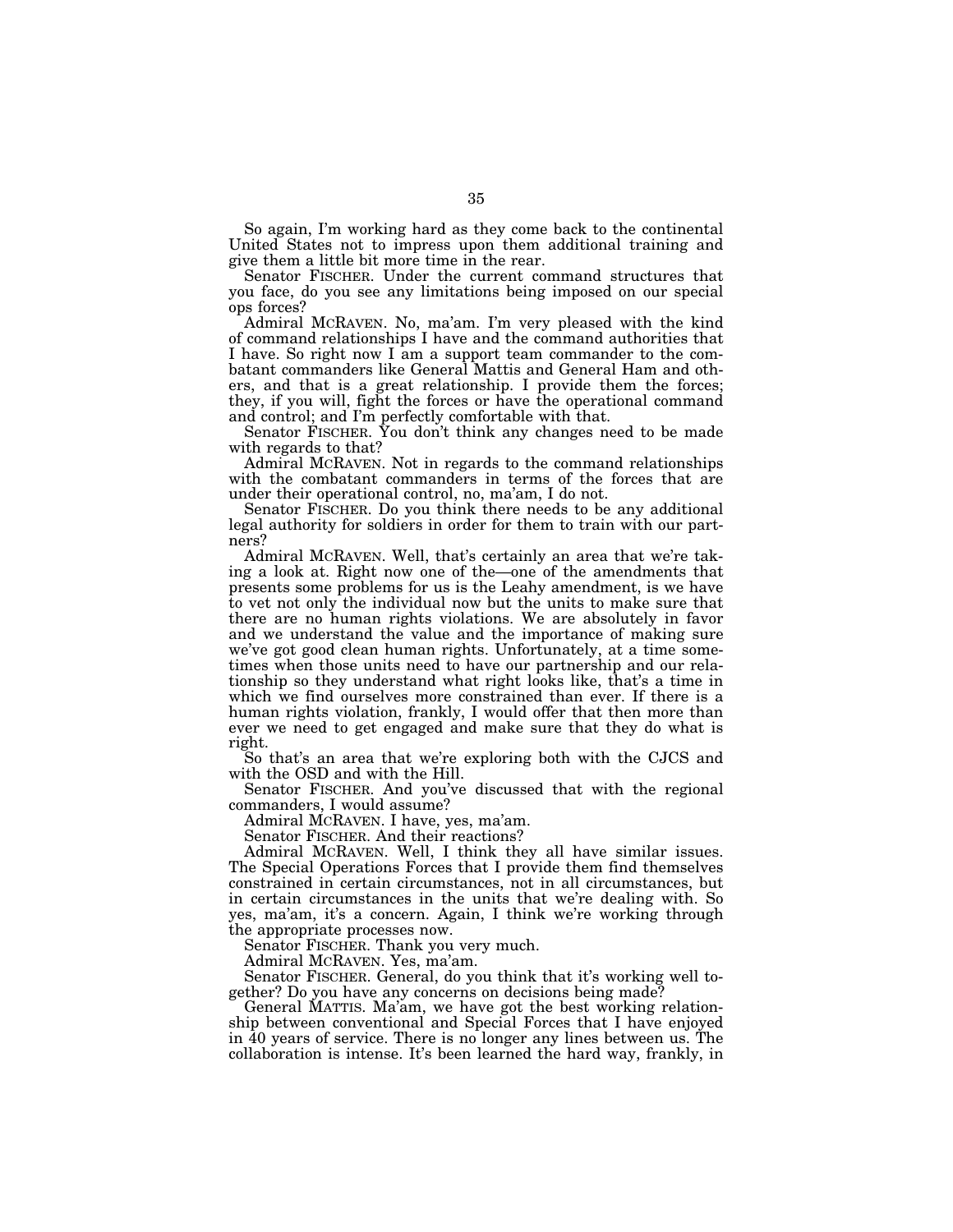So again, I'm working hard as they come back to the continental United States not to impress upon them additional training and give them a little bit more time in the rear.

Senator FISCHER. Under the current command structures that you face, do you see any limitations being imposed on our special ops forces?

Admiral MCRAVEN. No, ma'am. I'm very pleased with the kind of command relationships I have and the command authorities that I have. So right now I am a support team commander to the combatant commanders like General Mattis and General Ham and others, and that is a great relationship. I provide them the forces; they, if you will, fight the forces or have the operational command and control; and I'm perfectly comfortable with that.

Senator FISCHER. You don't think any changes need to be made with regards to that?

Admiral MCRAVEN. Not in regards to the command relationships with the combatant commanders in terms of the forces that are under their operational control, no, ma'am, I do not.

Senator FISCHER. Do you think there needs to be any additional legal authority for soldiers in order for them to train with our partners?

Admiral MCRAVEN. Well, that's certainly an area that we're taking a look at. Right now one of the—one of the amendments that presents some problems for us is the Leahy amendment, is we have to vet not only the individual now but the units to make sure that there are no human rights violations. We are absolutely in favor and we understand the value and the importance of making sure we've got good clean human rights. Unfortunately, at a time sometimes when those units need to have our partnership and our relationship so they understand what right looks like, that's a time in which we find ourselves more constrained than ever. If there is a human rights violation, frankly, I would offer that then more than ever we need to get engaged and make sure that they do what is right.

So that's an area that we're exploring both with the CJCS and with the OSD and with the Hill.

Senator FISCHER. And you've discussed that with the regional commanders, I would assume?

Admiral MCRAVEN. I have, yes, ma'am.

Senator FISCHER. And their reactions?

Admiral MCRAVEN. Well, I think they all have similar issues. The Special Operations Forces that I provide them find themselves constrained in certain circumstances, not in all circumstances, but in certain circumstances in the units that we're dealing with. So yes, ma'am, it's a concern. Again, I think we're working through the appropriate processes now.

Senator FISCHER. Thank you very much.

Admiral MCRAVEN. Yes, ma'am.

Senator FISCHER. General, do you think that it's working well together? Do you have any concerns on decisions being made?

General MATTIS. Ma'am, we have got the best working relationship between conventional and Special Forces that I have enjoyed in 40 years of service. There is no longer any lines between us. The collaboration is intense. It's been learned the hard way, frankly, in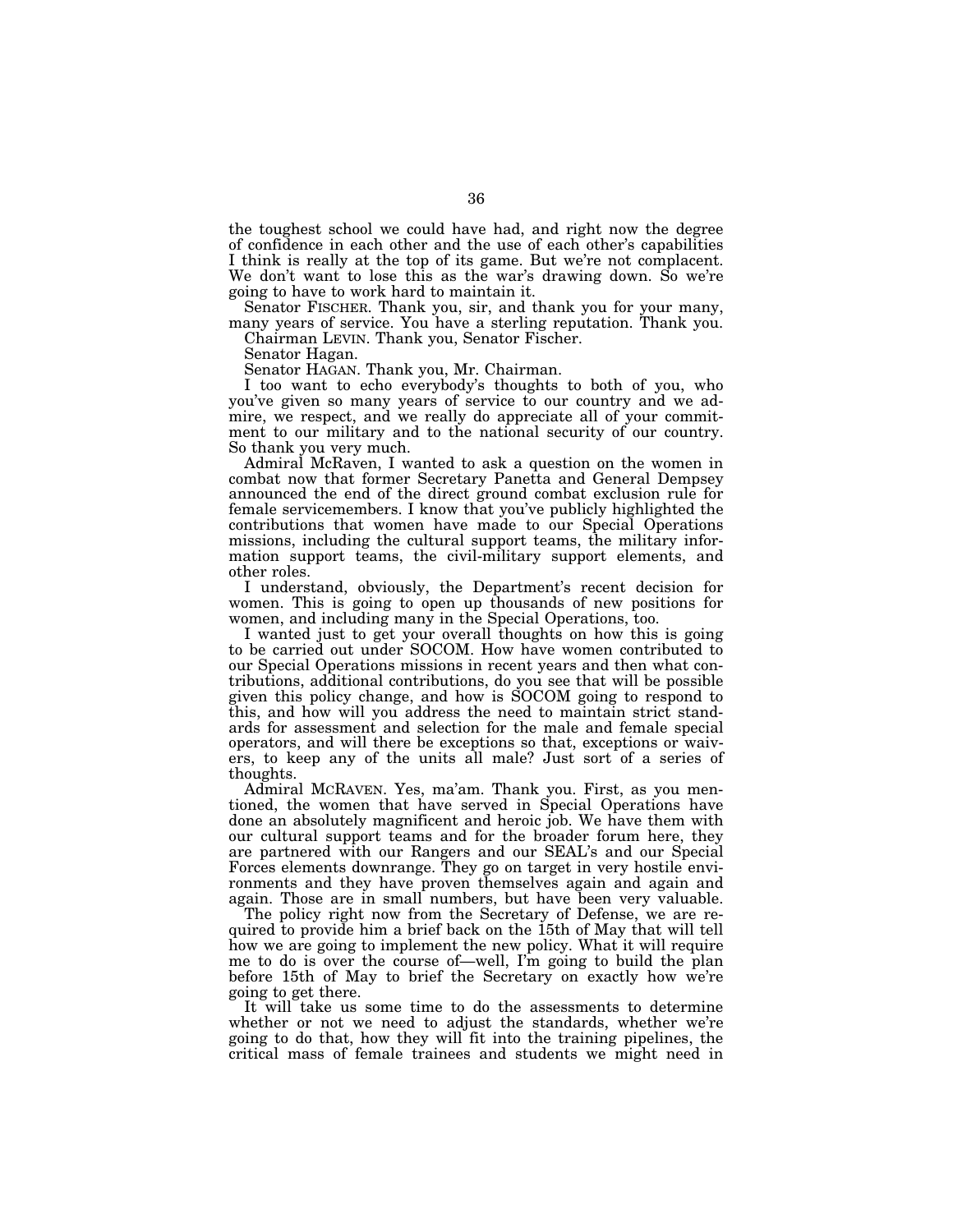the toughest school we could have had, and right now the degree of confidence in each other and the use of each other's capabilities I think is really at the top of its game. But we're not complacent. We don't want to lose this as the war's drawing down. So we're going to have to work hard to maintain it.

Senator FISCHER. Thank you, sir, and thank you for your many, many years of service. You have a sterling reputation. Thank you.

Chairman LEVIN. Thank you, Senator Fischer.

Senator Hagan.

Senator HAGAN. Thank you, Mr. Chairman.

I too want to echo everybody's thoughts to both of you, who you've given so many years of service to our country and we admire, we respect, and we really do appreciate all of your commitment to our military and to the national security of our country. So thank you very much.

Admiral McRaven, I wanted to ask a question on the women in combat now that former Secretary Panetta and General Dempsey announced the end of the direct ground combat exclusion rule for female servicemembers. I know that you've publicly highlighted the contributions that women have made to our Special Operations missions, including the cultural support teams, the military information support teams, the civil-military support elements, and other roles.

I understand, obviously, the Department's recent decision for women. This is going to open up thousands of new positions for women, and including many in the Special Operations, too.

I wanted just to get your overall thoughts on how this is going to be carried out under SOCOM. How have women contributed to our Special Operations missions in recent years and then what contributions, additional contributions, do you see that will be possible given this policy change, and how is SOCOM going to respond to this, and how will you address the need to maintain strict standards for assessment and selection for the male and female special operators, and will there be exceptions so that, exceptions or waivers, to keep any of the units all male? Just sort of a series of thoughts.

Admiral MCRAVEN. Yes, ma'am. Thank you. First, as you mentioned, the women that have served in Special Operations have done an absolutely magnificent and heroic job. We have them with our cultural support teams and for the broader forum here, they are partnered with our Rangers and our SEAL's and our Special Forces elements downrange. They go on target in very hostile environments and they have proven themselves again and again and again. Those are in small numbers, but have been very valuable.

The policy right now from the Secretary of Defense, we are required to provide him a brief back on the 15th of May that will tell how we are going to implement the new policy. What it will require me to do is over the course of—well, I'm going to build the plan before 15th of May to brief the Secretary on exactly how we're going to get there.

It will take us some time to do the assessments to determine whether or not we need to adjust the standards, whether we're going to do that, how they will fit into the training pipelines, the critical mass of female trainees and students we might need in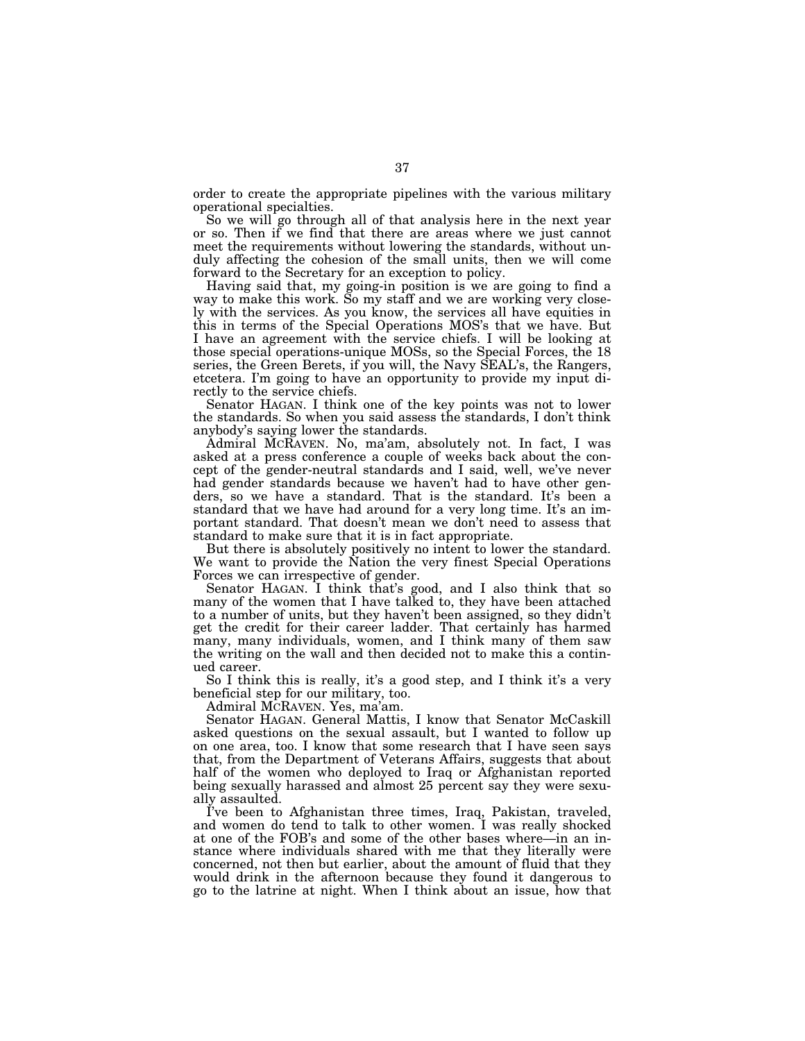order to create the appropriate pipelines with the various military operational specialties.

So we will go through all of that analysis here in the next year or so. Then if we find that there are areas where we just cannot meet the requirements without lowering the standards, without unduly affecting the cohesion of the small units, then we will come forward to the Secretary for an exception to policy.

Having said that, my going-in position is we are going to find a way to make this work. So my staff and we are working very closely with the services. As you know, the services all have equities in this in terms of the Special Operations MOS's that we have. But I have an agreement with the service chiefs. I will be looking at those special operations-unique MOSs, so the Special Forces, the 18 series, the Green Berets, if you will, the Navy SEAL's, the Rangers, etcetera. I'm going to have an opportunity to provide my input directly to the service chiefs.

Senator HAGAN. I think one of the key points was not to lower the standards. So when you said assess the standards, I don't think anybody's saying lower the standards.

Admiral MCRAVEN. No, ma'am, absolutely not. In fact, I was asked at a press conference a couple of weeks back about the concept of the gender-neutral standards and I said, well, we've never had gender standards because we haven't had to have other genders, so we have a standard. That is the standard. It's been a standard that we have had around for a very long time. It's an important standard. That doesn't mean we don't need to assess that standard to make sure that it is in fact appropriate.

But there is absolutely positively no intent to lower the standard. We want to provide the Nation the very finest Special Operations Forces we can irrespective of gender.

Senator HAGAN. I think that's good, and I also think that so many of the women that I have talked to, they have been attached to a number of units, but they haven't been assigned, so they didn't get the credit for their career ladder. That certainly has harmed many, many individuals, women, and I think many of them saw the writing on the wall and then decided not to make this a continued career.

So I think this is really, it's a good step, and I think it's a very beneficial step for our military, too.

Admiral MCRAVEN. Yes, ma'am.

Senator HAGAN. General Mattis, I know that Senator McCaskill asked questions on the sexual assault, but I wanted to follow up on one area, too. I know that some research that I have seen says that, from the Department of Veterans Affairs, suggests that about half of the women who deployed to Iraq or Afghanistan reported being sexually harassed and almost 25 percent say they were sexually assaulted.

I've been to Afghanistan three times, Iraq, Pakistan, traveled, and women do tend to talk to other women. I was really shocked at one of the FOB's and some of the other bases where—in an instance where individuals shared with me that they literally were concerned, not then but earlier, about the amount of fluid that they would drink in the afternoon because they found it dangerous to go to the latrine at night. When I think about an issue, how that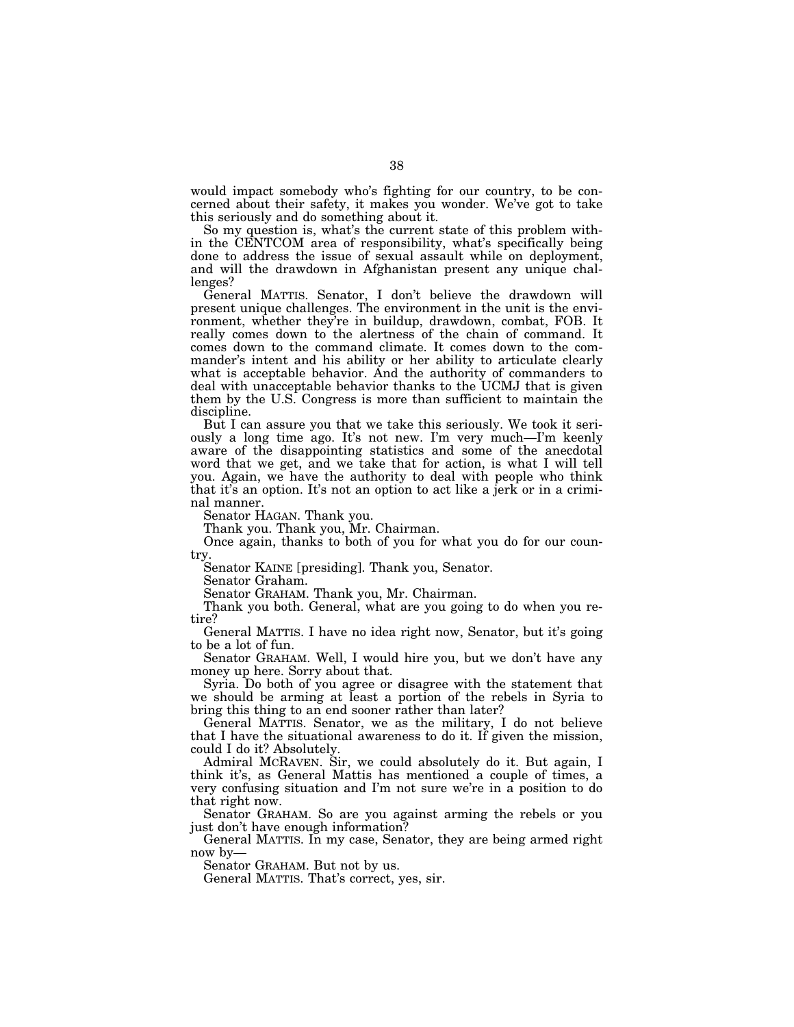would impact somebody who's fighting for our country, to be concerned about their safety, it makes you wonder. We've got to take this seriously and do something about it.

So my question is, what's the current state of this problem within the CENTCOM area of responsibility, what's specifically being done to address the issue of sexual assault while on deployment, and will the drawdown in Afghanistan present any unique challenges?

General MATTIS. Senator, I don't believe the drawdown will present unique challenges. The environment in the unit is the environment, whether they're in buildup, drawdown, combat, FOB. It really comes down to the alertness of the chain of command. It comes down to the command climate. It comes down to the commander's intent and his ability or her ability to articulate clearly what is acceptable behavior. And the authority of commanders to deal with unacceptable behavior thanks to the UCMJ that is given them by the U.S. Congress is more than sufficient to maintain the discipline.

But I can assure you that we take this seriously. We took it seriously a long time ago. It's not new. I'm very much—I'm keenly aware of the disappointing statistics and some of the anecdotal word that we get, and we take that for action, is what I will tell you. Again, we have the authority to deal with people who think that it's an option. It's not an option to act like a jerk or in a criminal manner.

Senator HAGAN. Thank you.

Thank you. Thank you, Mr. Chairman.

Once again, thanks to both of you for what you do for our country.

Senator KAINE [presiding]. Thank you, Senator.

Senator Graham.

Senator GRAHAM. Thank you, Mr. Chairman.

Thank you both. General, what are you going to do when you retire?

General MATTIS. I have no idea right now, Senator, but it's going to be a lot of fun.

Senator GRAHAM. Well, I would hire you, but we don't have any money up here. Sorry about that.

Syria. Do both of you agree or disagree with the statement that we should be arming at least a portion of the rebels in Syria to bring this thing to an end sooner rather than later?

General MATTIS. Senator, we as the military, I do not believe that I have the situational awareness to do it. If given the mission, could I do it? Absolutely.

Admiral MCRAVEN. Sir, we could absolutely do it. But again, I think it's, as General Mattis has mentioned a couple of times, a very confusing situation and I'm not sure we're in a position to do that right now.

Senator GRAHAM. So are you against arming the rebels or you just don't have enough information?

General MATTIS. In my case, Senator, they are being armed right now by—

Senator GRAHAM. But not by us.

General MATTIS. That's correct, yes, sir.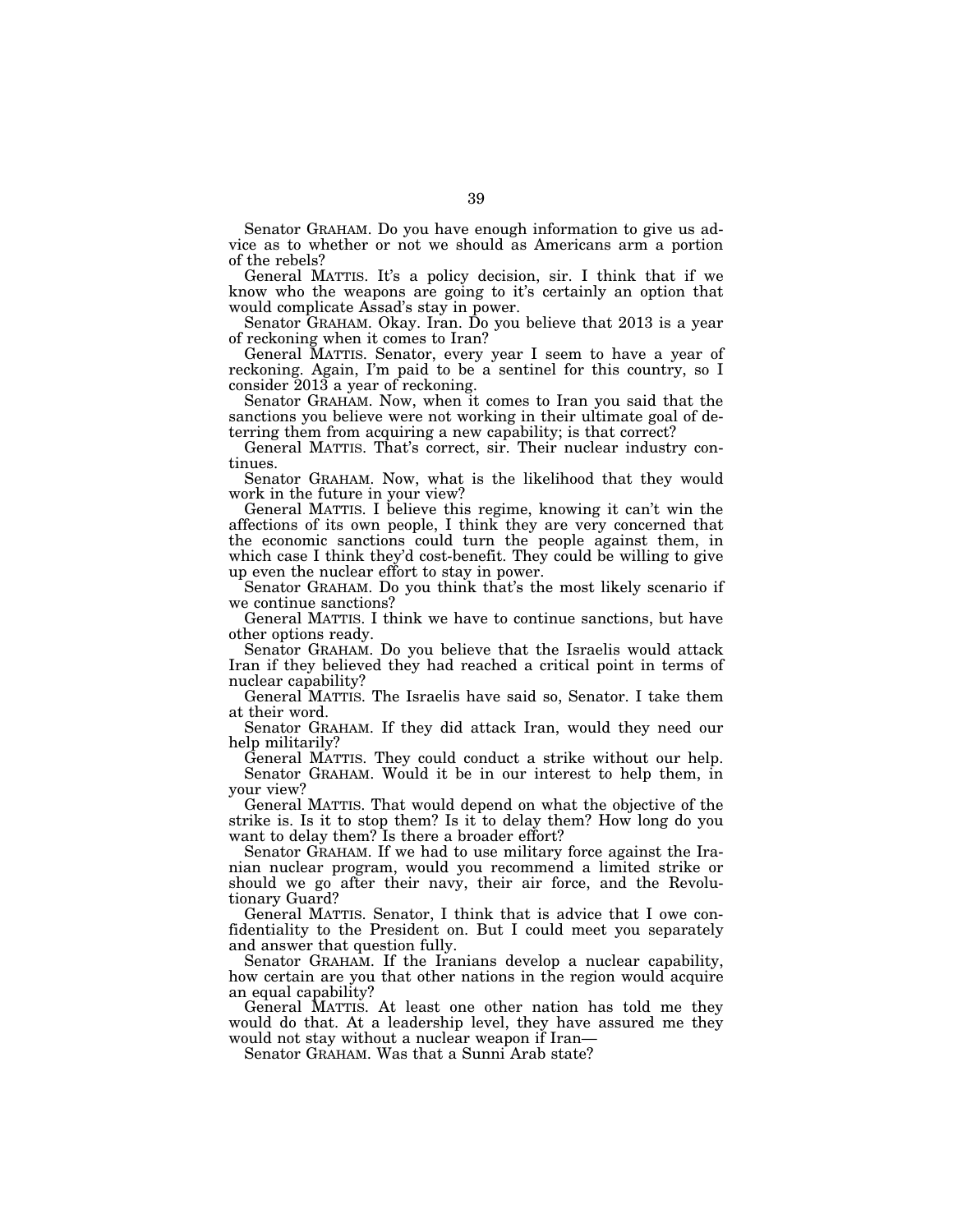Senator GRAHAM. Do you have enough information to give us advice as to whether or not we should as Americans arm a portion of the rebels?

General MATTIS. It's a policy decision, sir. I think that if we know who the weapons are going to it's certainly an option that would complicate Assad's stay in power.

Senator GRAHAM. Okay. Iran. Do you believe that 2013 is a year of reckoning when it comes to Iran?

General MATTIS. Senator, every year I seem to have a year of reckoning. Again, I'm paid to be a sentinel for this country, so I consider 2013 a year of reckoning.

Senator GRAHAM. Now, when it comes to Iran you said that the sanctions you believe were not working in their ultimate goal of deterring them from acquiring a new capability; is that correct?

General MATTIS. That's correct, sir. Their nuclear industry continues.

Senator GRAHAM. Now, what is the likelihood that they would work in the future in your view?

General MATTIS. I believe this regime, knowing it can't win the affections of its own people, I think they are very concerned that the economic sanctions could turn the people against them, in which case I think they'd cost-benefit. They could be willing to give up even the nuclear effort to stay in power.

Senator GRAHAM. Do you think that's the most likely scenario if we continue sanctions?

General MATTIS. I think we have to continue sanctions, but have other options ready.

Senator GRAHAM. Do you believe that the Israelis would attack Iran if they believed they had reached a critical point in terms of nuclear capability?

General MATTIS. The Israelis have said so, Senator. I take them at their word.

Senator GRAHAM. If they did attack Iran, would they need our help militarily?

General MATTIS. They could conduct a strike without our help.

Senator GRAHAM. Would it be in our interest to help them, in your view?

General MATTIS. That would depend on what the objective of the strike is. Is it to stop them? Is it to delay them? How long do you want to delay them? Is there a broader effort?

Senator GRAHAM. If we had to use military force against the Iranian nuclear program, would you recommend a limited strike or should we go after their navy, their air force, and the Revolutionary Guard?

General MATTIS. Senator, I think that is advice that I owe confidentiality to the President on. But I could meet you separately and answer that question fully.

Senator GRAHAM. If the Iranians develop a nuclear capability, how certain are you that other nations in the region would acquire an equal capability?

General MATTIS. At least one other nation has told me they would do that. At a leadership level, they have assured me they would not stay without a nuclear weapon if Iran—

Senator GRAHAM. Was that a Sunni Arab state?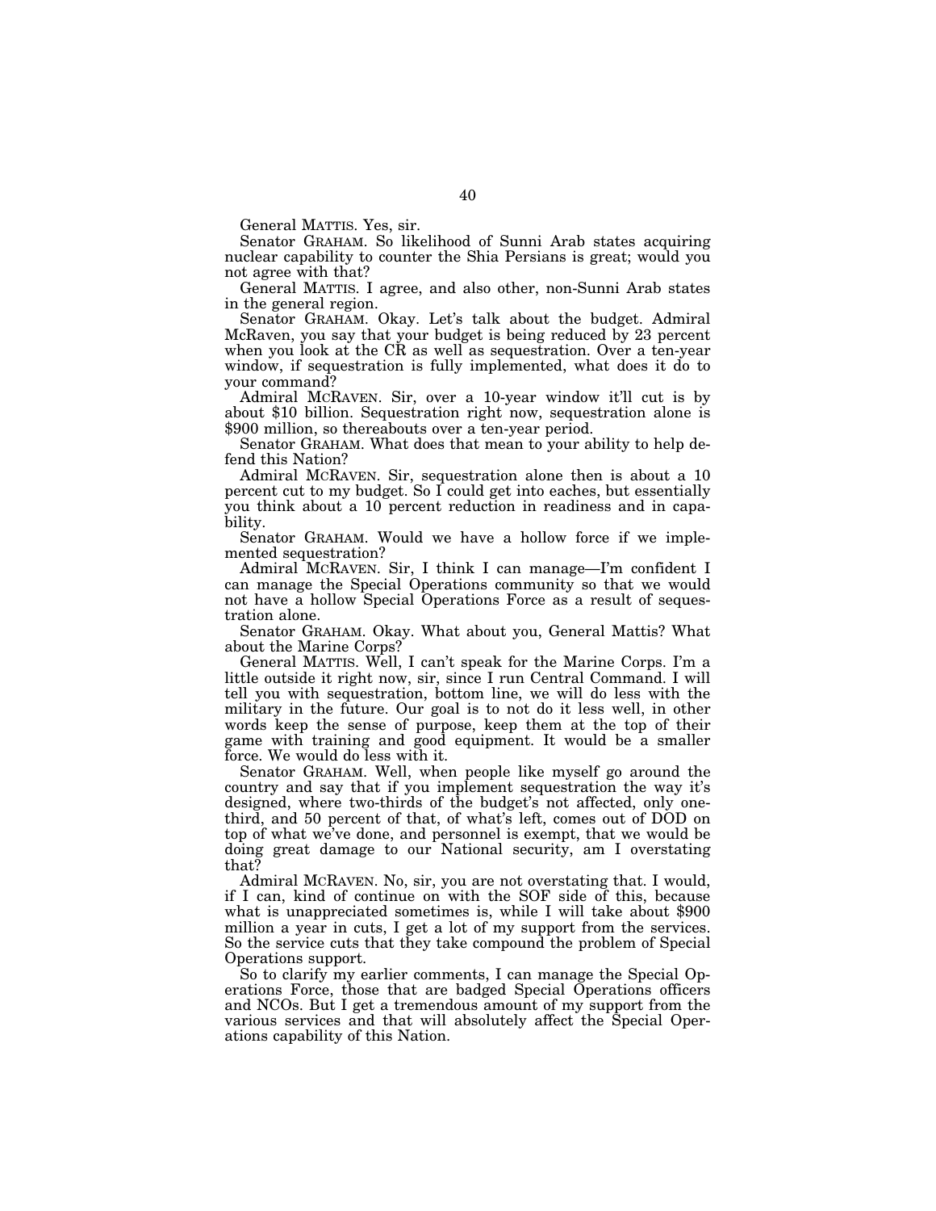General MATTIS. Yes, sir.

Senator GRAHAM. So likelihood of Sunni Arab states acquiring nuclear capability to counter the Shia Persians is great; would you not agree with that?

General MATTIS. I agree, and also other, non-Sunni Arab states in the general region.

Senator GRAHAM. Okay. Let's talk about the budget. Admiral McRaven, you say that your budget is being reduced by 23 percent when you look at the CR as well as sequestration. Over a ten-year window, if sequestration is fully implemented, what does it do to your command?

Admiral MCRAVEN. Sir, over a 10-year window it'll cut is by about $10 billion. Sequestration right now, sequestration alone is $900 million, so thereabouts over a ten-year period.

Senator GRAHAM. What does that mean to your ability to help defend this Nation?

Admiral MCRAVEN. Sir, sequestration alone then is about a 10 percent cut to my budget. So I could get into eaches, but essentially you think about a 10 percent reduction in readiness and in capability.

Senator GRAHAM. Would we have a hollow force if we implemented sequestration?

Admiral MCRAVEN. Sir, I think I can manage—I'm confident I can manage the Special Operations community so that we would not have a hollow Special Operations Force as a result of sequestration alone.

Senator GRAHAM. Okay. What about you, General Mattis? What about the Marine Corps?

General MATTIS. Well, I can't speak for the Marine Corps. I'm a little outside it right now, sir, since I run Central Command. I will tell you with sequestration, bottom line, we will do less with the military in the future. Our goal is to not do it less well, in other words keep the sense of purpose, keep them at the top of their game with training and good equipment. It would be a smaller force. We would do less with it.

Senator GRAHAM. Well, when people like myself go around the country and say that if you implement sequestration the way it's designed, where two-thirds of the budget's not affected, only one-third, and 50 percent of that, of what's left, comes out of DOD on top of what we've done, and personnel is exempt, that we would be doing great damage to our National security, am I overstating that?

Admiral MCRAVEN. No, sir, you are not overstating that. I would, if I can, kind of continue on with the SOF side of this, because what is unappreciated sometimes is, while I will take about $900 million a year in cuts, I get a lot of my support from the services. So the service cuts that they take compound the problem of Special Operations support.

So to clarify my earlier comments, I can manage the Special Operations Force, those that are badged Special Operations officers and NCOs. But I get a tremendous amount of my support from the various services and that will absolutely affect the Special Operations capability of this Nation.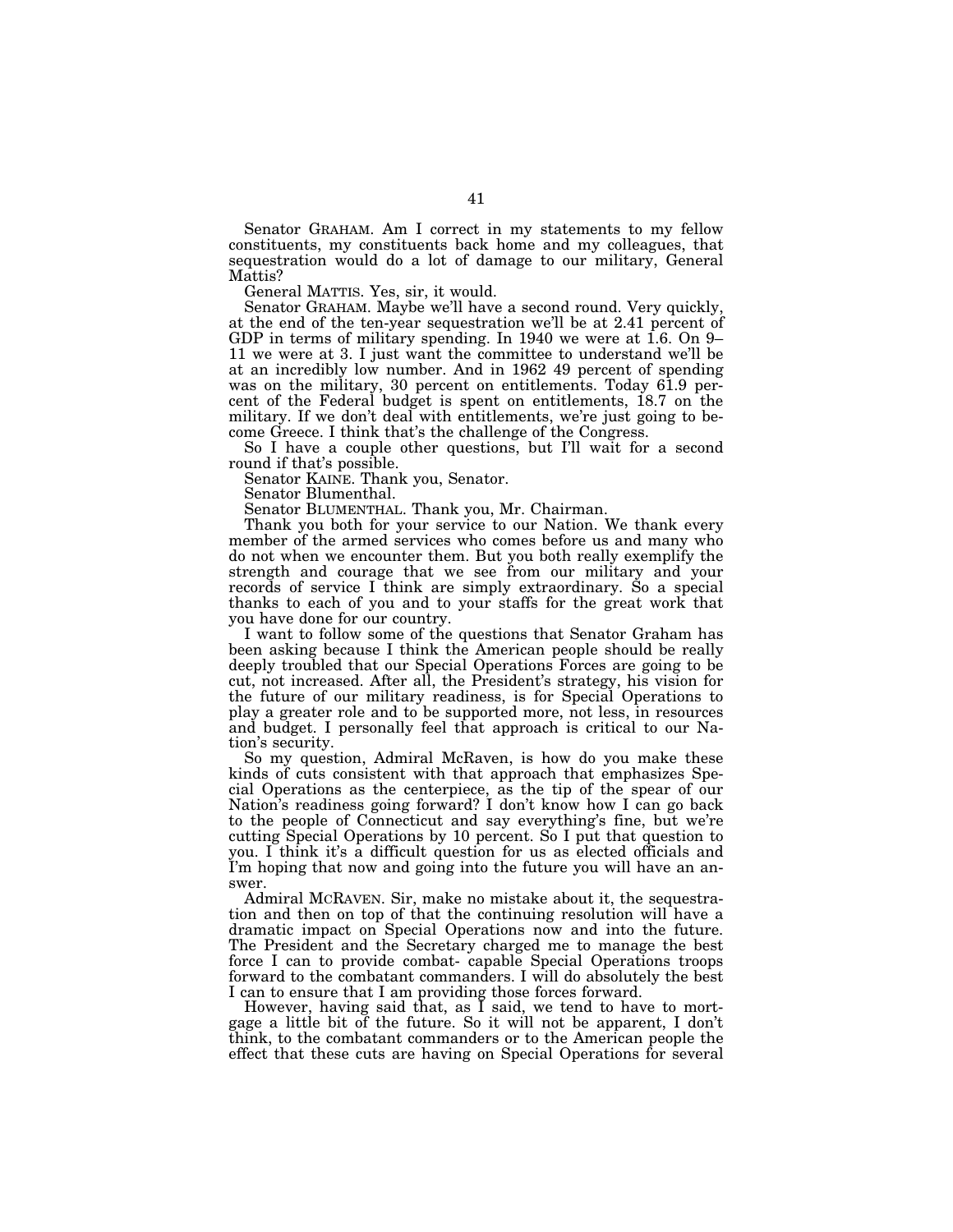Senator GRAHAM. Am I correct in my statements to my fellow constituents, my constituents back home and my colleagues, that sequestration would do a lot of damage to our military, General Mattis?

General MATTIS. Yes, sir, it would.

Senator GRAHAM. Maybe we'll have a second round. Very quickly, at the end of the ten-year sequestration we'll be at 2.41 percent of GDP in terms of military spending. In 1940 we were at 1.6. On 9–11 we were at 3. I just want the committee to understand we'll be at an incredibly low number. And in 1962 49 percent of spending was on the military, 30 percent on entitlements. Today 61.9 percent of the Federal budget is spent on entitlements, 18.7 on the military. If we don't deal with entitlements, we're just going to become Greece. I think that's the challenge of the Congress.

So I have a couple other questions, but I'll wait for a second round if that's possible.

Senator KAINE. Thank you, Senator.

Senator Blumenthal.

Senator BLUMENTHAL. Thank you, Mr. Chairman.

Thank you both for your service to our Nation. We thank every member of the armed services who comes before us and many who do not when we encounter them. But you both really exemplify the strength and courage that we see from our military and your records of service I think are simply extraordinary. So a special thanks to each of you and to your staffs for the great work that you have done for our country.

I want to follow some of the questions that Senator Graham has been asking because I think the American people should be really deeply troubled that our Special Operations Forces are going to be cut, not increased. After all, the President's strategy, his vision for the future of our military readiness, is for Special Operations to play a greater role and to be supported more, not less, in resources and budget. I personally feel that approach is critical to our Nation's security.

So my question, Admiral McRaven, is how do you make these kinds of cuts consistent with that approach that emphasizes Special Operations as the centerpiece, as the tip of the spear of our Nation's readiness going forward? I don't know how I can go back to the people of Connecticut and say everything's fine, but we're cutting Special Operations by 10 percent. So I put that question to you. I think it's a difficult question for us as elected officials and I'm hoping that now and going into the future you will have an answer.

Admiral MCRAVEN. Sir, make no mistake about it, the sequestration and then on top of that the continuing resolution will have a dramatic impact on Special Operations now and into the future. The President and the Secretary charged me to manage the best force I can to provide combat- capable Special Operations troops forward to the combatant commanders. I will do absolutely the best I can to ensure that I am providing those forces forward.

However, having said that, as I said, we tend to have to mortgage a little bit of the future. So it will not be apparent, I don't think, to the combatant commanders or to the American people the effect that these cuts are having on Special Operations for several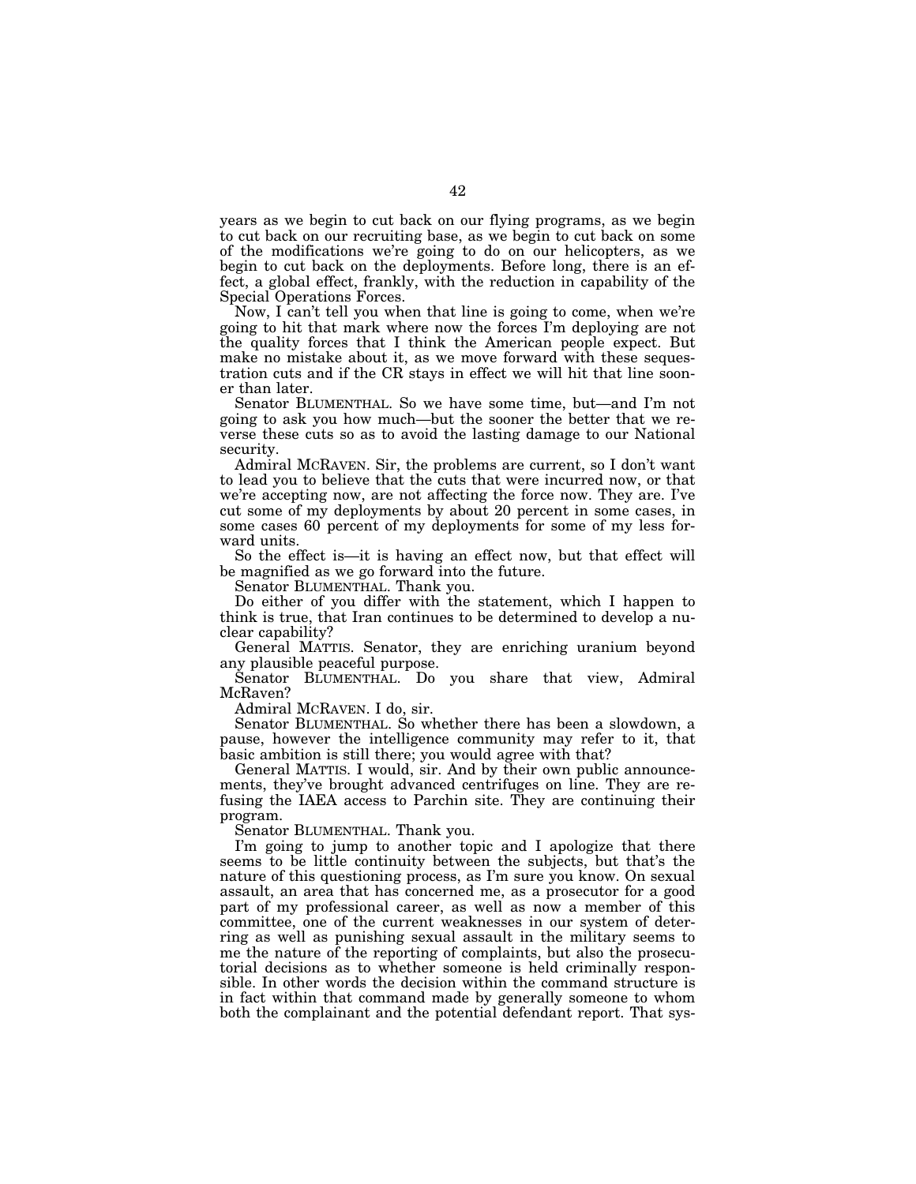years as we begin to cut back on our flying programs, as we begin to cut back on our recruiting base, as we begin to cut back on some of the modifications we're going to do on our helicopters, as we begin to cut back on the deployments. Before long, there is an effect, a global effect, frankly, with the reduction in capability of the Special Operations Forces.

Now, I can't tell you when that line is going to come, when we're going to hit that mark where now the forces I'm deploying are not the quality forces that I think the American people expect. But make no mistake about it, as we move forward with these sequestration cuts and if the CR stays in effect we will hit that line sooner than later.

Senator BLUMENTHAL. So we have some time, but—and I'm not going to ask you how much—but the sooner the better that we reverse these cuts so as to avoid the lasting damage to our National security.

Admiral MCRAVEN. Sir, the problems are current, so I don't want to lead you to believe that the cuts that were incurred now, or that we're accepting now, are not affecting the force now. They are. I've cut some of my deployments by about 20 percent in some cases, in some cases 60 percent of my deployments for some of my less forward units.

So the effect is—it is having an effect now, but that effect will be magnified as we go forward into the future.

Senator BLUMENTHAL. Thank you.

Do either of you differ with the statement, which I happen to think is true, that Iran continues to be determined to develop a nuclear capability?

General MATTIS. Senator, they are enriching uranium beyond any plausible peaceful purpose.

Senator BLUMENTHAL. Do you share that view, Admiral McRaven?

Admiral MCRAVEN. I do, sir.

Senator BLUMENTHAL. So whether there has been a slowdown, a pause, however the intelligence community may refer to it, that basic ambition is still there; you would agree with that?

General MATTIS. I would, sir. And by their own public announcements, they've brought advanced centrifuges on line. They are refusing the IAEA access to Parchin site. They are continuing their program.

Senator BLUMENTHAL. Thank you.

I'm going to jump to another topic and I apologize that there seems to be little continuity between the subjects, but that's the nature of this questioning process, as I'm sure you know. On sexual assault, an area that has concerned me, as a prosecutor for a good part of my professional career, as well as now a member of this committee, one of the current weaknesses in our system of deterring as well as punishing sexual assault in the military seems to me the nature of the reporting of complaints, but also the prosecutorial decisions as to whether someone is held criminally responsible. In other words the decision within the command structure is in fact within that command made by generally someone to whom both the complainant and the potential defendant report. That sys-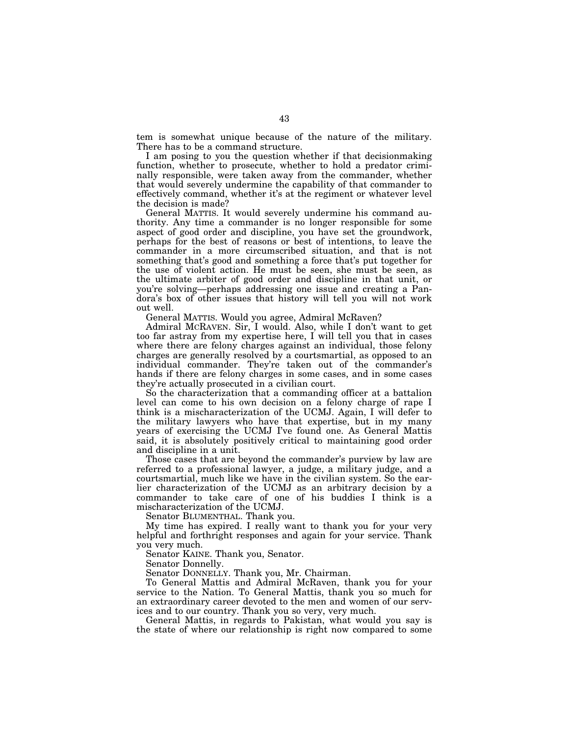tem is somewhat unique because of the nature of the military. There has to be a command structure.

I am posing to you the question whether if that decisionmaking function, whether to prosecute, whether to hold a predator criminally responsible, were taken away from the commander, whether that would severely undermine the capability of that commander to effectively command, whether it's at the regiment or whatever level the decision is made?

General MATTIS. It would severely undermine his command authority. Any time a commander is no longer responsible for some aspect of good order and discipline, you have set the groundwork, perhaps for the best of reasons or best of intentions, to leave the commander in a more circumscribed situation, and that is not something that's good and something a force that's put together for the use of violent action. He must be seen, she must be seen, as the ultimate arbiter of good order and discipline in that unit, or you're solving—perhaps addressing one issue and creating a Pandora's box of other issues that history will tell you will not work out well.

General MATTIS. Would you agree, Admiral McRaven?

Admiral MCRAVEN. Sir, I would. Also, while I don't want to get too far astray from my expertise here, I will tell you that in cases where there are felony charges against an individual, those felony charges are generally resolved by a courtsmartial, as opposed to an individual commander. They're taken out of the commander's hands if there are felony charges in some cases, and in some cases they're actually prosecuted in a civilian court.

So the characterization that a commanding officer at a battalion level can come to his own decision on a felony charge of rape I think is a mischaracterization of the UCMJ. Again, I will defer to the military lawyers who have that expertise, but in my many years of exercising the UCMJ I've found one. As General Mattis said, it is absolutely positively critical to maintaining good order and discipline in a unit.

Those cases that are beyond the commander's purview by law are referred to a professional lawyer, a judge, a military judge, and a courtsmartial, much like we have in the civilian system. So the earlier characterization of the UCMJ as an arbitrary decision by a commander to take care of one of his buddies I think is a mischaracterization of the UCMJ.

Senator BLUMENTHAL. Thank you.

My time has expired. I really want to thank you for your very helpful and forthright responses and again for your service. Thank you very much.

Senator KAINE. Thank you, Senator.

Senator Donnelly.

Senator DONNELLY. Thank you, Mr. Chairman.

To General Mattis and Admiral McRaven, thank you for your service to the Nation. To General Mattis, thank you so much for an extraordinary career devoted to the men and women of our services and to our country. Thank you so very, very much.

General Mattis, in regards to Pakistan, what would you say is the state of where our relationship is right now compared to some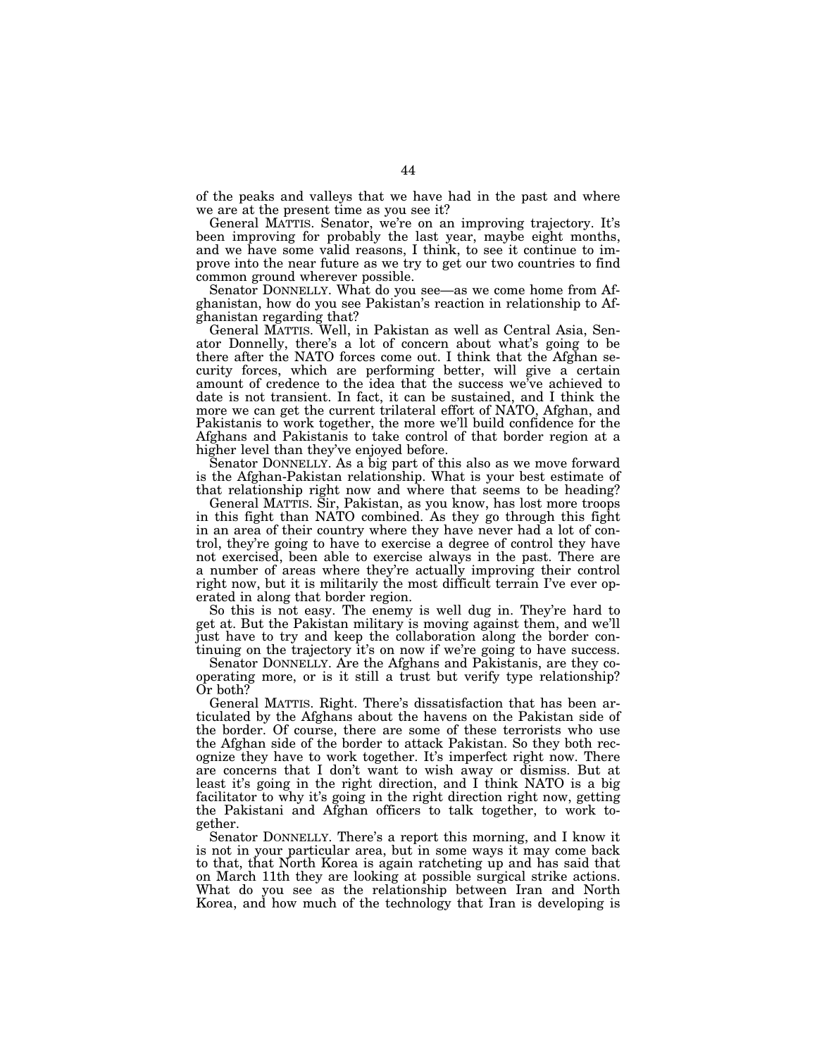of the peaks and valleys that we have had in the past and where we are at the present time as you see it?

General MATTIS. Senator, we're on an improving trajectory. It's been improving for probably the last year, maybe eight months, and we have some valid reasons, I think, to see it continue to improve into the near future as we try to get our two countries to find common ground wherever possible.

Senator DONNELLY. What do you see—as we come home from Afghanistan, how do you see Pakistan's reaction in relationship to Afghanistan regarding that?

General MATTIS. Well, in Pakistan as well as Central Asia, Senator Donnelly, there's a lot of concern about what's going to be there after the NATO forces come out. I think that the Afghan security forces, which are performing better, will give a certain amount of credence to the idea that the success we've achieved to date is not transient. In fact, it can be sustained, and I think the more we can get the current trilateral effort of NATO, Afghan, and Pakistanis to work together, the more we'll build confidence for the Afghans and Pakistanis to take control of that border region at a higher level than they've enjoyed before.

Senator DONNELLY. As a big part of this also as we move forward is the Afghan-Pakistan relationship. What is your best estimate of that relationship right now and where that seems to be heading?

General MATTIS. Sir, Pakistan, as you know, has lost more troops in this fight than NATO combined. As they go through this fight in an area of their country where they have never had a lot of control, they're going to have to exercise a degree of control they have not exercised, been able to exercise always in the past. There are a number of areas where they're actually improving their control right now, but it is militarily the most difficult terrain I've ever operated in along that border region.

So this is not easy. The enemy is well dug in. They're hard to get at. But the Pakistan military is moving against them, and we'll just have to try and keep the collaboration along the border continuing on the trajectory it's on now if we're going to have success.

Senator DONNELLY. Are the Afghans and Pakistanis, are they cooperating more, or is it still a trust but verify type relationship? Or both?

General MATTIS. Right. There's dissatisfaction that has been articulated by the Afghans about the havens on the Pakistan side of the border. Of course, there are some of these terrorists who use the Afghan side of the border to attack Pakistan. So they both recognize they have to work together. It's imperfect right now. There are concerns that I don't want to wish away or dismiss. But at least it's going in the right direction, and I think NATO is a big facilitator to why it's going in the right direction right now, getting the Pakistani and Afghan officers to talk together, to work together.

Senator DONNELLY. There's a report this morning, and I know it is not in your particular area, but in some ways it may come back to that, that North Korea is again ratcheting up and has said that on March 11th they are looking at possible surgical strike actions. What do you see as the relationship between Iran and North Korea, and how much of the technology that Iran is developing is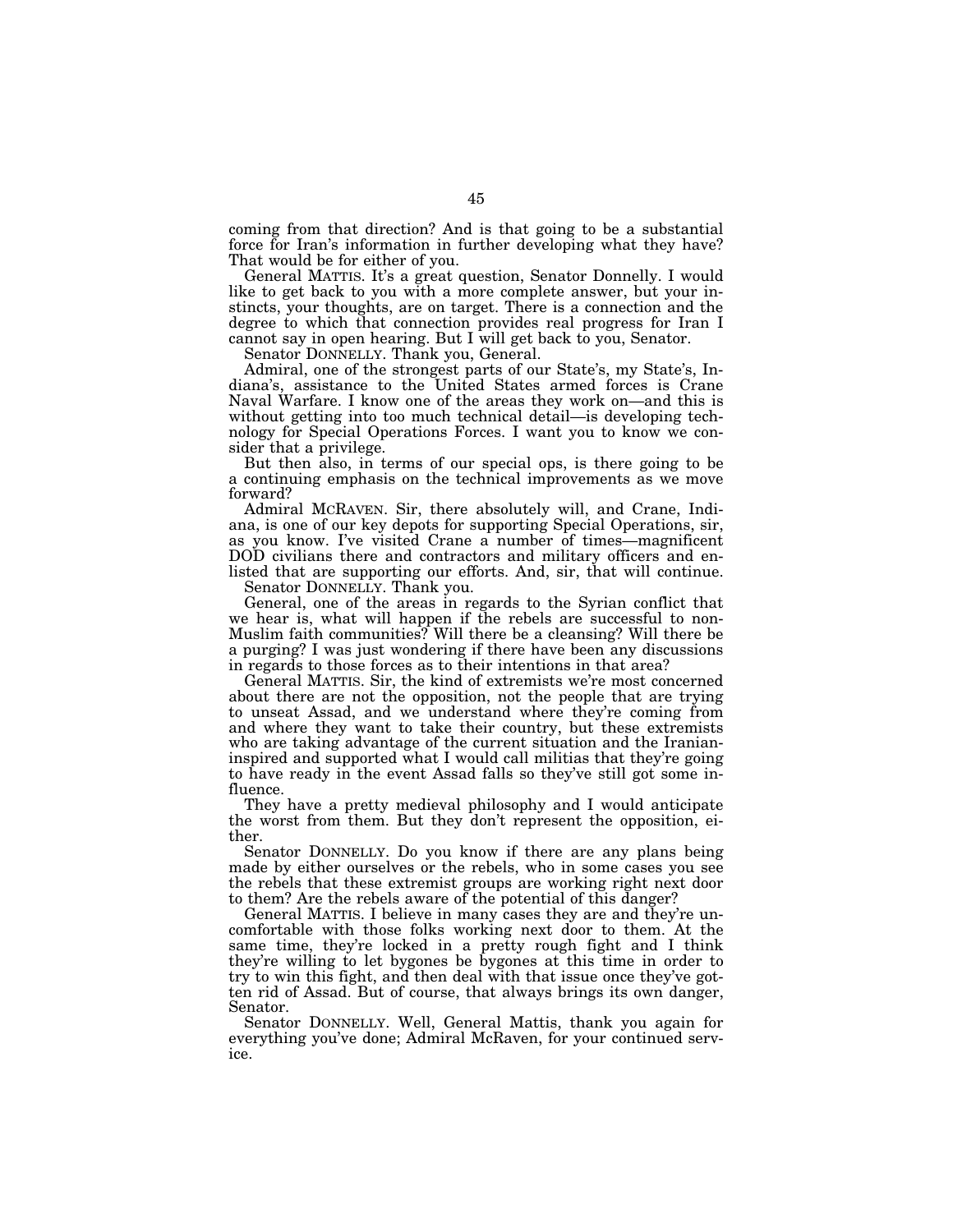coming from that direction? And is that going to be a substantial force for Iran's information in further developing what they have? That would be for either of you.

General MATTIS. It's a great question, Senator Donnelly. I would like to get back to you with a more complete answer, but your instincts, your thoughts, are on target. There is a connection and the degree to which that connection provides real progress for Iran I cannot say in open hearing. But I will get back to you, Senator.

Senator DONNELLY. Thank you, General.

Admiral, one of the strongest parts of our State's, my State's, Indiana's, assistance to the United States armed forces is Crane Naval Warfare. I know one of the areas they work on—and this is without getting into too much technical detail—is developing technology for Special Operations Forces. I want you to know we consider that a privilege.

But then also, in terms of our special ops, is there going to be a continuing emphasis on the technical improvements as we move forward?

Admiral MCRAVEN. Sir, there absolutely will, and Crane, Indiana, is one of our key depots for supporting Special Operations, sir, as you know. I've visited Crane a number of times—magnificent DOD civilians there and contractors and military officers and enlisted that are supporting our efforts. And, sir, that will continue.

Senator DONNELLY. Thank you.

General, one of the areas in regards to the Syrian conflict that we hear is, what will happen if the rebels are successful to non-Muslim faith communities? Will there be a cleansing? Will there be a purging? I was just wondering if there have been any discussions in regards to those forces as to their intentions in that area?

General MATTIS. Sir, the kind of extremists we're most concerned about there are not the opposition, not the people that are trying to unseat Assad, and we understand where they're coming from and where they want to take their country, but these extremists who are taking advantage of the current situation and the Iranian-inspired and supported what I would call militias that they're going to have ready in the event Assad falls so they've still got some influence.

They have a pretty medieval philosophy and I would anticipate the worst from them. But they don't represent the opposition, either.

Senator DONNELLY. Do you know if there are any plans being made by either ourselves or the rebels, who in some cases you see the rebels that these extremist groups are working right next door to them? Are the rebels aware of the potential of this danger?

General MATTIS. I believe in many cases they are and they're uncomfortable with those folks working next door to them. At the same time, they're locked in a pretty rough fight and I think they're willing to let bygones be bygones at this time in order to try to win this fight, and then deal with that issue once they've gotten rid of Assad. But of course, that always brings its own danger, Senator.

Senator DONNELLY. Well, General Mattis, thank you again for everything you've done; Admiral McRaven, for your continued service.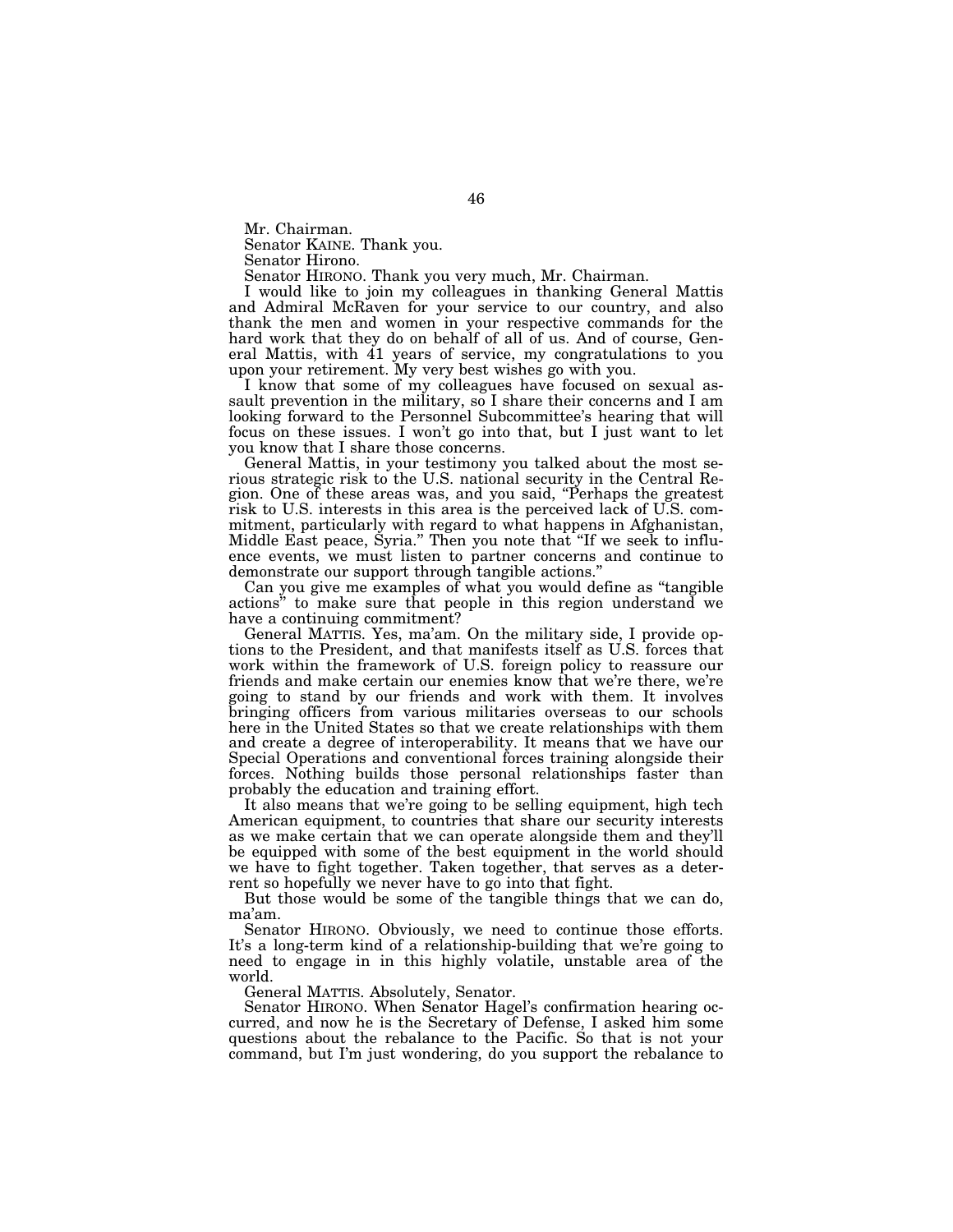Mr. Chairman.

Senator KAINE. Thank you.

Senator Hirono.

Senator HIRONO. Thank you very much, Mr. Chairman.

I would like to join my colleagues in thanking General Mattis and Admiral McRaven for your service to our country, and also thank the men and women in your respective commands for the hard work that they do on behalf of all of us. And of course, General Mattis, with 41 years of service, my congratulations to you upon your retirement. My very best wishes go with you.

I know that some of my colleagues have focused on sexual assault prevention in the military, so I share their concerns and I am looking forward to the Personnel Subcommittee's hearing that will focus on these issues. I won't go into that, but I just want to let you know that I share those concerns.

General Mattis, in your testimony you talked about the most serious strategic risk to the U.S. national security in the Central Region. One of these areas was, and you said, "Perhaps the greatest risk to U.S. interests in this area is the perceived lack of U.S. commitment, particularly with regard to what happens in Afghanistan, Middle East peace, Syria." Then you note that "If we seek to influence events, we must listen to partner concerns and continue to demonstrate our support through tangible actions."

Can you give me examples of what you would define as "tangible actions" to make sure that people in this region understand we have a continuing commitment?

General MATTIS. Yes, ma'am. On the military side, I provide options to the President, and that manifests itself as U.S. forces that work within the framework of U.S. foreign policy to reassure our friends and make certain our enemies know that we're there, we're going to stand by our friends and work with them. It involves bringing officers from various militaries overseas to our schools here in the United States so that we create relationships with them and create a degree of interoperability. It means that we have our Special Operations and conventional forces training alongside their forces. Nothing builds those personal relationships faster than probably the education and training effort.

It also means that we're going to be selling equipment, high tech American equipment, to countries that share our security interests as we make certain that we can operate alongside them and they'll be equipped with some of the best equipment in the world should we have to fight together. Taken together, that serves as a deterrent so hopefully we never have to go into that fight.

But those would be some of the tangible things that we can do, ma'am.

Senator HIRONO. Obviously, we need to continue those efforts. It's a long-term kind of a relationship-building that we're going to need to engage in in this highly volatile, unstable area of the world.

General MATTIS. Absolutely, Senator.

Senator HIRONO. When Senator Hagel's confirmation hearing occurred, and now he is the Secretary of Defense, I asked him some questions about the rebalance to the Pacific. So that is not your command, but I'm just wondering, do you support the rebalance to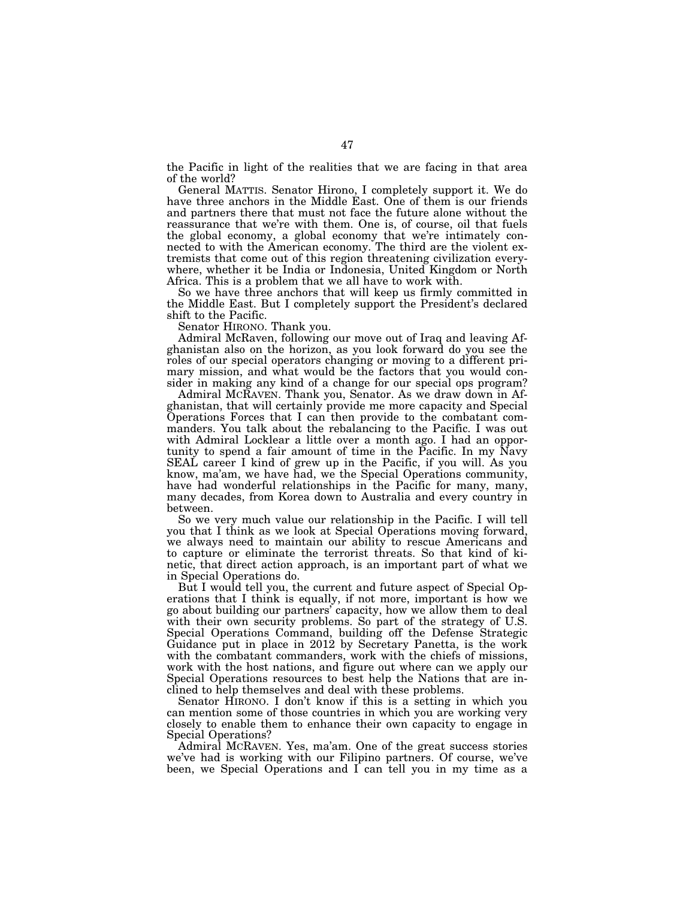the Pacific in light of the realities that we are facing in that area of the world?

General MATTIS. Senator Hirono, I completely support it. We do have three anchors in the Middle East. One of them is our friends and partners there that must not face the future alone without the reassurance that we're with them. One is, of course, oil that fuels the global economy, a global economy that we're intimately connected to with the American economy. The third are the violent extremists that come out of this region threatening civilization everywhere, whether it be India or Indonesia, United Kingdom or North Africa. This is a problem that we all have to work with.

So we have three anchors that will keep us firmly committed in the Middle East. But I completely support the President's declared shift to the Pacific.

Senator HIRONO. Thank you.

Admiral McRaven, following our move out of Iraq and leaving Afghanistan also on the horizon, as you look forward do you see the roles of our special operators changing or moving to a different primary mission, and what would be the factors that you would consider in making any kind of a change for our special ops program?

Admiral MCRAVEN. Thank you, Senator. As we draw down in Afghanistan, that will certainly provide me more capacity and Special Operations Forces that I can then provide to the combatant commanders. You talk about the rebalancing to the Pacific. I was out with Admiral Locklear a little over a month ago. I had an opportunity to spend a fair amount of time in the Pacific. In my Navy SEAL career I kind of grew up in the Pacific, if you will. As you know, ma'am, we have had, we the Special Operations community, have had wonderful relationships in the Pacific for many, many, many decades, from Korea down to Australia and every country in between.

So we very much value our relationship in the Pacific. I will tell you that I think as we look at Special Operations moving forward, we always need to maintain our ability to rescue Americans and to capture or eliminate the terrorist threats. So that kind of kinetic, that direct action approach, is an important part of what we in Special Operations do.

But I would tell you, the current and future aspect of Special Operations that I think is equally, if not more, important is how we go about building our partners' capacity, how we allow them to deal with their own security problems. So part of the strategy of U.S. Special Operations Command, building off the Defense Strategic Guidance put in place in 2012 by Secretary Panetta, is the work with the combatant commanders, work with the chiefs of missions, work with the host nations, and figure out where can we apply our Special Operations resources to best help the Nations that are inclined to help themselves and deal with these problems.

Senator HIRONO. I don't know if this is a setting in which you can mention some of those countries in which you are working very closely to enable them to enhance their own capacity to engage in Special Operations?

Admiral MCRAVEN. Yes, ma'am. One of the great success stories we've had is working with our Filipino partners. Of course, we've been, we Special Operations and I can tell you in my time as a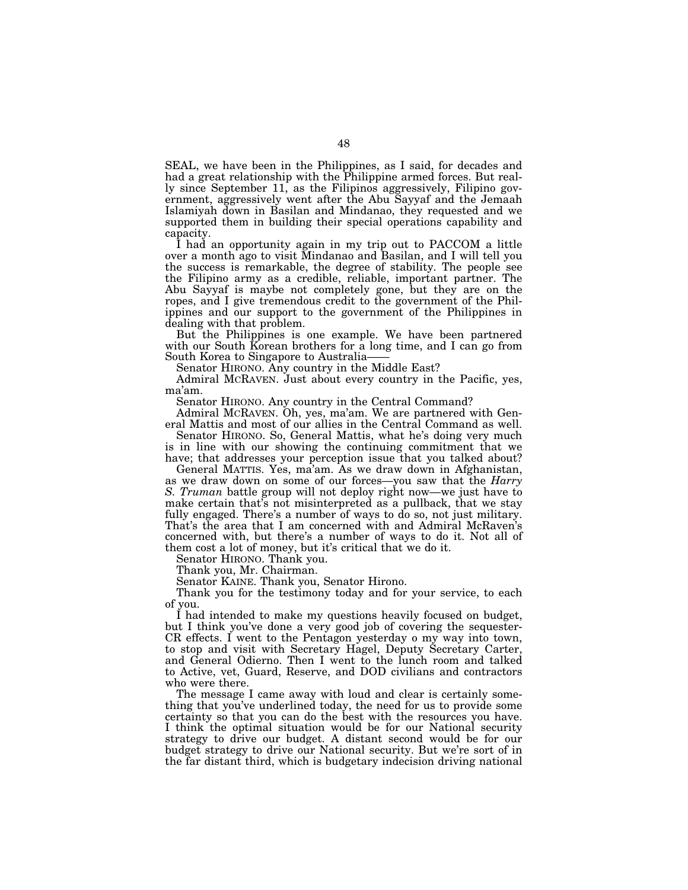SEAL, we have been in the Philippines, as I said, for decades and had a great relationship with the Philippine armed forces. But really since September 11, as the Filipinos aggressively, Filipino government, aggressively went after the Abu Sayyaf and the Jemaah Islamiyah down in Basilan and Mindanao, they requested and we supported them in building their special operations capability and capacity.

I had an opportunity again in my trip out to PACCOM a little over a month ago to visit Mindanao and Basilan, and I will tell you the success is remarkable, the degree of stability. The people see the Filipino army as a credible, reliable, important partner. The Abu Sayyaf is maybe not completely gone, but they are on the ropes, and I give tremendous credit to the government of the Philippines and our support to the government of the Philippines in dealing with that problem.

But the Philippines is one example. We have been partnered with our South Korean brothers for a long time, and I can go from South Korea to Singapore to Australia——

Senator HIRONO. Any country in the Middle East?

Admiral MCRAVEN. Just about every country in the Pacific, yes, ma'am.

Senator HIRONO. Any country in the Central Command?

Admiral MCRAVEN. Oh, yes, ma'am. We are partnered with General Mattis and most of our allies in the Central Command as well.

Senator HIRONO. So, General Mattis, what he's doing very much is in line with our showing the continuing commitment that we have; that addresses your perception issue that you talked about?

General MATTIS. Yes, ma'am. As we draw down in Afghanistan, as we draw down on some of our forces—you saw that the *Harry S. Truman* battle group will not deploy right now—we just have to make certain that's not misinterpreted as a pullback, that we stay fully engaged. There's a number of ways to do so, not just military. That's the area that I am concerned with and Admiral McRaven's concerned with, but there's a number of ways to do it. Not all of them cost a lot of money, but it's critical that we do it.

Senator HIRONO. Thank you.

Thank you, Mr. Chairman.

Senator KAINE. Thank you, Senator Hirono.

Thank you for the testimony today and for your service, to each of you.

I had intended to make my questions heavily focused on budget, but I think you've done a very good job of covering the sequester-CR effects. I went to the Pentagon yesterday o my way into town, to stop and visit with Secretary Hagel, Deputy Secretary Carter, and General Odierno. Then I went to the lunch room and talked to Active, vet, Guard, Reserve, and DOD civilians and contractors who were there.

The message I came away with loud and clear is certainly something that you've underlined today, the need for us to provide some certainty so that you can do the best with the resources you have. I think the optimal situation would be for our National security strategy to drive our budget. A distant second would be for our budget strategy to drive our National security. But we're sort of in the far distant third, which is budgetary indecision driving national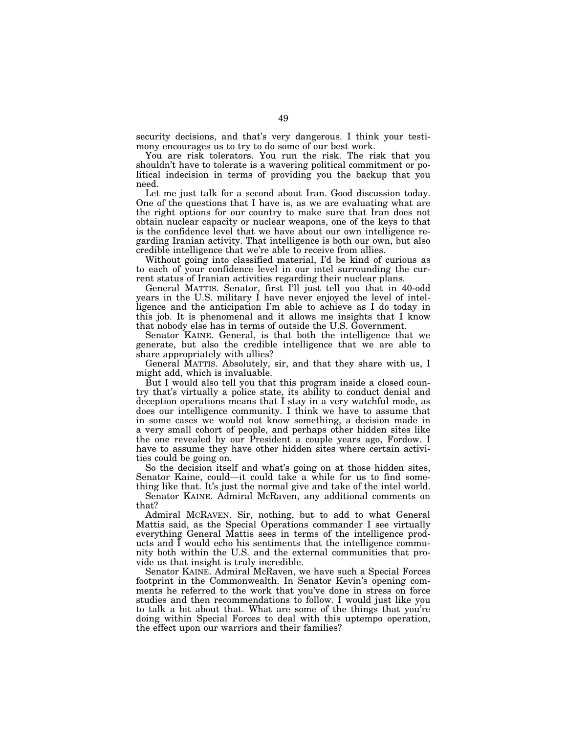security decisions, and that's very dangerous. I think your testimony encourages us to try to do some of our best work.

You are risk tolerators. You run the risk. The risk that you shouldn't have to tolerate is a wavering political commitment or political indecision in terms of providing you the backup that you need.

Let me just talk for a second about Iran. Good discussion today. One of the questions that I have is, as we are evaluating what are the right options for our country to make sure that Iran does not obtain nuclear capacity or nuclear weapons, one of the keys to that is the confidence level that we have about our own intelligence regarding Iranian activity. That intelligence is both our own, but also credible intelligence that we're able to receive from allies.

Without going into classified material, I'd be kind of curious as to each of your confidence level in our intel surrounding the current status of Iranian activities regarding their nuclear plans.

General MATTIS. Senator, first I'll just tell you that in 40-odd years in the U.S. military I have never enjoyed the level of intelligence and the anticipation I'm able to achieve as I do today in this job. It is phenomenal and it allows me insights that I know that nobody else has in terms of outside the U.S. Government.

Senator KAINE. General, is that both the intelligence that we generate, but also the credible intelligence that we are able to share appropriately with allies?

General MATTIS. Absolutely, sir, and that they share with us, I might add, which is invaluable.

But I would also tell you that this program inside a closed country that's virtually a police state, its ability to conduct denial and deception operations means that I stay in a very watchful mode, as does our intelligence community. I think we have to assume that in some cases we would not know something, a decision made in a very small cohort of people, and perhaps other hidden sites like the one revealed by our President a couple years ago, Fordow. I have to assume they have other hidden sites where certain activities could be going on.

So the decision itself and what's going on at those hidden sites, Senator Kaine, could—it could take a while for us to find something like that. It's just the normal give and take of the intel world.

Senator KAINE. Admiral McRaven, any additional comments on that?

Admiral MCRAVEN. Sir, nothing, but to add to what General Mattis said, as the Special Operations commander I see virtually everything General Mattis sees in terms of the intelligence products and I would echo his sentiments that the intelligence community both within the U.S. and the external communities that provide us that insight is truly incredible.

Senator KAINE. Admiral McRaven, we have such a Special Forces footprint in the Commonwealth. In Senator Kevin's opening comments he referred to the work that you've done in stress on force studies and then recommendations to follow. I would just like you to talk a bit about that. What are some of the things that you're doing within Special Forces to deal with this uptempo operation, the effect upon our warriors and their families?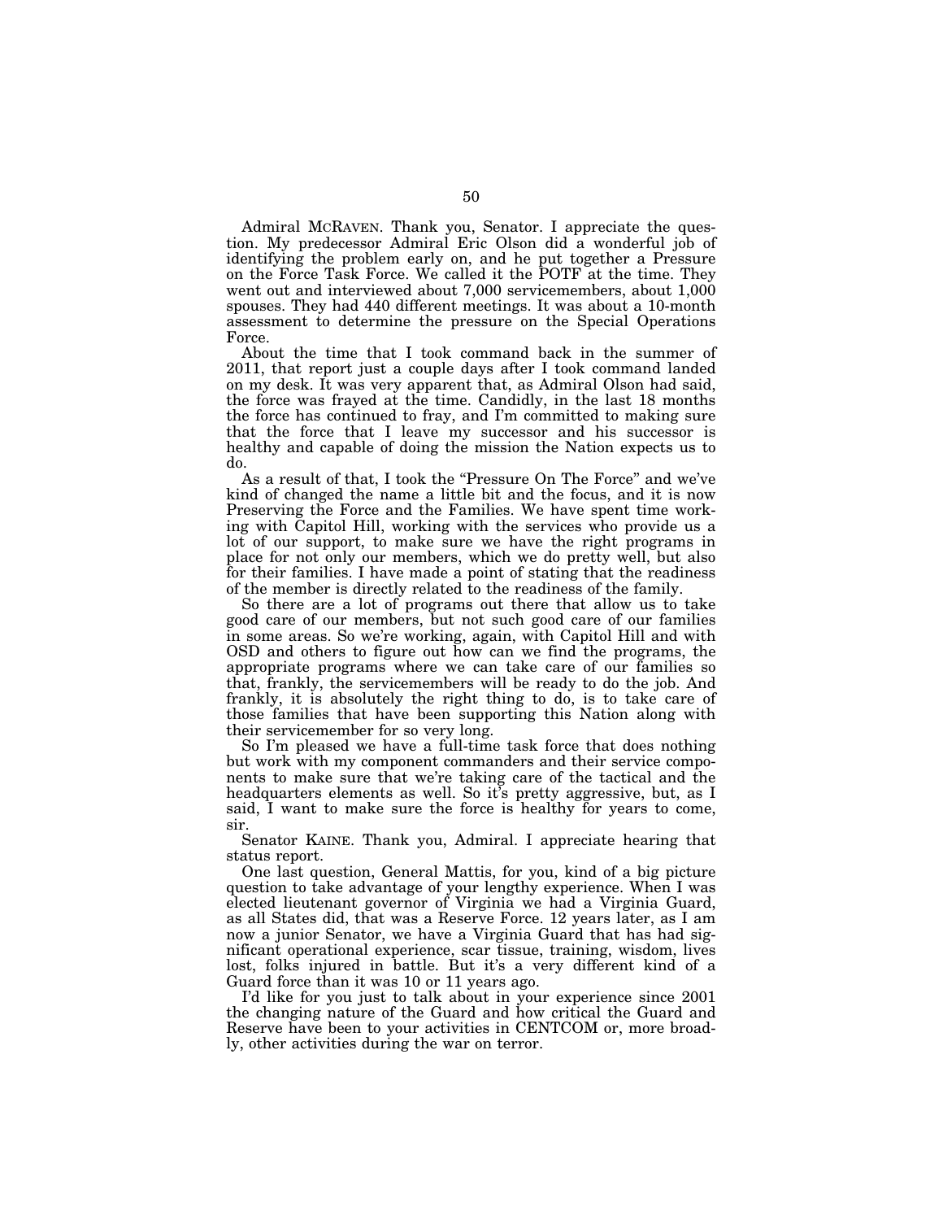Admiral MCRAVEN. Thank you, Senator. I appreciate the question. My predecessor Admiral Eric Olson did a wonderful job of identifying the problem early on, and he put together a Pressure on the Force Task Force. We called it the POTF at the time. They went out and interviewed about 7,000 servicemembers, about 1,000 spouses. They had 440 different meetings. It was about a 10-month assessment to determine the pressure on the Special Operations Force.

About the time that I took command back in the summer of 2011, that report just a couple days after I took command landed on my desk. It was very apparent that, as Admiral Olson had said, the force was frayed at the time. Candidly, in the last 18 months the force has continued to fray, and I'm committed to making sure that the force that I leave my successor and his successor is healthy and capable of doing the mission the Nation expects us to do.

As a result of that, I took the "Pressure On The Force" and we've kind of changed the name a little bit and the focus, and it is now Preserving the Force and the Families. We have spent time working with Capitol Hill, working with the services who provide us a lot of our support, to make sure we have the right programs in place for not only our members, which we do pretty well, but also for their families. I have made a point of stating that the readiness of the member is directly related to the readiness of the family.

So there are a lot of programs out there that allow us to take good care of our members, but not such good care of our families in some areas. So we're working, again, with Capitol Hill and with OSD and others to figure out how can we find the programs, the appropriate programs where we can take care of our families so that, frankly, the servicemembers will be ready to do the job. And frankly, it is absolutely the right thing to do, is to take care of those families that have been supporting this Nation along with their servicemember for so very long.

So I'm pleased we have a full-time task force that does nothing but work with my component commanders and their service components to make sure that we're taking care of the tactical and the headquarters elements as well. So it's pretty aggressive, but, as I said, I want to make sure the force is healthy for years to come, sir.

Senator KAINE. Thank you, Admiral. I appreciate hearing that status report.

One last question, General Mattis, for you, kind of a big picture question to take advantage of your lengthy experience. When I was elected lieutenant governor of Virginia we had a Virginia Guard, as all States did, that was a Reserve Force. 12 years later, as I am now a junior Senator, we have a Virginia Guard that has had significant operational experience, scar tissue, training, wisdom, lives lost, folks injured in battle. But it's a very different kind of a Guard force than it was 10 or 11 years ago.

I'd like for you just to talk about in your experience since 2001 the changing nature of the Guard and how critical the Guard and Reserve have been to your activities in CENTCOM or, more broadly, other activities during the war on terror.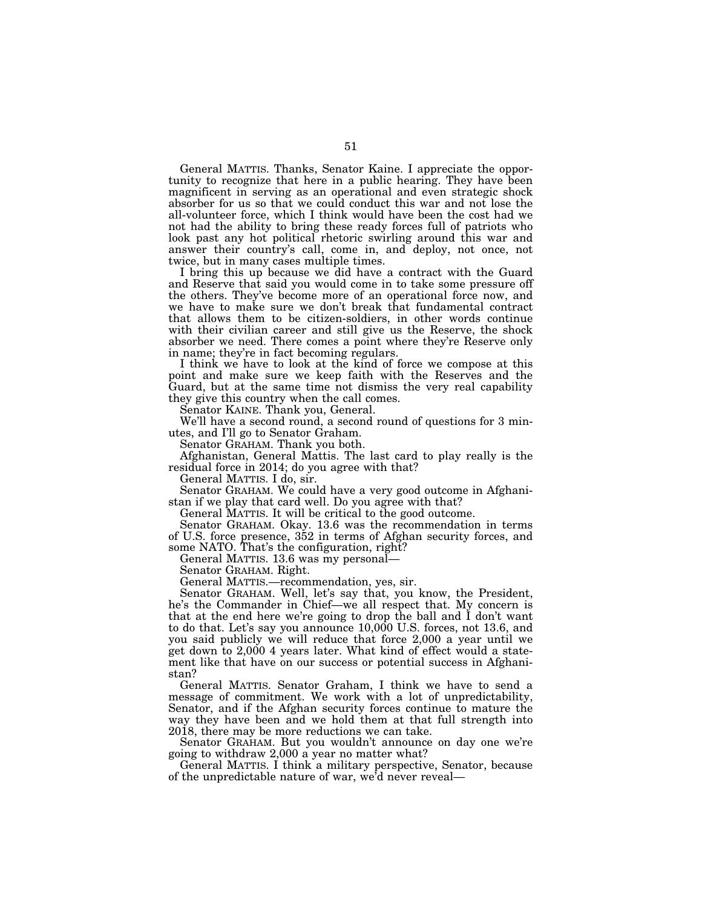General MATTIS. Thanks, Senator Kaine. I appreciate the opportunity to recognize that here in a public hearing. They have been magnificent in serving as an operational and even strategic shock absorber for us so that we could conduct this war and not lose the all-volunteer force, which I think would have been the cost had we not had the ability to bring these ready forces full of patriots who look past any hot political rhetoric swirling around this war and answer their country's call, come in, and deploy, not once, not twice, but in many cases multiple times.

I bring this up because we did have a contract with the Guard and Reserve that said you would come in to take some pressure off the others. They've become more of an operational force now, and we have to make sure we don't break that fundamental contract that allows them to be citizen-soldiers, in other words continue with their civilian career and still give us the Reserve, the shock absorber we need. There comes a point where they're Reserve only in name; they're in fact becoming regulars.

I think we have to look at the kind of force we compose at this point and make sure we keep faith with the Reserves and the Guard, but at the same time not dismiss the very real capability they give this country when the call comes.

Senator KAINE. Thank you, General.

We'll have a second round, a second round of questions for 3 minutes, and I'll go to Senator Graham.

Senator GRAHAM. Thank you both.

Afghanistan, General Mattis. The last card to play really is the residual force in 2014; do you agree with that?

General MATTIS. I do, sir.

Senator GRAHAM. We could have a very good outcome in Afghanistan if we play that card well. Do you agree with that?

General MATTIS. It will be critical to the good outcome.

Senator GRAHAM. Okay. 13.6 was the recommendation in terms of U.S. force presence, 352 in terms of Afghan security forces, and some NATO. That's the configuration, right?

General MATTIS. 13.6 was my personal—

Senator GRAHAM. Right.

General MATTIS.—recommendation, yes, sir.

Senator GRAHAM. Well, let's say that, you know, the President, he's the Commander in Chief—we all respect that. My concern is that at the end here we're going to drop the ball and I don't want to do that. Let's say you announce 10,000 U.S. forces, not 13.6, and you said publicly we will reduce that force 2,000 a year until we get down to 2,000 4 years later. What kind of effect would a statement like that have on our success or potential success in Afghanistan?

General MATTIS. Senator Graham, I think we have to send a message of commitment. We work with a lot of unpredictability, Senator, and if the Afghan security forces continue to mature the way they have been and we hold them at that full strength into 2018, there may be more reductions we can take.

Senator GRAHAM. But you wouldn't announce on day one we're going to withdraw 2,000 a year no matter what?

General MATTIS. I think a military perspective, Senator, because of the unpredictable nature of war, we'd never reveal—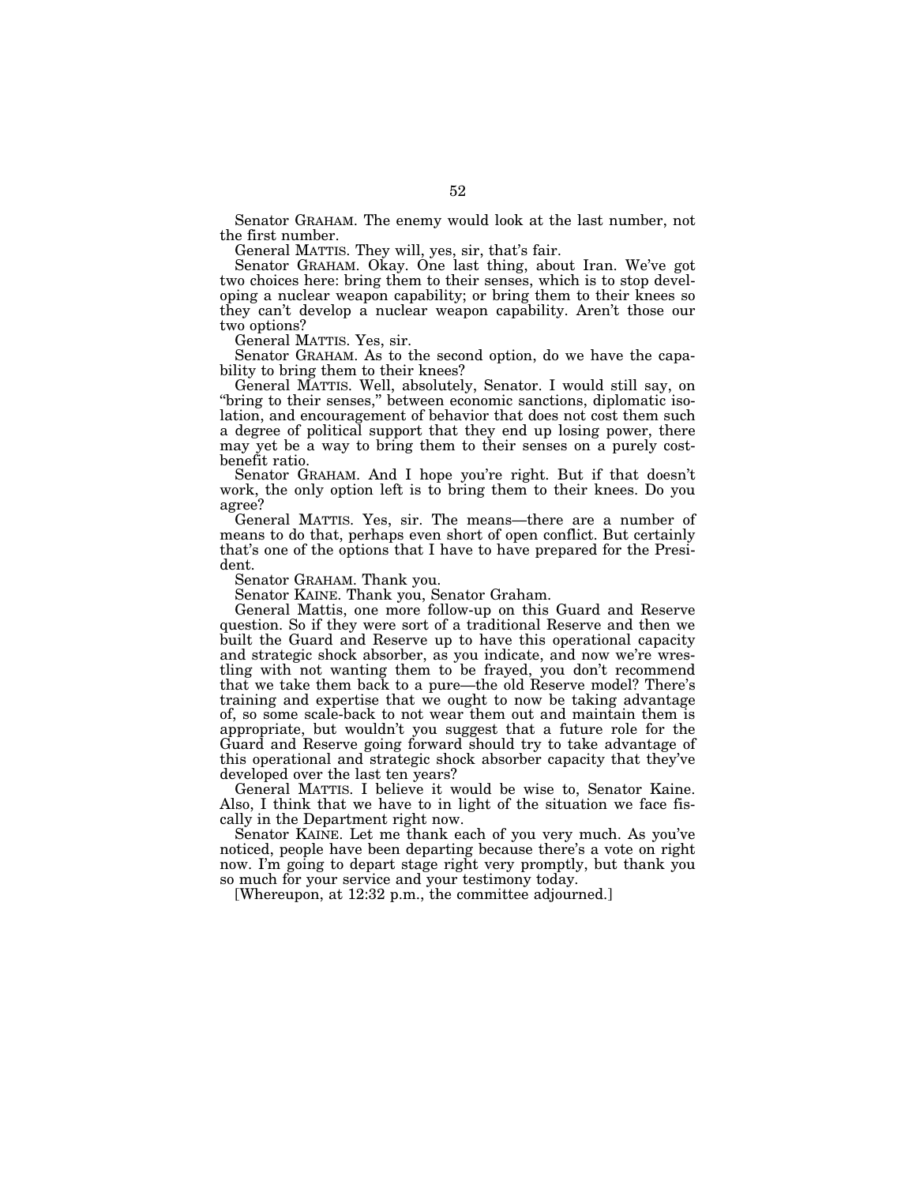Senator GRAHAM. The enemy would look at the last number, not the first number.

General MATTIS. They will, yes, sir, that's fair.

Senator GRAHAM. Okay. One last thing, about Iran. We've got two choices here: bring them to their senses, which is to stop developing a nuclear weapon capability; or bring them to their knees so they can't develop a nuclear weapon capability. Aren't those our two options?

General MATTIS. Yes, sir.

Senator GRAHAM. As to the second option, do we have the capability to bring them to their knees?

General MATTIS. Well, absolutely, Senator. I would still say, on "bring to their senses," between economic sanctions, diplomatic isolation, and encouragement of behavior that does not cost them such a degree of political support that they end up losing power, there may yet be a way to bring them to their senses on a purely cost-benefit ratio.

Senator GRAHAM. And I hope you're right. But if that doesn't work, the only option left is to bring them to their knees. Do you agree?

General MATTIS. Yes, sir. The means—there are a number of means to do that, perhaps even short of open conflict. But certainly that's one of the options that I have to have prepared for the President.

Senator GRAHAM. Thank you.

Senator KAINE. Thank you, Senator Graham.

General Mattis, one more follow-up on this Guard and Reserve question. So if they were sort of a traditional Reserve and then we built the Guard and Reserve up to have this operational capacity and strategic shock absorber, as you indicate, and now we're wrestling with not wanting them to be frayed, you don't recommend that we take them back to a pure—the old Reserve model? There's training and expertise that we ought to now be taking advantage of, so some scale-back to not wear them out and maintain them is appropriate, but wouldn't you suggest that a future role for the Guard and Reserve going forward should try to take advantage of this operational and strategic shock absorber capacity that they've developed over the last ten years?

General MATTIS. I believe it would be wise to, Senator Kaine. Also, I think that we have to in light of the situation we face fiscally in the Department right now.

Senator KAINE. Let me thank each of you very much. As you've noticed, people have been departing because there's a vote on right now. I'm going to depart stage right very promptly, but thank you so much for your service and your testimony today.

[Whereupon, at 12:32 p.m., the committee adjourned.]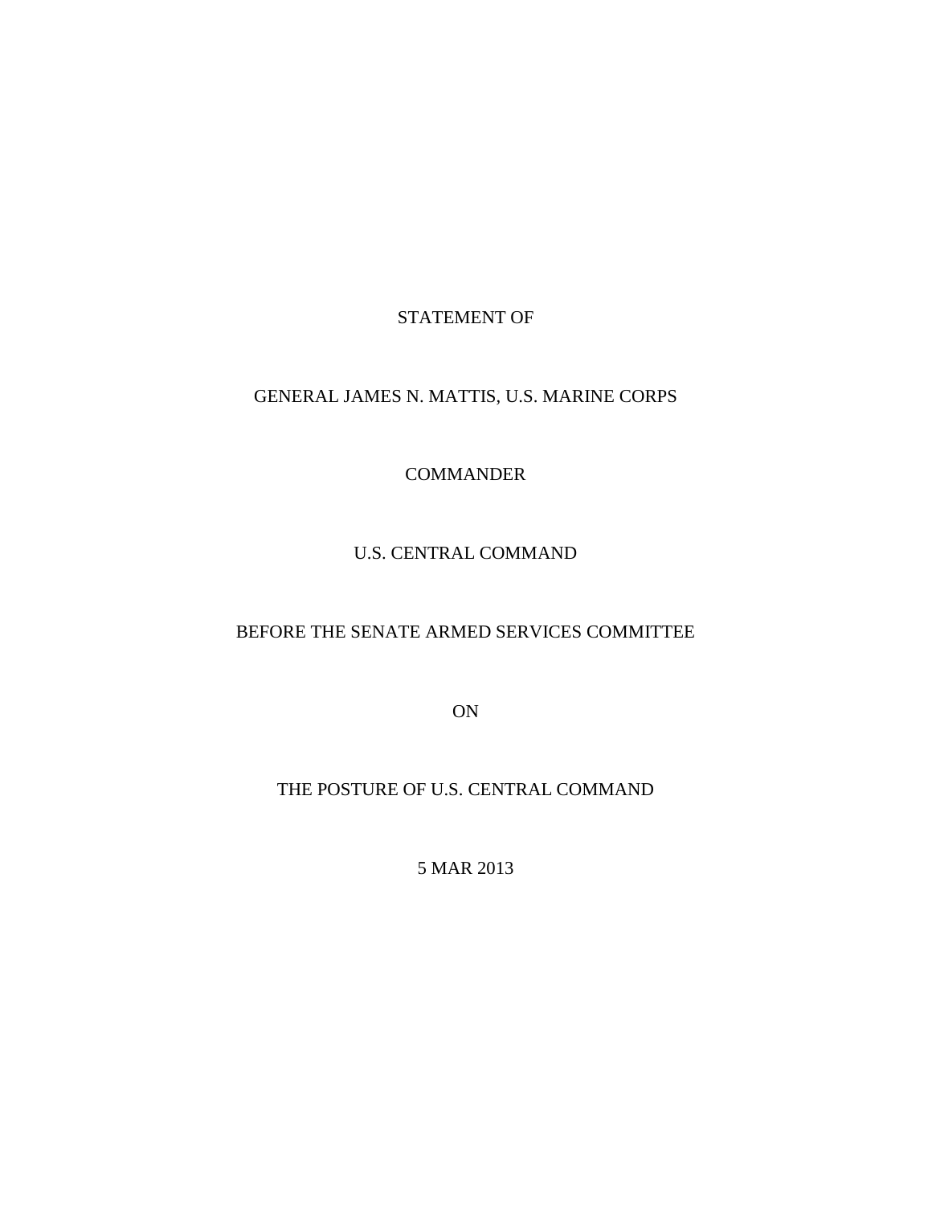STATEMENT OF

GENERAL JAMES N. MATTIS, U.S. MARINE CORPS

COMMANDER

U.S. CENTRAL COMMAND

BEFORE THE SENATE ARMED SERVICES COMMITTEE

ON

THE POSTURE OF U.S. CENTRAL COMMAND

5 MAR 2013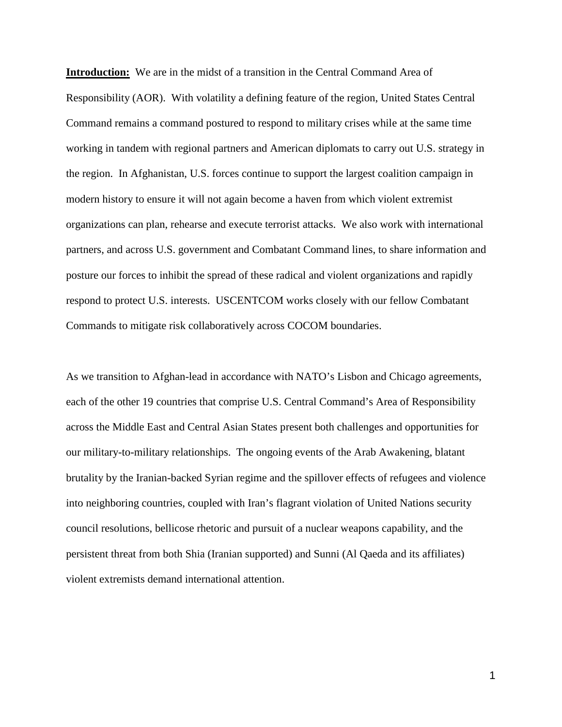**Introduction:** We are in the midst of a transition in the Central Command Area of Responsibility (AOR). With volatility a defining feature of the region, United States Central Command remains a command postured to respond to military crises while at the same time working in tandem with regional partners and American diplomats to carry out U.S. strategy in the region. In Afghanistan, U.S. forces continue to support the largest coalition campaign in modern history to ensure it will not again become a haven from which violent extremist organizations can plan, rehearse and execute terrorist attacks. We also work with international partners, and across U.S. government and Combatant Command lines, to share information and posture our forces to inhibit the spread of these radical and violent organizations and rapidly respond to protect U.S. interests. USCENTCOM works closely with our fellow Combatant Commands to mitigate risk collaboratively across COCOM boundaries.

As we transition to Afghan-lead in accordance with NATO's Lisbon and Chicago agreements, each of the other 19 countries that comprise U.S. Central Command's Area of Responsibility across the Middle East and Central Asian States present both challenges and opportunities for our military-to-military relationships. The ongoing events of the Arab Awakening, blatant brutality by the Iranian-backed Syrian regime and the spillover effects of refugees and violence into neighboring countries, coupled with Iran's flagrant violation of United Nations security council resolutions, bellicose rhetoric and pursuit of a nuclear weapons capability, and the persistent threat from both Shia (Iranian supported) and Sunni (Al Qaeda and its affiliates) violent extremists demand international attention.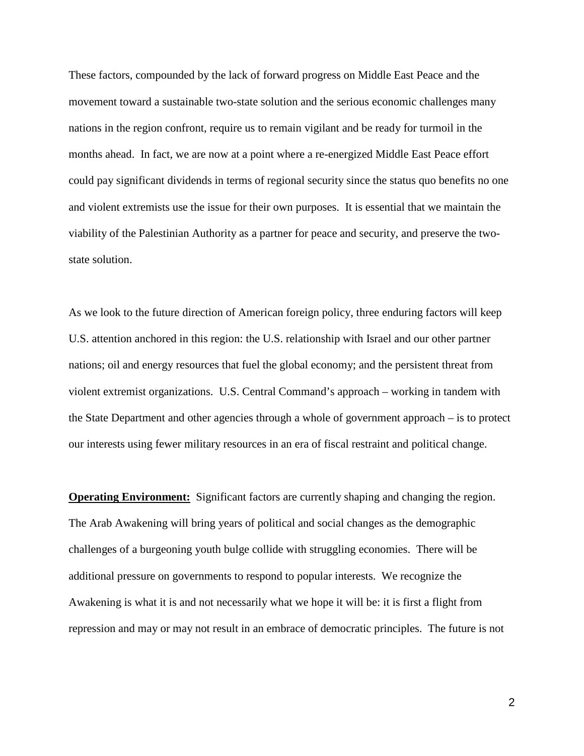These factors, compounded by the lack of forward progress on Middle East Peace and the movement toward a sustainable two-state solution and the serious economic challenges many nations in the region confront, require us to remain vigilant and be ready for turmoil in the months ahead. In fact, we are now at a point where a re-energized Middle East Peace effort could pay significant dividends in terms of regional security since the status quo benefits no one and violent extremists use the issue for their own purposes. It is essential that we maintain the viability of the Palestinian Authority as a partner for peace and security, and preserve the two-state solution.

As we look to the future direction of American foreign policy, three enduring factors will keep U.S. attention anchored in this region: the U.S. relationship with Israel and our other partner nations; oil and energy resources that fuel the global economy; and the persistent threat from violent extremist organizations. U.S. Central Command's approach – working in tandem with the State Department and other agencies through a whole of government approach – is to protect our interests using fewer military resources in an era of fiscal restraint and political change.

**Operating Environment:** Significant factors are currently shaping and changing the region. The Arab Awakening will bring years of political and social changes as the demographic challenges of a burgeoning youth bulge collide with struggling economies. There will be additional pressure on governments to respond to popular interests. We recognize the Awakening is what it is and not necessarily what we hope it will be: it is first a flight from repression and may or may not result in an embrace of democratic principles. The future is not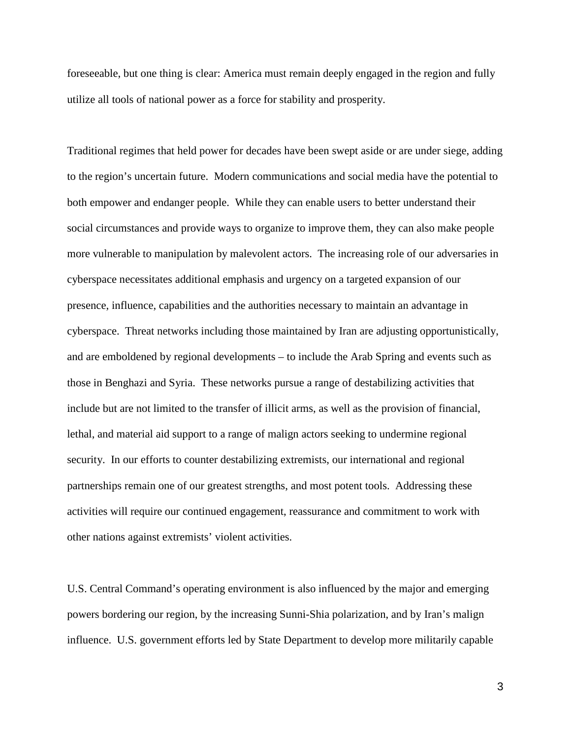foreseeable, but one thing is clear: America must remain deeply engaged in the region and fully utilize all tools of national power as a force for stability and prosperity.

Traditional regimes that held power for decades have been swept aside or are under siege, adding to the region's uncertain future. Modern communications and social media have the potential to both empower and endanger people. While they can enable users to better understand their social circumstances and provide ways to organize to improve them, they can also make people more vulnerable to manipulation by malevolent actors. The increasing role of our adversaries in cyberspace necessitates additional emphasis and urgency on a targeted expansion of our presence, influence, capabilities and the authorities necessary to maintain an advantage in cyberspace. Threat networks including those maintained by Iran are adjusting opportunistically, and are emboldened by regional developments – to include the Arab Spring and events such as those in Benghazi and Syria. These networks pursue a range of destabilizing activities that include but are not limited to the transfer of illicit arms, as well as the provision of financial, lethal, and material aid support to a range of malign actors seeking to undermine regional security. In our efforts to counter destabilizing extremists, our international and regional partnerships remain one of our greatest strengths, and most potent tools. Addressing these activities will require our continued engagement, reassurance and commitment to work with other nations against extremists' violent activities.

U.S. Central Command's operating environment is also influenced by the major and emerging powers bordering our region, by the increasing Sunni-Shia polarization, and by Iran's malign influence. U.S. government efforts led by State Department to develop more militarily capable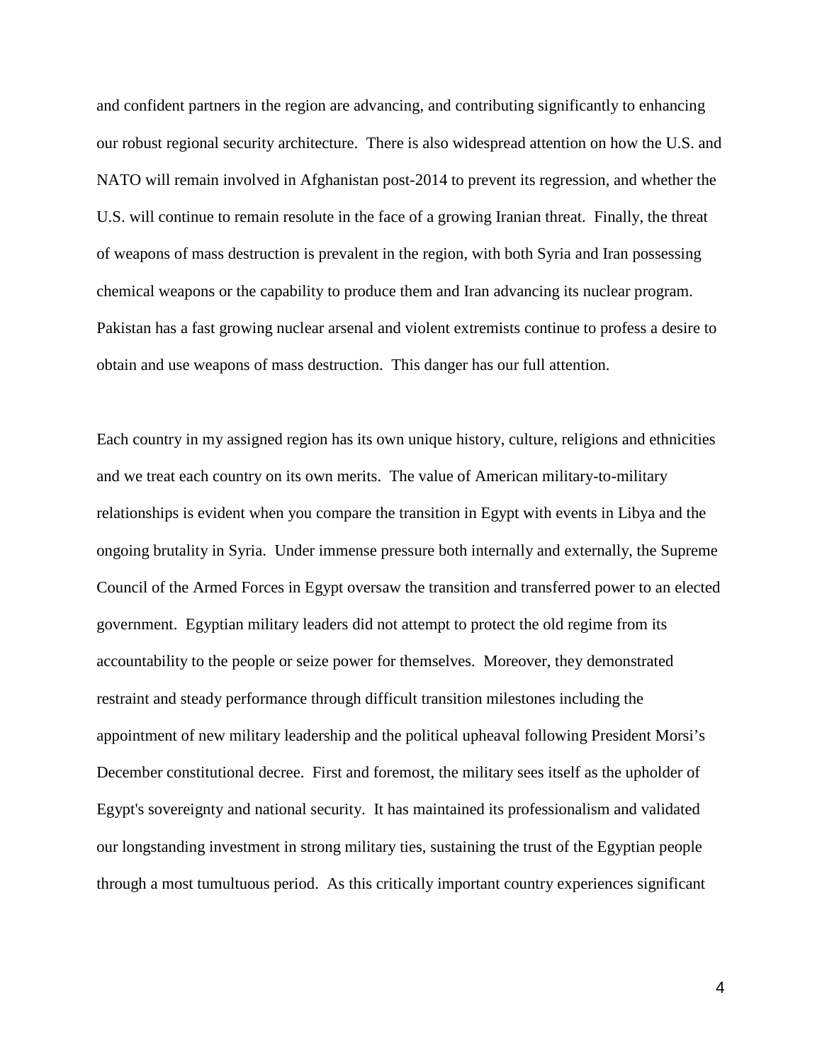and confident partners in the region are advancing, and contributing significantly to enhancing our robust regional security architecture. There is also widespread attention on how the U.S. and NATO will remain involved in Afghanistan post-2014 to prevent its regression, and whether the U.S. will continue to remain resolute in the face of a growing Iranian threat. Finally, the threat of weapons of mass destruction is prevalent in the region, with both Syria and Iran possessing chemical weapons or the capability to produce them and Iran advancing its nuclear program. Pakistan has a fast growing nuclear arsenal and violent extremists continue to profess a desire to obtain and use weapons of mass destruction. This danger has our full attention.

Each country in my assigned region has its own unique history, culture, religions and ethnicities and we treat each country on its own merits. The value of American military-to-military relationships is evident when you compare the transition in Egypt with events in Libya and the ongoing brutality in Syria. Under immense pressure both internally and externally, the Supreme Council of the Armed Forces in Egypt oversaw the transition and transferred power to an elected government. Egyptian military leaders did not attempt to protect the old regime from its accountability to the people or seize power for themselves. Moreover, they demonstrated restraint and steady performance through difficult transition milestones including the appointment of new military leadership and the political upheaval following President Morsi's December constitutional decree. First and foremost, the military sees itself as the upholder of Egypt's sovereignty and national security. It has maintained its professionalism and validated our longstanding investment in strong military ties, sustaining the trust of the Egyptian people through a most tumultuous period. As this critically important country experiences significant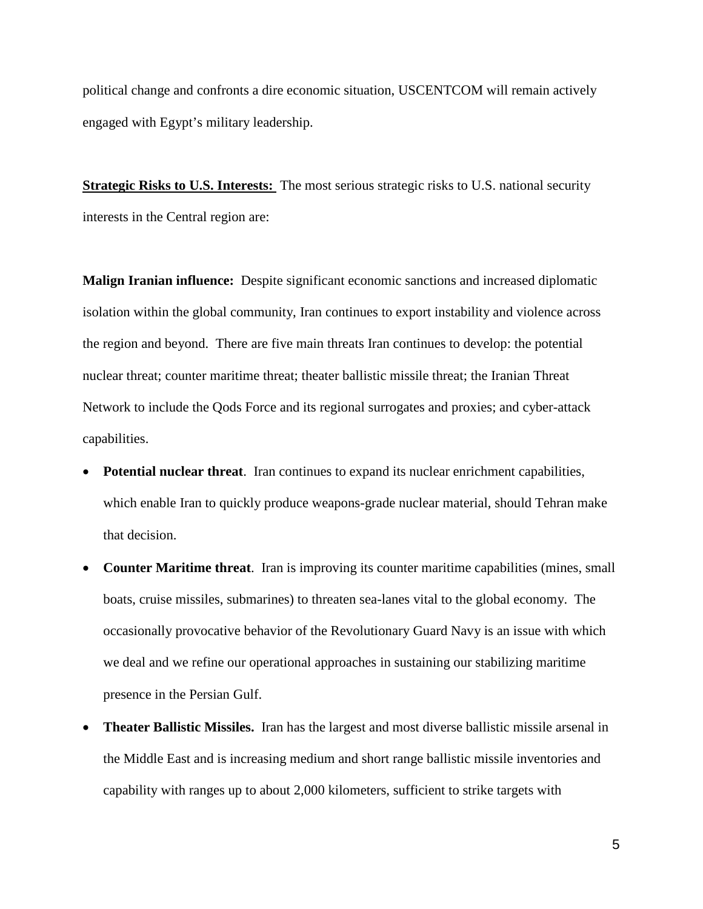political change and confronts a dire economic situation, USCENTCOM will remain actively engaged with Egypt's military leadership.

**Strategic Risks to U.S. Interests:** The most serious strategic risks to U.S. national security interests in the Central region are:

**Malign Iranian influence:** Despite significant economic sanctions and increased diplomatic isolation within the global community, Iran continues to export instability and violence across the region and beyond. There are five main threats Iran continues to develop: the potential nuclear threat; counter maritime threat; theater ballistic missile threat; the Iranian Threat Network to include the Qods Force and its regional surrogates and proxies; and cyber-attack capabilities.

- **Potential nuclear threat**. Iran continues to expand its nuclear enrichment capabilities, which enable Iran to quickly produce weapons-grade nuclear material, should Tehran make that decision.
- **Counter Maritime threat**. Iran is improving its counter maritime capabilities (mines, small boats, cruise missiles, submarines) to threaten sea-lanes vital to the global economy. The occasionally provocative behavior of the Revolutionary Guard Navy is an issue with which we deal and we refine our operational approaches in sustaining our stabilizing maritime presence in the Persian Gulf.
- **Theater Ballistic Missiles.** Iran has the largest and most diverse ballistic missile arsenal in the Middle East and is increasing medium and short range ballistic missile inventories and capability with ranges up to about 2,000 kilometers, sufficient to strike targets with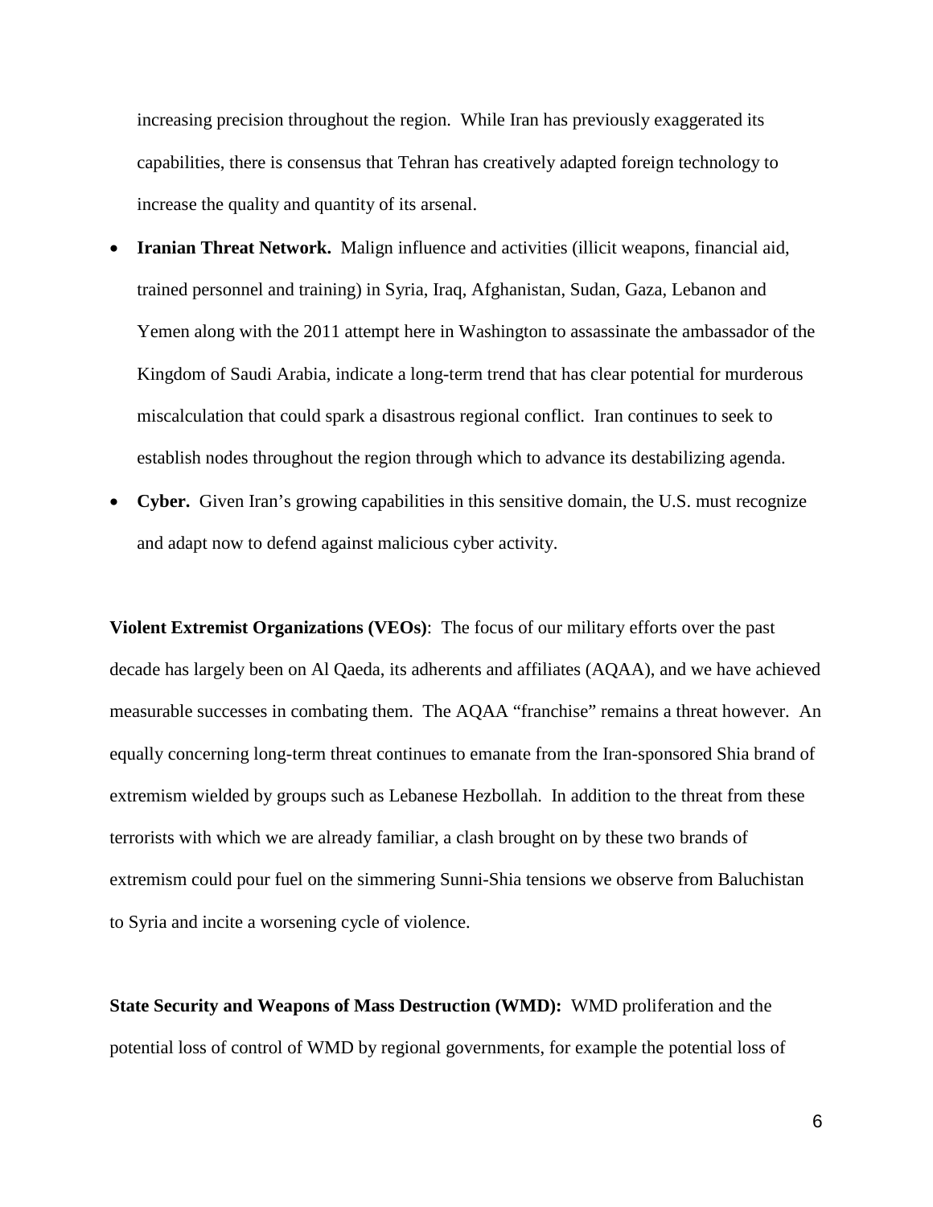increasing precision throughout the region. While Iran has previously exaggerated its capabilities, there is consensus that Tehran has creatively adapted foreign technology to increase the quality and quantity of its arsenal.

- **Iranian Threat Network.** Malign influence and activities (illicit weapons, financial aid, trained personnel and training) in Syria, Iraq, Afghanistan, Sudan, Gaza, Lebanon and Yemen along with the 2011 attempt here in Washington to assassinate the ambassador of the Kingdom of Saudi Arabia, indicate a long-term trend that has clear potential for murderous miscalculation that could spark a disastrous regional conflict. Iran continues to seek to establish nodes throughout the region through which to advance its destabilizing agenda.
- **Cyber.** Given Iran's growing capabilities in this sensitive domain, the U.S. must recognize and adapt now to defend against malicious cyber activity.

**Violent Extremist Organizations (VEOs)**: The focus of our military efforts over the past decade has largely been on Al Qaeda, its adherents and affiliates (AQAA), and we have achieved measurable successes in combating them. The AQAA "franchise" remains a threat however. An equally concerning long-term threat continues to emanate from the Iran-sponsored Shia brand of extremism wielded by groups such as Lebanese Hezbollah. In addition to the threat from these terrorists with which we are already familiar, a clash brought on by these two brands of extremism could pour fuel on the simmering Sunni-Shia tensions we observe from Baluchistan to Syria and incite a worsening cycle of violence.

**State Security and Weapons of Mass Destruction (WMD):** WMD proliferation and the potential loss of control of WMD by regional governments, for example the potential loss of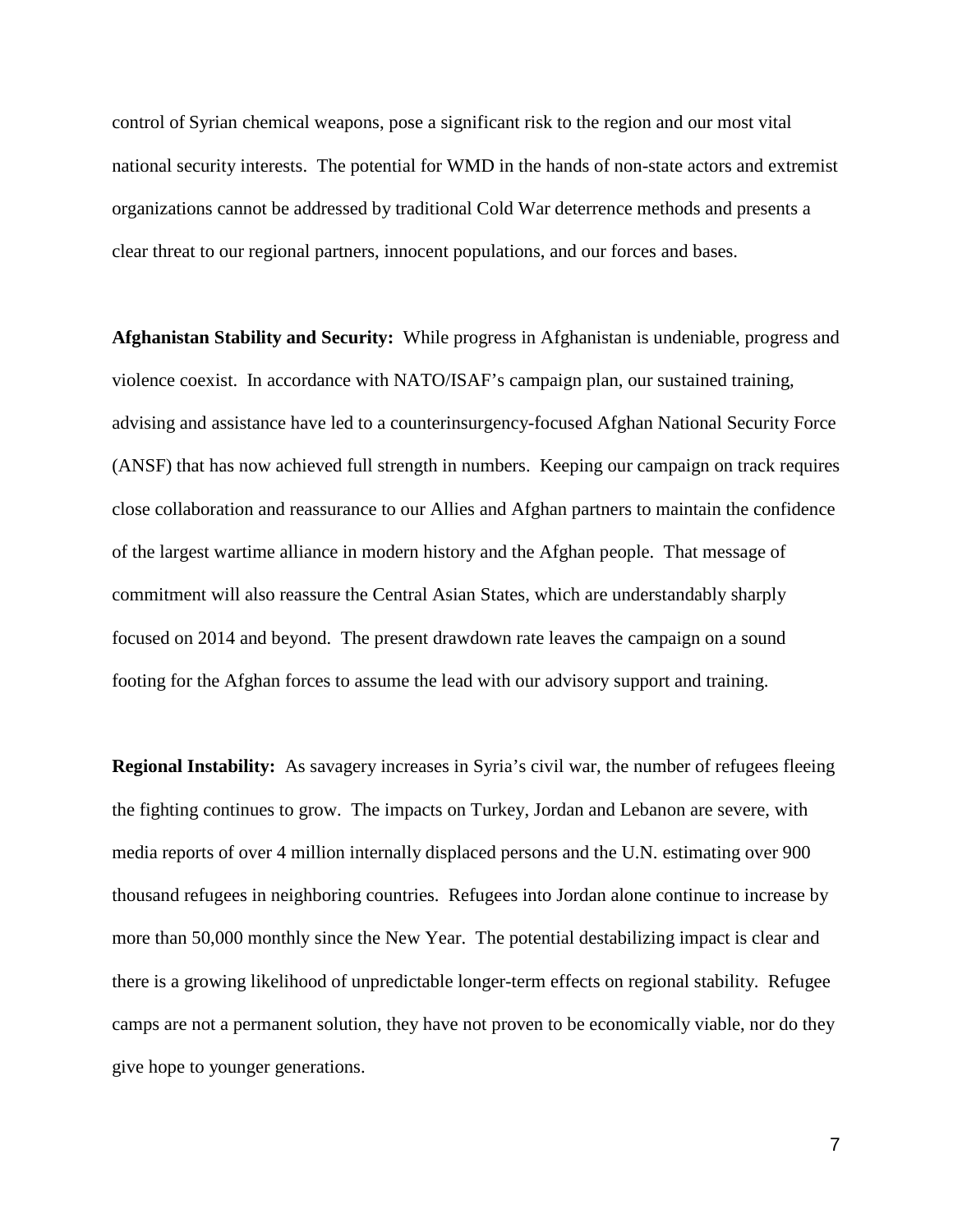control of Syrian chemical weapons, pose a significant risk to the region and our most vital national security interests. The potential for WMD in the hands of non-state actors and extremist organizations cannot be addressed by traditional Cold War deterrence methods and presents a clear threat to our regional partners, innocent populations, and our forces and bases.

**Afghanistan Stability and Security:** While progress in Afghanistan is undeniable, progress and violence coexist. In accordance with NATO/ISAF's campaign plan, our sustained training, advising and assistance have led to a counterinsurgency-focused Afghan National Security Force (ANSF) that has now achieved full strength in numbers. Keeping our campaign on track requires close collaboration and reassurance to our Allies and Afghan partners to maintain the confidence of the largest wartime alliance in modern history and the Afghan people. That message of commitment will also reassure the Central Asian States, which are understandably sharply focused on 2014 and beyond. The present drawdown rate leaves the campaign on a sound footing for the Afghan forces to assume the lead with our advisory support and training.

**Regional Instability:** As savagery increases in Syria's civil war, the number of refugees fleeing the fighting continues to grow. The impacts on Turkey, Jordan and Lebanon are severe, with media reports of over 4 million internally displaced persons and the U.N. estimating over 900 thousand refugees in neighboring countries. Refugees into Jordan alone continue to increase by more than 50,000 monthly since the New Year. The potential destabilizing impact is clear and there is a growing likelihood of unpredictable longer-term effects on regional stability. Refugee camps are not a permanent solution, they have not proven to be economically viable, nor do they give hope to younger generations.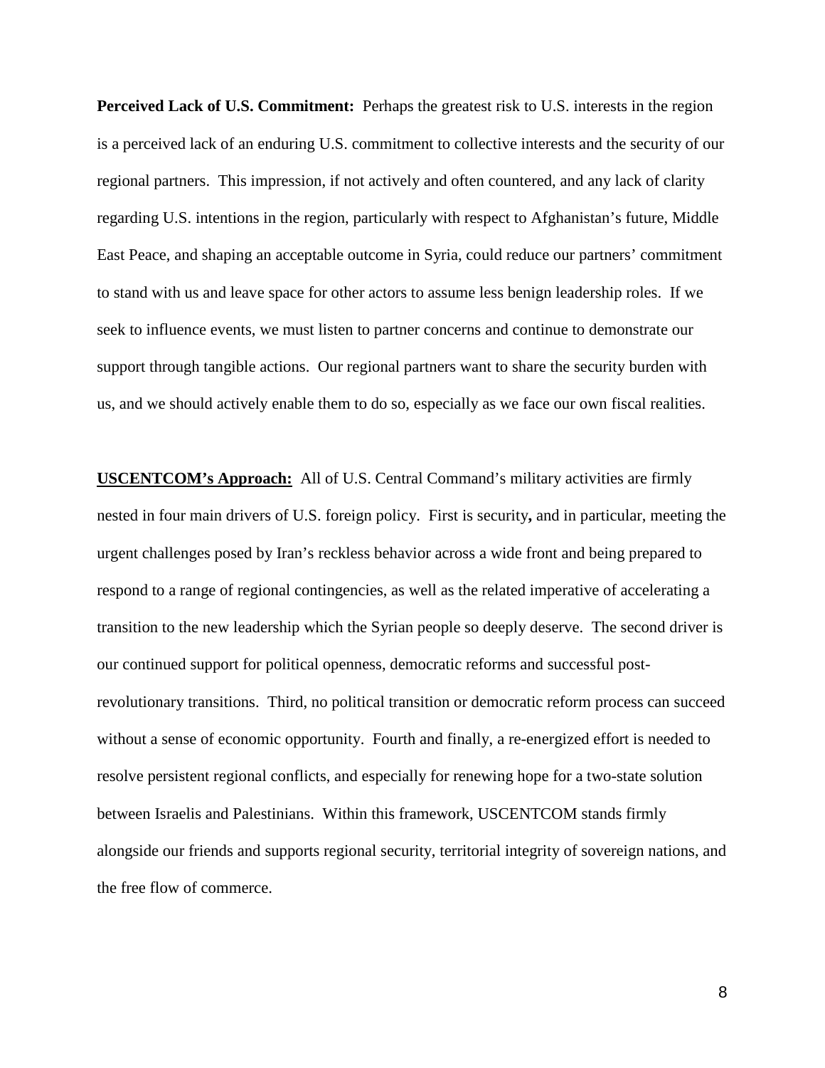**Perceived Lack of U.S. Commitment:** Perhaps the greatest risk to U.S. interests in the region is a perceived lack of an enduring U.S. commitment to collective interests and the security of our regional partners. This impression, if not actively and often countered, and any lack of clarity regarding U.S. intentions in the region, particularly with respect to Afghanistan's future, Middle East Peace, and shaping an acceptable outcome in Syria, could reduce our partners' commitment to stand with us and leave space for other actors to assume less benign leadership roles. If we seek to influence events, we must listen to partner concerns and continue to demonstrate our support through tangible actions. Our regional partners want to share the security burden with us, and we should actively enable them to do so, especially as we face our own fiscal realities.

**USCENTCOM's Approach:** All of U.S. Central Command's military activities are firmly nested in four main drivers of U.S. foreign policy. First is security**,** and in particular, meeting the urgent challenges posed by Iran's reckless behavior across a wide front and being prepared to respond to a range of regional contingencies, as well as the related imperative of accelerating a transition to the new leadership which the Syrian people so deeply deserve. The second driver is our continued support for political openness, democratic reforms and successful post-revolutionary transitions. Third, no political transition or democratic reform process can succeed without a sense of economic opportunity. Fourth and finally, a re-energized effort is needed to resolve persistent regional conflicts, and especially for renewing hope for a two-state solution between Israelis and Palestinians. Within this framework, USCENTCOM stands firmly alongside our friends and supports regional security, territorial integrity of sovereign nations, and the free flow of commerce.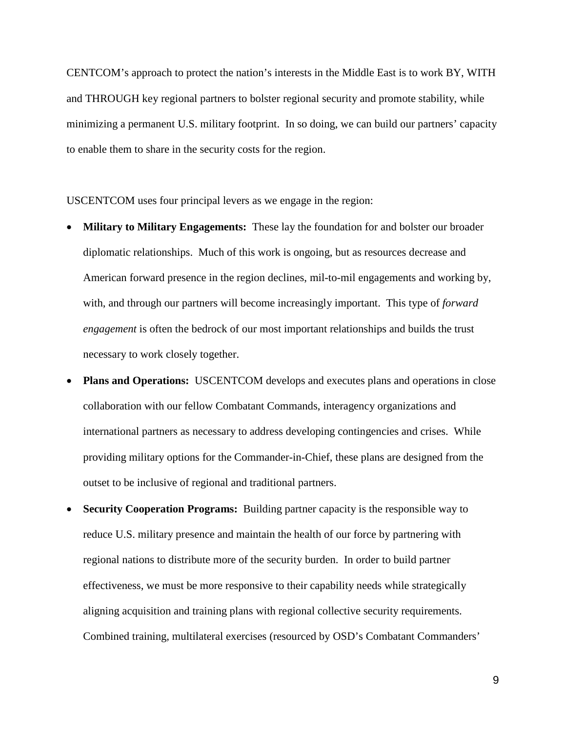CENTCOM's approach to protect the nation's interests in the Middle East is to work BY, WITH and THROUGH key regional partners to bolster regional security and promote stability, while minimizing a permanent U.S. military footprint. In so doing, we can build our partners' capacity to enable them to share in the security costs for the region.

USCENTCOM uses four principal levers as we engage in the region:

- **Military to Military Engagements:** These lay the foundation for and bolster our broader diplomatic relationships. Much of this work is ongoing, but as resources decrease and American forward presence in the region declines, mil-to-mil engagements and working by, with, and through our partners will become increasingly important. This type of *forward engagement* is often the bedrock of our most important relationships and builds the trust necessary to work closely together.
- **Plans and Operations:** USCENTCOM develops and executes plans and operations in close collaboration with our fellow Combatant Commands, interagency organizations and international partners as necessary to address developing contingencies and crises. While providing military options for the Commander-in-Chief, these plans are designed from the outset to be inclusive of regional and traditional partners.
- **Security Cooperation Programs:** Building partner capacity is the responsible way to reduce U.S. military presence and maintain the health of our force by partnering with regional nations to distribute more of the security burden. In order to build partner effectiveness, we must be more responsive to their capability needs while strategically aligning acquisition and training plans with regional collective security requirements. Combined training, multilateral exercises (resourced by OSD's Combatant Commanders'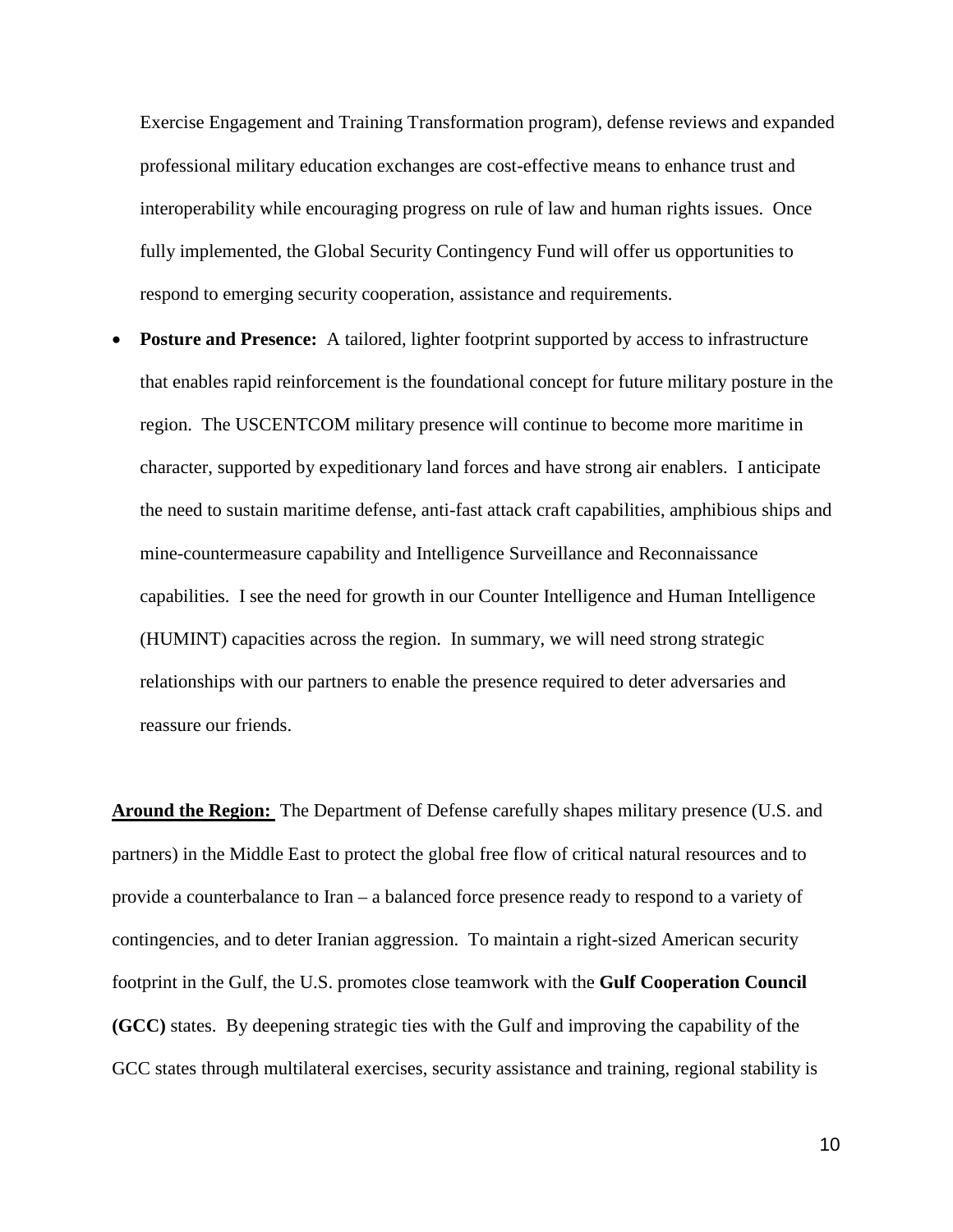Exercise Engagement and Training Transformation program), defense reviews and expanded professional military education exchanges are cost-effective means to enhance trust and interoperability while encouraging progress on rule of law and human rights issues. Once fully implemented, the Global Security Contingency Fund will offer us opportunities to respond to emerging security cooperation, assistance and requirements.

- **Posture and Presence:** A tailored, lighter footprint supported by access to infrastructure that enables rapid reinforcement is the foundational concept for future military posture in the region. The USCENTCOM military presence will continue to become more maritime in character, supported by expeditionary land forces and have strong air enablers. I anticipate the need to sustain maritime defense, anti-fast attack craft capabilities, amphibious ships and mine-countermeasure capability and Intelligence Surveillance and Reconnaissance capabilities. I see the need for growth in our Counter Intelligence and Human Intelligence (HUMINT) capacities across the region. In summary, we will need strong strategic relationships with our partners to enable the presence required to deter adversaries and reassure our friends.

**Around the Region:** The Department of Defense carefully shapes military presence (U.S. and partners) in the Middle East to protect the global free flow of critical natural resources and to provide a counterbalance to Iran – a balanced force presence ready to respond to a variety of contingencies, and to deter Iranian aggression. To maintain a right-sized American security footprint in the Gulf, the U.S. promotes close teamwork with the **Gulf Cooperation Council (GCC)** states. By deepening strategic ties with the Gulf and improving the capability of the GCC states through multilateral exercises, security assistance and training, regional stability is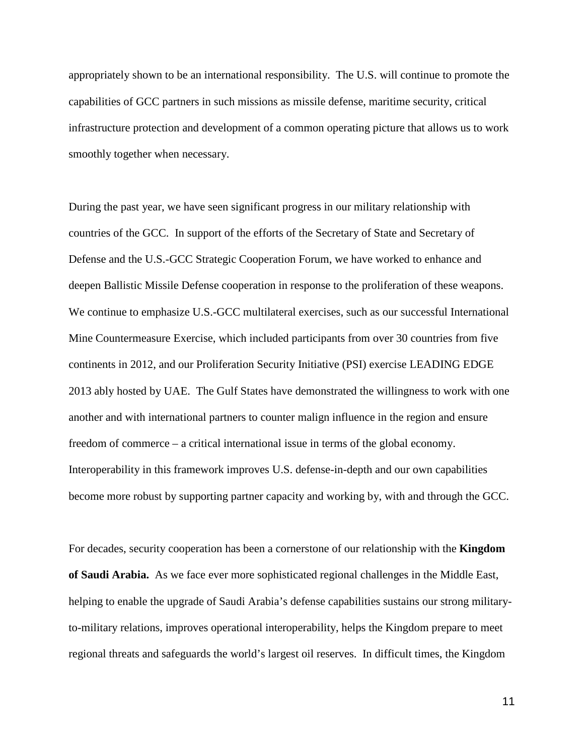appropriately shown to be an international responsibility. The U.S. will continue to promote the capabilities of GCC partners in such missions as missile defense, maritime security, critical infrastructure protection and development of a common operating picture that allows us to work smoothly together when necessary.

During the past year, we have seen significant progress in our military relationship with countries of the GCC. In support of the efforts of the Secretary of State and Secretary of Defense and the U.S.-GCC Strategic Cooperation Forum, we have worked to enhance and deepen Ballistic Missile Defense cooperation in response to the proliferation of these weapons. We continue to emphasize U.S.-GCC multilateral exercises, such as our successful International Mine Countermeasure Exercise, which included participants from over 30 countries from five continents in 2012, and our Proliferation Security Initiative (PSI) exercise LEADING EDGE 2013 ably hosted by UAE. The Gulf States have demonstrated the willingness to work with one another and with international partners to counter malign influence in the region and ensure freedom of commerce – a critical international issue in terms of the global economy. Interoperability in this framework improves U.S. defense-in-depth and our own capabilities become more robust by supporting partner capacity and working by, with and through the GCC.

For decades, security cooperation has been a cornerstone of our relationship with the **Kingdom of Saudi Arabia.** As we face ever more sophisticated regional challenges in the Middle East, helping to enable the upgrade of Saudi Arabia's defense capabilities sustains our strong military-to-military relations, improves operational interoperability, helps the Kingdom prepare to meet regional threats and safeguards the world's largest oil reserves. In difficult times, the Kingdom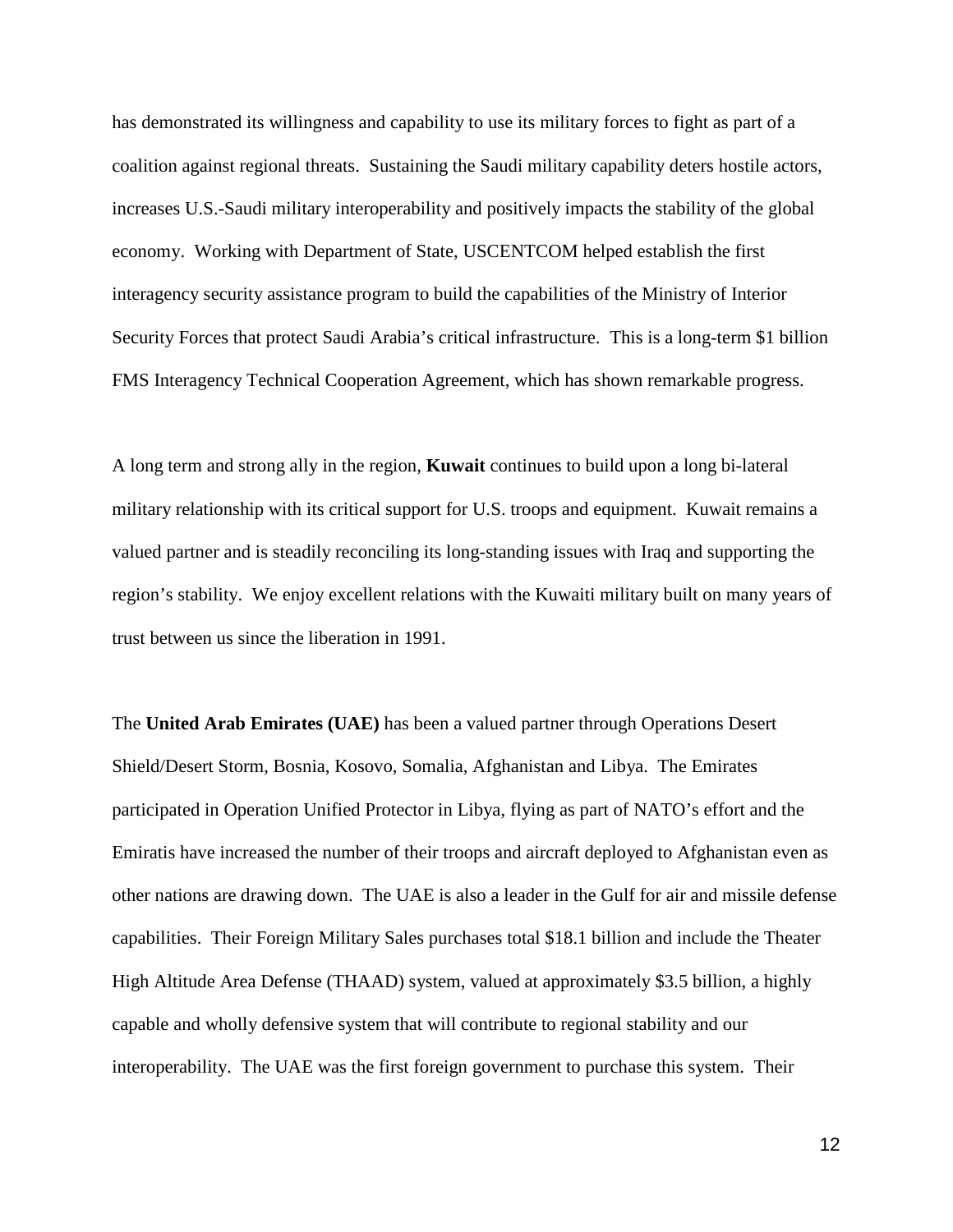has demonstrated its willingness and capability to use its military forces to fight as part of a coalition against regional threats. Sustaining the Saudi military capability deters hostile actors, increases U.S.-Saudi military interoperability and positively impacts the stability of the global economy. Working with Department of State, USCENTCOM helped establish the first interagency security assistance program to build the capabilities of the Ministry of Interior Security Forces that protect Saudi Arabia's critical infrastructure. This is a long-term $1 billion FMS Interagency Technical Cooperation Agreement, which has shown remarkable progress.

A long term and strong ally in the region, **Kuwait** continues to build upon a long bi-lateral military relationship with its critical support for U.S. troops and equipment. Kuwait remains a valued partner and is steadily reconciling its long-standing issues with Iraq and supporting the region's stability. We enjoy excellent relations with the Kuwaiti military built on many years of trust between us since the liberation in 1991.

The **United Arab Emirates (UAE)** has been a valued partner through Operations Desert Shield/Desert Storm, Bosnia, Kosovo, Somalia, Afghanistan and Libya. The Emirates participated in Operation Unified Protector in Libya, flying as part of NATO's effort and the Emiratis have increased the number of their troops and aircraft deployed to Afghanistan even as other nations are drawing down. The UAE is also a leader in the Gulf for air and missile defense capabilities. Their Foreign Military Sales purchases total $18.1 billion and include the Theater High Altitude Area Defense (THAAD) system, valued at approximately $3.5 billion, a highly capable and wholly defensive system that will contribute to regional stability and our interoperability. The UAE was the first foreign government to purchase this system. Their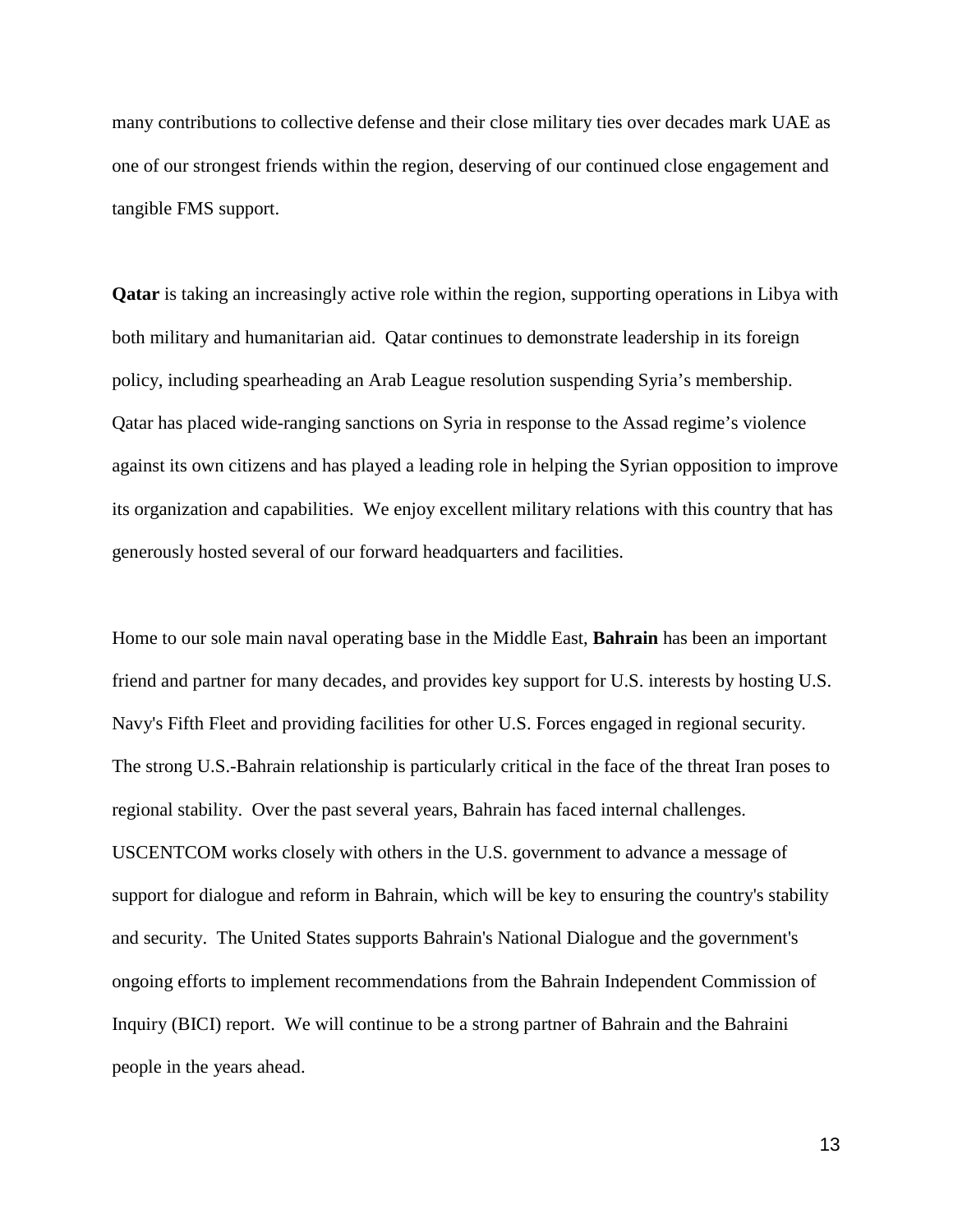many contributions to collective defense and their close military ties over decades mark UAE as one of our strongest friends within the region, deserving of our continued close engagement and tangible FMS support.

**Qatar** is taking an increasingly active role within the region, supporting operations in Libya with both military and humanitarian aid. Qatar continues to demonstrate leadership in its foreign policy, including spearheading an Arab League resolution suspending Syria's membership. Qatar has placed wide-ranging sanctions on Syria in response to the Assad regime's violence against its own citizens and has played a leading role in helping the Syrian opposition to improve its organization and capabilities. We enjoy excellent military relations with this country that has generously hosted several of our forward headquarters and facilities.

Home to our sole main naval operating base in the Middle East, **Bahrain** has been an important friend and partner for many decades, and provides key support for U.S. interests by hosting U.S. Navy's Fifth Fleet and providing facilities for other U.S. Forces engaged in regional security. The strong U.S.-Bahrain relationship is particularly critical in the face of the threat Iran poses to regional stability. Over the past several years, Bahrain has faced internal challenges. USCENTCOM works closely with others in the U.S. government to advance a message of support for dialogue and reform in Bahrain, which will be key to ensuring the country's stability and security. The United States supports Bahrain's National Dialogue and the government's ongoing efforts to implement recommendations from the Bahrain Independent Commission of Inquiry (BICI) report. We will continue to be a strong partner of Bahrain and the Bahraini people in the years ahead.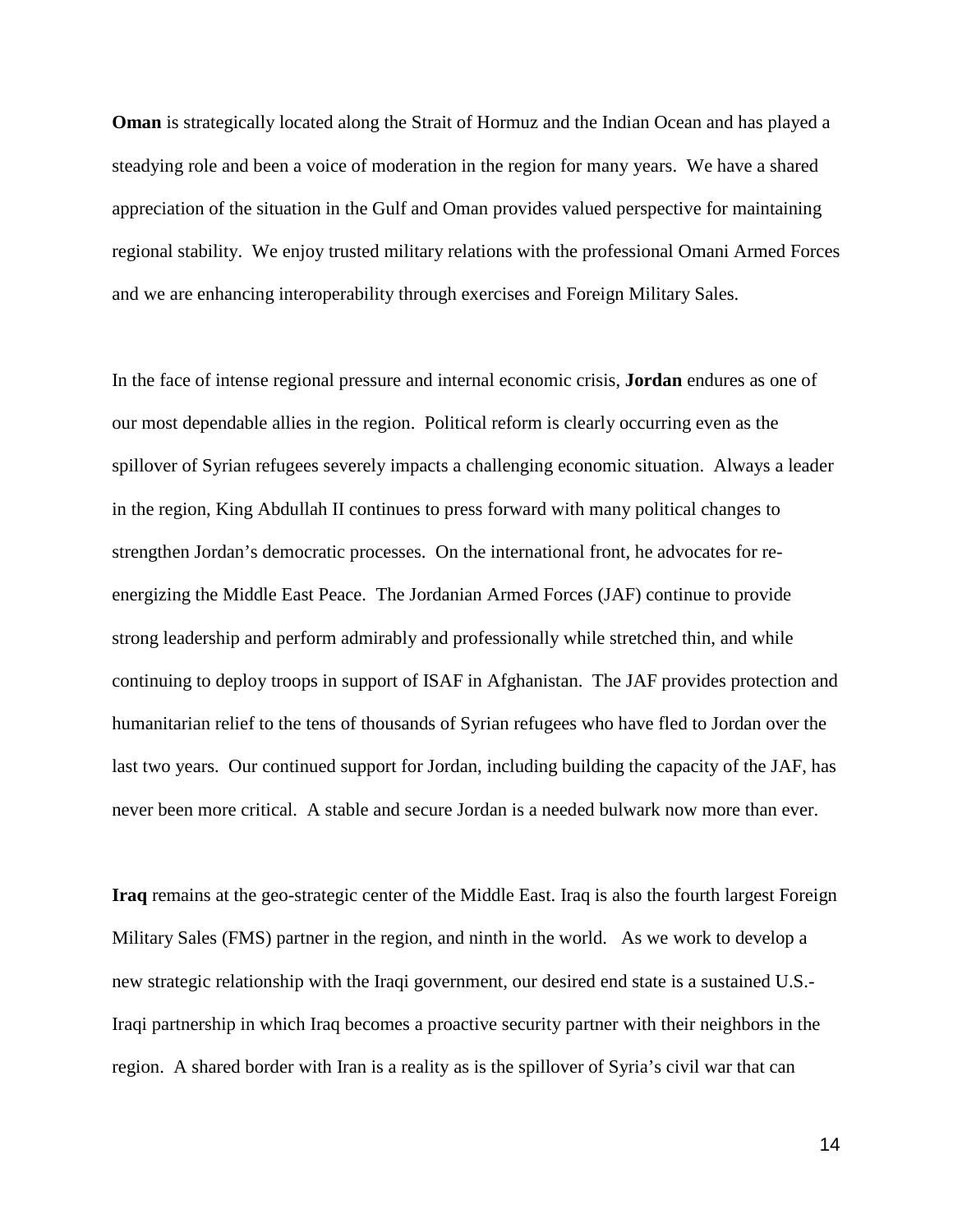**Oman** is strategically located along the Strait of Hormuz and the Indian Ocean and has played a steadying role and been a voice of moderation in the region for many years. We have a shared appreciation of the situation in the Gulf and Oman provides valued perspective for maintaining regional stability. We enjoy trusted military relations with the professional Omani Armed Forces and we are enhancing interoperability through exercises and Foreign Military Sales.

In the face of intense regional pressure and internal economic crisis, **Jordan** endures as one of our most dependable allies in the region. Political reform is clearly occurring even as the spillover of Syrian refugees severely impacts a challenging economic situation. Always a leader in the region, King Abdullah II continues to press forward with many political changes to strengthen Jordan's democratic processes. On the international front, he advocates for re-energizing the Middle East Peace. The Jordanian Armed Forces (JAF) continue to provide strong leadership and perform admirably and professionally while stretched thin, and while continuing to deploy troops in support of ISAF in Afghanistan. The JAF provides protection and humanitarian relief to the tens of thousands of Syrian refugees who have fled to Jordan over the last two years. Our continued support for Jordan, including building the capacity of the JAF, has never been more critical. A stable and secure Jordan is a needed bulwark now more than ever.

**Iraq** remains at the geo-strategic center of the Middle East. Iraq is also the fourth largest Foreign Military Sales (FMS) partner in the region, and ninth in the world. As we work to develop a new strategic relationship with the Iraqi government, our desired end state is a sustained U.S.-Iraqi partnership in which Iraq becomes a proactive security partner with their neighbors in the region. A shared border with Iran is a reality as is the spillover of Syria's civil war that can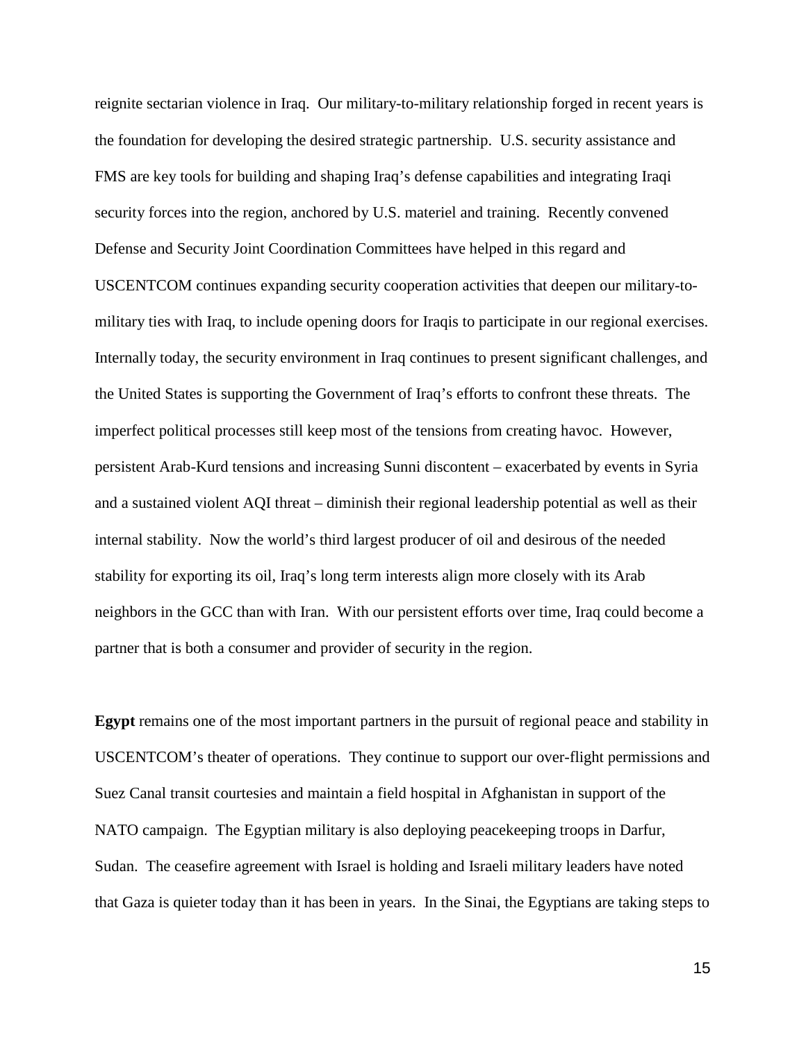reignite sectarian violence in Iraq. Our military-to-military relationship forged in recent years is the foundation for developing the desired strategic partnership. U.S. security assistance and FMS are key tools for building and shaping Iraq's defense capabilities and integrating Iraqi security forces into the region, anchored by U.S. materiel and training. Recently convened Defense and Security Joint Coordination Committees have helped in this regard and USCENTCOM continues expanding security cooperation activities that deepen our military-to-military ties with Iraq, to include opening doors for Iraqis to participate in our regional exercises. Internally today, the security environment in Iraq continues to present significant challenges, and the United States is supporting the Government of Iraq's efforts to confront these threats. The imperfect political processes still keep most of the tensions from creating havoc. However, persistent Arab-Kurd tensions and increasing Sunni discontent – exacerbated by events in Syria and a sustained violent AQI threat – diminish their regional leadership potential as well as their internal stability. Now the world's third largest producer of oil and desirous of the needed stability for exporting its oil, Iraq's long term interests align more closely with its Arab neighbors in the GCC than with Iran. With our persistent efforts over time, Iraq could become a partner that is both a consumer and provider of security in the region.

**Egypt** remains one of the most important partners in the pursuit of regional peace and stability in USCENTCOM's theater of operations. They continue to support our over-flight permissions and Suez Canal transit courtesies and maintain a field hospital in Afghanistan in support of the NATO campaign. The Egyptian military is also deploying peacekeeping troops in Darfur, Sudan. The ceasefire agreement with Israel is holding and Israeli military leaders have noted that Gaza is quieter today than it has been in years. In the Sinai, the Egyptians are taking steps to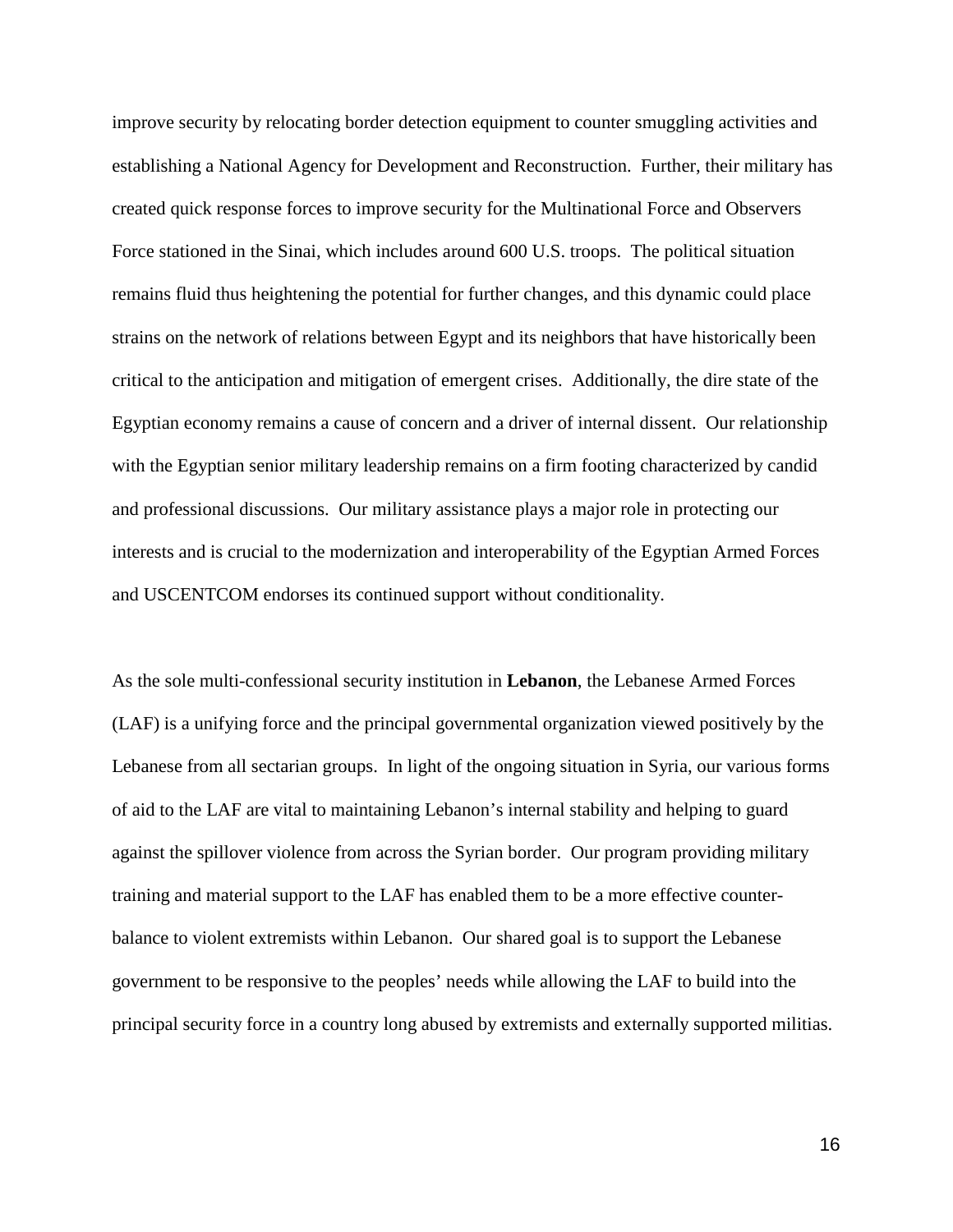improve security by relocating border detection equipment to counter smuggling activities and establishing a National Agency for Development and Reconstruction. Further, their military has created quick response forces to improve security for the Multinational Force and Observers Force stationed in the Sinai, which includes around 600 U.S. troops. The political situation remains fluid thus heightening the potential for further changes, and this dynamic could place strains on the network of relations between Egypt and its neighbors that have historically been critical to the anticipation and mitigation of emergent crises. Additionally, the dire state of the Egyptian economy remains a cause of concern and a driver of internal dissent. Our relationship with the Egyptian senior military leadership remains on a firm footing characterized by candid and professional discussions. Our military assistance plays a major role in protecting our interests and is crucial to the modernization and interoperability of the Egyptian Armed Forces and USCENTCOM endorses its continued support without conditionality.

As the sole multi-confessional security institution in **Lebanon**, the Lebanese Armed Forces (LAF) is a unifying force and the principal governmental organization viewed positively by the Lebanese from all sectarian groups. In light of the ongoing situation in Syria, our various forms of aid to the LAF are vital to maintaining Lebanon's internal stability and helping to guard against the spillover violence from across the Syrian border. Our program providing military training and material support to the LAF has enabled them to be a more effective counter-balance to violent extremists within Lebanon. Our shared goal is to support the Lebanese government to be responsive to the peoples' needs while allowing the LAF to build into the principal security force in a country long abused by extremists and externally supported militias.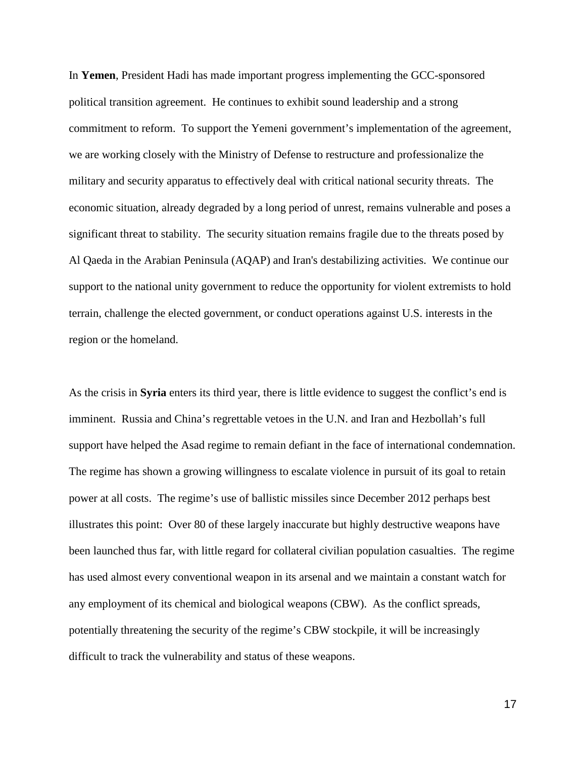In **Yemen**, President Hadi has made important progress implementing the GCC-sponsored political transition agreement. He continues to exhibit sound leadership and a strong commitment to reform. To support the Yemeni government's implementation of the agreement, we are working closely with the Ministry of Defense to restructure and professionalize the military and security apparatus to effectively deal with critical national security threats. The economic situation, already degraded by a long period of unrest, remains vulnerable and poses a significant threat to stability. The security situation remains fragile due to the threats posed by Al Qaeda in the Arabian Peninsula (AQAP) and Iran's destabilizing activities. We continue our support to the national unity government to reduce the opportunity for violent extremists to hold terrain, challenge the elected government, or conduct operations against U.S. interests in the region or the homeland.

As the crisis in **Syria** enters its third year, there is little evidence to suggest the conflict's end is imminent. Russia and China's regrettable vetoes in the U.N. and Iran and Hezbollah's full support have helped the Asad regime to remain defiant in the face of international condemnation. The regime has shown a growing willingness to escalate violence in pursuit of its goal to retain power at all costs. The regime's use of ballistic missiles since December 2012 perhaps best illustrates this point: Over 80 of these largely inaccurate but highly destructive weapons have been launched thus far, with little regard for collateral civilian population casualties. The regime has used almost every conventional weapon in its arsenal and we maintain a constant watch for any employment of its chemical and biological weapons (CBW). As the conflict spreads, potentially threatening the security of the regime's CBW stockpile, it will be increasingly difficult to track the vulnerability and status of these weapons.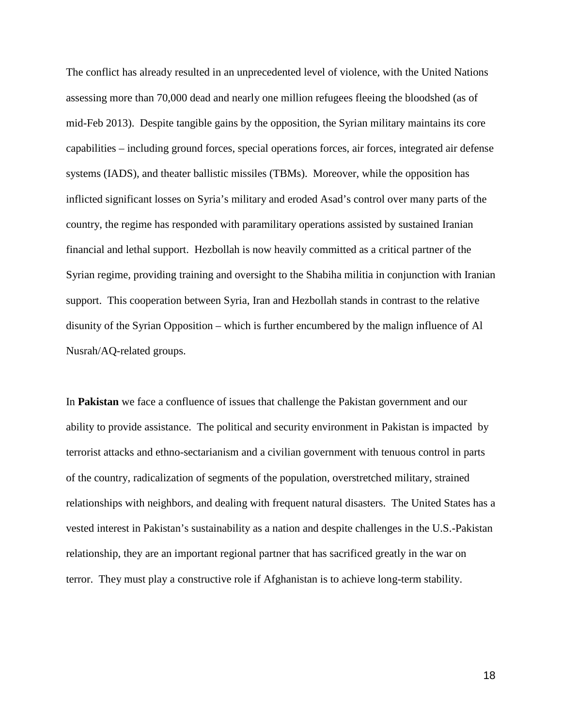The conflict has already resulted in an unprecedented level of violence, with the United Nations assessing more than 70,000 dead and nearly one million refugees fleeing the bloodshed (as of mid-Feb 2013). Despite tangible gains by the opposition, the Syrian military maintains its core capabilities – including ground forces, special operations forces, air forces, integrated air defense systems (IADS), and theater ballistic missiles (TBMs). Moreover, while the opposition has inflicted significant losses on Syria's military and eroded Asad's control over many parts of the country, the regime has responded with paramilitary operations assisted by sustained Iranian financial and lethal support. Hezbollah is now heavily committed as a critical partner of the Syrian regime, providing training and oversight to the Shabiha militia in conjunction with Iranian support. This cooperation between Syria, Iran and Hezbollah stands in contrast to the relative disunity of the Syrian Opposition – which is further encumbered by the malign influence of Al Nusrah/AQ-related groups.

In **Pakistan** we face a confluence of issues that challenge the Pakistan government and our ability to provide assistance. The political and security environment in Pakistan is impacted by terrorist attacks and ethno-sectarianism and a civilian government with tenuous control in parts of the country, radicalization of segments of the population, overstretched military, strained relationships with neighbors, and dealing with frequent natural disasters. The United States has a vested interest in Pakistan's sustainability as a nation and despite challenges in the U.S.-Pakistan relationship, they are an important regional partner that has sacrificed greatly in the war on terror. They must play a constructive role if Afghanistan is to achieve long-term stability.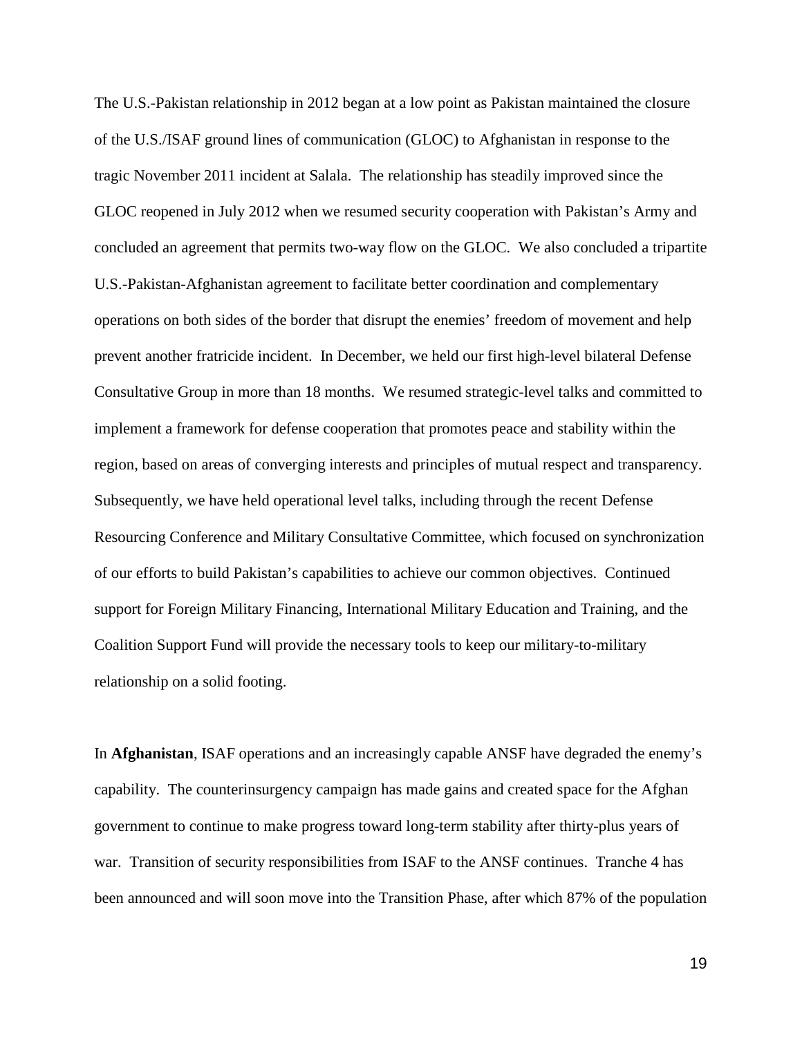The U.S.-Pakistan relationship in 2012 began at a low point as Pakistan maintained the closure of the U.S./ISAF ground lines of communication (GLOC) to Afghanistan in response to the tragic November 2011 incident at Salala. The relationship has steadily improved since the GLOC reopened in July 2012 when we resumed security cooperation with Pakistan's Army and concluded an agreement that permits two-way flow on the GLOC. We also concluded a tripartite U.S.-Pakistan-Afghanistan agreement to facilitate better coordination and complementary operations on both sides of the border that disrupt the enemies' freedom of movement and help prevent another fratricide incident. In December, we held our first high-level bilateral Defense Consultative Group in more than 18 months. We resumed strategic-level talks and committed to implement a framework for defense cooperation that promotes peace and stability within the region, based on areas of converging interests and principles of mutual respect and transparency. Subsequently, we have held operational level talks, including through the recent Defense Resourcing Conference and Military Consultative Committee, which focused on synchronization of our efforts to build Pakistan's capabilities to achieve our common objectives. Continued support for Foreign Military Financing, International Military Education and Training, and the Coalition Support Fund will provide the necessary tools to keep our military-to-military relationship on a solid footing.

In **Afghanistan**, ISAF operations and an increasingly capable ANSF have degraded the enemy's capability. The counterinsurgency campaign has made gains and created space for the Afghan government to continue to make progress toward long-term stability after thirty-plus years of war. Transition of security responsibilities from ISAF to the ANSF continues. Tranche 4 has been announced and will soon move into the Transition Phase, after which 87% of the population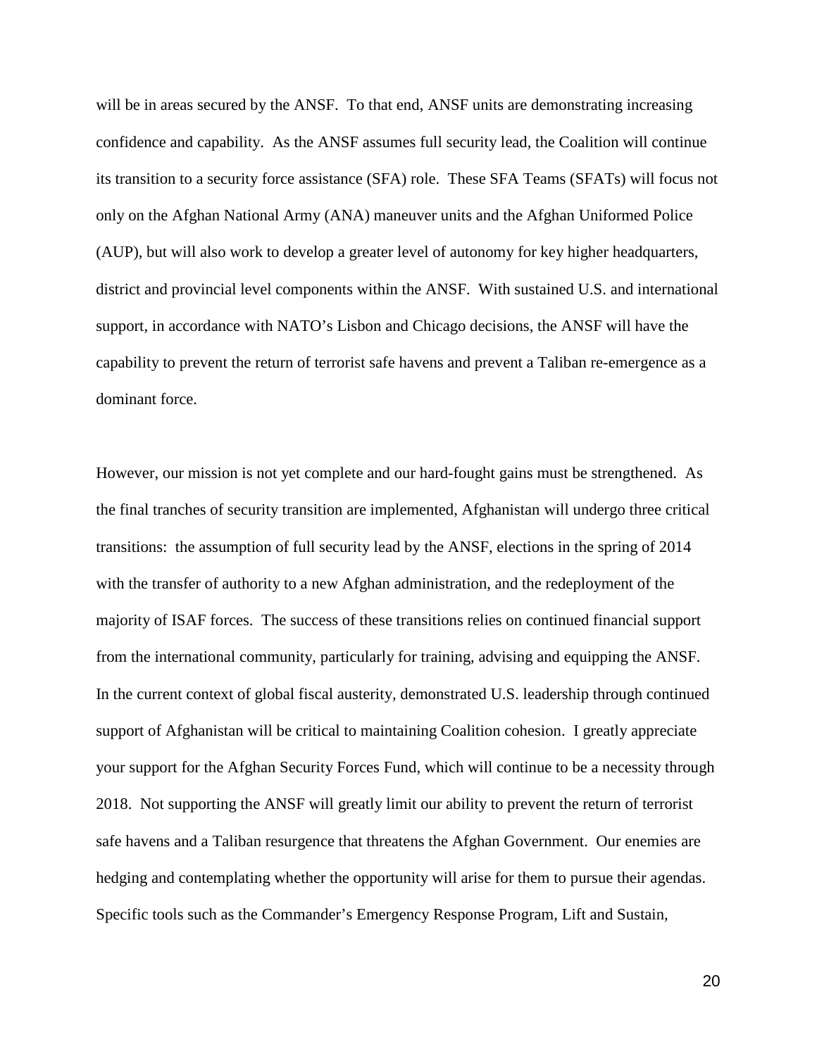will be in areas secured by the ANSF. To that end, ANSF units are demonstrating increasing confidence and capability. As the ANSF assumes full security lead, the Coalition will continue its transition to a security force assistance (SFA) role. These SFA Teams (SFATs) will focus not only on the Afghan National Army (ANA) maneuver units and the Afghan Uniformed Police (AUP), but will also work to develop a greater level of autonomy for key higher headquarters, district and provincial level components within the ANSF. With sustained U.S. and international support, in accordance with NATO's Lisbon and Chicago decisions, the ANSF will have the capability to prevent the return of terrorist safe havens and prevent a Taliban re-emergence as a dominant force.

However, our mission is not yet complete and our hard-fought gains must be strengthened. As the final tranches of security transition are implemented, Afghanistan will undergo three critical transitions: the assumption of full security lead by the ANSF, elections in the spring of 2014 with the transfer of authority to a new Afghan administration, and the redeployment of the majority of ISAF forces. The success of these transitions relies on continued financial support from the international community, particularly for training, advising and equipping the ANSF. In the current context of global fiscal austerity, demonstrated U.S. leadership through continued support of Afghanistan will be critical to maintaining Coalition cohesion. I greatly appreciate your support for the Afghan Security Forces Fund, which will continue to be a necessity through 2018. Not supporting the ANSF will greatly limit our ability to prevent the return of terrorist safe havens and a Taliban resurgence that threatens the Afghan Government. Our enemies are hedging and contemplating whether the opportunity will arise for them to pursue their agendas. Specific tools such as the Commander's Emergency Response Program, Lift and Sustain,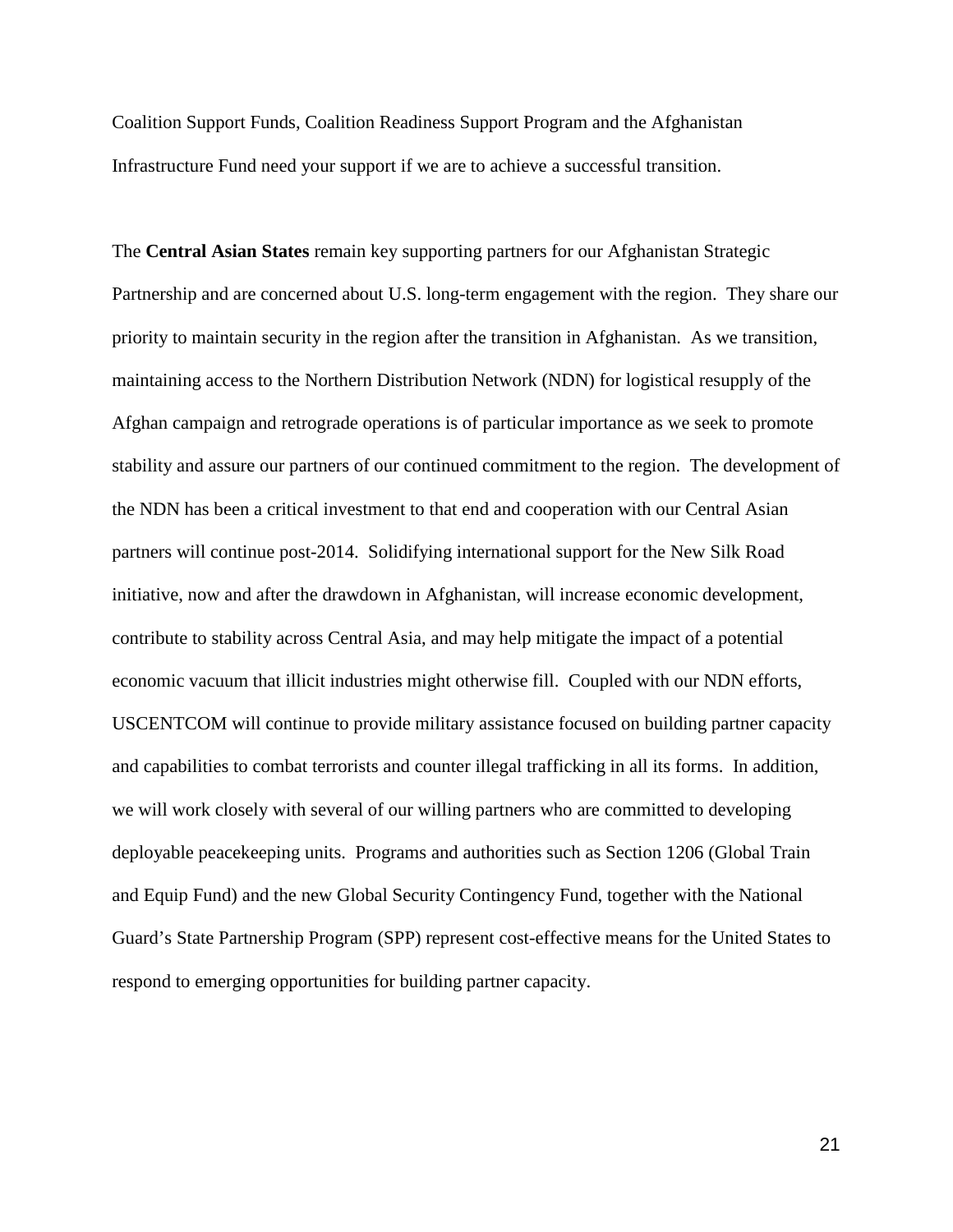Coalition Support Funds, Coalition Readiness Support Program and the Afghanistan Infrastructure Fund need your support if we are to achieve a successful transition.

The **Central Asian States** remain key supporting partners for our Afghanistan Strategic Partnership and are concerned about U.S. long-term engagement with the region. They share our priority to maintain security in the region after the transition in Afghanistan. As we transition, maintaining access to the Northern Distribution Network (NDN) for logistical resupply of the Afghan campaign and retrograde operations is of particular importance as we seek to promote stability and assure our partners of our continued commitment to the region. The development of the NDN has been a critical investment to that end and cooperation with our Central Asian partners will continue post-2014. Solidifying international support for the New Silk Road initiative, now and after the drawdown in Afghanistan, will increase economic development, contribute to stability across Central Asia, and may help mitigate the impact of a potential economic vacuum that illicit industries might otherwise fill. Coupled with our NDN efforts, USCENTCOM will continue to provide military assistance focused on building partner capacity and capabilities to combat terrorists and counter illegal trafficking in all its forms. In addition, we will work closely with several of our willing partners who are committed to developing deployable peacekeeping units. Programs and authorities such as Section 1206 (Global Train and Equip Fund) and the new Global Security Contingency Fund, together with the National Guard's State Partnership Program (SPP) represent cost-effective means for the United States to respond to emerging opportunities for building partner capacity.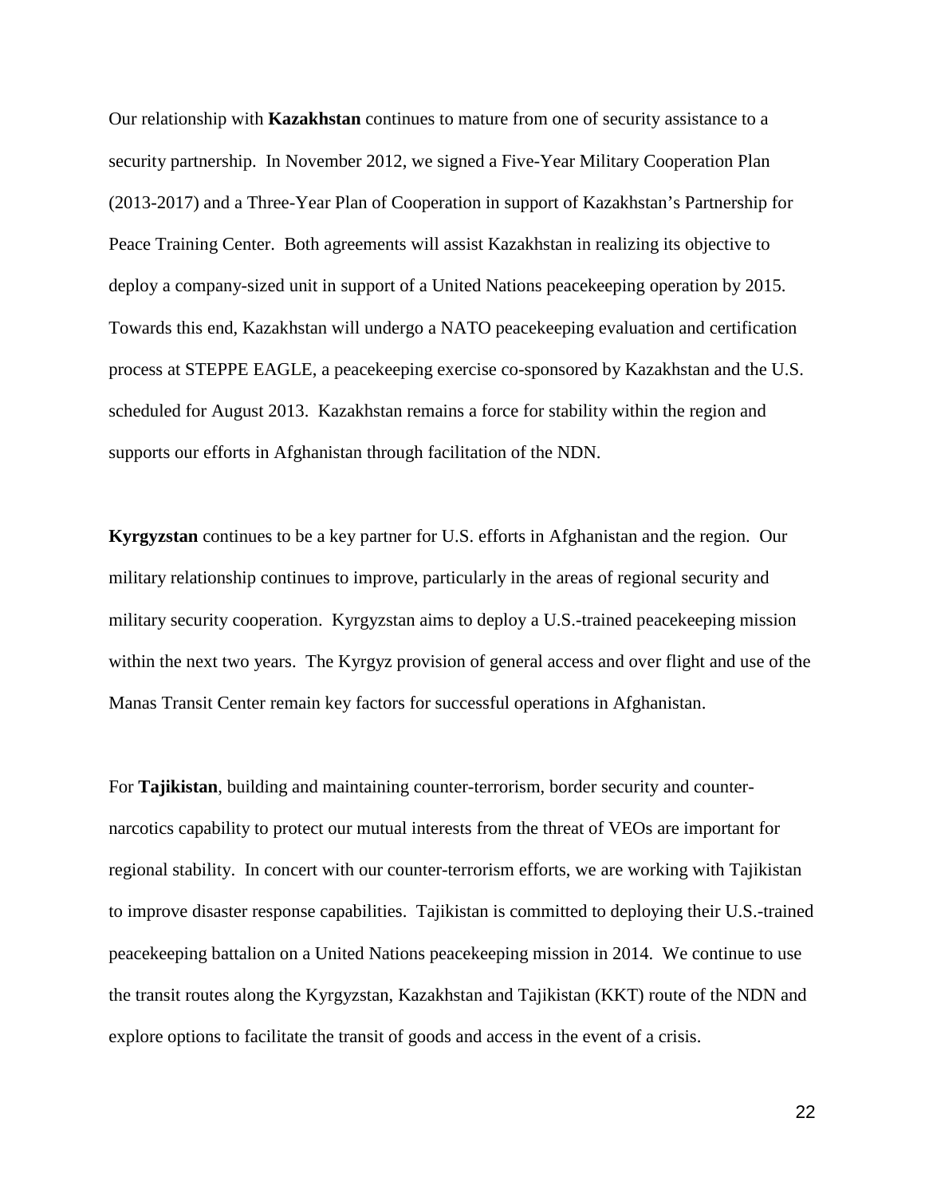Our relationship with **Kazakhstan** continues to mature from one of security assistance to a security partnership. In November 2012, we signed a Five-Year Military Cooperation Plan (2013-2017) and a Three-Year Plan of Cooperation in support of Kazakhstan's Partnership for Peace Training Center. Both agreements will assist Kazakhstan in realizing its objective to deploy a company-sized unit in support of a United Nations peacekeeping operation by 2015. Towards this end, Kazakhstan will undergo a NATO peacekeeping evaluation and certification process at STEPPE EAGLE, a peacekeeping exercise co-sponsored by Kazakhstan and the U.S. scheduled for August 2013. Kazakhstan remains a force for stability within the region and supports our efforts in Afghanistan through facilitation of the NDN.

**Kyrgyzstan** continues to be a key partner for U.S. efforts in Afghanistan and the region. Our military relationship continues to improve, particularly in the areas of regional security and military security cooperation. Kyrgyzstan aims to deploy a U.S.-trained peacekeeping mission within the next two years. The Kyrgyz provision of general access and over flight and use of the Manas Transit Center remain key factors for successful operations in Afghanistan.

For **Tajikistan**, building and maintaining counter-terrorism, border security and counter-narcotics capability to protect our mutual interests from the threat of VEOs are important for regional stability. In concert with our counter-terrorism efforts, we are working with Tajikistan to improve disaster response capabilities. Tajikistan is committed to deploying their U.S.-trained peacekeeping battalion on a United Nations peacekeeping mission in 2014. We continue to use the transit routes along the Kyrgyzstan, Kazakhstan and Tajikistan (KKT) route of the NDN and explore options to facilitate the transit of goods and access in the event of a crisis.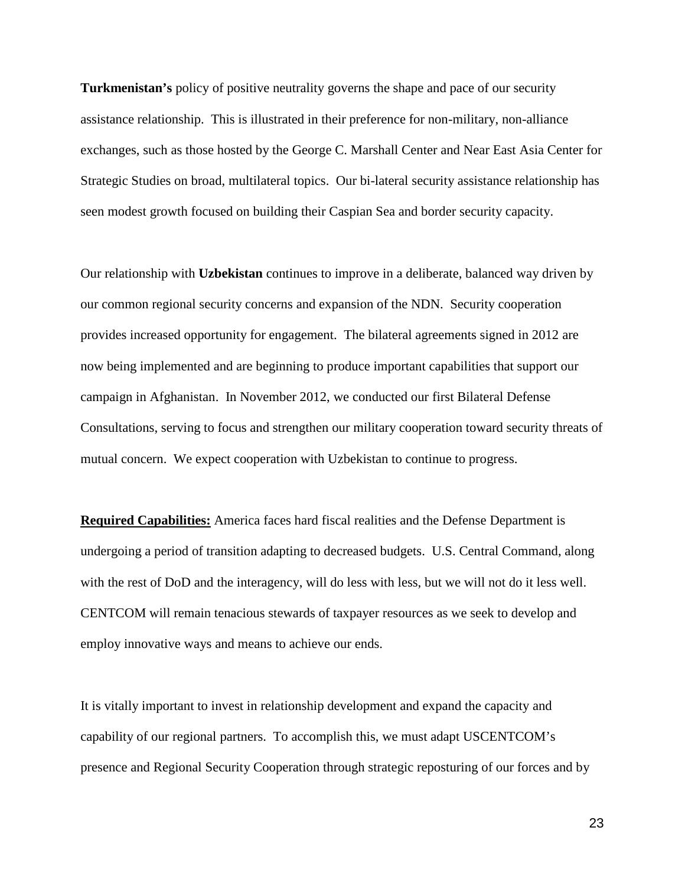**Turkmenistan's** policy of positive neutrality governs the shape and pace of our security assistance relationship. This is illustrated in their preference for non-military, non-alliance exchanges, such as those hosted by the George C. Marshall Center and Near East Asia Center for Strategic Studies on broad, multilateral topics. Our bi-lateral security assistance relationship has seen modest growth focused on building their Caspian Sea and border security capacity.

Our relationship with **Uzbekistan** continues to improve in a deliberate, balanced way driven by our common regional security concerns and expansion of the NDN. Security cooperation provides increased opportunity for engagement. The bilateral agreements signed in 2012 are now being implemented and are beginning to produce important capabilities that support our campaign in Afghanistan. In November 2012, we conducted our first Bilateral Defense Consultations, serving to focus and strengthen our military cooperation toward security threats of mutual concern. We expect cooperation with Uzbekistan to continue to progress.

**Required Capabilities:** America faces hard fiscal realities and the Defense Department is undergoing a period of transition adapting to decreased budgets. U.S. Central Command, along with the rest of DoD and the interagency, will do less with less, but we will not do it less well. CENTCOM will remain tenacious stewards of taxpayer resources as we seek to develop and employ innovative ways and means to achieve our ends.

It is vitally important to invest in relationship development and expand the capacity and capability of our regional partners. To accomplish this, we must adapt USCENTCOM's presence and Regional Security Cooperation through strategic reposturing of our forces and by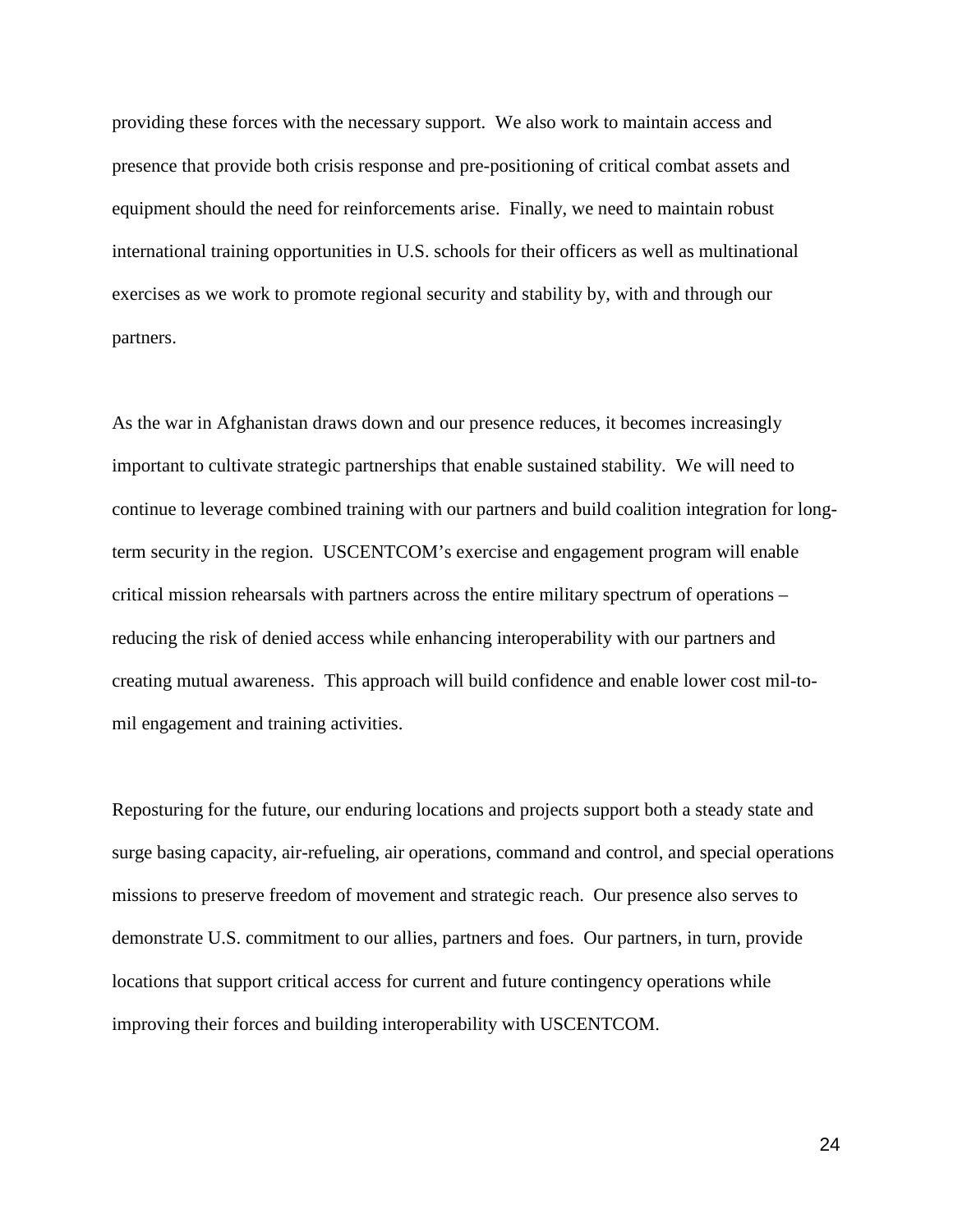providing these forces with the necessary support. We also work to maintain access and presence that provide both crisis response and pre-positioning of critical combat assets and equipment should the need for reinforcements arise. Finally, we need to maintain robust international training opportunities in U.S. schools for their officers as well as multinational exercises as we work to promote regional security and stability by, with and through our partners.

As the war in Afghanistan draws down and our presence reduces, it becomes increasingly important to cultivate strategic partnerships that enable sustained stability. We will need to continue to leverage combined training with our partners and build coalition integration for long-term security in the region. USCENTCOM's exercise and engagement program will enable critical mission rehearsals with partners across the entire military spectrum of operations – reducing the risk of denied access while enhancing interoperability with our partners and creating mutual awareness. This approach will build confidence and enable lower cost mil-to-mil engagement and training activities.

Reposturing for the future, our enduring locations and projects support both a steady state and surge basing capacity, air-refueling, air operations, command and control, and special operations missions to preserve freedom of movement and strategic reach. Our presence also serves to demonstrate U.S. commitment to our allies, partners and foes. Our partners, in turn, provide locations that support critical access for current and future contingency operations while improving their forces and building interoperability with USCENTCOM.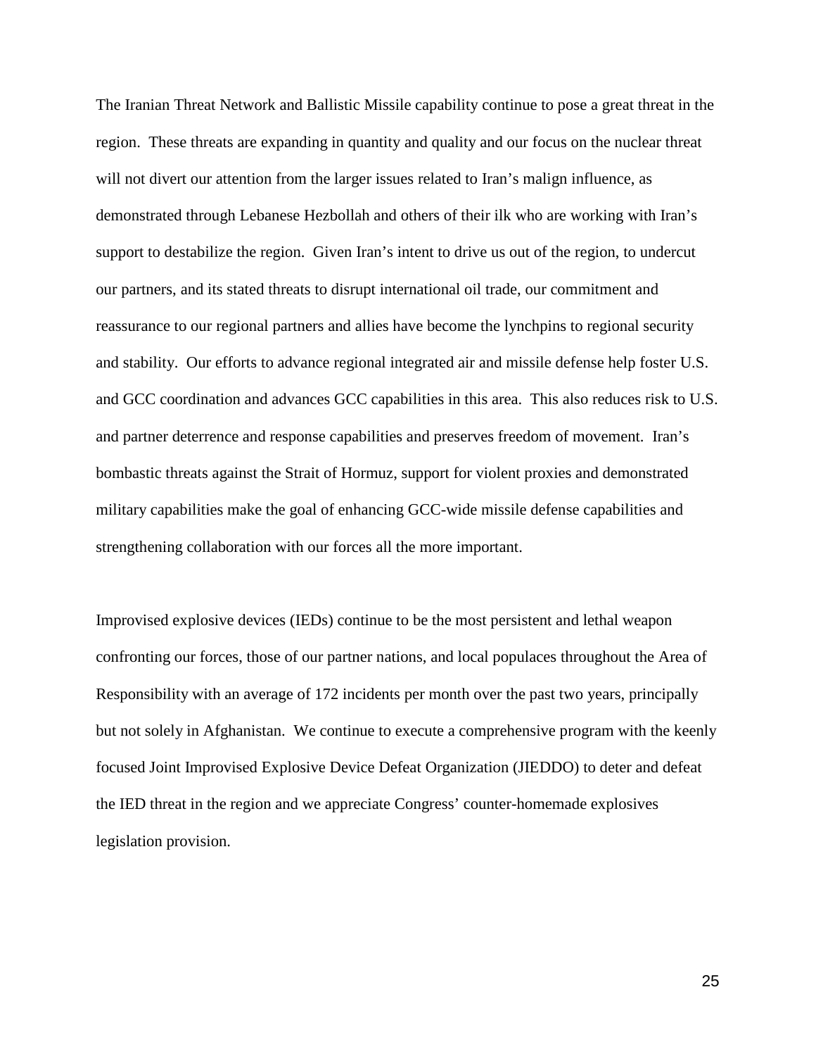The Iranian Threat Network and Ballistic Missile capability continue to pose a great threat in the region. These threats are expanding in quantity and quality and our focus on the nuclear threat will not divert our attention from the larger issues related to Iran's malign influence, as demonstrated through Lebanese Hezbollah and others of their ilk who are working with Iran's support to destabilize the region. Given Iran's intent to drive us out of the region, to undercut our partners, and its stated threats to disrupt international oil trade, our commitment and reassurance to our regional partners and allies have become the lynchpins to regional security and stability. Our efforts to advance regional integrated air and missile defense help foster U.S. and GCC coordination and advances GCC capabilities in this area. This also reduces risk to U.S. and partner deterrence and response capabilities and preserves freedom of movement. Iran's bombastic threats against the Strait of Hormuz, support for violent proxies and demonstrated military capabilities make the goal of enhancing GCC-wide missile defense capabilities and strengthening collaboration with our forces all the more important.

Improvised explosive devices (IEDs) continue to be the most persistent and lethal weapon confronting our forces, those of our partner nations, and local populaces throughout the Area of Responsibility with an average of 172 incidents per month over the past two years, principally but not solely in Afghanistan. We continue to execute a comprehensive program with the keenly focused Joint Improvised Explosive Device Defeat Organization (JIEDDO) to deter and defeat the IED threat in the region and we appreciate Congress' counter-homemade explosives legislation provision.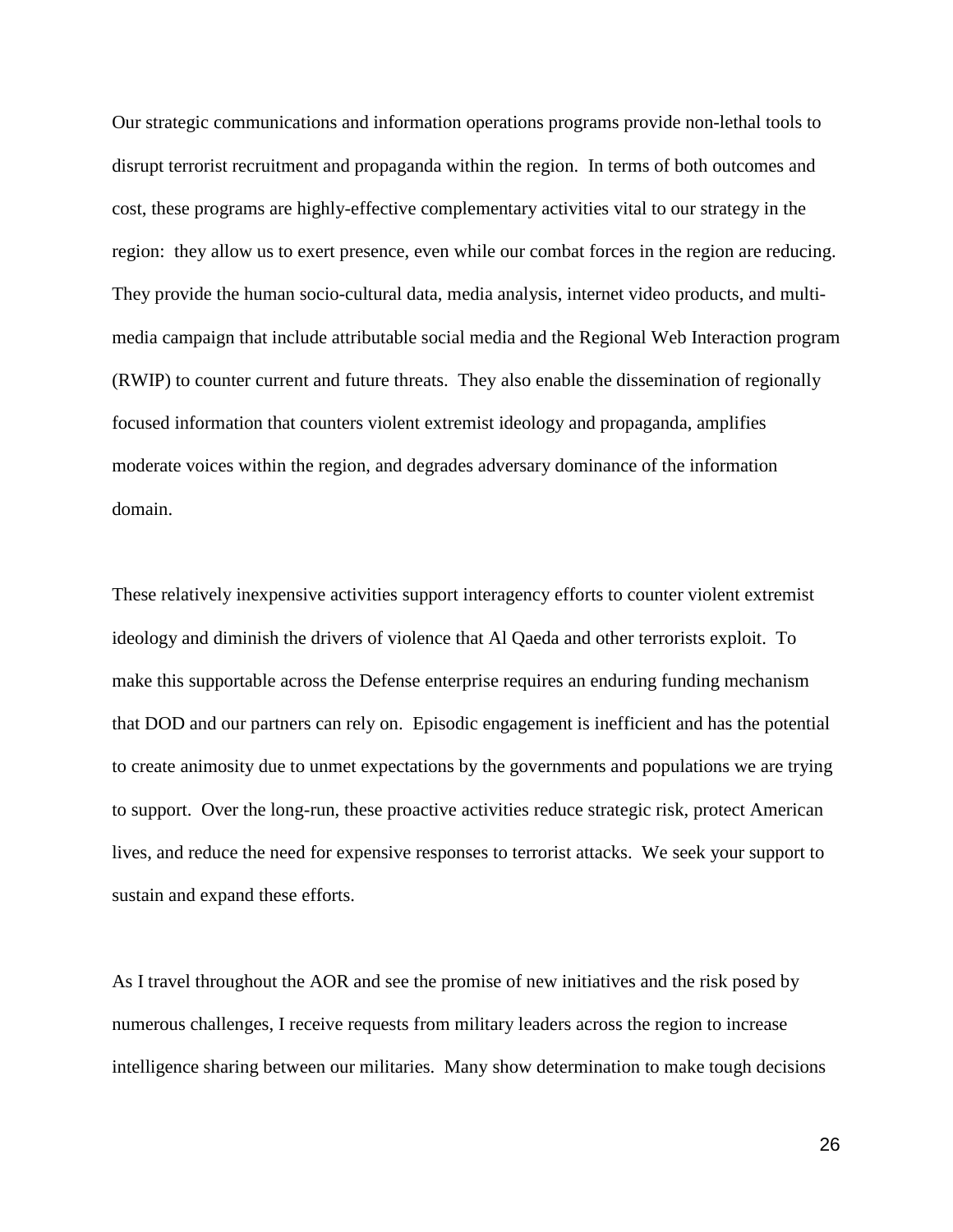Our strategic communications and information operations programs provide non-lethal tools to disrupt terrorist recruitment and propaganda within the region. In terms of both outcomes and cost, these programs are highly-effective complementary activities vital to our strategy in the region: they allow us to exert presence, even while our combat forces in the region are reducing. They provide the human socio-cultural data, media analysis, internet video products, and multi-media campaign that include attributable social media and the Regional Web Interaction program (RWIP) to counter current and future threats. They also enable the dissemination of regionally focused information that counters violent extremist ideology and propaganda, amplifies moderate voices within the region, and degrades adversary dominance of the information domain.

These relatively inexpensive activities support interagency efforts to counter violent extremist ideology and diminish the drivers of violence that Al Qaeda and other terrorists exploit. To make this supportable across the Defense enterprise requires an enduring funding mechanism that DOD and our partners can rely on. Episodic engagement is inefficient and has the potential to create animosity due to unmet expectations by the governments and populations we are trying to support. Over the long-run, these proactive activities reduce strategic risk, protect American lives, and reduce the need for expensive responses to terrorist attacks. We seek your support to sustain and expand these efforts.

As I travel throughout the AOR and see the promise of new initiatives and the risk posed by numerous challenges, I receive requests from military leaders across the region to increase intelligence sharing between our militaries. Many show determination to make tough decisions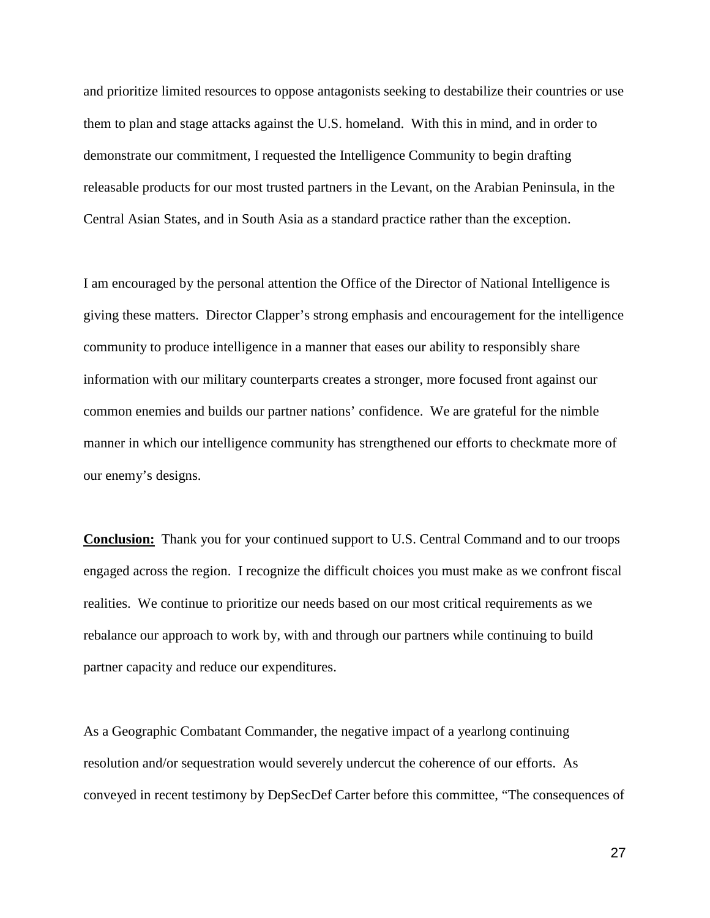and prioritize limited resources to oppose antagonists seeking to destabilize their countries or use them to plan and stage attacks against the U.S. homeland. With this in mind, and in order to demonstrate our commitment, I requested the Intelligence Community to begin drafting releasable products for our most trusted partners in the Levant, on the Arabian Peninsula, in the Central Asian States, and in South Asia as a standard practice rather than the exception.

I am encouraged by the personal attention the Office of the Director of National Intelligence is giving these matters. Director Clapper's strong emphasis and encouragement for the intelligence community to produce intelligence in a manner that eases our ability to responsibly share information with our military counterparts creates a stronger, more focused front against our common enemies and builds our partner nations' confidence. We are grateful for the nimble manner in which our intelligence community has strengthened our efforts to checkmate more of our enemy's designs.

**Conclusion:** Thank you for your continued support to U.S. Central Command and to our troops engaged across the region. I recognize the difficult choices you must make as we confront fiscal realities. We continue to prioritize our needs based on our most critical requirements as we rebalance our approach to work by, with and through our partners while continuing to build partner capacity and reduce our expenditures.

As a Geographic Combatant Commander, the negative impact of a yearlong continuing resolution and/or sequestration would severely undercut the coherence of our efforts. As conveyed in recent testimony by DepSecDef Carter before this committee, "The consequences of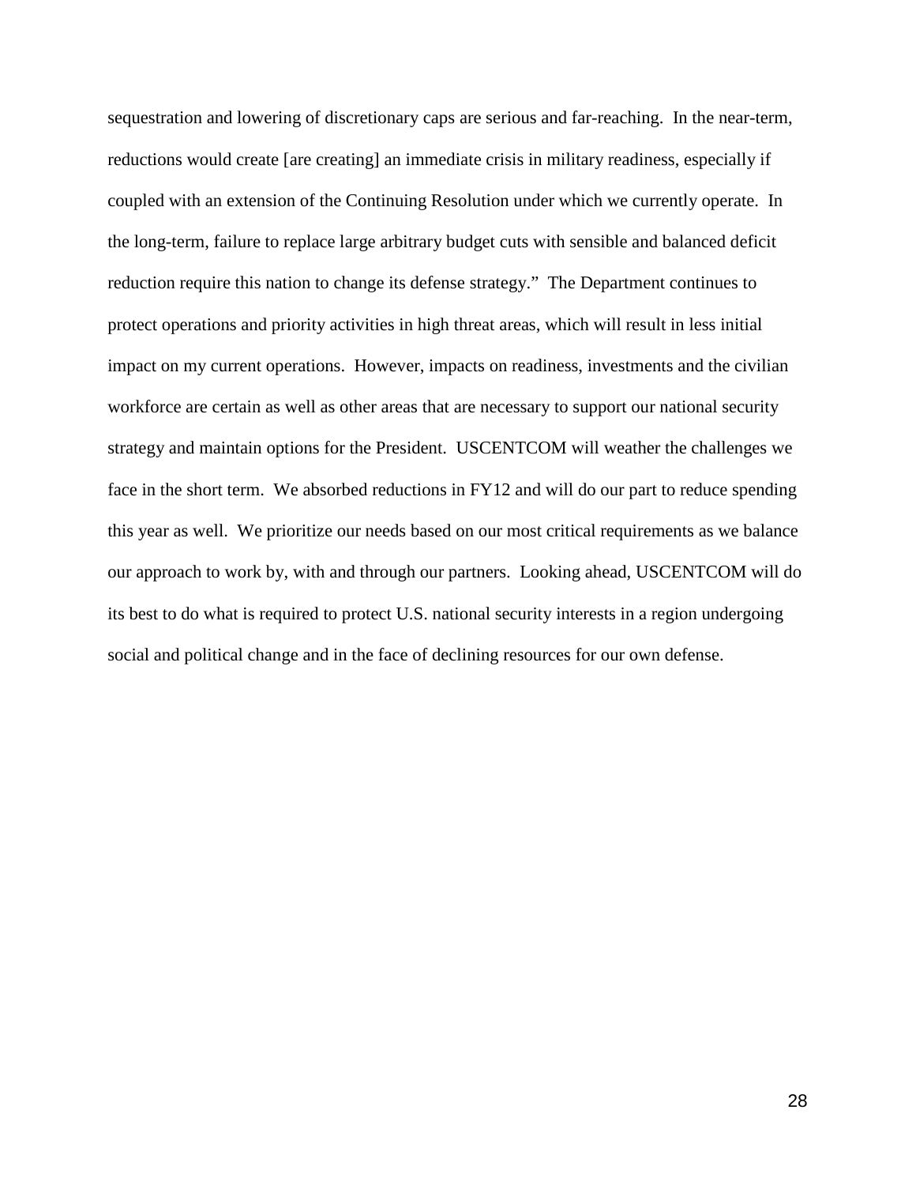sequestration and lowering of discretionary caps are serious and far-reaching. In the near-term, reductions would create [are creating] an immediate crisis in military readiness, especially if coupled with an extension of the Continuing Resolution under which we currently operate. In the long-term, failure to replace large arbitrary budget cuts with sensible and balanced deficit reduction require this nation to change its defense strategy." The Department continues to protect operations and priority activities in high threat areas, which will result in less initial impact on my current operations. However, impacts on readiness, investments and the civilian workforce are certain as well as other areas that are necessary to support our national security strategy and maintain options for the President. USCENTCOM will weather the challenges we face in the short term. We absorbed reductions in FY12 and will do our part to reduce spending this year as well. We prioritize our needs based on our most critical requirements as we balance our approach to work by, with and through our partners. Looking ahead, USCENTCOM will do its best to do what is required to protect U.S. national security interests in a region undergoing social and political change and in the face of declining resources for our own defense.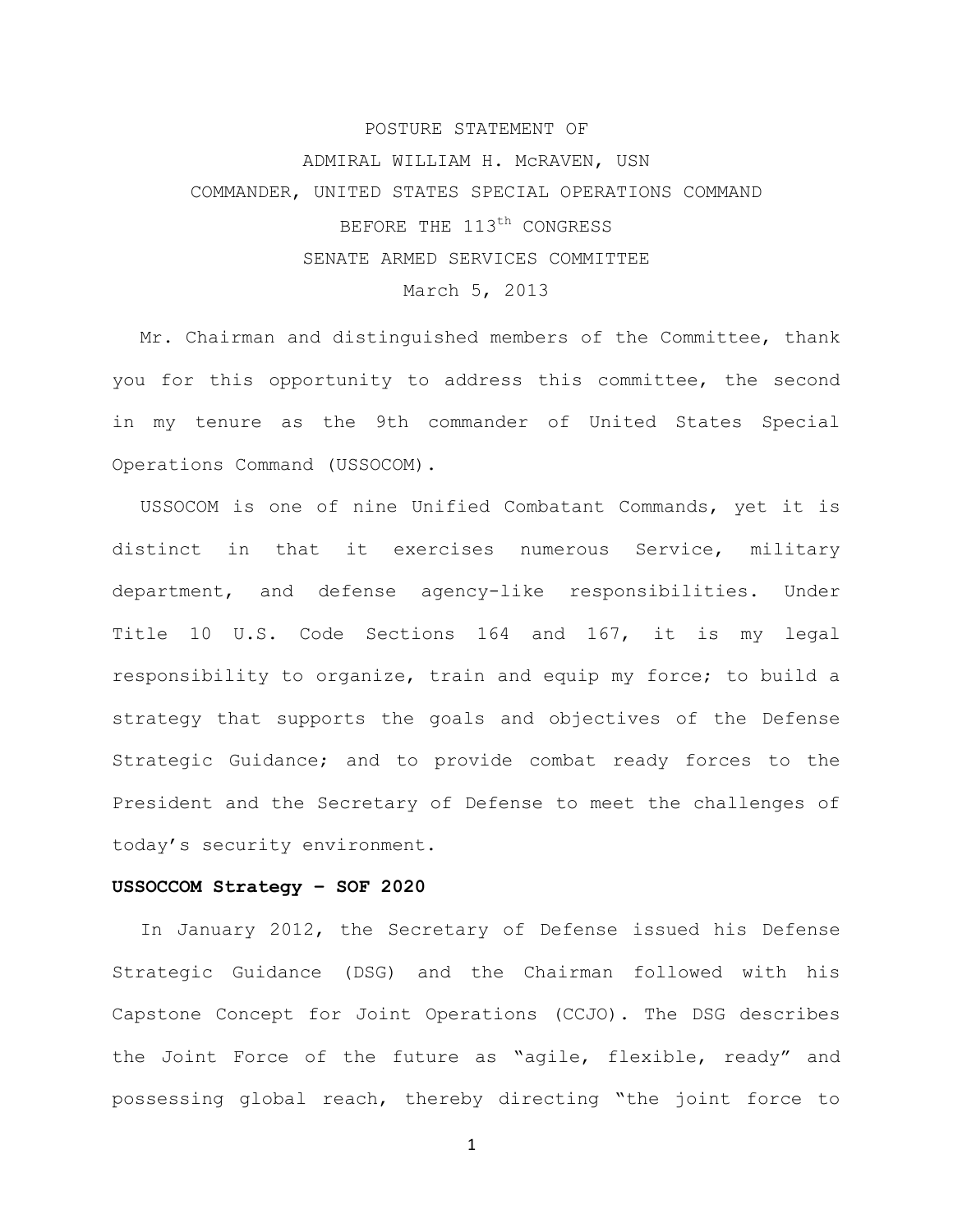POSTURE STATEMENT OF

ADMIRAL WILLIAM H. McRAVEN, USN

COMMANDER, UNITED STATES SPECIAL OPERATIONS COMMAND

BEFORE THE 113th CONGRESS

SENATE ARMED SERVICES COMMITTEE

March 5, 2013

Mr. Chairman and distinguished members of the Committee, thank you for this opportunity to address this committee, the second in my tenure as the 9th commander of United States Special Operations Command (USSOCOM).

USSOCOM is one of nine Unified Combatant Commands, yet it is distinct in that it exercises numerous Service, military department, and defense agency-like responsibilities. Under Title 10 U.S. Code Sections 164 and 167, it is my legal responsibility to organize, train and equip my force; to build a strategy that supports the goals and objectives of the Defense Strategic Guidance; and to provide combat ready forces to the President and the Secretary of Defense to meet the challenges of today's security environment.

**USSOCCOM Strategy – SOF 2020**

In January 2012, the Secretary of Defense issued his Defense Strategic Guidance (DSG) and the Chairman followed with his Capstone Concept for Joint Operations (CCJO). The DSG describes the Joint Force of the future as "agile, flexible, ready" and possessing global reach, thereby directing "the joint force to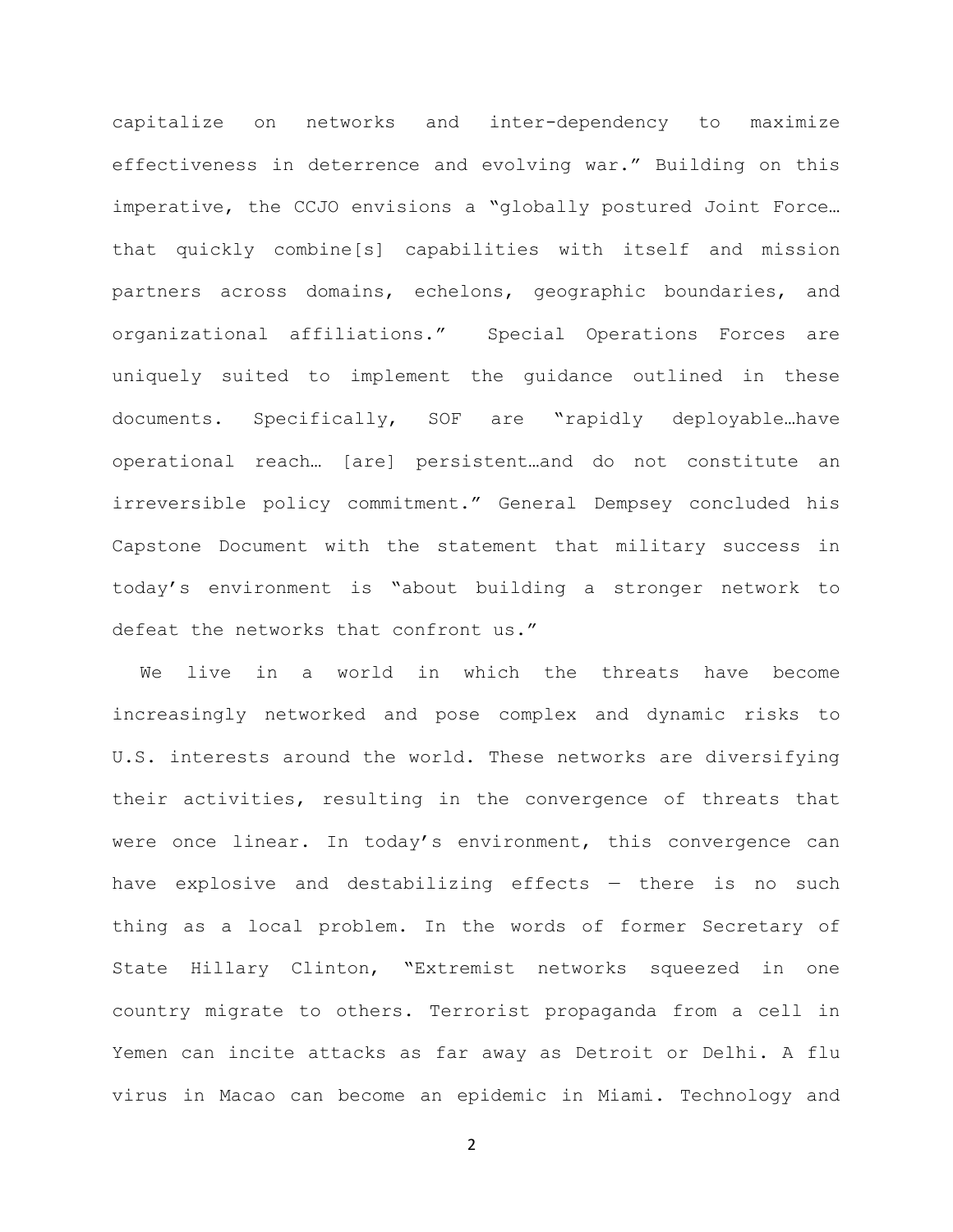capitalize on networks and inter-dependency to maximize effectiveness in deterrence and evolving war." Building on this imperative, the CCJO envisions a "globally postured Joint Force… that quickly combine[s] capabilities with itself and mission partners across domains, echelons, geographic boundaries, and organizational affiliations." Special Operations Forces are uniquely suited to implement the guidance outlined in these documents. Specifically, SOF are "rapidly deployable…have operational reach… [are] persistent…and do not constitute an irreversible policy commitment." General Dempsey concluded his Capstone Document with the statement that military success in today's environment is "about building a stronger network to defeat the networks that confront us."

We live in a world in which the threats have become increasingly networked and pose complex and dynamic risks to U.S. interests around the world. These networks are diversifying their activities, resulting in the convergence of threats that were once linear. In today's environment, this convergence can have explosive and destabilizing effects — there is no such thing as a local problem. In the words of former Secretary of State Hillary Clinton, "Extremist networks squeezed in one country migrate to others. Terrorist propaganda from a cell in Yemen can incite attacks as far away as Detroit or Delhi. A flu virus in Macao can become an epidemic in Miami. Technology and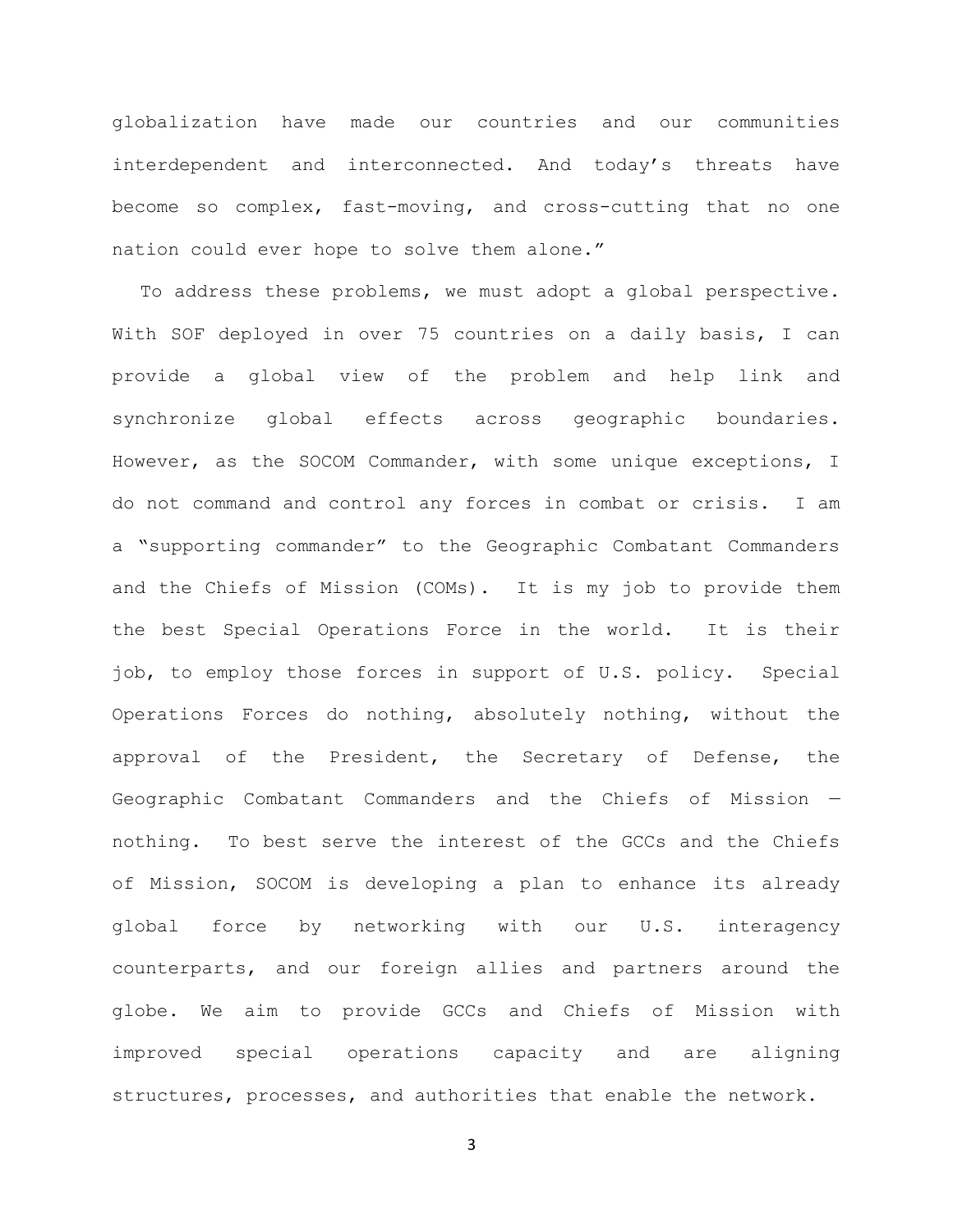globalization have made our countries and our communities interdependent and interconnected. And today's threats have become so complex, fast-moving, and cross-cutting that no one nation could ever hope to solve them alone."

To address these problems, we must adopt a global perspective. With SOF deployed in over 75 countries on a daily basis, I can provide a global view of the problem and help link and synchronize global effects across geographic boundaries. However, as the SOCOM Commander, with some unique exceptions, I do not command and control any forces in combat or crisis. I am a "supporting commander" to the Geographic Combatant Commanders and the Chiefs of Mission (COMs). It is my job to provide them the best Special Operations Force in the world. It is their job, to employ those forces in support of U.S. policy. Special Operations Forces do nothing, absolutely nothing, without the approval of the President, the Secretary of Defense, the Geographic Combatant Commanders and the Chiefs of Mission — nothing. To best serve the interest of the GCCs and the Chiefs of Mission, SOCOM is developing a plan to enhance its already global force by networking with our U.S. interagency counterparts, and our foreign allies and partners around the globe. We aim to provide GCCs and Chiefs of Mission with improved special operations capacity and are aligning structures, processes, and authorities that enable the network.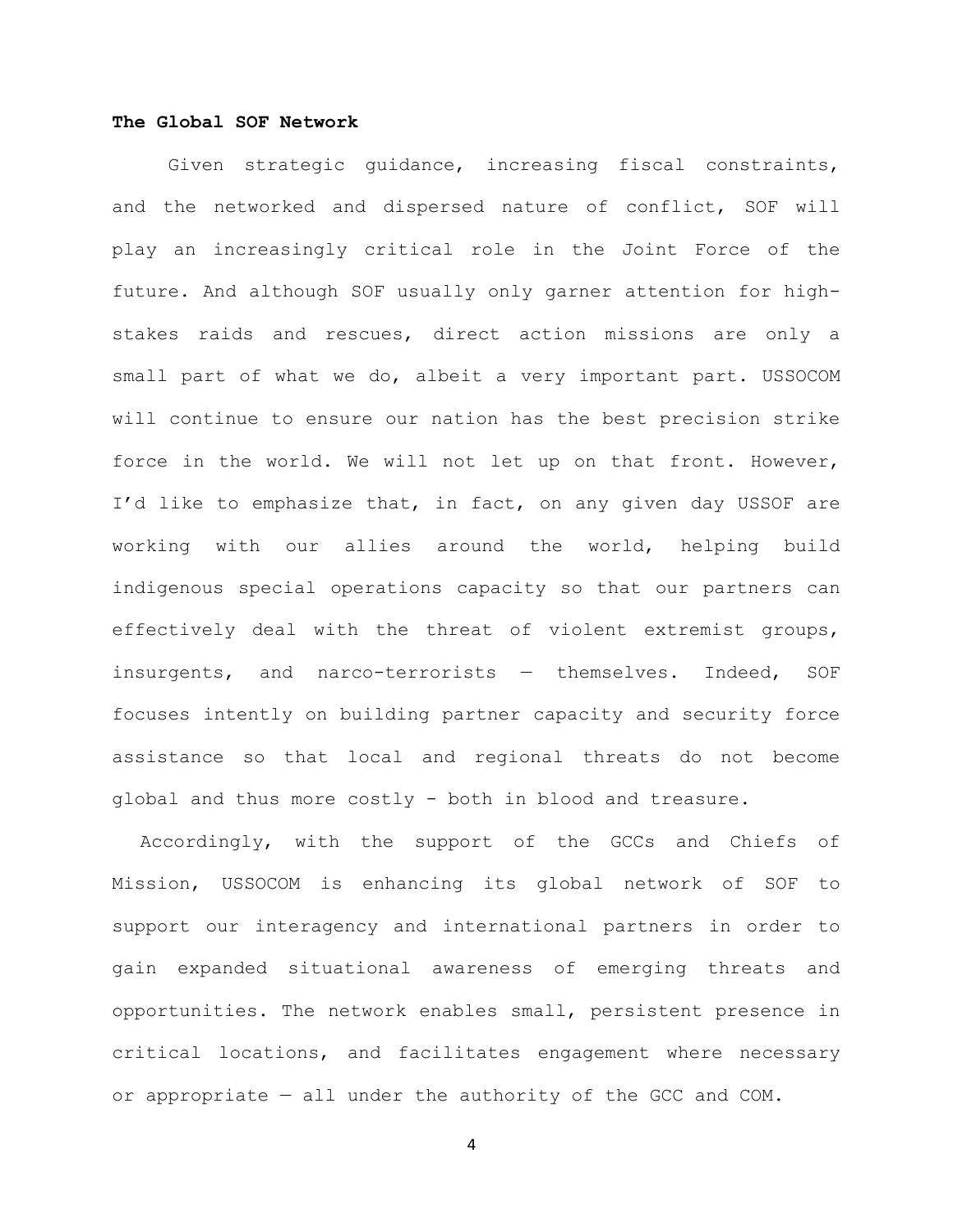**The Global SOF Network**

Given strategic guidance, increasing fiscal constraints, and the networked and dispersed nature of conflict, SOF will play an increasingly critical role in the Joint Force of the future. And although SOF usually only garner attention for high-stakes raids and rescues, direct action missions are only a small part of what we do, albeit a very important part. USSOCOM will continue to ensure our nation has the best precision strike force in the world. We will not let up on that front. However, I'd like to emphasize that, in fact, on any given day USSOF are working with our allies around the world, helping build indigenous special operations capacity so that our partners can effectively deal with the threat of violent extremist groups, insurgents, and narco-terrorists — themselves. Indeed, SOF focuses intently on building partner capacity and security force assistance so that local and regional threats do not become global and thus more costly - both in blood and treasure.

Accordingly, with the support of the GCCs and Chiefs of Mission, USSOCOM is enhancing its global network of SOF to support our interagency and international partners in order to gain expanded situational awareness of emerging threats and opportunities. The network enables small, persistent presence in critical locations, and facilitates engagement where necessary or appropriate — all under the authority of the GCC and COM.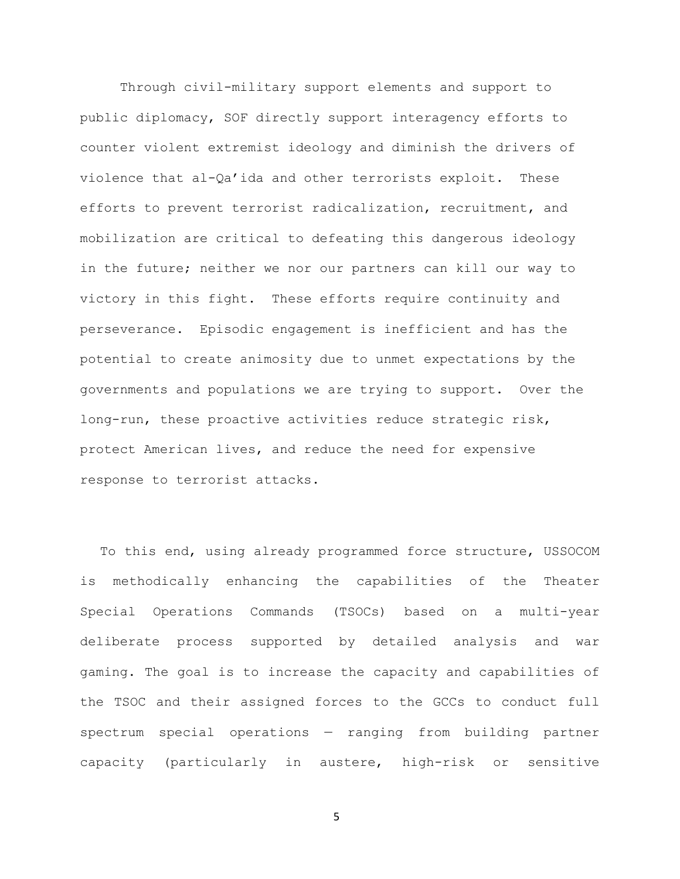Through civil-military support elements and support to public diplomacy, SOF directly support interagency efforts to counter violent extremist ideology and diminish the drivers of violence that al-Qa'ida and other terrorists exploit. These efforts to prevent terrorist radicalization, recruitment, and mobilization are critical to defeating this dangerous ideology in the future; neither we nor our partners can kill our way to victory in this fight. These efforts require continuity and perseverance. Episodic engagement is inefficient and has the potential to create animosity due to unmet expectations by the governments and populations we are trying to support. Over the long-run, these proactive activities reduce strategic risk, protect American lives, and reduce the need for expensive response to terrorist attacks.

To this end, using already programmed force structure, USSOCOM is methodically enhancing the capabilities of the Theater Special Operations Commands (TSOCs) based on a multi-year deliberate process supported by detailed analysis and war gaming. The goal is to increase the capacity and capabilities of the TSOC and their assigned forces to the GCCs to conduct full spectrum special operations — ranging from building partner capacity (particularly in austere, high-risk or sensitive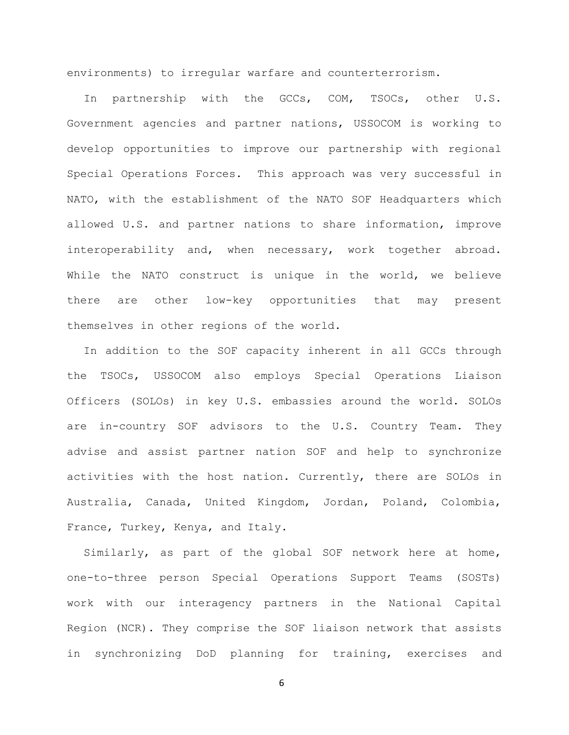environments) to irregular warfare and counterterrorism.

In partnership with the GCCs, COM, TSOCs, other U.S. Government agencies and partner nations, USSOCOM is working to develop opportunities to improve our partnership with regional Special Operations Forces. This approach was very successful in NATO, with the establishment of the NATO SOF Headquarters which allowed U.S. and partner nations to share information, improve interoperability and, when necessary, work together abroad. While the NATO construct is unique in the world, we believe there are other low-key opportunities that may present themselves in other regions of the world.

In addition to the SOF capacity inherent in all GCCs through the TSOCs, USSOCOM also employs Special Operations Liaison Officers (SOLOs) in key U.S. embassies around the world. SOLOs are in-country SOF advisors to the U.S. Country Team. They advise and assist partner nation SOF and help to synchronize activities with the host nation. Currently, there are SOLOs in Australia, Canada, United Kingdom, Jordan, Poland, Colombia, France, Turkey, Kenya, and Italy.

Similarly, as part of the global SOF network here at home, one-to-three person Special Operations Support Teams (SOSTs) work with our interagency partners in the National Capital Region (NCR). They comprise the SOF liaison network that assists in synchronizing DoD planning for training, exercises and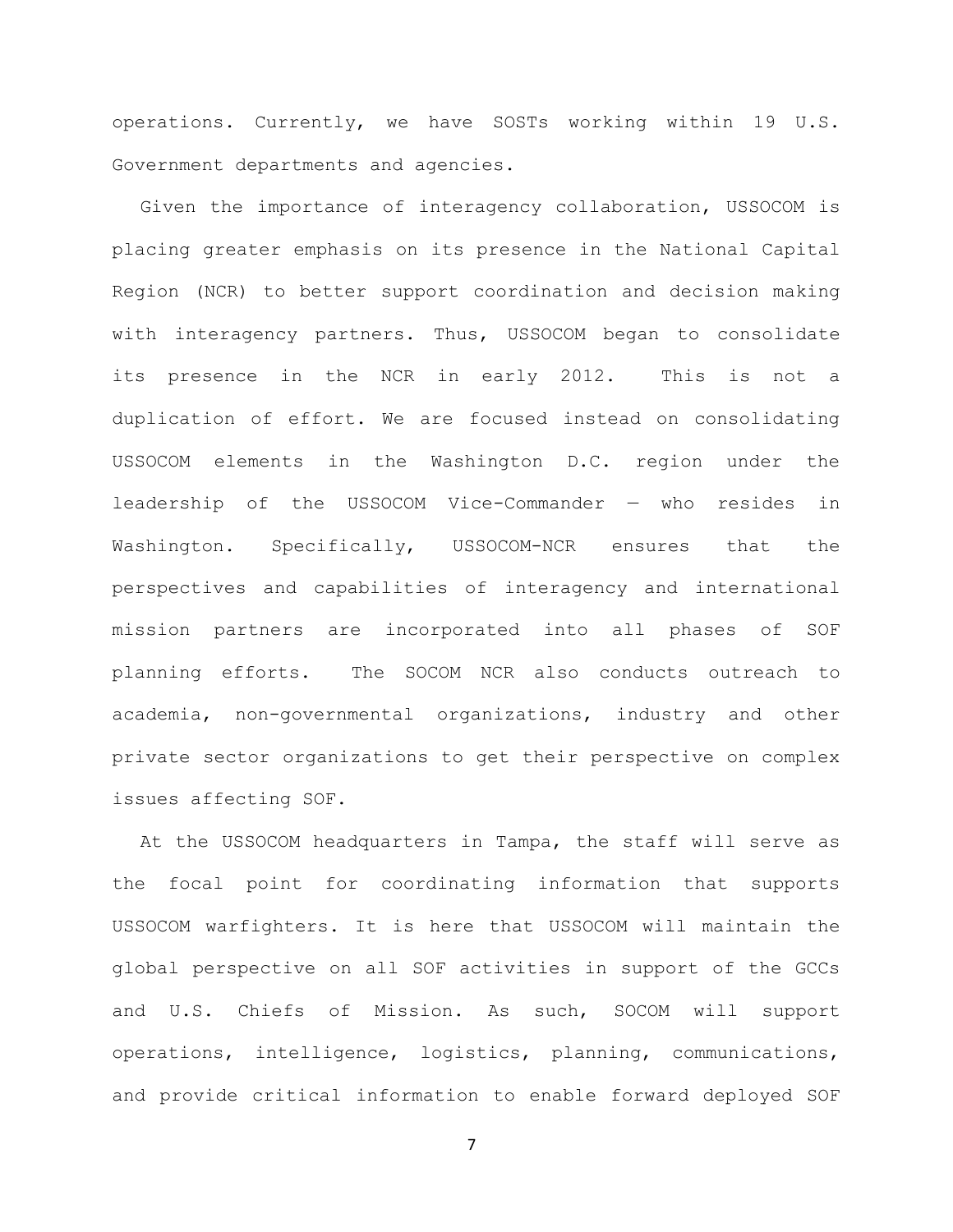operations. Currently, we have SOSTs working within 19 U.S. Government departments and agencies.

Given the importance of interagency collaboration, USSOCOM is placing greater emphasis on its presence in the National Capital Region (NCR) to better support coordination and decision making with interagency partners. Thus, USSOCOM began to consolidate its presence in the NCR in early 2012. This is not a duplication of effort. We are focused instead on consolidating USSOCOM elements in the Washington D.C. region under the leadership of the USSOCOM Vice-Commander — who resides in Washington. Specifically, USSOCOM-NCR ensures that the perspectives and capabilities of interagency and international mission partners are incorporated into all phases of SOF planning efforts. The SOCOM NCR also conducts outreach to academia, non-governmental organizations, industry and other private sector organizations to get their perspective on complex issues affecting SOF.

At the USSOCOM headquarters in Tampa, the staff will serve as the focal point for coordinating information that supports USSOCOM warfighters. It is here that USSOCOM will maintain the global perspective on all SOF activities in support of the GCCs and U.S. Chiefs of Mission. As such, SOCOM will support operations, intelligence, logistics, planning, communications, and provide critical information to enable forward deployed SOF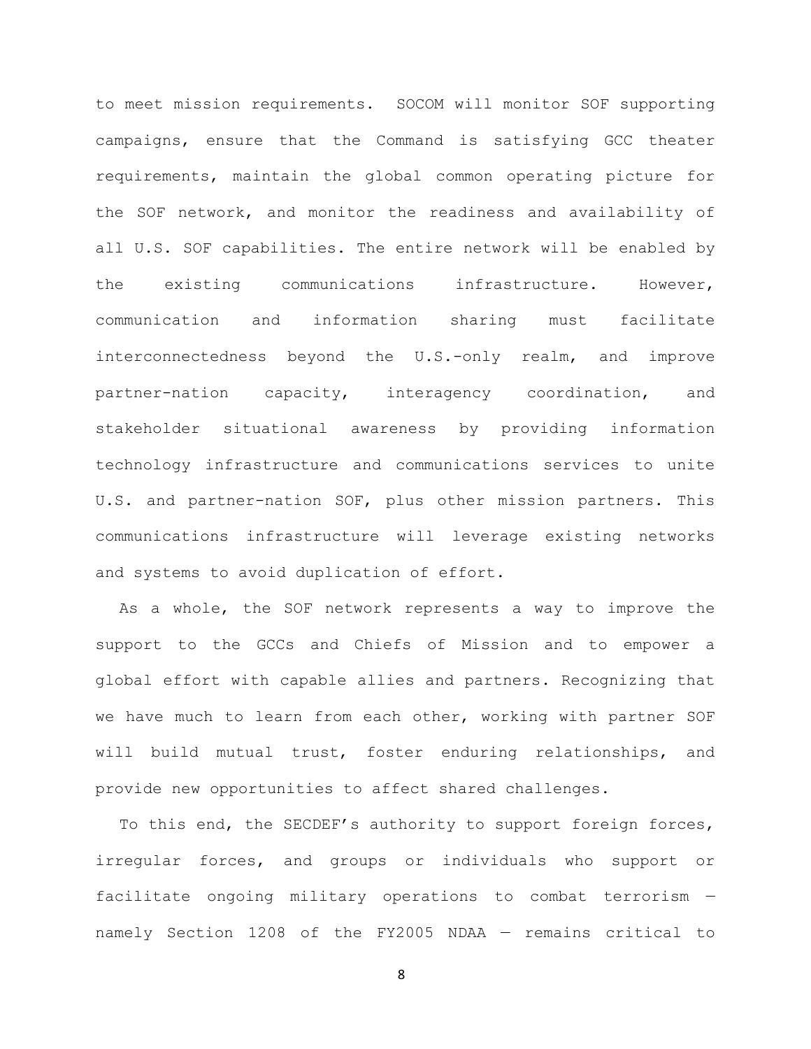to meet mission requirements. SOCOM will monitor SOF supporting campaigns, ensure that the Command is satisfying GCC theater requirements, maintain the global common operating picture for the SOF network, and monitor the readiness and availability of all U.S. SOF capabilities. The entire network will be enabled by the existing communications infrastructure. However, communication and information sharing must facilitate interconnectedness beyond the U.S.-only realm, and improve partner-nation capacity, interagency coordination, and stakeholder situational awareness by providing information technology infrastructure and communications services to unite U.S. and partner-nation SOF, plus other mission partners. This communications infrastructure will leverage existing networks and systems to avoid duplication of effort.

As a whole, the SOF network represents a way to improve the support to the GCCs and Chiefs of Mission and to empower a global effort with capable allies and partners. Recognizing that we have much to learn from each other, working with partner SOF will build mutual trust, foster enduring relationships, and provide new opportunities to affect shared challenges.

To this end, the SECDEF's authority to support foreign forces, irregular forces, and groups or individuals who support or facilitate ongoing military operations to combat terrorism — namely Section 1208 of the FY2005 NDAA — remains critical to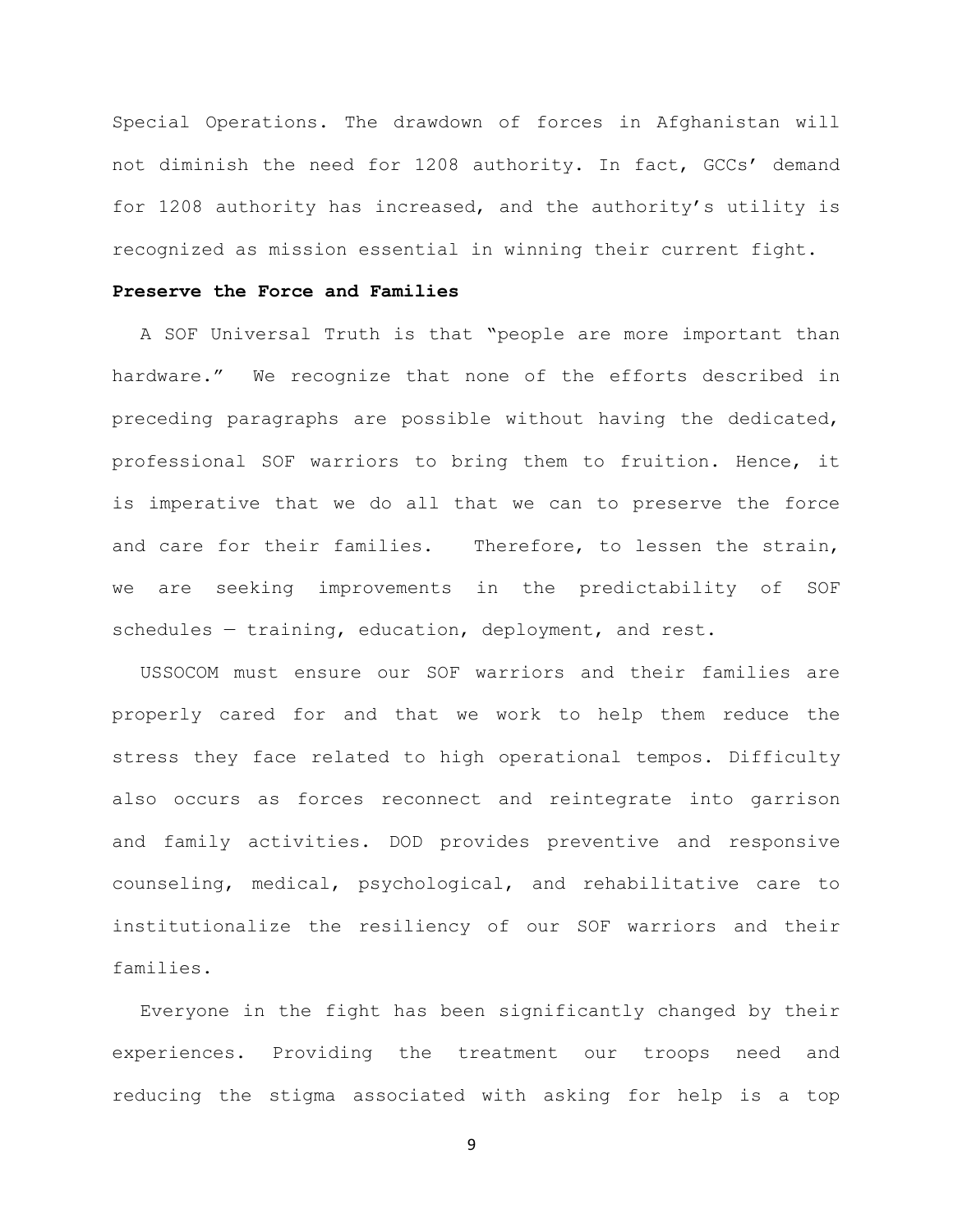Special Operations. The drawdown of forces in Afghanistan will not diminish the need for 1208 authority. In fact, GCCs' demand for 1208 authority has increased, and the authority's utility is recognized as mission essential in winning their current fight.

**Preserve the Force and Families**

A SOF Universal Truth is that "people are more important than hardware." We recognize that none of the efforts described in preceding paragraphs are possible without having the dedicated, professional SOF warriors to bring them to fruition. Hence, it is imperative that we do all that we can to preserve the force and care for their families. Therefore, to lessen the strain, we are seeking improvements in the predictability of SOF schedules — training, education, deployment, and rest.

USSOCOM must ensure our SOF warriors and their families are properly cared for and that we work to help them reduce the stress they face related to high operational tempos. Difficulty also occurs as forces reconnect and reintegrate into garrison and family activities. DOD provides preventive and responsive counseling, medical, psychological, and rehabilitative care to institutionalize the resiliency of our SOF warriors and their families.

Everyone in the fight has been significantly changed by their experiences. Providing the treatment our troops need and reducing the stigma associated with asking for help is a top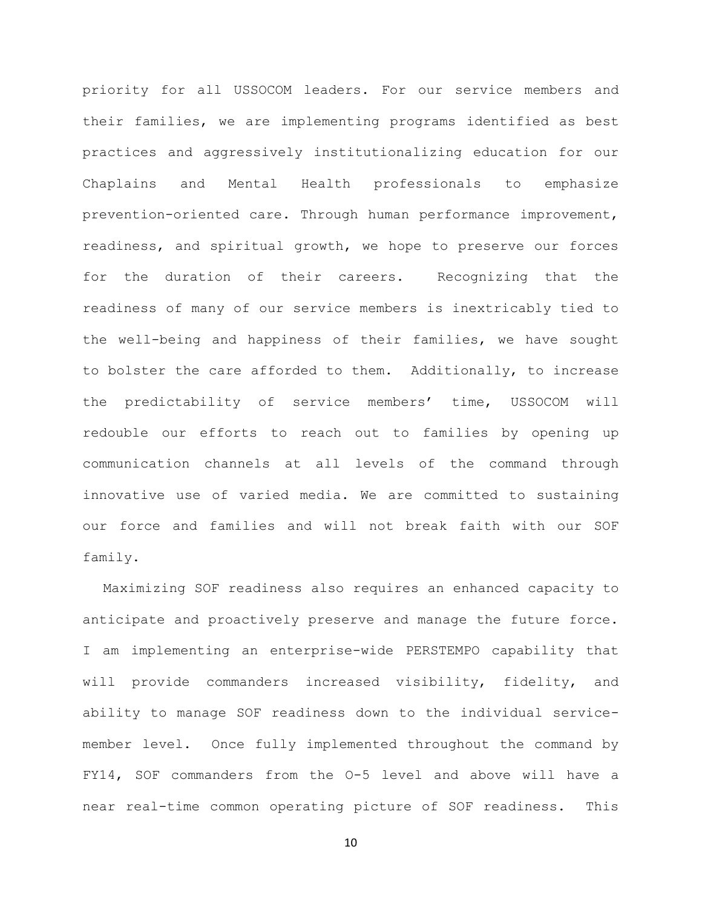priority for all USSOCOM leaders. For our service members and their families, we are implementing programs identified as best practices and aggressively institutionalizing education for our Chaplains and Mental Health professionals to emphasize prevention-oriented care. Through human performance improvement, readiness, and spiritual growth, we hope to preserve our forces for the duration of their careers. Recognizing that the readiness of many of our service members is inextricably tied to the well-being and happiness of their families, we have sought to bolster the care afforded to them. Additionally, to increase the predictability of service members' time, USSOCOM will redouble our efforts to reach out to families by opening up communication channels at all levels of the command through innovative use of varied media. We are committed to sustaining our force and families and will not break faith with our SOF family.

Maximizing SOF readiness also requires an enhanced capacity to anticipate and proactively preserve and manage the future force. I am implementing an enterprise-wide PERSTEMPO capability that will provide commanders increased visibility, fidelity, and ability to manage SOF readiness down to the individual service-member level. Once fully implemented throughout the command by FY14, SOF commanders from the O-5 level and above will have a near real-time common operating picture of SOF readiness. This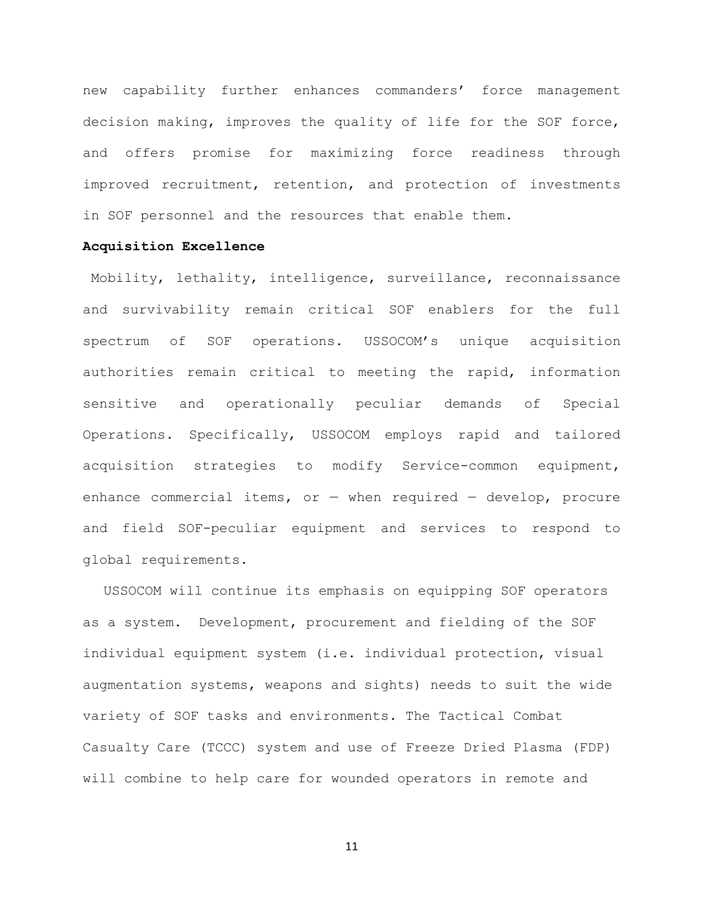new capability further enhances commanders' force management decision making, improves the quality of life for the SOF force, and offers promise for maximizing force readiness through improved recruitment, retention, and protection of investments in SOF personnel and the resources that enable them.

**Acquisition Excellence**

Mobility, lethality, intelligence, surveillance, reconnaissance and survivability remain critical SOF enablers for the full spectrum of SOF operations. USSOCOM's unique acquisition authorities remain critical to meeting the rapid, information sensitive and operationally peculiar demands of Special Operations. Specifically, USSOCOM employs rapid and tailored acquisition strategies to modify Service-common equipment, enhance commercial items, or — when required — develop, procure and field SOF-peculiar equipment and services to respond to global requirements.

USSOCOM will continue its emphasis on equipping SOF operators as a system. Development, procurement and fielding of the SOF individual equipment system (i.e. individual protection, visual augmentation systems, weapons and sights) needs to suit the wide variety of SOF tasks and environments. The Tactical Combat Casualty Care (TCCC) system and use of Freeze Dried Plasma (FDP) will combine to help care for wounded operators in remote and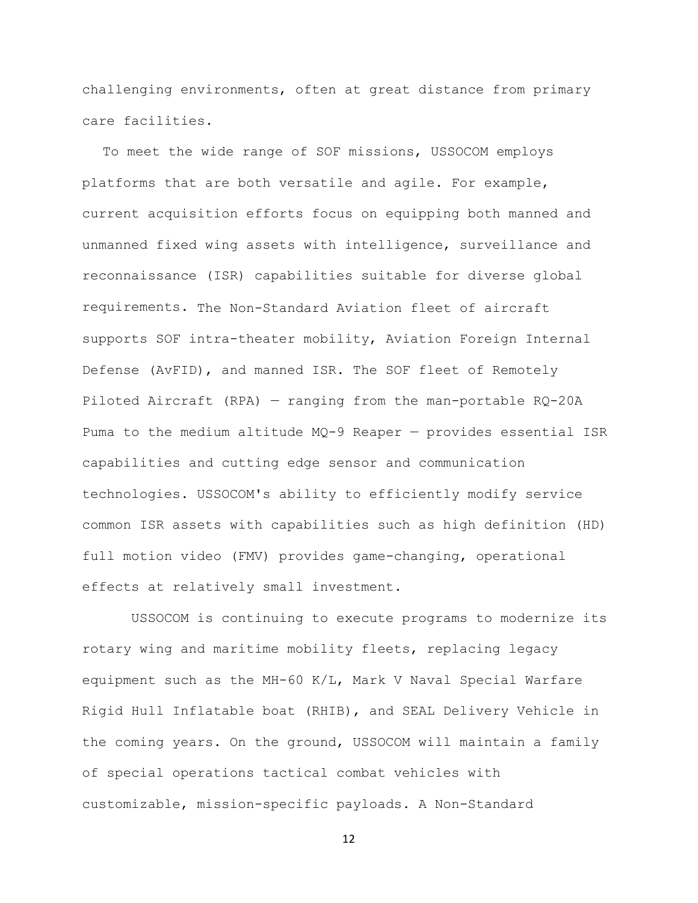challenging environments, often at great distance from primary care facilities.

To meet the wide range of SOF missions, USSOCOM employs platforms that are both versatile and agile. For example, current acquisition efforts focus on equipping both manned and unmanned fixed wing assets with intelligence, surveillance and reconnaissance (ISR) capabilities suitable for diverse global requirements. The Non-Standard Aviation fleet of aircraft supports SOF intra-theater mobility, Aviation Foreign Internal Defense (AvFID), and manned ISR. The SOF fleet of Remotely Piloted Aircraft (RPA) — ranging from the man-portable RQ-20A Puma to the medium altitude MQ-9 Reaper — provides essential ISR capabilities and cutting edge sensor and communication technologies. USSOCOM's ability to efficiently modify service common ISR assets with capabilities such as high definition (HD) full motion video (FMV) provides game-changing, operational effects at relatively small investment.

USSOCOM is continuing to execute programs to modernize its rotary wing and maritime mobility fleets, replacing legacy equipment such as the MH-60 K/L, Mark V Naval Special Warfare Rigid Hull Inflatable boat (RHIB), and SEAL Delivery Vehicle in the coming years. On the ground, USSOCOM will maintain a family of special operations tactical combat vehicles with customizable, mission-specific payloads. A Non-Standard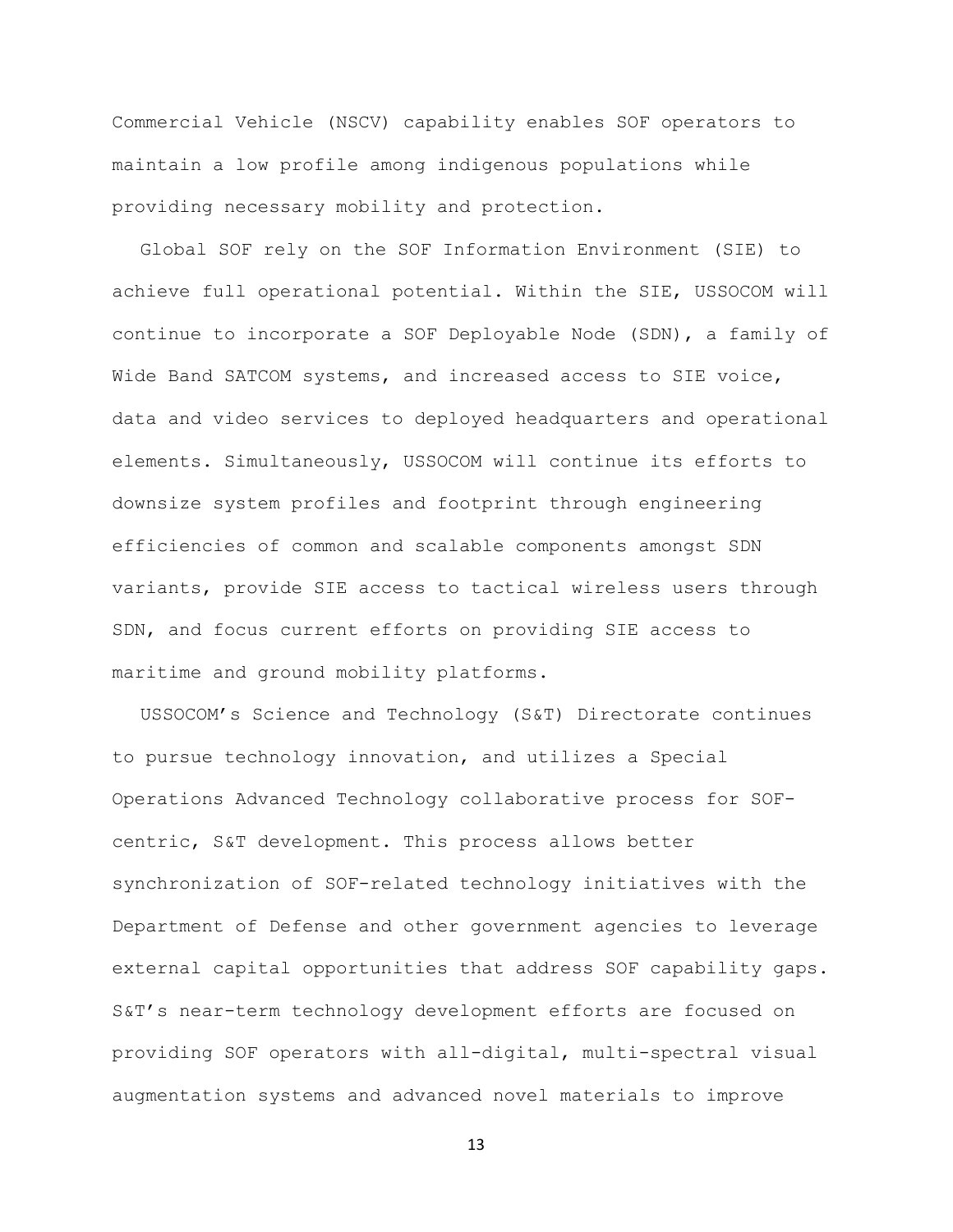Commercial Vehicle (NSCV) capability enables SOF operators to maintain a low profile among indigenous populations while providing necessary mobility and protection.

Global SOF rely on the SOF Information Environment (SIE) to achieve full operational potential. Within the SIE, USSOCOM will continue to incorporate a SOF Deployable Node (SDN), a family of Wide Band SATCOM systems, and increased access to SIE voice, data and video services to deployed headquarters and operational elements. Simultaneously, USSOCOM will continue its efforts to downsize system profiles and footprint through engineering efficiencies of common and scalable components amongst SDN variants, provide SIE access to tactical wireless users through SDN, and focus current efforts on providing SIE access to maritime and ground mobility platforms.

USSOCOM's Science and Technology (S&T) Directorate continues to pursue technology innovation, and utilizes a Special Operations Advanced Technology collaborative process for SOF-centric, S&T development. This process allows better synchronization of SOF-related technology initiatives with the Department of Defense and other government agencies to leverage external capital opportunities that address SOF capability gaps. S&T's near-term technology development efforts are focused on providing SOF operators with all-digital, multi-spectral visual augmentation systems and advanced novel materials to improve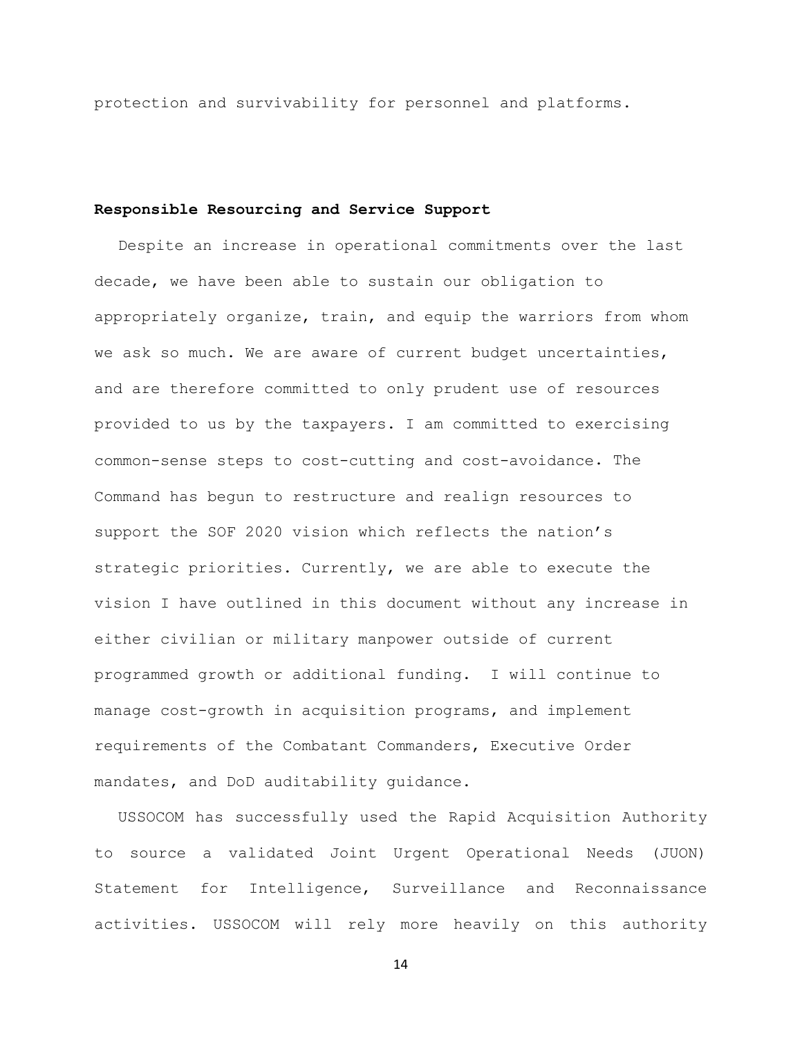protection and survivability for personnel and platforms.

**Responsible Resourcing and Service Support**

Despite an increase in operational commitments over the last decade, we have been able to sustain our obligation to appropriately organize, train, and equip the warriors from whom we ask so much. We are aware of current budget uncertainties, and are therefore committed to only prudent use of resources provided to us by the taxpayers. I am committed to exercising common-sense steps to cost-cutting and cost-avoidance. The Command has begun to restructure and realign resources to support the SOF 2020 vision which reflects the nation's strategic priorities. Currently, we are able to execute the vision I have outlined in this document without any increase in either civilian or military manpower outside of current programmed growth or additional funding. I will continue to manage cost-growth in acquisition programs, and implement requirements of the Combatant Commanders, Executive Order mandates, and DoD auditability guidance.

USSOCOM has successfully used the Rapid Acquisition Authority to source a validated Joint Urgent Operational Needs (JUON) Statement for Intelligence, Surveillance and Reconnaissance activities. USSOCOM will rely more heavily on this authority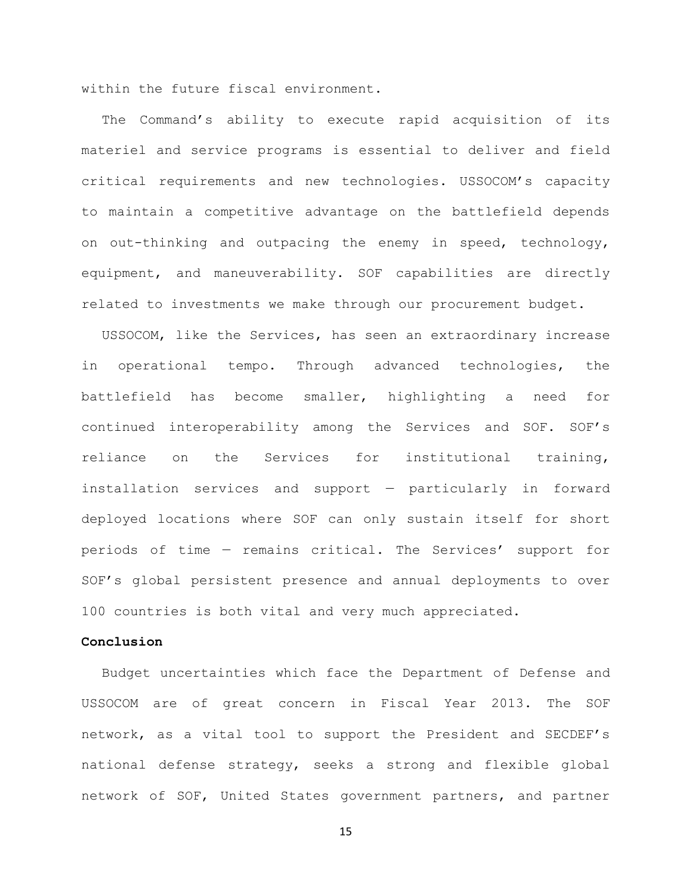within the future fiscal environment.

The Command's ability to execute rapid acquisition of its materiel and service programs is essential to deliver and field critical requirements and new technologies. USSOCOM's capacity to maintain a competitive advantage on the battlefield depends on out-thinking and outpacing the enemy in speed, technology, equipment, and maneuverability. SOF capabilities are directly related to investments we make through our procurement budget.

USSOCOM, like the Services, has seen an extraordinary increase in operational tempo. Through advanced technologies, the battlefield has become smaller, highlighting a need for continued interoperability among the Services and SOF. SOF's reliance on the Services for institutional training, installation services and support — particularly in forward deployed locations where SOF can only sustain itself for short periods of time — remains critical. The Services' support for SOF's global persistent presence and annual deployments to over 100 countries is both vital and very much appreciated.

**Conclusion**

Budget uncertainties which face the Department of Defense and USSOCOM are of great concern in Fiscal Year 2013. The SOF network, as a vital tool to support the President and SECDEF's national defense strategy, seeks a strong and flexible global network of SOF, United States government partners, and partner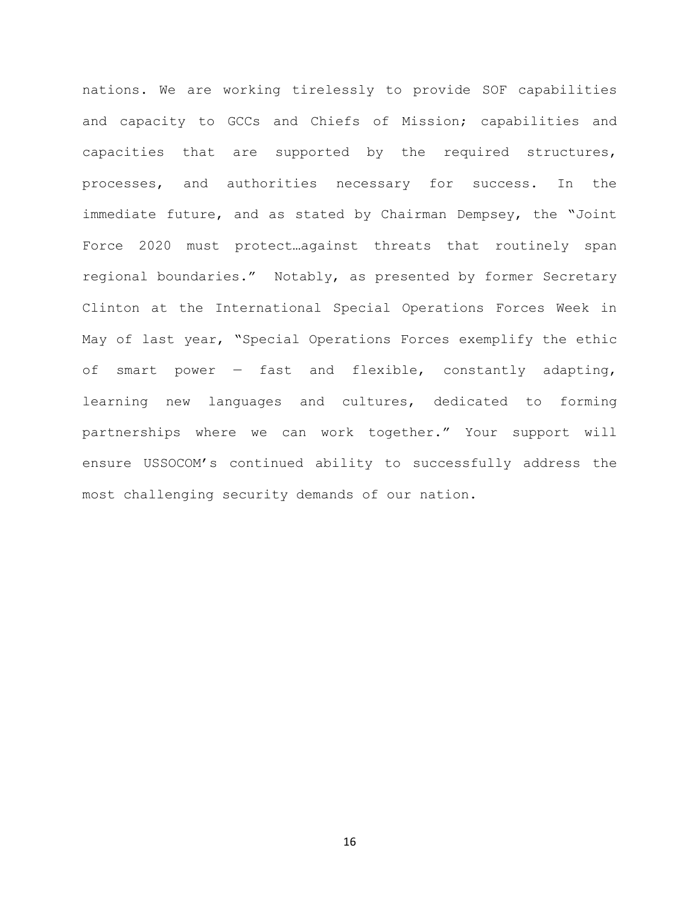nations. We are working tirelessly to provide SOF capabilities and capacity to GCCs and Chiefs of Mission; capabilities and capacities that are supported by the required structures, processes, and authorities necessary for success. In the immediate future, and as stated by Chairman Dempsey, the "Joint Force 2020 must protect…against threats that routinely span regional boundaries." Notably, as presented by former Secretary Clinton at the International Special Operations Forces Week in May of last year, "Special Operations Forces exemplify the ethic of smart power — fast and flexible, constantly adapting, learning new languages and cultures, dedicated to forming partnerships where we can work together." Your support will ensure USSOCOM's continued ability to successfully address the most challenging security demands of our nation.